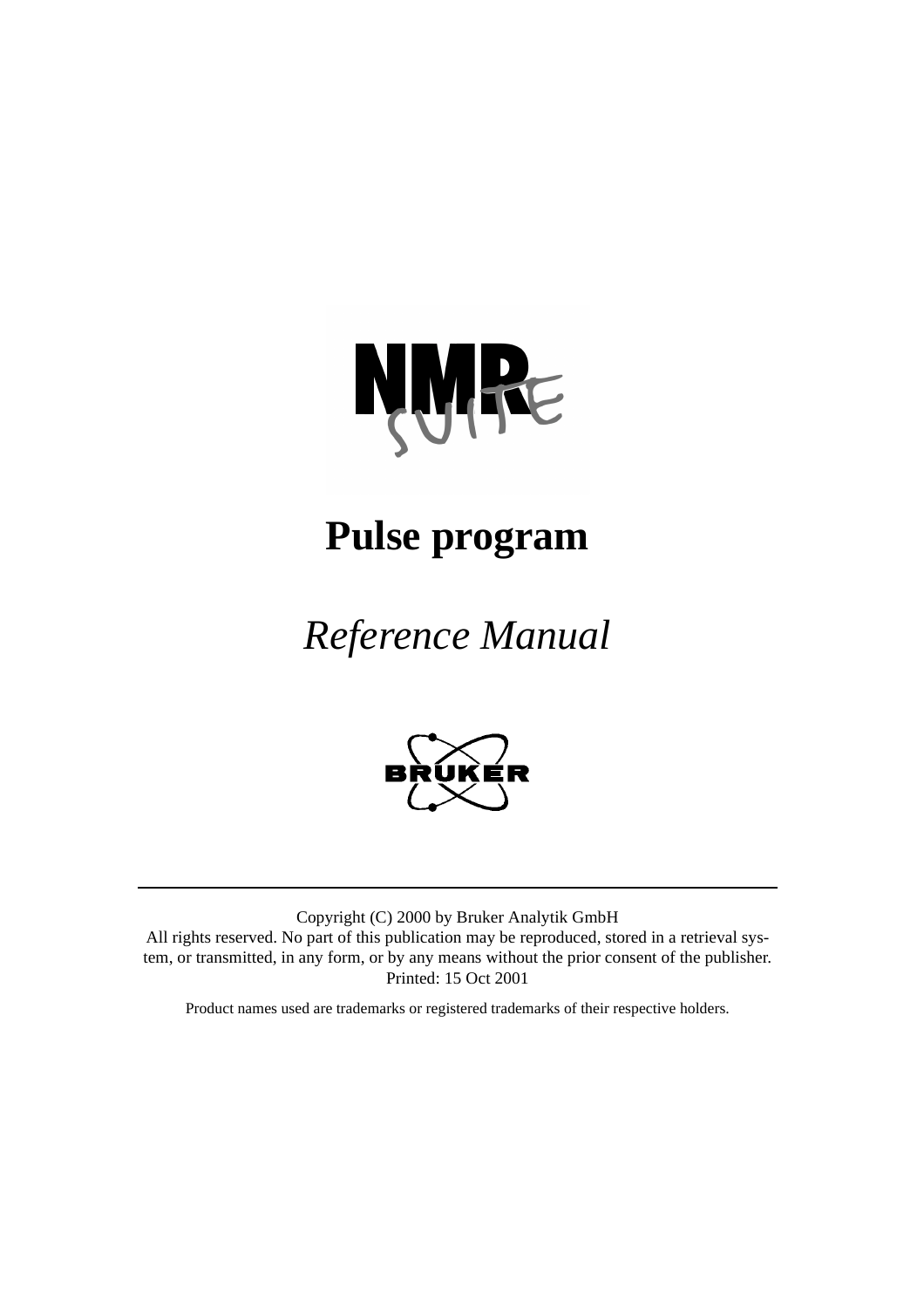# Pulse program

*Reference Manual*

---

Copyright (C) 2000 by Bruker Analytik GmbH
All rights reserved. No part of this publication may be reproduced, stored in a retrieval system, or transmitted, in any form, or by any means without the prior consent of the publisher.
Printed: 15 Oct 2001

Product names used are trademarks or registered trademarks of their respective holders.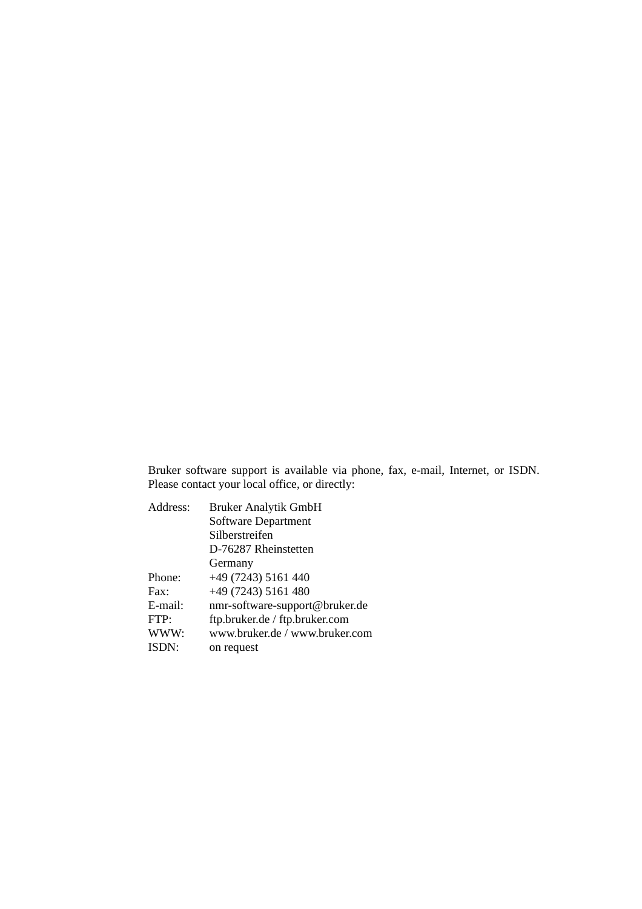Bruker software support is available via phone, fax, e-mail, Internet, or ISDN. Please contact your local office, or directly:

| | |
|---|---|
| Address: | Bruker Analytik GmbH<br>Software Department<br>Silberstreifen<br>D-76287 Rheinstetten<br>Germany |
| Phone: | +49 (7243) 5161 440 |
| Fax: | +49 (7243) 5161 480 |
| E-mail: | nmr-software-support@bruker.de |
| FTP: | ftp.bruker.de / ftp.bruker.com |
| WWW: | www.bruker.de / www.bruker.com |
| ISDN: | on request |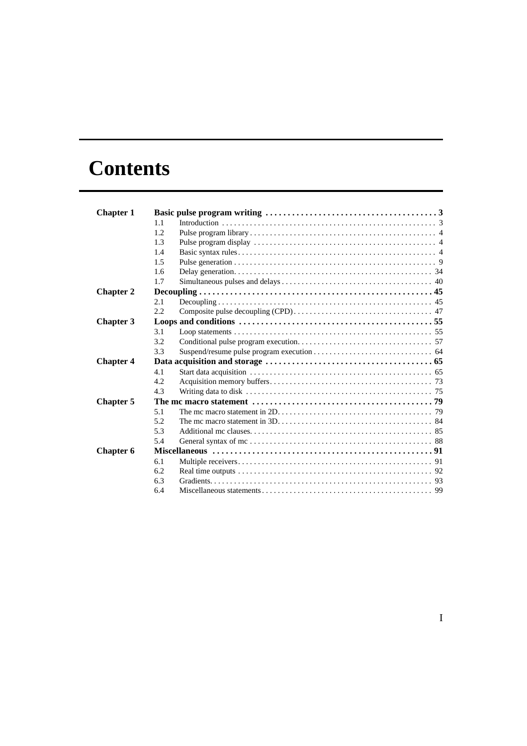# Contents

| | | | |
|---|---|---|---|
| **Chapter 1** | **Basic pulse program writing** | | **3** |
| | 1.1 | Introduction | 3 |
| | 1.2 | Pulse program library | 4 |
| | 1.3 | Pulse program display | 4 |
| | 1.4 | Basic syntax rules | 4 |
| | 1.5 | Pulse generation | 9 |
| | 1.6 | Delay generation | 34 |
| | 1.7 | Simultaneous pulses and delays | 40 |
| **Chapter 2** | **Decoupling** | | **45** |
| | 2.1 | Decoupling | 45 |
| | 2.2 | Composite pulse decoupling (CPD) | 47 |
| **Chapter 3** | **Loops and conditions** | | **55** |
| | 3.1 | Loop statements | 55 |
| | 3.2 | Conditional pulse program execution | 57 |
| | 3.3 | Suspend/resume pulse program execution | 64 |
| **Chapter 4** | **Data acquisition and storage** | | **65** |
| | 4.1 | Start data acquisition | 65 |
| | 4.2 | Acquisition memory buffers | 73 |
| | 4.3 | Writing data to disk | 75 |
| **Chapter 5** | **The mc macro statement** | | **79** |
| | 5.1 | The mc macro statement in 2D | 79 |
| | 5.2 | The mc macro statement in 3D | 84 |
| | 5.3 | Additional mc clauses | 85 |
| | 5.4 | General syntax of mc | 88 |
| **Chapter 6** | **Miscellaneous** | | **91** |
| | 6.1 | Multiple receivers | 91 |
| | 6.2 | Real time outputs | 92 |
| | 6.3 | Gradients | 93 |
| | 6.4 | Miscellaneous statements | 99 |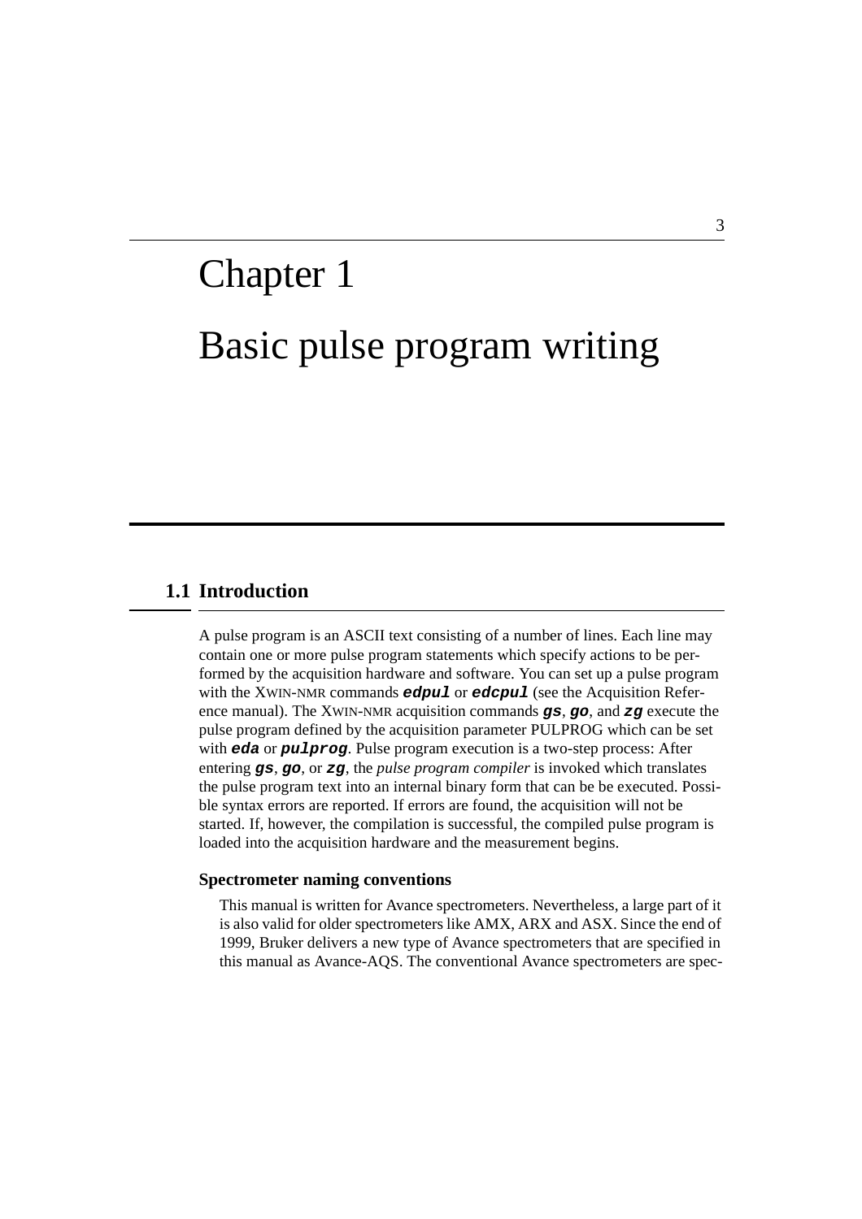# Chapter 1

# Basic pulse program writing

## 1.1 Introduction

A pulse program is an ASCII text consisting of a number of lines. Each line may contain one or more pulse program statements which specify actions to be performed by the acquisition hardware and software. You can set up a pulse program with the XWIN-NMR commands ***edpul*** or ***edcpul*** (see the Acquisition Reference manual). The XWIN-NMR acquisition commands ***gs***, ***go***, and ***zg*** execute the pulse program defined by the acquisition parameter PULPROG which can be set with ***eda*** or ***pulprog***. Pulse program execution is a two-step process: After entering ***gs***, ***go***, or ***zg***, the *pulse program compiler* is invoked which translates the pulse program text into an internal binary form that can be be executed. Possible syntax errors are reported. If errors are found, the acquisition will not be started. If, however, the compilation is successful, the compiled pulse program is loaded into the acquisition hardware and the measurement begins.

### Spectrometer naming conventions

This manual is written for Avance spectrometers. Nevertheless, a large part of it is also valid for older spectrometers like AMX, ARX and ASX. Since the end of 1999, Bruker delivers a new type of Avance spectrometers that are specified in this manual as Avance-AQS. The conventional Avance spectrometers are spec-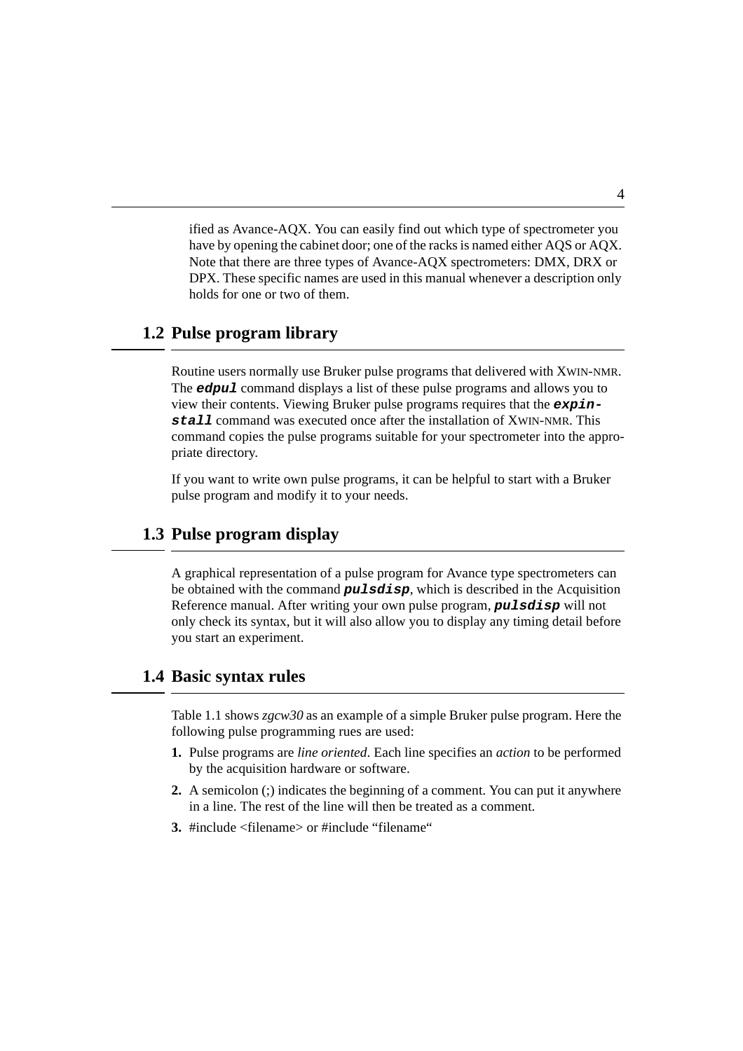ified as Avance-AQX. You can easily find out which type of spectrometer you have by opening the cabinet door; one of the racks is named either AQS or AQX. Note that there are three types of Avance-AQX spectrometers: DMX, DRX or DPX. These specific names are used in this manual whenever a description only holds for one or two of them.

## 1.2 Pulse program library

Routine users normally use Bruker pulse programs that delivered with XWIN-NMR. The ***edpul*** command displays a list of these pulse programs and allows you to view their contents. Viewing Bruker pulse programs requires that the ***expinstall*** command was executed once after the installation of XWIN-NMR. This command copies the pulse programs suitable for your spectrometer into the appropriate directory.

If you want to write own pulse programs, it can be helpful to start with a Bruker pulse program and modify it to your needs.

## 1.3 Pulse program display

A graphical representation of a pulse program for Avance type spectrometers can be obtained with the command ***pulsdisp***, which is described in the Acquisition Reference manual. After writing your own pulse program, ***pulsdisp*** will not only check its syntax, but it will also allow you to display any timing detail before you start an experiment.

## 1.4 Basic syntax rules

Table 1.1 shows *zgcw30* as an example of a simple Bruker pulse program. Here the following pulse programming rues are used:

1. Pulse programs are *line oriented*. Each line specifies an *action* to be performed by the acquisition hardware or software.
2. A semicolon (;) indicates the beginning of a comment. You can put it anywhere in a line. The rest of the line will then be treated as a comment.
3. #include <filename> or #include "filename"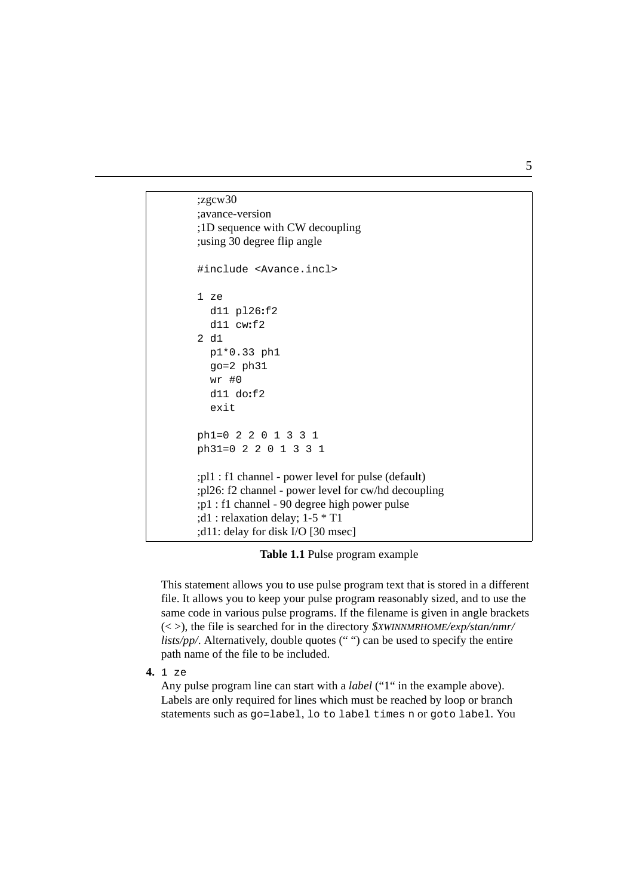```
;zgcw30
;avance-version
;1D sequence with CW decoupling
;using 30 degree flip angle

#include <Avance.incl>

1 ze
  d11 pl26:f2
  d11 cw:f2
2 d1
  p1*0.33 ph1
  go=2 ph31
  wr #0
  d11 do:f2
  exit

ph1=0 2 2 0 1 3 3 1
ph31=0 2 2 0 1 3 3 1

;pl1 : f1 channel - power level for pulse (default)
;pl26: f2 channel - power level for cw/hd decoupling
;p1 : f1 channel - 90 degree high power pulse
;d1 : relaxation delay; 1-5 * T1
;d11: delay for disk I/O [30 msec]
```

**Table 1.1** Pulse program example

This statement allows you to use pulse program text that is stored in a different file. It allows you to keep your pulse program reasonably sized, and to use the same code in various pulse programs. If the filename is given in angle brackets (< >), the file is searched for in the directory *$XWINNMRHOME/exp/stan/nmr/lists/pp/*. Alternatively, double quotes (" ") can be used to specify the entire path name of the file to be included.

**4.** `1 ze`

Any pulse program line can start with a *label* ("1" in the example above). Labels are only required for lines which must be reached by loop or branch statements such as `go=label`, `lo to label times n` or `goto label`. You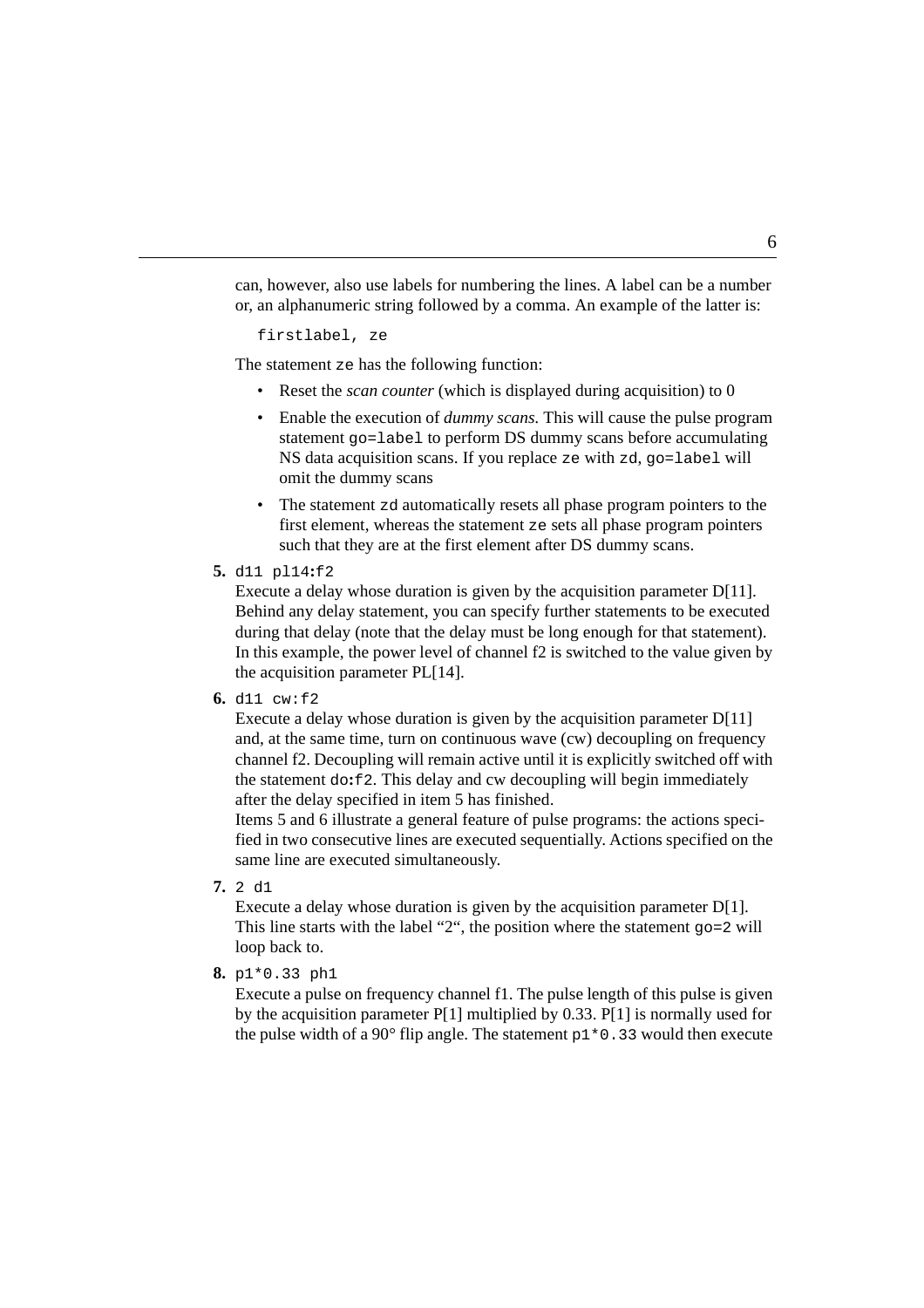can, however, also use labels for numbering the lines. A label can be a number or, an alphanumeric string followed by a comma. An example of the latter is:

```
firstlabel, ze
```

The statement `ze` has the following function:

- Reset the *scan counter* (which is displayed during acquisition) to 0
- Enable the execution of *dummy scans.* This will cause the pulse program statement `go=label` to perform DS dummy scans before accumulating NS data acquisition scans. If you replace `ze` with `zd`, `go=label` will omit the dummy scans
- The statement `zd` automatically resets all phase program pointers to the first element, whereas the statement `ze` sets all phase program pointers such that they are at the first element after DS dummy scans.

**5.** `d11 pl14:f2`
Execute a delay whose duration is given by the acquisition parameter D[11]. Behind any delay statement, you can specify further statements to be executed during that delay (note that the delay must be long enough for that statement). In this example, the power level of channel f2 is switched to the value given by the acquisition parameter PL[14].

**6.** `d11 cw:f2`
Execute a delay whose duration is given by the acquisition parameter D[11] and, at the same time, turn on continuous wave (cw) decoupling on frequency channel f2. Decoupling will remain active until it is explicitly switched off with the statement `do:f2`. This delay and cw decoupling will begin immediately after the delay specified in item 5 has finished.
Items 5 and 6 illustrate a general feature of pulse programs: the actions specified in two consecutive lines are executed sequentially. Actions specified on the same line are executed simultaneously.

**7.** `2 d1`
Execute a delay whose duration is given by the acquisition parameter D[1]. This line starts with the label "2", the position where the statement `go=2` will loop back to.

**8.** `p1*0.33 ph1`
Execute a pulse on frequency channel f1. The pulse length of this pulse is given by the acquisition parameter P[1] multiplied by 0.33. P[1] is normally used for the pulse width of a 90° flip angle. The statement `p1*0.33` would then execute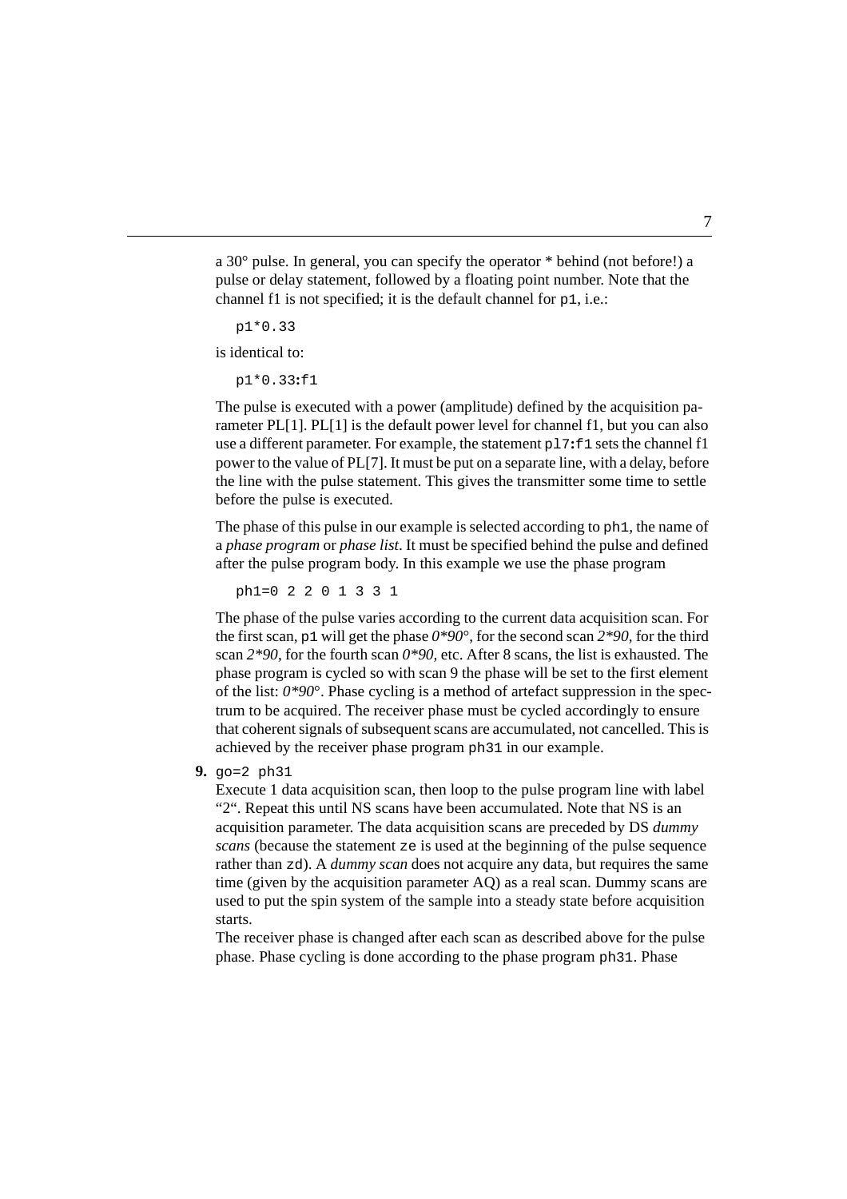a 30° pulse. In general, you can specify the operator * behind (not before!) a pulse or delay statement, followed by a floating point number. Note that the channel f1 is not specified; it is the default channel for `p1`, i.e.:

```
p1*0.33
```

is identical to:

```
p1*0.33:f1
```

The pulse is executed with a power (amplitude) defined by the acquisition parameter PL[1]. PL[1] is the default power level for channel f1, but you can also use a different parameter. For example, the statement `pl7:f1` sets the channel f1 power to the value of PL[7]. It must be put on a separate line, with a delay, before the line with the pulse statement. This gives the transmitter some time to settle before the pulse is executed.

The phase of this pulse in our example is selected according to `ph1`, the name of a *phase program* or *phase list*. It must be specified behind the pulse and defined after the pulse program body. In this example we use the phase program

```
ph1=0 2 2 0 1 3 3 1
```

The phase of the pulse varies according to the current data acquisition scan. For the first scan, `p1` will get the phase *0*90°*, for the second scan *2*90*, for the third scan *2*90*, for the fourth scan *0*90*, etc. After 8 scans, the list is exhausted. The phase program is cycled so with scan 9 the phase will be set to the first element of the list: *0*90°*. Phase cycling is a method of artefact suppression in the spectrum to be acquired. The receiver phase must be cycled accordingly to ensure that coherent signals of subsequent scans are accumulated, not cancelled. This is achieved by the receiver phase program `ph31` in our example.

**9.** `go=2 ph31`
Execute 1 data acquisition scan, then loop to the pulse program line with label "2". Repeat this until NS scans have been accumulated. Note that NS is an acquisition parameter. The data acquisition scans are preceded by DS *dummy scans* (because the statement `ze` is used at the beginning of the pulse sequence rather than `zd`). A *dummy scan* does not acquire any data, but requires the same time (given by the acquisition parameter AQ) as a real scan. Dummy scans are used to put the spin system of the sample into a steady state before acquisition starts.
The receiver phase is changed after each scan as described above for the pulse phase. Phase cycling is done according to the phase program `ph31`. Phase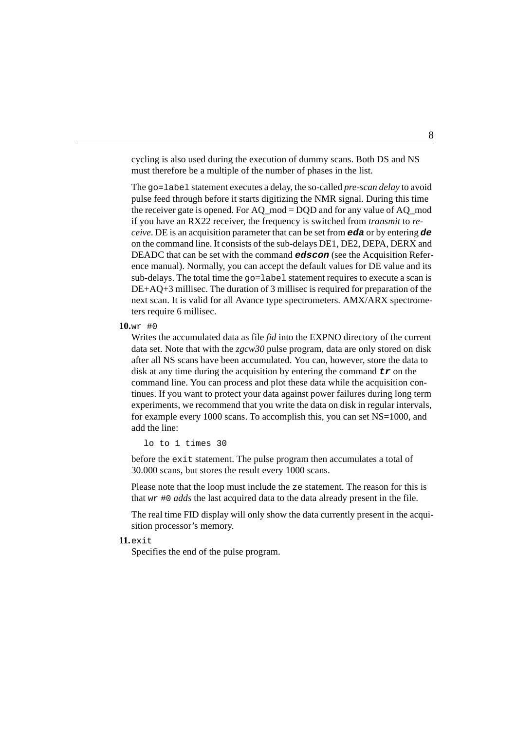cycling is also used during the execution of dummy scans. Both DS and NS must therefore be a multiple of the number of phases in the list.

The `go=label` statement executes a delay, the so-called *pre-scan delay* to avoid pulse feed through before it starts digitizing the NMR signal. During this time the receiver gate is opened. For AQ_mod = DQD and for any value of AQ_mod if you have an RX22 receiver, the frequency is switched from *transmit* to *receive*. DE is an acquisition parameter that can be set from ***eda*** or by entering ***de*** on the command line. It consists of the sub-delays DE1, DE2, DEPA, DERX and DEADC that can be set with the command ***edscon*** (see the Acquisition Reference manual). Normally, you can accept the default values for DE value and its sub-delays. The total time the `go=label` statement requires to execute a scan is DE+AQ+3 millisec. The duration of 3 millisec is required for preparation of the next scan. It is valid for all Avance type spectrometers. AMX/ARX spectrometers require 6 millisec.

**10.** `wr #0`

Writes the accumulated data as file *fid* into the EXPNO directory of the current data set. Note that with the *zgcw30* pulse program, data are only stored on disk after all NS scans have been accumulated. You can, however, store the data to disk at any time during the acquisition by entering the command ***tr*** on the command line. You can process and plot these data while the acquisition continues. If you want to protect your data against power failures during long term experiments, we recommend that you write the data on disk in regular intervals, for example every 1000 scans. To accomplish this, you can set NS=1000, and add the line:

```
lo to 1 times 30
```

before the `exit` statement. The pulse program then accumulates a total of 30.000 scans, but stores the result every 1000 scans.

Please note that the loop must include the `ze` statement. The reason for this is that `wr #0` *adds* the last acquired data to the data already present in the file.

The real time FID display will only show the data currently present in the acquisition processor's memory.

**11.** `exit`

Specifies the end of the pulse program.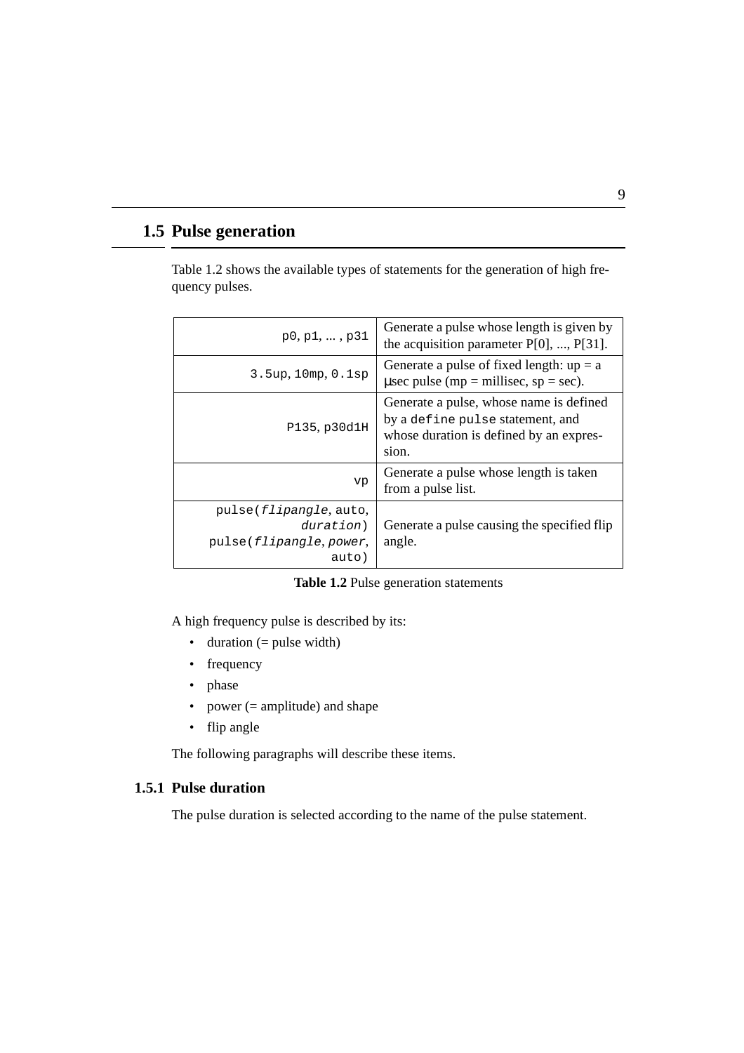## 1.5 Pulse generation

Table 1.2 shows the available types of statements for the generation of high frequency pulses.

| Statement | Description |
|---|---|
| `p0`, `p1`, ... , `p31` | Generate a pulse whose length is given by the acquisition parameter P[0], ..., P[31]. |
| `3.5up`, `10mp`, `0.1sp` | Generate a pulse of fixed length: up = a µsec pulse (mp = millisec, sp = sec). |
| `P135`, `p30d1H` | Generate a pulse, whose name is defined by a `define pulse` statement, and whose duration is defined by an expression. |
| `vp` | Generate a pulse whose length is taken from a pulse list. |
| `pulse(`*`flipangle`*`, auto,` *`duration`*`)` `pulse(`*`flipangle`*`,` *`power`*`, auto)` | Generate a pulse causing the specified flip angle. |

**Table 1.2** Pulse generation statements

A high frequency pulse is described by its:

- duration (= pulse width)
- frequency
- phase
- power (= amplitude) and shape
- flip angle

The following paragraphs will describe these items.

### 1.5.1 Pulse duration

The pulse duration is selected according to the name of the pulse statement.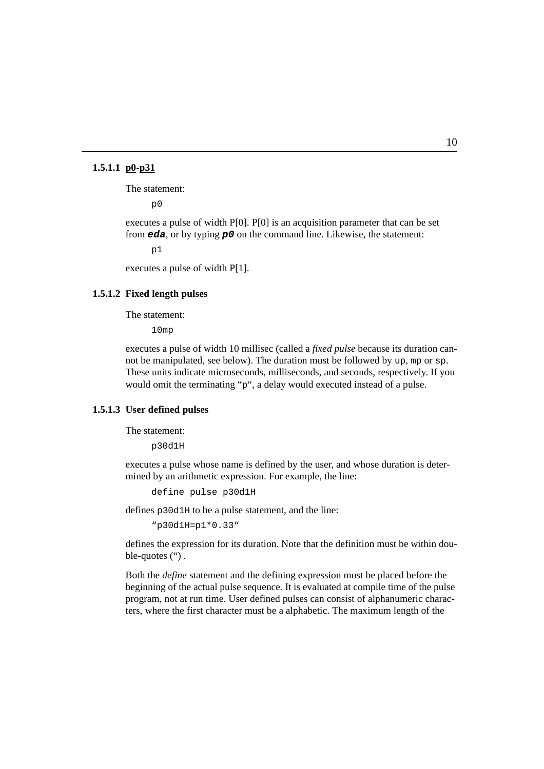#### 1.5.1.1 p0-p31

The statement:

```
p0
```

executes a pulse of width P[0]. P[0] is an acquisition parameter that can be set from ***eda***, or by typing ***p0*** on the command line. Likewise, the statement:

```
p1
```

executes a pulse of width P[1].

#### 1.5.1.2 Fixed length pulses

The statement:

```
10mp
```

executes a pulse of width 10 millisec (called a *fixed pulse* because its duration cannot be manipulated, see below). The duration must be followed by `up`, `mp` or `sp`. These units indicate microseconds, milliseconds, and seconds, respectively. If you would omit the terminating "`p`", a delay would executed instead of a pulse.

#### 1.5.1.3 User defined pulses

The statement:

```
p30d1H
```

executes a pulse whose name is defined by the user, and whose duration is determined by an arithmetic expression. For example, the line:

```
define pulse p30d1H
```

defines `p30d1H` to be a pulse statement, and the line:

```
"p30d1H=p1*0.33"
```

defines the expression for its duration. Note that the definition must be within double-quotes (") .

Both the *define* statement and the defining expression must be placed before the beginning of the actual pulse sequence. It is evaluated at compile time of the pulse program, not at run time. User defined pulses can consist of alphanumeric characters, where the first character must be a alphabetic. The maximum length of the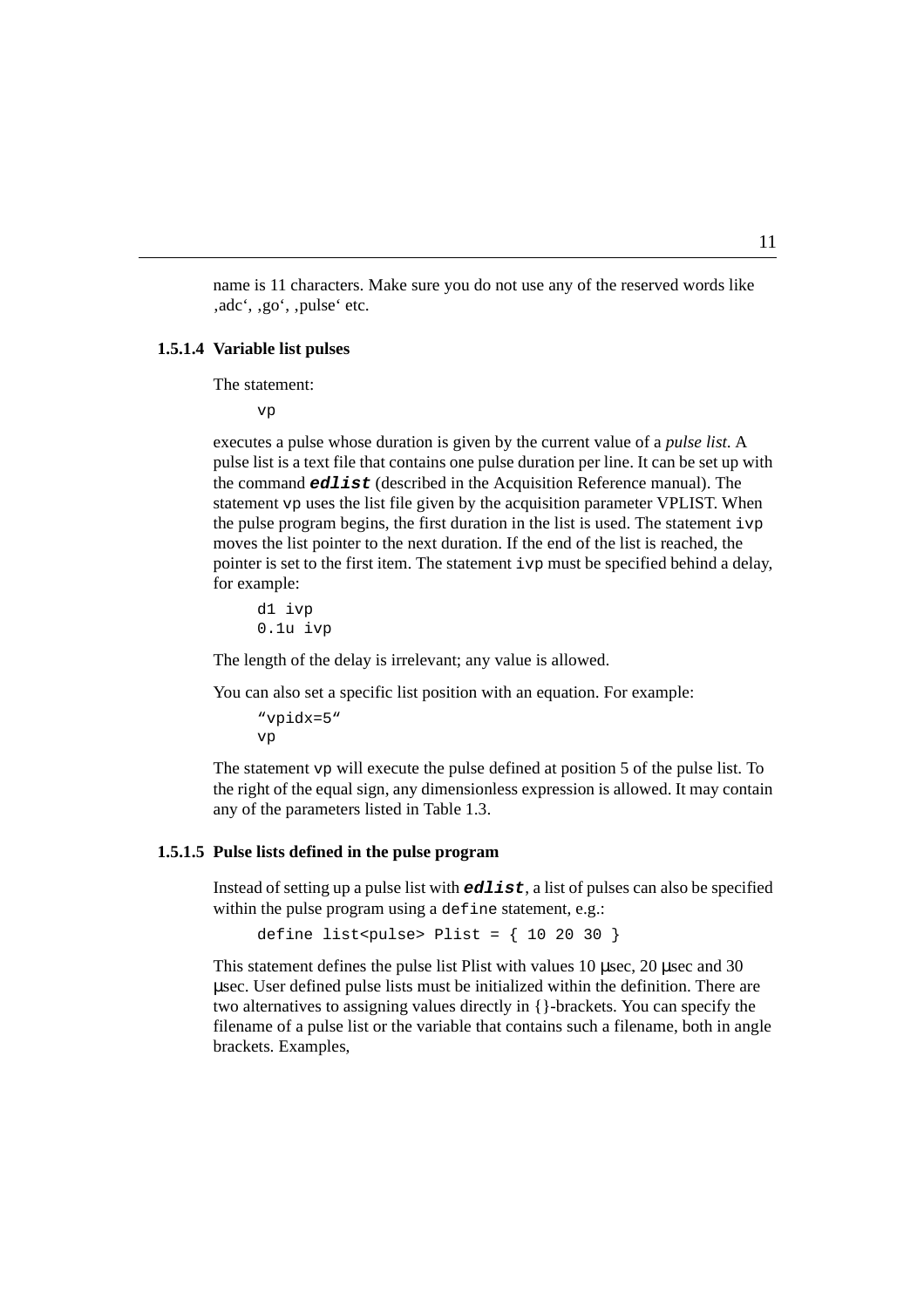name is 11 characters. Make sure you do not use any of the reserved words like ‚adc‘, ‚go‘, ‚pulse‘ etc.

#### 1.5.1.4 Variable list pulses

The statement:

```
vp
```

executes a pulse whose duration is given by the current value of a *pulse list*. A pulse list is a text file that contains one pulse duration per line. It can be set up with the command ***edlist*** (described in the Acquisition Reference manual). The statement `vp` uses the list file given by the acquisition parameter VPLIST. When the pulse program begins, the first duration in the list is used. The statement `ivp` moves the list pointer to the next duration. If the end of the list is reached, the pointer is set to the first item. The statement `ivp` must be specified behind a delay, for example:

```
d1 ivp
0.1u ivp
```

The length of the delay is irrelevant; any value is allowed.

You can also set a specific list position with an equation. For example:

```
"vpidx=5"
vp
```

The statement `vp` will execute the pulse defined at position 5 of the pulse list. To the right of the equal sign, any dimensionless expression is allowed. It may contain any of the parameters listed in Table 1.3.

#### 1.5.1.5 Pulse lists defined in the pulse program

Instead of setting up a pulse list with ***edlist***, a list of pulses can also be specified within the pulse program using a `define` statement, e.g.:

```
define list<pulse> Plist = { 10 20 30 }
```

This statement defines the pulse list Plist with values 10 µsec, 20 µsec and 30 µsec. User defined pulse lists must be initialized within the definition. There are two alternatives to assigning values directly in {}-brackets. You can specify the filename of a pulse list or the variable that contains such a filename, both in angle brackets. Examples,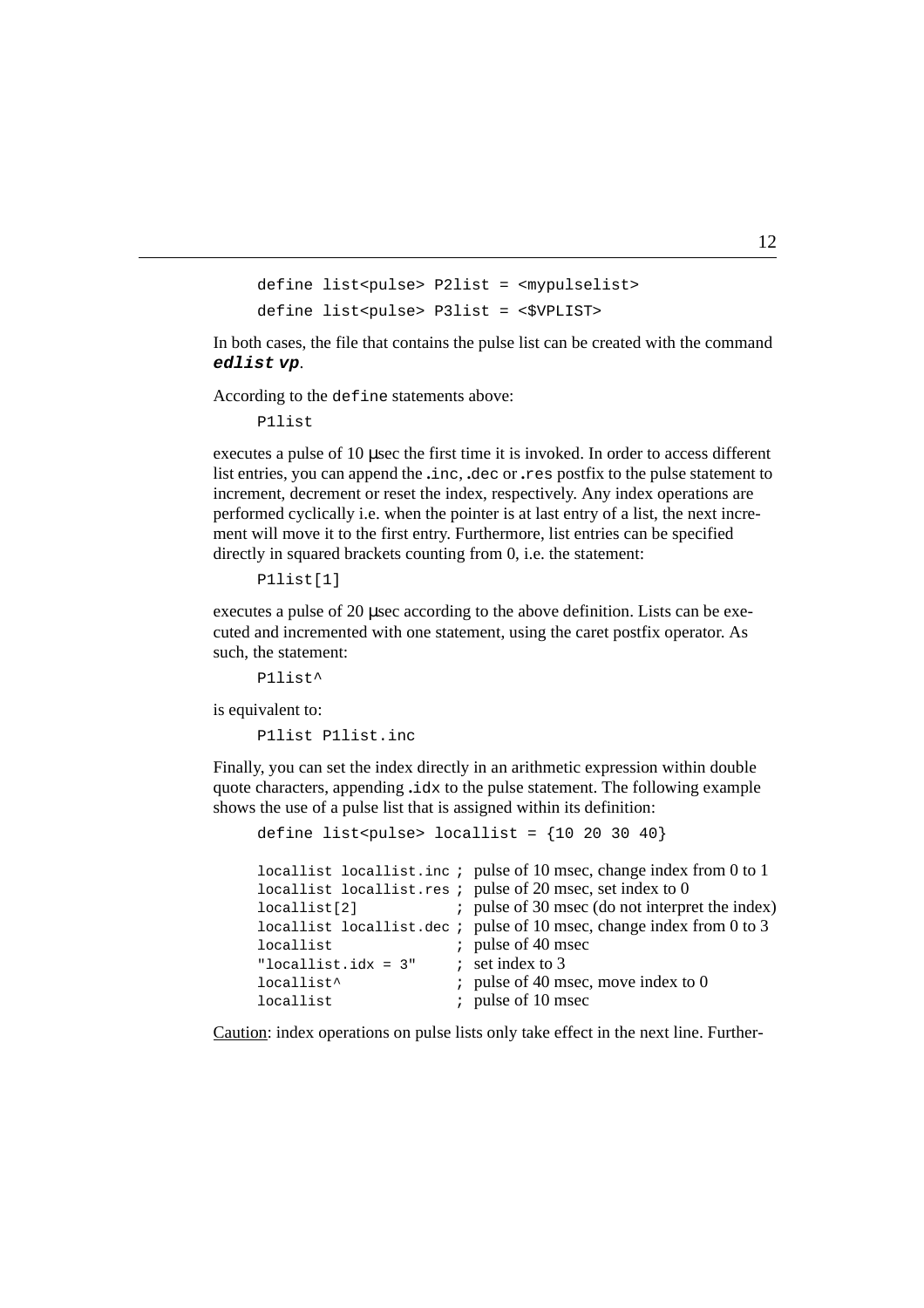```
define list<pulse> P2list = <mypulselist>
define list<pulse> P3list = <$VPLIST>
```

In both cases, the file that contains the pulse list can be created with the command ***edlist vp***.

According to the `define` statements above:

```
P1list
```

executes a pulse of 10 μsec the first time it is invoked. In order to access different list entries, you can append the `.inc`, `.dec` or `.res` postfix to the pulse statement to increment, decrement or reset the index, respectively. Any index operations are performed cyclically i.e. when the pointer is at last entry of a list, the next increment will move it to the first entry. Furthermore, list entries can be specified directly in squared brackets counting from 0, i.e. the statement:

```
P1list[1]
```

executes a pulse of 20 μsec according to the above definition. Lists can be executed and incremented with one statement, using the caret postfix operator. As such, the statement:

```
P1list^
```

is equivalent to:

```
P1list P1list.inc
```

Finally, you can set the index directly in an arithmetic expression within double quote characters, appending `.idx` to the pulse statement. The following example shows the use of a pulse list that is assigned within its definition:

```
define list<pulse> locallist = {10 20 30 40}

locallist locallist.inc ; pulse of 10 msec, change index from 0 to 1
locallist locallist.res ; pulse of 20 msec, set index to 0
locallist[2]            ; pulse of 30 msec (do not interpret the index)
locallist locallist.dec ; pulse of 10 msec, change index from 0 to 3
locallist               ; pulse of 40 msec
"locallist.idx = 3"     ; set index to 3
locallist^              ; pulse of 40 msec, move index to 0
locallist               ; pulse of 10 msec
```

<u>Caution</u>: index operations on pulse lists only take effect in the next line. Further-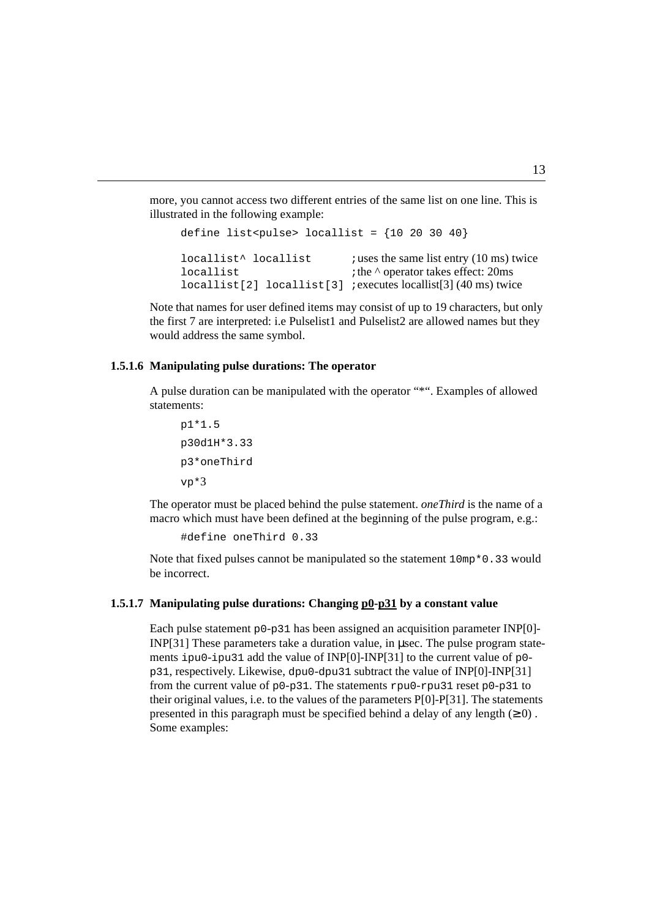more, you cannot access two different entries of the same list on one line. This is illustrated in the following example:

```
define list<pulse> locallist = {10 20 30 40}

locallist^ locallist        ;uses the same list entry (10 ms) twice
locallist                   ;the ^ operator takes effect: 20ms
locallist[2] locallist[3]   ;executes locallist[3] (40 ms) twice
```

Note that names for user defined items may consist of up to 19 characters, but only the first 7 are interpreted: i.e Pulselist1 and Pulselist2 are allowed names but they would address the same symbol.

### 1.5.1.6 Manipulating pulse durations: The operator

A pulse duration can be manipulated with the operator "*". Examples of allowed statements:

```
p1*1.5
p30d1H*3.33
p3*oneThird
vp*3
```

The operator must be placed behind the pulse statement. *oneThird* is the name of a macro which must have been defined at the beginning of the pulse program, e.g.:

```
#define oneThird 0.33
```

Note that fixed pulses cannot be manipulated so the statement `10mp*0.33` would be incorrect.

### 1.5.1.7 Manipulating pulse durations: Changing p0-p31 by a constant value

Each pulse statement `p0-p31` has been assigned an acquisition parameter INP[0]-INP[31] These parameters take a duration value, in µsec. The pulse program statements `ipu0-ipu31` add the value of INP[0]-INP[31] to the current value of `p0-p31`, respectively. Likewise, `dpu0-dpu31` subtract the value of INP[0]-INP[31] from the current value of `p0-p31`. The statements `rpu0-rpu31` reset `p0-p31` to their original values, i.e. to the values of the parameters P[0]-P[31]. The statements presented in this paragraph must be specified behind a delay of any length ($\geq 0$). Some examples: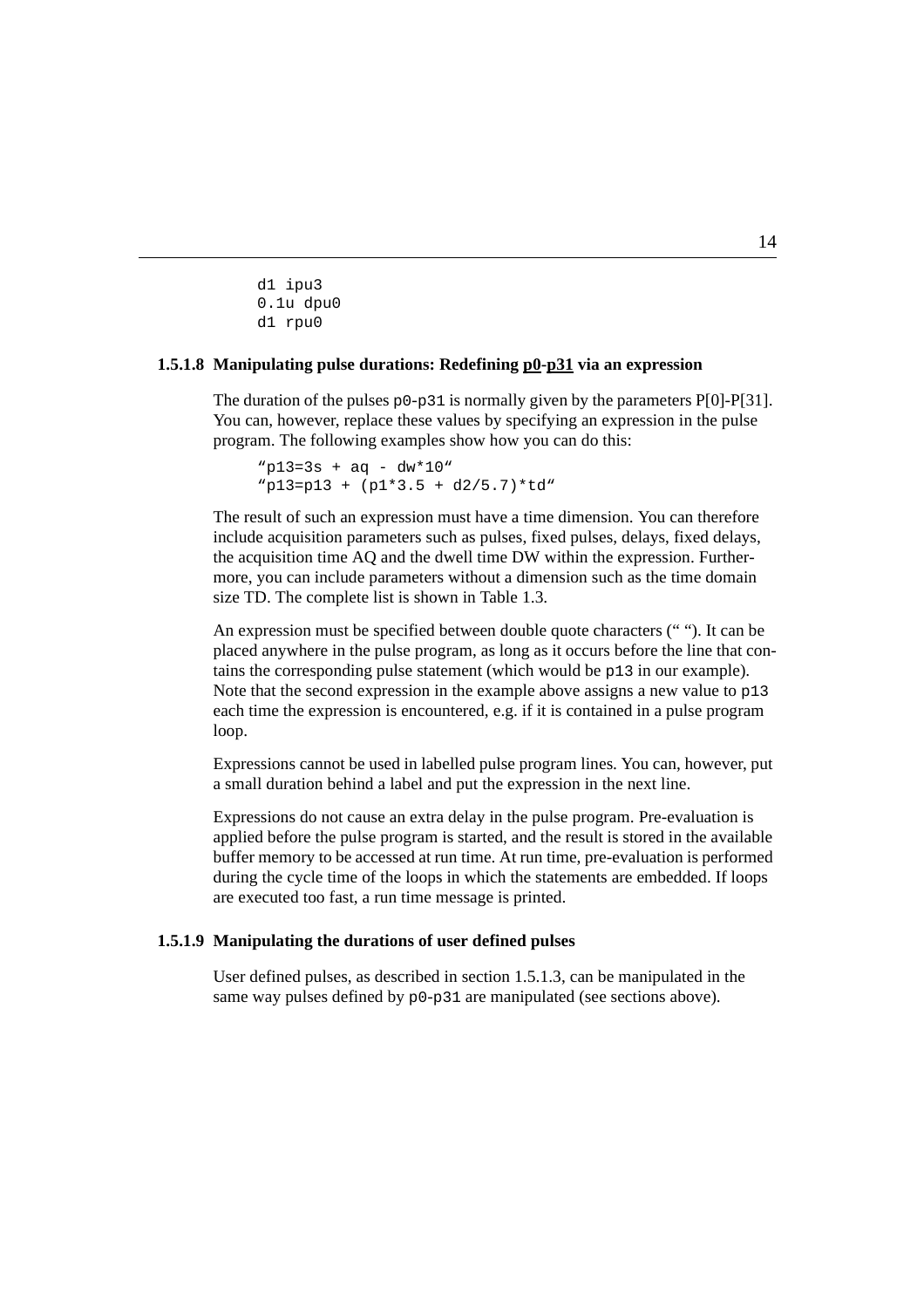```
d1 ipu3
0.1u dpu0
d1 rpu0
```

#### 1.5.1.8 Manipulating pulse durations: Redefining p0-p31 via an expression

The duration of the pulses p0-p31 is normally given by the parameters P[0]-P[31]. You can, however, replace these values by specifying an expression in the pulse program. The following examples show how you can do this:

```
"p13=3s + aq - dw*10"
"p13=p13 + (p1*3.5 + d2/5.7)*td"
```

The result of such an expression must have a time dimension. You can therefore include acquisition parameters such as pulses, fixed pulses, delays, fixed delays, the acquisition time AQ and the dwell time DW within the expression. Furthermore, you can include parameters without a dimension such as the time domain size TD. The complete list is shown in Table 1.3.

An expression must be specified between double quote characters (" "). It can be placed anywhere in the pulse program, as long as it occurs before the line that contains the corresponding pulse statement (which would be p13 in our example). Note that the second expression in the example above assigns a new value to p13 each time the expression is encountered, e.g. if it is contained in a pulse program loop.

Expressions cannot be used in labelled pulse program lines. You can, however, put a small duration behind a label and put the expression in the next line.

Expressions do not cause an extra delay in the pulse program. Pre-evaluation is applied before the pulse program is started, and the result is stored in the available buffer memory to be accessed at run time. At run time, pre-evaluation is performed during the cycle time of the loops in which the statements are embedded. If loops are executed too fast, a run time message is printed.

#### 1.5.1.9 Manipulating the durations of user defined pulses

User defined pulses, as described in section 1.5.1.3, can be manipulated in the same way pulses defined by p0-p31 are manipulated (see sections above).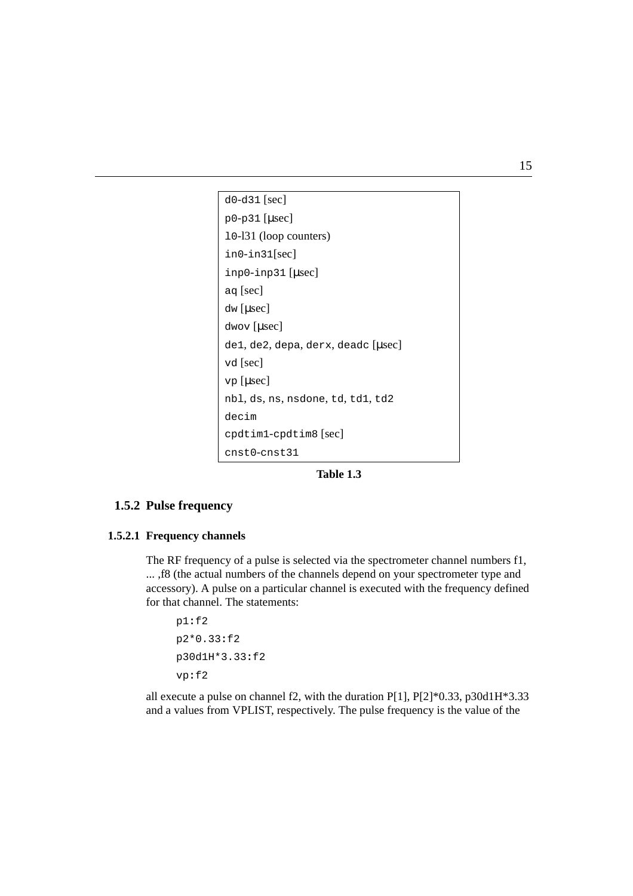| |
|---|
| `d0`-`d31` [sec] |
| `p0`-`p31` [µsec] |
| `l0`-l31 (loop counters) |
| `in0`-`in31`[sec] |
| `inp0`-`inp31` [µsec] |
| `aq` [sec] |
| `dw` [µsec] |
| `dwov` [µsec] |
| `de1`, `de2`, `depa`, `derx`, `deadc` [µsec] |
| `vd` [sec] |
| `vp` [µsec] |
| `nbl`, `ds`, `ns`, `nsdone`, `td`, `td1`, `td2` |
| `decim` |
| `cpdtim1`-`cpdtim8` [sec] |
| `cnst0`-`cnst31` |

**Table 1.3**

### 1.5.2 Pulse frequency

#### 1.5.2.1 Frequency channels

The RF frequency of a pulse is selected via the spectrometer channel numbers f1, ... ,f8 (the actual numbers of the channels depend on your spectrometer type and accessory). A pulse on a particular channel is executed with the frequency defined for that channel. The statements:

```
p1:f2
p2*0.33:f2
p30d1H*3.33:f2
vp:f2
```

all execute a pulse on channel f2, with the duration P[1], P[2]*0.33, p30d1H*3.33 and a values from VPLIST, respectively. The pulse frequency is the value of the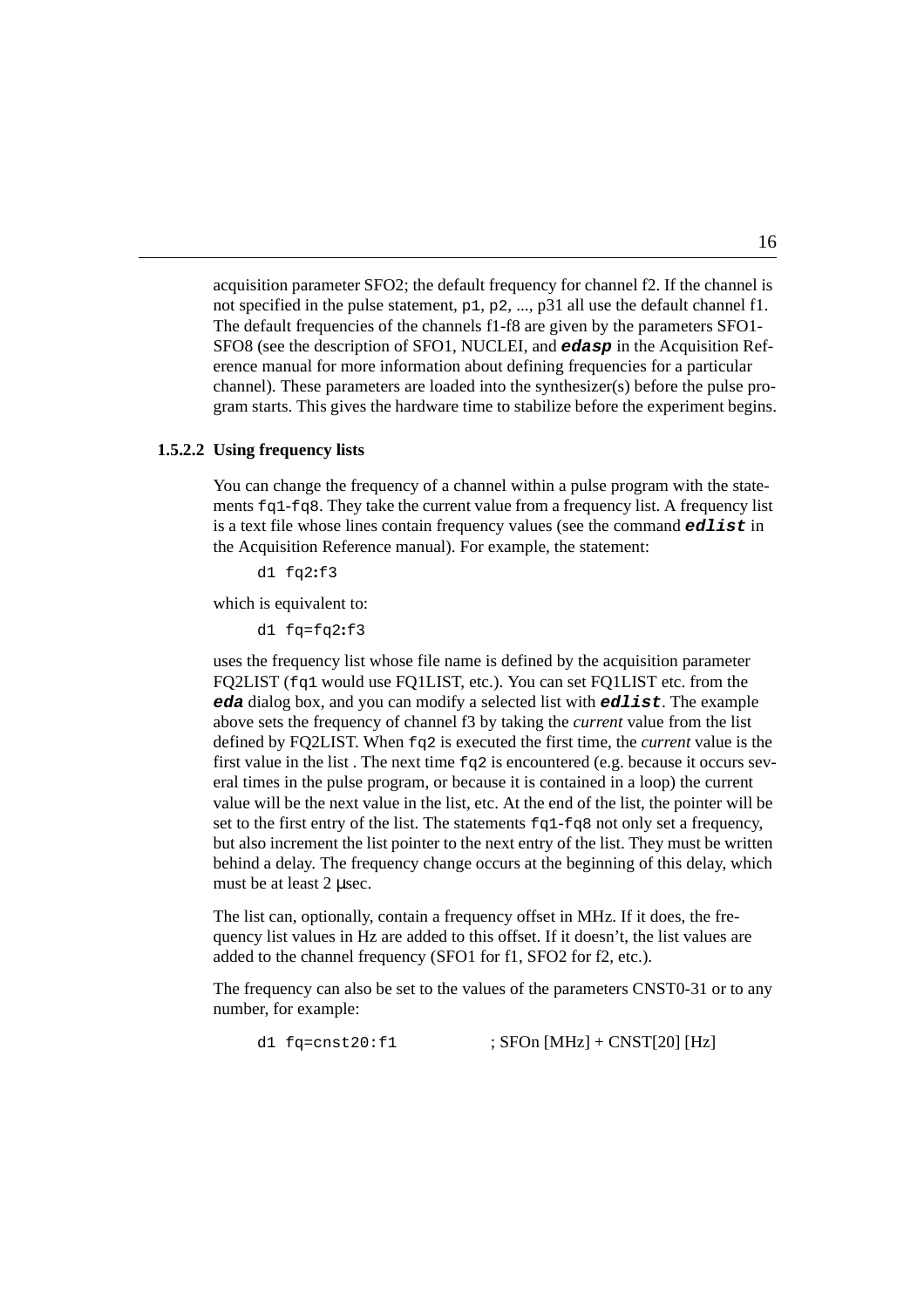acquisition parameter SFO2; the default frequency for channel f2. If the channel is not specified in the pulse statement, `p1`, `p2`, ..., p31 all use the default channel f1. The default frequencies of the channels f1-f8 are given by the parameters SFO1-SFO8 (see the description of SFO1, NUCLEI, and ***edasp*** in the Acquisition Reference manual for more information about defining frequencies for a particular channel). These parameters are loaded into the synthesizer(s) before the pulse program starts. This gives the hardware time to stabilize before the experiment begins.

#### 1.5.2.2 Using frequency lists

You can change the frequency of a channel within a pulse program with the statements `fq1`-`fq8`. They take the current value from a frequency list. A frequency list is a text file whose lines contain frequency values (see the command ***edlist*** in the Acquisition Reference manual). For example, the statement:

```
d1 fq2:f3
```

which is equivalent to:

```
d1 fq=fq2:f3
```

uses the frequency list whose file name is defined by the acquisition parameter FQ2LIST (`fq1` would use FQ1LIST, etc.). You can set FQ1LIST etc. from the ***eda*** dialog box, and you can modify a selected list with ***edlist***. The example above sets the frequency of channel f3 by taking the *current* value from the list defined by FQ2LIST. When `fq2` is executed the first time, the *current* value is the first value in the list . The next time `fq2` is encountered (e.g. because it occurs several times in the pulse program, or because it is contained in a loop) the current value will be the next value in the list, etc. At the end of the list, the pointer will be set to the first entry of the list. The statements `fq1`-`fq8` not only set a frequency, but also increment the list pointer to the next entry of the list. They must be written behind a delay. The frequency change occurs at the beginning of this delay, which must be at least 2 µsec.

The list can, optionally, contain a frequency offset in MHz. If it does, the frequency list values in Hz are added to this offset. If it doesn't, the list values are added to the channel frequency (SFO1 for f1, SFO2 for f2, etc.).

The frequency can also be set to the values of the parameters CNST0-31 or to any number, for example:

```
d1 fq=cnst20:f1             ; SFOn [MHz] + CNST[20] [Hz]
```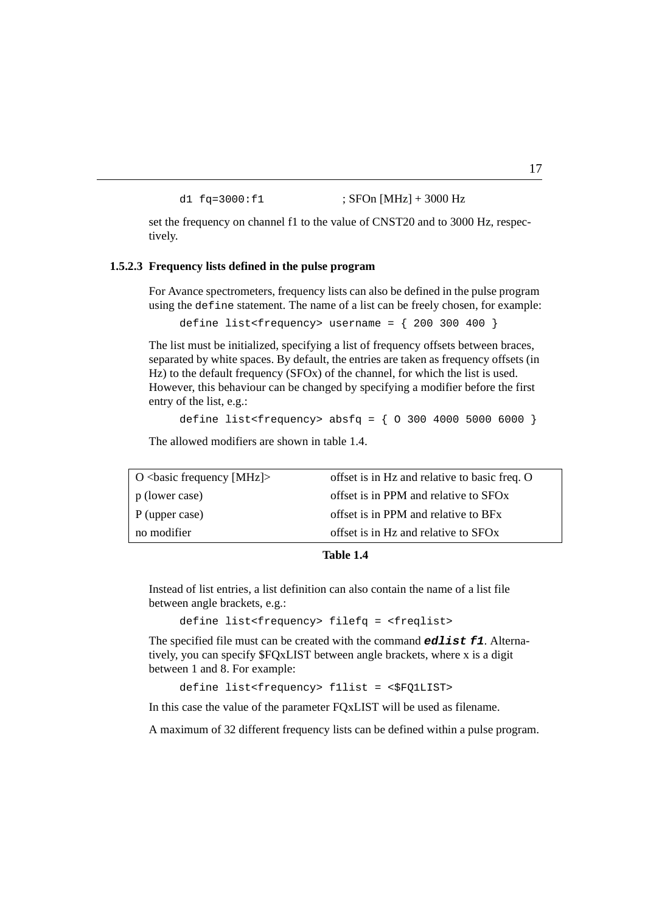```
d1 fq=3000:f1               ; SFOn [MHz] + 3000 Hz
```

set the frequency on channel f1 to the value of CNST20 and to 3000 Hz, respectively.

#### 1.5.2.3 Frequency lists defined in the pulse program

For Avance spectrometers, frequency lists can also be defined in the pulse program using the `define` statement. The name of a list can be freely chosen, for example:

```
define list<frequency> username = { 200 300 400 }
```

The list must be initialized, specifying a list of frequency offsets between braces, separated by white spaces. By default, the entries are taken as frequency offsets (in Hz) to the default frequency (SFOx) of the channel, for which the list is used. However, this behaviour can be changed by specifying a modifier before the first entry of the list, e.g.:

```
define list<frequency> absfq = { O 300 4000 5000 6000 }
```

The allowed modifiers are shown in table 1.4.

| | |
|---|---|
| O <basic frequency [MHz]> | offset is in Hz and relative to basic freq. O |
| p (lower case) | offset is in PPM and relative to SFOx |
| P (upper case) | offset is in PPM and relative to BFx |
| no modifier | offset is in Hz and relative to SFOx |

**Table 1.4**

Instead of list entries, a list definition can also contain the name of a list file between angle brackets, e.g.:

```
define list<frequency> filefq = <freqlist>
```

The specified file must can be created with the command ***edlist f1***. Alternatively, you can specify $FQxLIST between angle brackets, where x is a digit between 1 and 8. For example:

```
define list<frequency> f1list = <$FQ1LIST>
```

In this case the value of the parameter FQxLIST will be used as filename.

A maximum of 32 different frequency lists can be defined within a pulse program.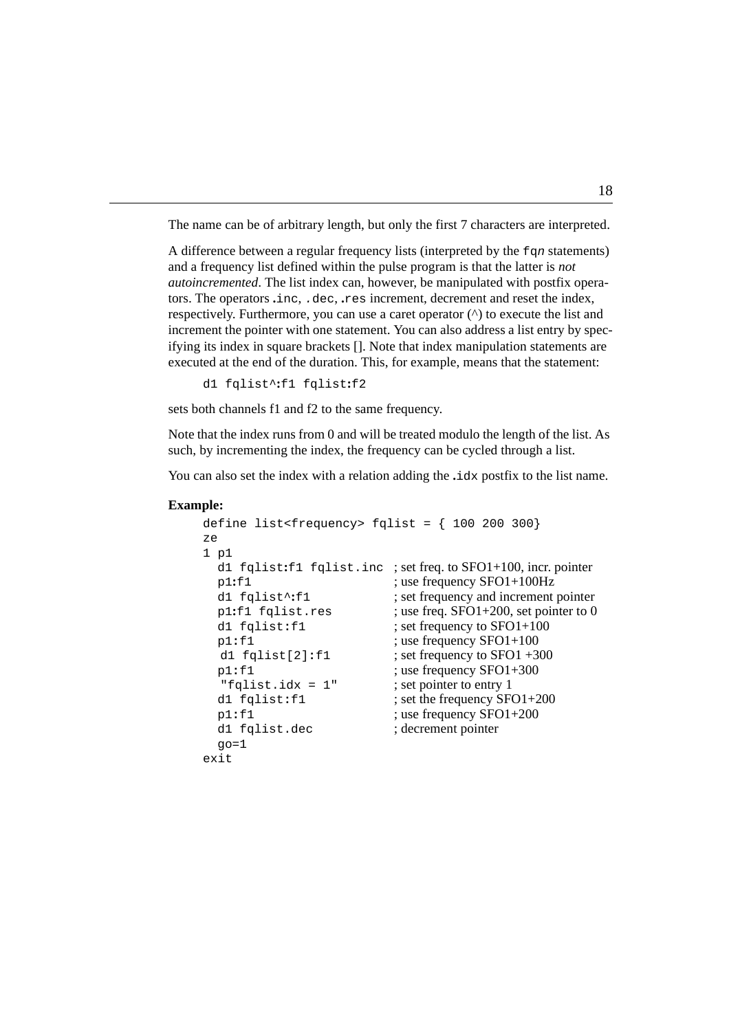The name can be of arbitrary length, but only the first 7 characters are interpreted.

A difference between a regular frequency lists (interpreted by the `fqn` statements) and a frequency list defined within the pulse program is that the latter is *not autoincremented*. The list index can, however, be manipulated with postfix operators. The operators `.inc`, `.dec`, `.res` increment, decrement and reset the index, respectively. Furthermore, you can use a caret operator (^) to execute the list and increment the pointer with one statement. You can also address a list entry by specifying its index in square brackets []. Note that index manipulation statements are executed at the end of the duration. This, for example, means that the statement:

```
d1 fqlist^:f1 fqlist:f2
```

sets both channels f1 and f2 to the same frequency.

Note that the index runs from 0 and will be treated modulo the length of the list. As such, by incrementing the index, the frequency can be cycled through a list.

You can also set the index with a relation adding the `.idx` postfix to the list name.

**Example:**

```
define list<frequency> fqlist = { 100 200 300}
ze
1 p1
  d1 fqlist:f1 fqlist.inc  ; set freq. to SFO1+100, incr. pointer
  p1:f1                    ; use frequency SFO1+100Hz
  d1 fqlist^:f1            ; set frequency and increment pointer
  p1:f1 fqlist.res         ; use freq. SFO1+200, set pointer to 0
  d1 fqlist:f1             ; set frequency to SFO1+100
  p1:f1                    ; use frequency SFO1+100
   d1 fqlist[2]:f1         ; set frequency to SFO1 +300
  p1:f1                    ; use frequency SFO1+300
   "fqlist.idx = 1"        ; set pointer to entry 1
  d1 fqlist:f1             ; set the frequency SFO1+200
  p1:f1                    ; use frequency SFO1+200
  d1 fqlist.dec            ; decrement pointer
  go=1
exit
```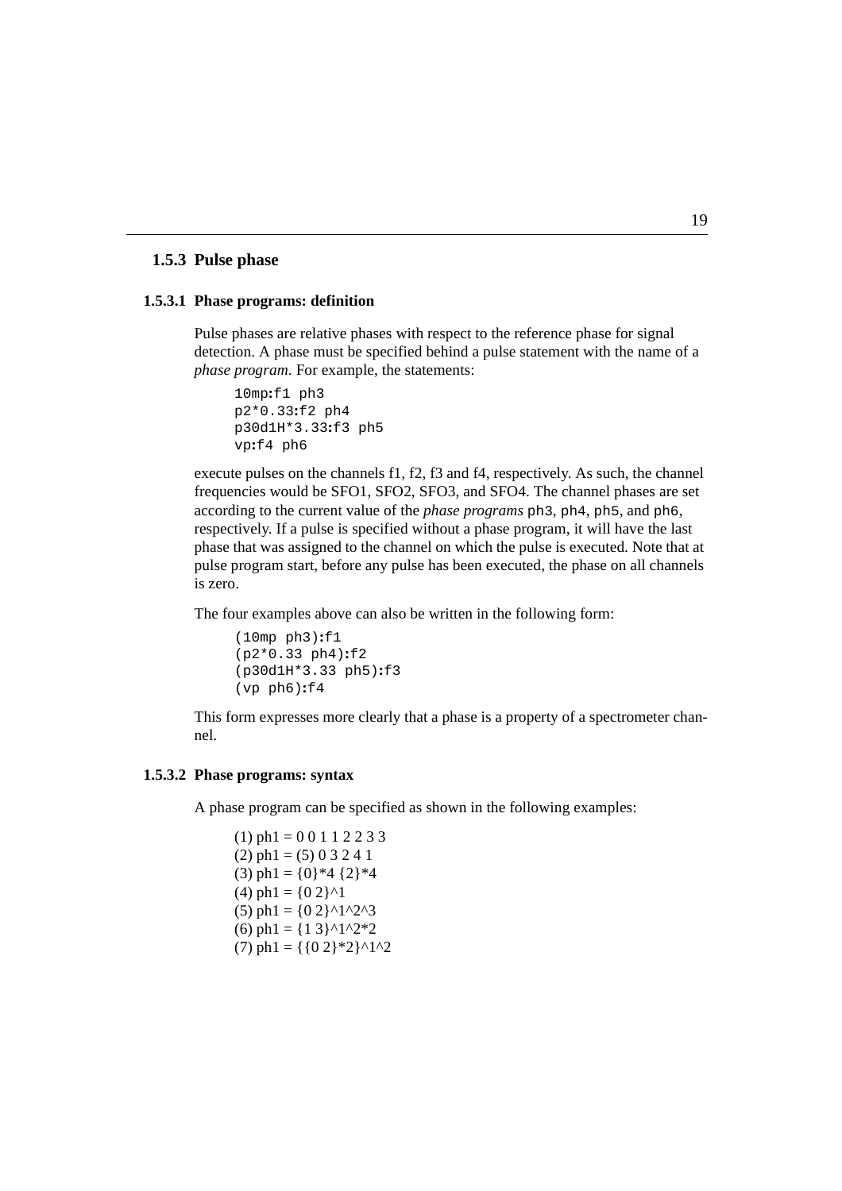### 1.5.3 Pulse phase

#### 1.5.3.1 Phase programs: definition

Pulse phases are relative phases with respect to the reference phase for signal detection. A phase must be specified behind a pulse statement with the name of a *phase program*. For example, the statements:

```
10mp:f1 ph3
p2*0.33:f2 ph4
p30d1H*3.33:f3 ph5
vp:f4 ph6
```

execute pulses on the channels f1, f2, f3 and f4, respectively. As such, the channel frequencies would be SFO1, SFO2, SFO3, and SFO4. The channel phases are set according to the current value of the *phase programs* `ph3`, `ph4`, `ph5`, and `ph6`, respectively. If a pulse is specified without a phase program, it will have the last phase that was assigned to the channel on which the pulse is executed. Note that at pulse program start, before any pulse has been executed, the phase on all channels is zero.

The four examples above can also be written in the following form:

```
(10mp ph3):f1
(p2*0.33 ph4):f2
(p30d1H*3.33 ph5):f3
(vp ph6):f4
```

This form expresses more clearly that a phase is a property of a spectrometer channel.

#### 1.5.3.2 Phase programs: syntax

A phase program can be specified as shown in the following examples:

(1) ph1 = 0 0 1 1 2 2 3 3
(2) ph1 = (5) 0 3 2 4 1
(3) ph1 = {0}*4 {2}*4
(4) ph1 = {0 2}^1
(5) ph1 = {0 2}^1^2^3
(6) ph1 = {1 3}^1^2*2
(7) ph1 = {{0 2}*2}^1^2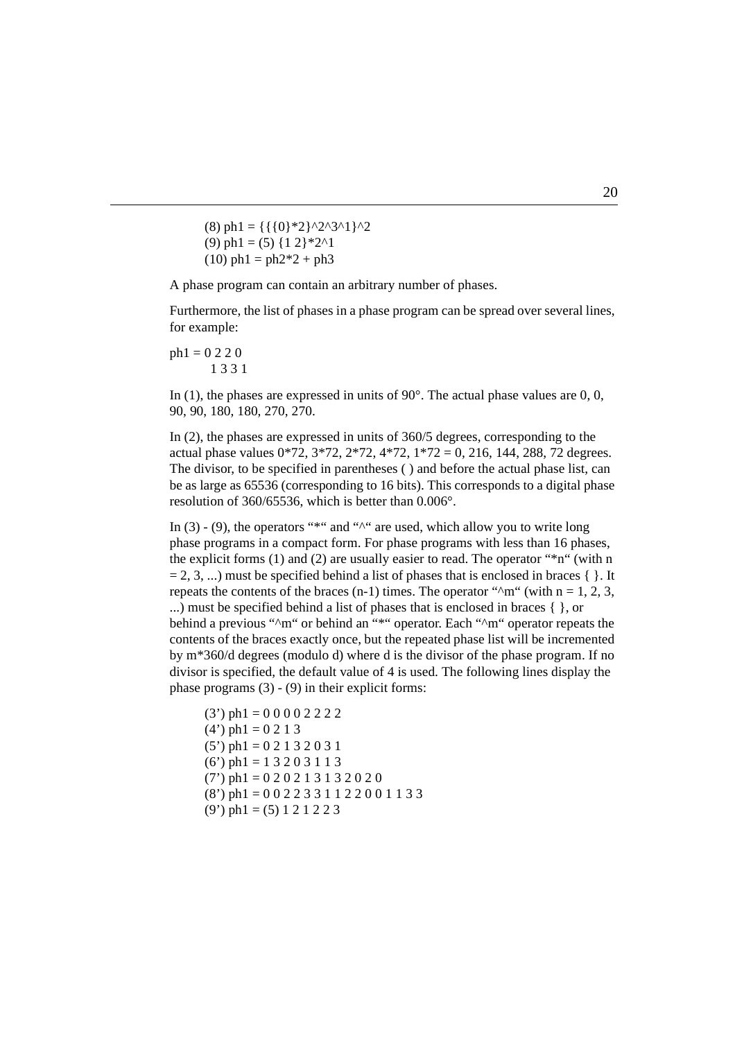(8) ph1 = {{{0}*2}^2^3^1}^2
(9) ph1 = (5) {1 2}*2^1
(10) ph1 = ph2*2 + ph3

A phase program can contain an arbitrary number of phases.

Furthermore, the list of phases in a phase program can be spread over several lines, for example:

```
ph1 = 0 2 2 0
      1 3 3 1
```

In (1), the phases are expressed in units of 90°. The actual phase values are 0, 0, 90, 90, 180, 180, 270, 270.

In (2), the phases are expressed in units of 360/5 degrees, corresponding to the actual phase values 0*72, 3*72, 2*72, 4*72, 1*72 = 0, 216, 144, 288, 72 degrees. The divisor, to be specified in parentheses ( ) and before the actual phase list, can be as large as 65536 (corresponding to 16 bits). This corresponds to a digital phase resolution of 360/65536, which is better than 0.006°.

In (3) - (9), the operators "*" and "^" are used, which allow you to write long phase programs in a compact form. For phase programs with less than 16 phases, the explicit forms (1) and (2) are usually easier to read. The operator "*n" (with n = 2, 3, ...) must be specified behind a list of phases that is enclosed in braces { }. It repeats the contents of the braces (n-1) times. The operator "^m" (with n = 1, 2, 3, ...) must be specified behind a list of phases that is enclosed in braces { }, or behind a previous "^m" or behind an "*" operator. Each "^m" operator repeats the contents of the braces exactly once, but the repeated phase list will be incremented by m*360/d degrees (modulo d) where d is the divisor of the phase program. If no divisor is specified, the default value of 4 is used. The following lines display the phase programs (3) - (9) in their explicit forms:

(3') ph1 = 0 0 0 0 2 2 2 2
(4') ph1 = 0 2 1 3
(5') ph1 = 0 2 1 3 2 0 3 1
(6') ph1 = 1 3 2 0 3 1 1 3
(7') ph1 = 0 2 0 2 1 3 1 3 2 0 2 0
(8') ph1 = 0 0 2 2 3 3 1 1 2 2 0 0 1 1 3 3
(9') ph1 = (5) 1 2 1 2 2 3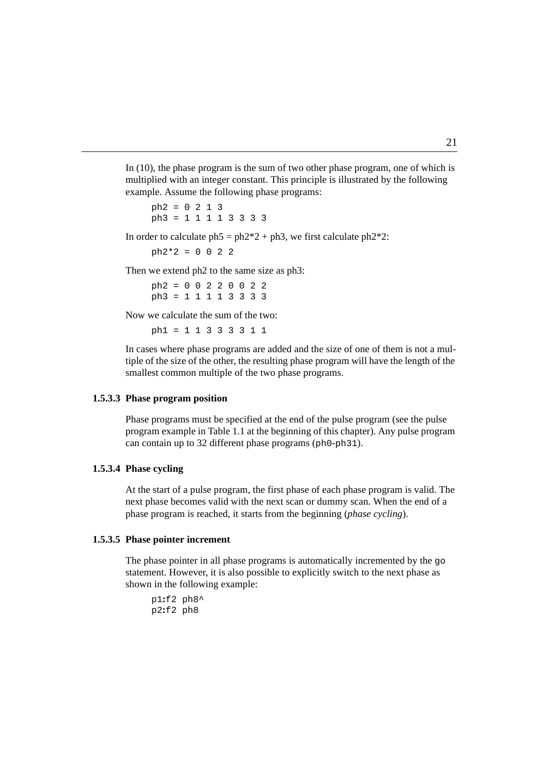In (10), the phase program is the sum of two other phase program, one of which is multiplied with an integer constant. This principle is illustrated by the following example. Assume the following phase programs:

```
ph2 = 0 2 1 3
ph3 = 1 1 1 1 3 3 3 3
```

In order to calculate ph5 = ph2*2 + ph3, we first calculate ph2*2:

```
ph2*2 = 0 0 2 2
```

Then we extend ph2 to the same size as ph3:

```
ph2 = 0 0 2 2 0 0 2 2
ph3 = 1 1 1 1 3 3 3 3
```

Now we calculate the sum of the two:

```
ph1 = 1 1 3 3 3 3 1 1
```

In cases where phase programs are added and the size of one of them is not a multiple of the size of the other, the resulting phase program will have the length of the smallest common multiple of the two phase programs.

#### 1.5.3.3 Phase program position

Phase programs must be specified at the end of the pulse program (see the pulse program example in Table 1.1 at the beginning of this chapter). Any pulse program can contain up to 32 different phase programs (`ph0`-`ph31`).

#### 1.5.3.4 Phase cycling

At the start of a pulse program, the first phase of each phase program is valid. The next phase becomes valid with the next scan or dummy scan. When the end of a phase program is reached, it starts from the beginning (*phase cycling*).

#### 1.5.3.5 Phase pointer increment

The phase pointer in all phase programs is automatically incremented by the `go` statement. However, it is also possible to explicitly switch to the next phase as shown in the following example:

```
p1:f2 ph8^
p2:f2 ph8
```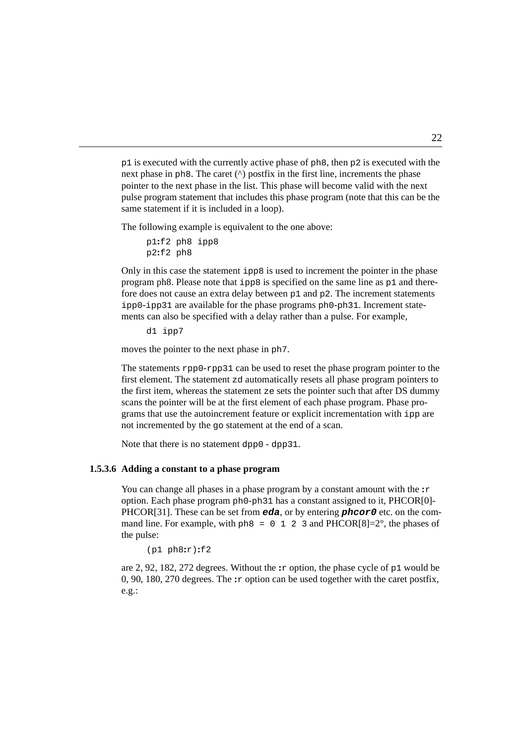`p1` is executed with the currently active phase of `ph8`, then `p2` is executed with the next phase in `ph8`. The caret (^) postfix in the first line, increments the phase pointer to the next phase in the list. This phase will become valid with the next pulse program statement that includes this phase program (note that this can be the same statement if it is included in a loop).

The following example is equivalent to the one above:

```
p1:f2 ph8 ipp8
p2:f2 ph8
```

Only in this case the statement `ipp8` is used to increment the pointer in the phase program ph8. Please note that `ipp8` is specified on the same line as `p1` and therefore does not cause an extra delay between `p1` and `p2`. The increment statements `ipp0`-`ipp31` are available for the phase programs `ph0`-`ph31`. Increment statements can also be specified with a delay rather than a pulse. For example,

```
d1 ipp7
```

moves the pointer to the next phase in `ph7`.

The statements `rpp0`-`rpp31` can be used to reset the phase program pointer to the first element. The statement `zd` automatically resets all phase program pointers to the first item, whereas the statement `ze` sets the pointer such that after DS dummy scans the pointer will be at the first element of each phase program. Phase programs that use the autoincrement feature or explicit incrementation with `ipp` are not incremented by the `go` statement at the end of a scan.

Note that there is no statement `dpp0` - `dpp31`.

#### 1.5.3.6 Adding a constant to a phase program

You can change all phases in a phase program by a constant amount with the `:r` option. Each phase program `ph0`-`ph31` has a constant assigned to it, PHCOR[0]-PHCOR[31]. These can be set from ***eda***, or by entering ***phcor0*** etc. on the command line. For example, with `ph8 = 0 1 2 3` and PHCOR[8]=2°, the phases of the pulse:

```
(p1 ph8:r):f2
```

are 2, 92, 182, 272 degrees. Without the `:r` option, the phase cycle of `p1` would be 0, 90, 180, 270 degrees. The `:r` option can be used together with the caret postfix, e.g.: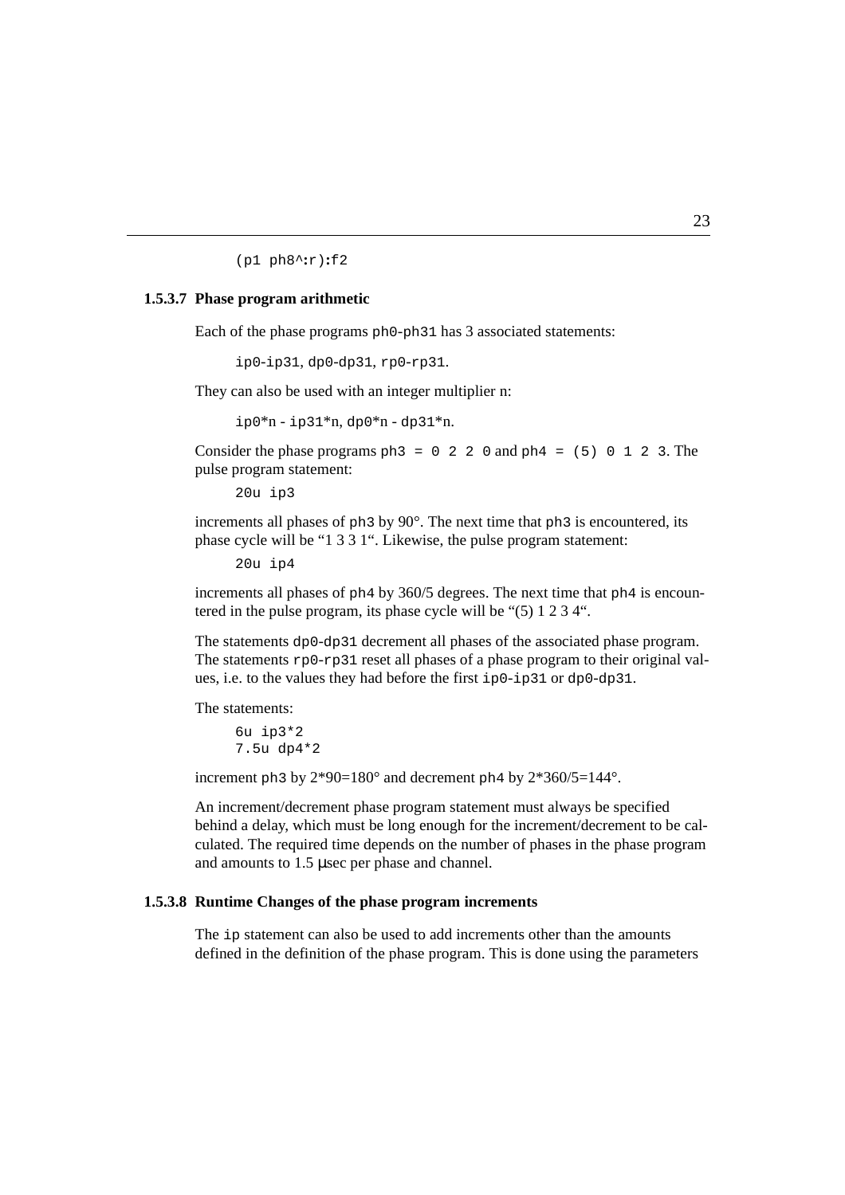```
(p1 ph8^:r):f2
```

#### 1.5.3.7 Phase program arithmetic

Each of the phase programs `ph0`-`ph31` has 3 associated statements:

`ip0`-`ip31`, `dp0`-`dp31`, `rp0`-`rp31`.

They can also be used with an integer multiplier n:

`ip0*n - ip31*n`, `dp0*n - dp31*n`.

Consider the phase programs `ph3 = 0 2 2 0` and `ph4 = (5) 0 1 2 3`. The pulse program statement:

```
20u ip3
```

increments all phases of `ph3` by 90°. The next time that `ph3` is encountered, its phase cycle will be “1 3 3 1“. Likewise, the pulse program statement:

```
20u ip4
```

increments all phases of `ph4` by 360/5 degrees. The next time that `ph4` is encountered in the pulse program, its phase cycle will be “(5) 1 2 3 4“.

The statements `dp0`-`dp31` decrement all phases of the associated phase program. The statements `rp0`-`rp31` reset all phases of a phase program to their original values, i.e. to the values they had before the first `ip0`-`ip31` or `dp0`-`dp31`.

The statements:

```
6u ip3*2
7.5u dp4*2
```

increment `ph3` by 2*90=180° and decrement `ph4` by 2*360/5=144°.

An increment/decrement phase program statement must always be specified behind a delay, which must be long enough for the increment/decrement to be calculated. The required time depends on the number of phases in the phase program and amounts to 1.5 µsec per phase and channel.

#### 1.5.3.8 Runtime Changes of the phase program increments

The `ip` statement can also be used to add increments other than the amounts defined in the definition of the phase program. This is done using the parameters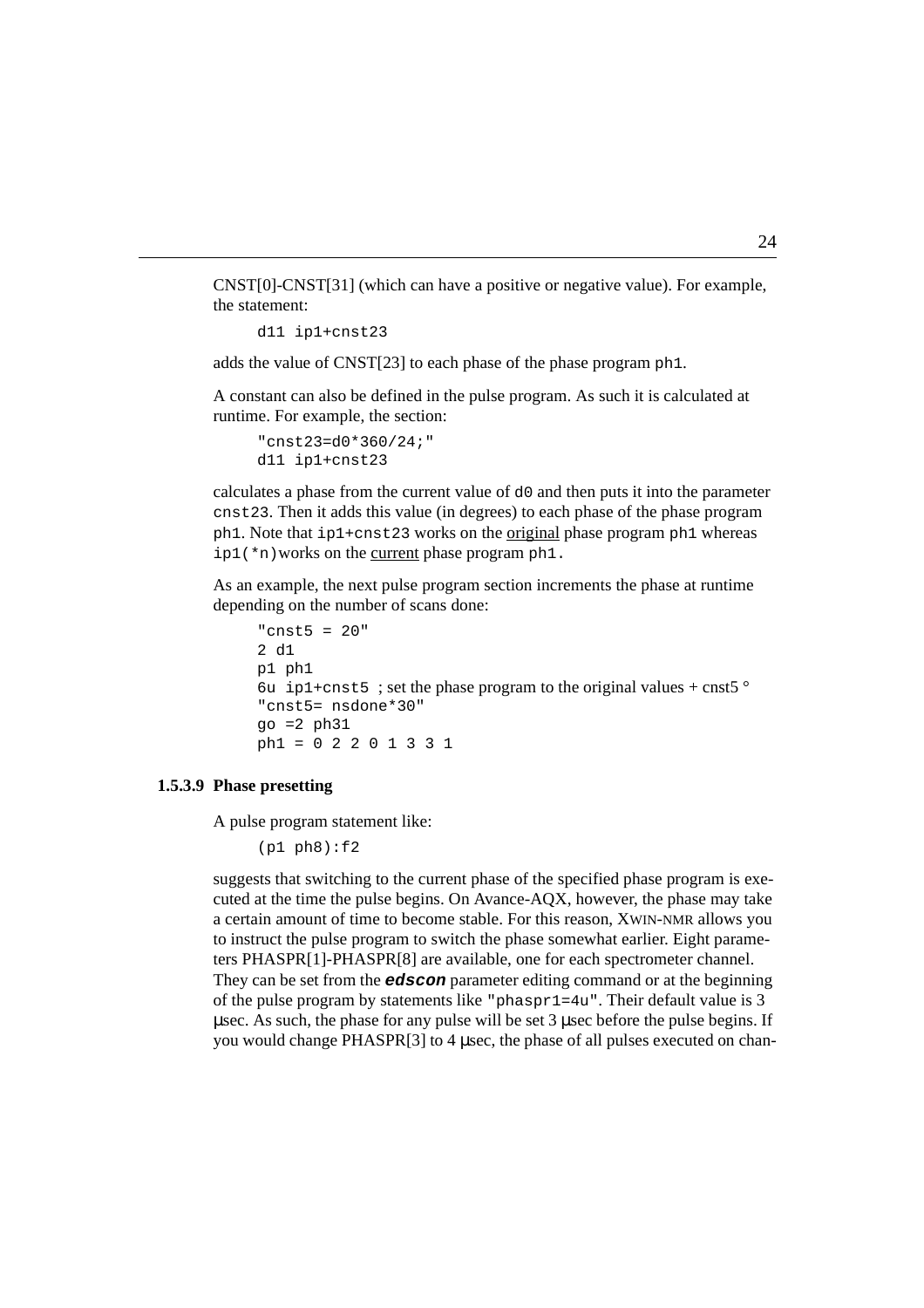CNST[0]-CNST[31] (which can have a positive or negative value). For example, the statement:

```
d11 ip1+cnst23
```

adds the value of CNST[23] to each phase of the phase program ph1.

A constant can also be defined in the pulse program. As such it is calculated at runtime. For example, the section:

```
"cnst23=d0*360/24;"
d11 ip1+cnst23
```

calculates a phase from the current value of d0 and then puts it into the parameter cnst23. Then it adds this value (in degrees) to each phase of the phase program ph1. Note that ip1+cnst23 works on the original phase program ph1 whereas ip1(*n) works on the current phase program ph1.

As an example, the next pulse program section increments the phase at runtime depending on the number of scans done:

```
"cnst5 = 20"
2 d1
p1 ph1
6u ip1+cnst5 ; set the phase program to the original values + cnst5 °
"cnst5= nsdone*30"
go =2 ph31
ph1 = 0 2 2 0 1 3 3 1
```

#### 1.5.3.9 Phase presetting

A pulse program statement like:

```
(p1 ph8):f2
```

suggests that switching to the current phase of the specified phase program is executed at the time the pulse begins. On Avance-AQX, however, the phase may take a certain amount of time to become stable. For this reason, XWIN-NMR allows you to instruct the pulse program to switch the phase somewhat earlier. Eight parameters PHASPR[1]-PHASPR[8] are available, one for each spectrometer channel. They can be set from the ***edscon*** parameter editing command or at the beginning of the pulse program by statements like "phaspr1=4u". Their default value is 3 μsec. As such, the phase for any pulse will be set 3 μsec before the pulse begins. If you would change PHASPR[3] to 4 μsec, the phase of all pulses executed on chan-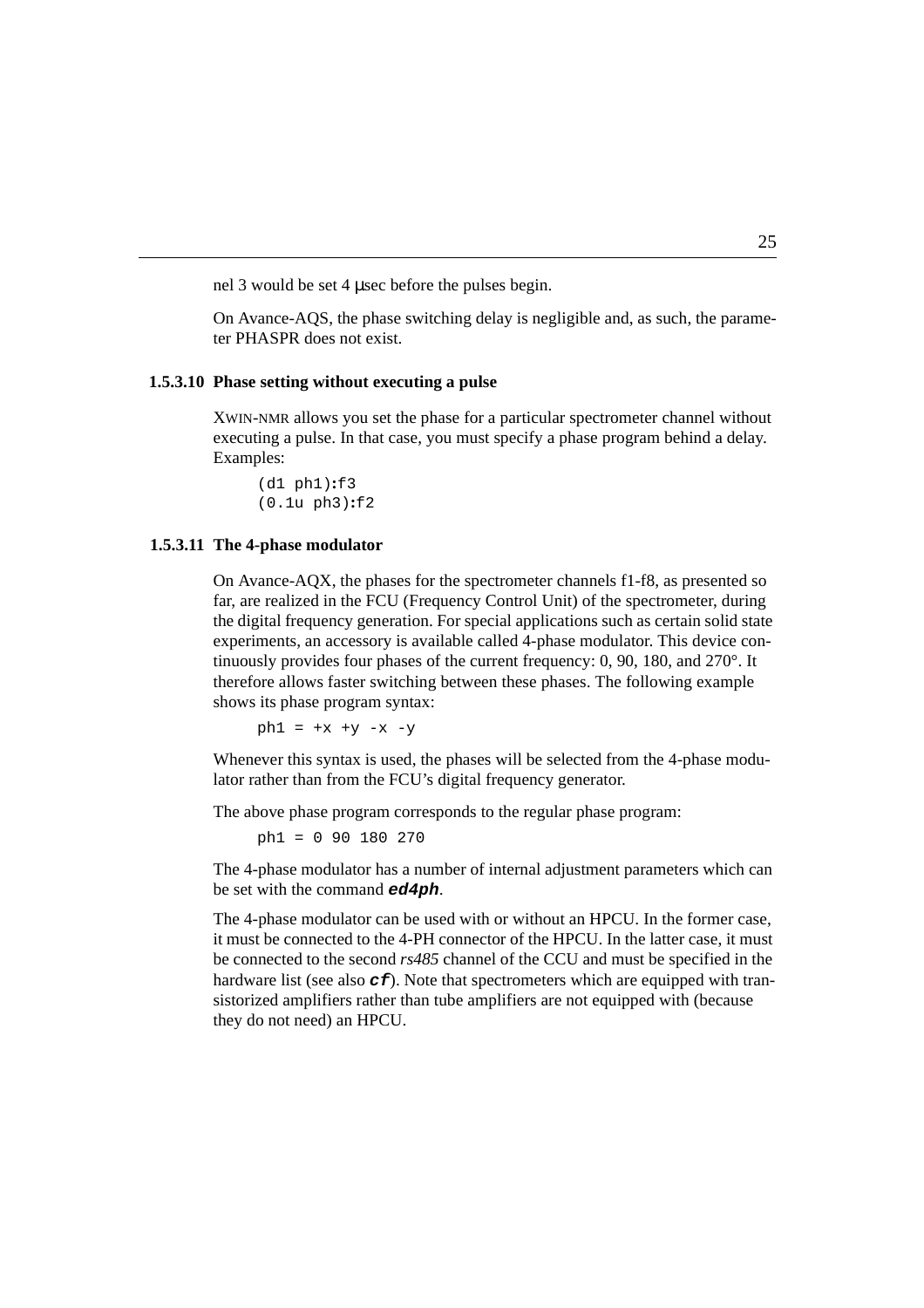nel 3 would be set 4 μsec before the pulses begin.

On Avance-AQS, the phase switching delay is negligible and, as such, the parameter PHASPR does not exist.

#### 1.5.3.10 Phase setting without executing a pulse

XWIN-NMR allows you set the phase for a particular spectrometer channel without executing a pulse. In that case, you must specify a phase program behind a delay. Examples:

```
(d1 ph1):f3
(0.1u ph3):f2
```

#### 1.5.3.11 The 4-phase modulator

On Avance-AQX, the phases for the spectrometer channels f1-f8, as presented so far, are realized in the FCU (Frequency Control Unit) of the spectrometer, during the digital frequency generation. For special applications such as certain solid state experiments, an accessory is available called 4-phase modulator. This device continuously provides four phases of the current frequency: 0, 90, 180, and 270°. It therefore allows faster switching between these phases. The following example shows its phase program syntax:

```
ph1 = +x +y -x -y
```

Whenever this syntax is used, the phases will be selected from the 4-phase modulator rather than from the FCU's digital frequency generator.

The above phase program corresponds to the regular phase program:

```
ph1 = 0 90 180 270
```

The 4-phase modulator has a number of internal adjustment parameters which can be set with the command ***ed4ph***.

The 4-phase modulator can be used with or without an HPCU. In the former case, it must be connected to the 4-PH connector of the HPCU. In the latter case, it must be connected to the second *rs485* channel of the CCU and must be specified in the hardware list (see also ***cf***). Note that spectrometers which are equipped with transistorized amplifiers rather than tube amplifiers are not equipped with (because they do not need) an HPCU.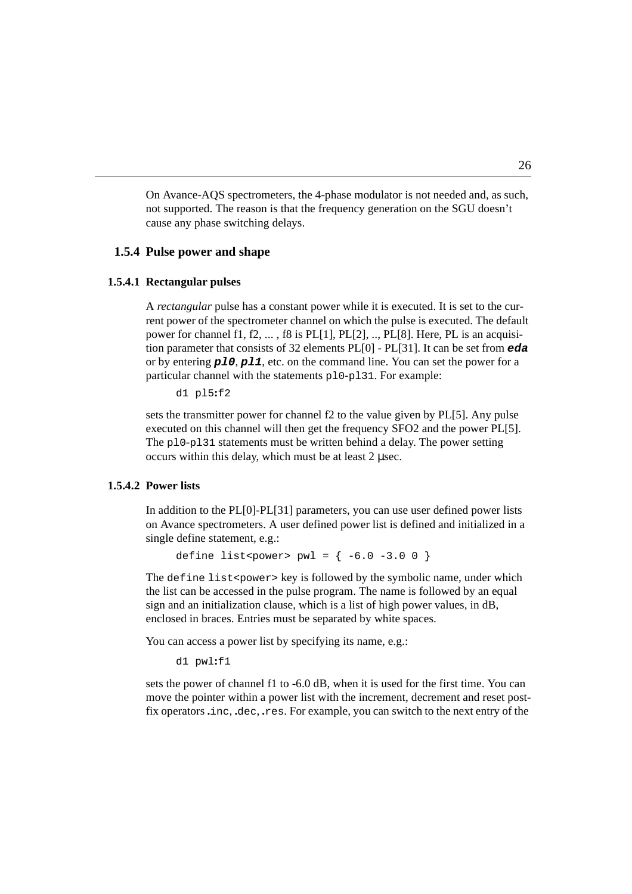On Avance-AQS spectrometers, the 4-phase modulator is not needed and, as such, not supported. The reason is that the frequency generation on the SGU doesn't cause any phase switching delays.

### 1.5.4 Pulse power and shape

#### 1.5.4.1 Rectangular pulses

A *rectangular* pulse has a constant power while it is executed. It is set to the current power of the spectrometer channel on which the pulse is executed. The default power for channel f1, f2, ... , f8 is PL[1], PL[2], .., PL[8]. Here, PL is an acquisition parameter that consists of 32 elements PL[0] - PL[31]. It can be set from ***eda*** or by entering ***pl0***, ***pl1***, etc. on the command line. You can set the power for a particular channel with the statements `pl0`-`pl31`. For example:

```
d1 pl5:f2
```

sets the transmitter power for channel f2 to the value given by PL[5]. Any pulse executed on this channel will then get the frequency SFO2 and the power PL[5]. The `pl0`-`pl31` statements must be written behind a delay. The power setting occurs within this delay, which must be at least 2 µsec.

#### 1.5.4.2 Power lists

In addition to the PL[0]-PL[31] parameters, you can use user defined power lists on Avance spectrometers. A user defined power list is defined and initialized in a single define statement, e.g.:

```
define list<power> pwl = { -6.0 -3.0 0 }
```

The `define list<power>` key is followed by the symbolic name, under which the list can be accessed in the pulse program. The name is followed by an equal sign and an initialization clause, which is a list of high power values, in dB, enclosed in braces. Entries must be separated by white spaces.

You can access a power list by specifying its name, e.g.:

```
d1 pwl:f1
```

sets the power of channel f1 to -6.0 dB, when it is used for the first time. You can move the pointer within a power list with the increment, decrement and reset postfix operators `.inc`, `.dec`, `.res`. For example, you can switch to the next entry of the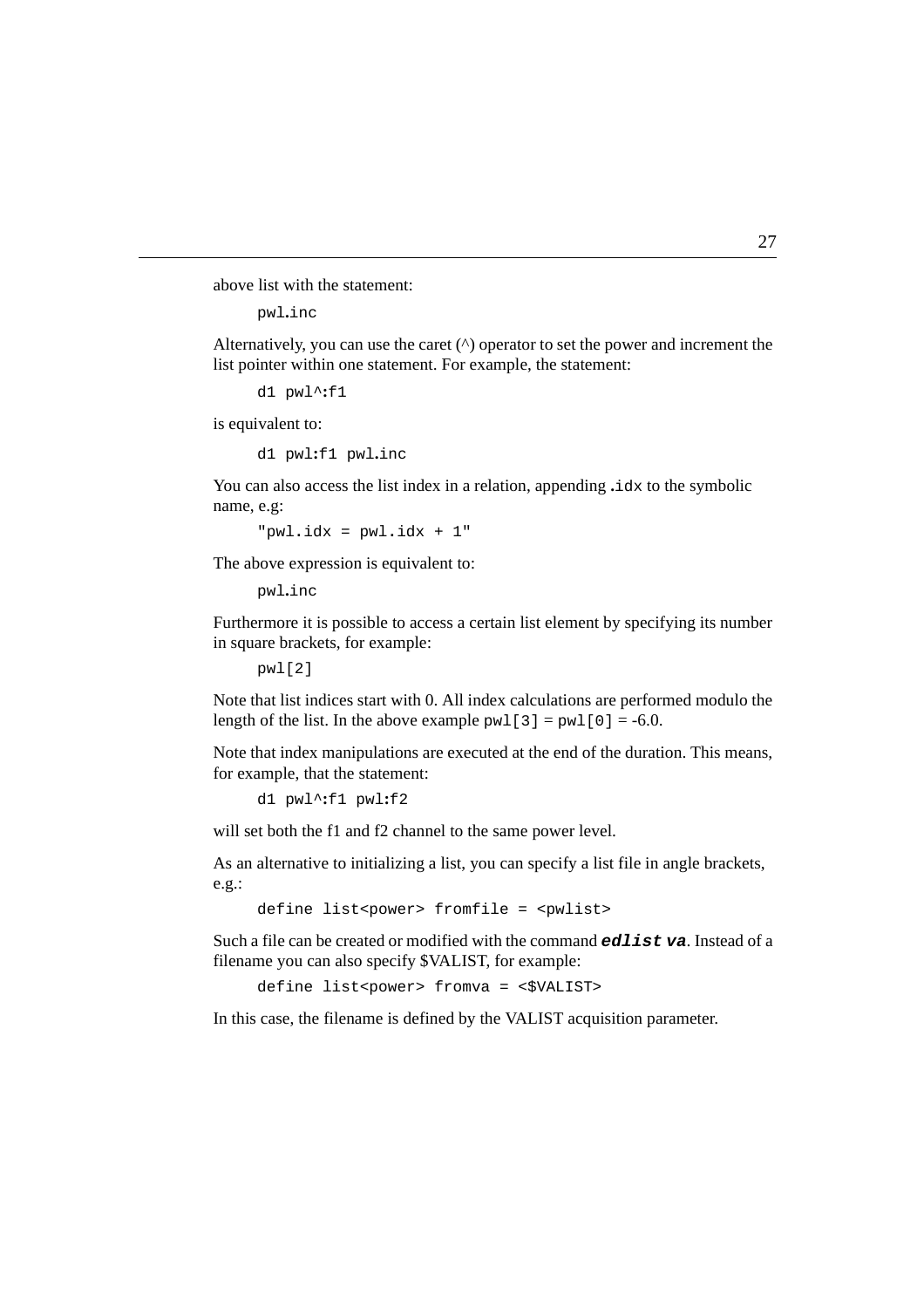above list with the statement:

```
pwl.inc
```

Alternatively, you can use the caret (^) operator to set the power and increment the list pointer within one statement. For example, the statement:

```
d1 pwl^:f1
```

is equivalent to:

```
d1 pwl:f1 pwl.inc
```

You can also access the list index in a relation, appending `.idx` to the symbolic name, e.g:

```
"pwl.idx = pwl.idx + 1"
```

The above expression is equivalent to:

```
pwl.inc
```

Furthermore it is possible to access a certain list element by specifying its number in square brackets, for example:

```
pwl[2]
```

Note that list indices start with 0. All index calculations are performed modulo the length of the list. In the above example `pwl[3]` = `pwl[0]` = -6.0.

Note that index manipulations are executed at the end of the duration. This means, for example, that the statement:

```
d1 pwl^:f1 pwl:f2
```

will set both the f1 and f2 channel to the same power level.

As an alternative to initializing a list, you can specify a list file in angle brackets, e.g.:

```
define list<power> fromfile = <pwlist>
```

Such a file can be created or modified with the command ***edlist va***. Instead of a filename you can also specify $VALIST, for example:

```
define list<power> fromva = <$VALIST>
```

In this case, the filename is defined by the VALIST acquisition parameter.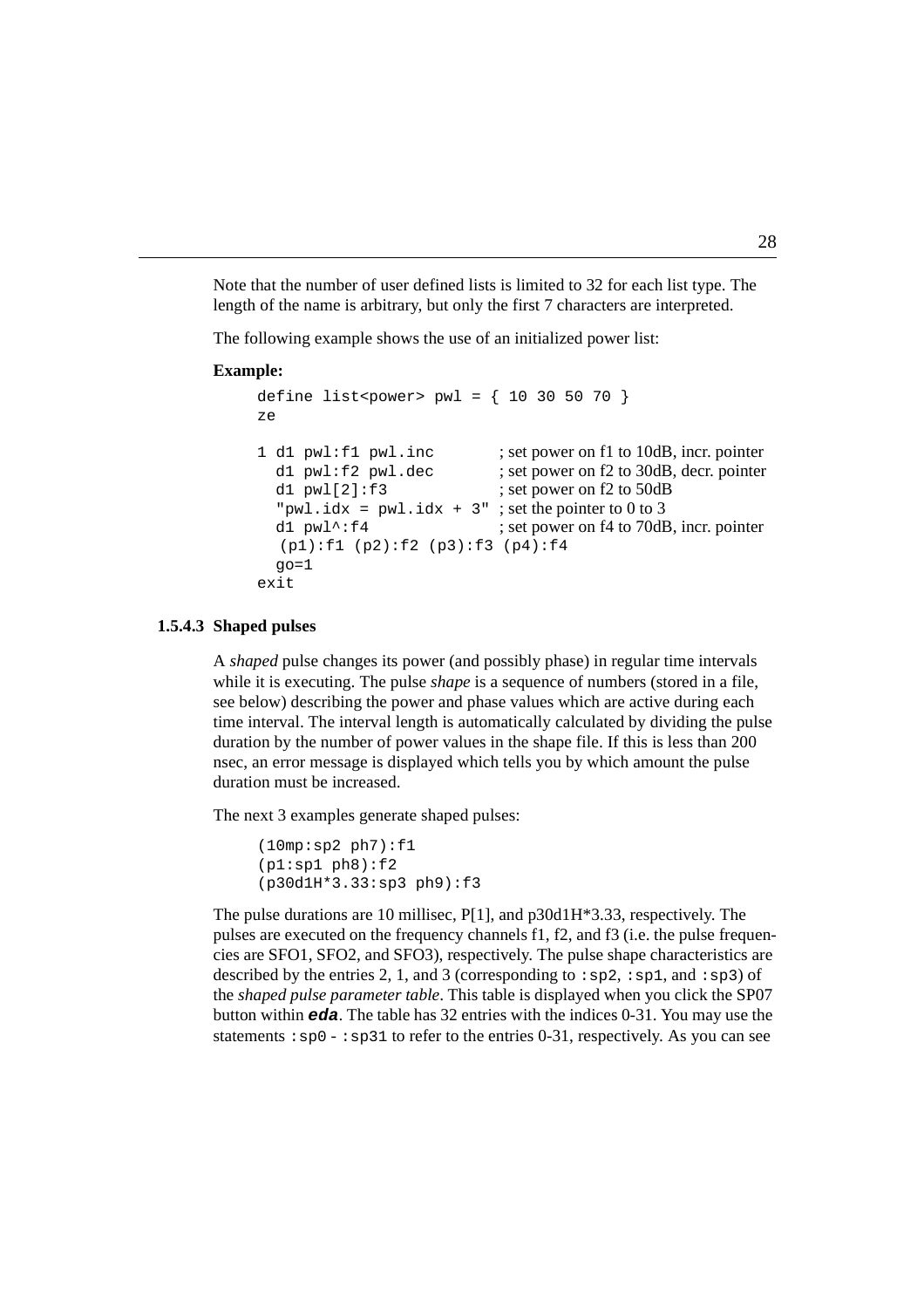Note that the number of user defined lists is limited to 32 for each list type. The length of the name is arbitrary, but only the first 7 characters are interpreted.

The following example shows the use of an initialized power list:

**Example:**

```
define list<power> pwl = { 10 30 50 70 }
ze

1 d1 pwl:f1 pwl.inc          ; set power on f1 to 10dB, incr. pointer
  d1 pwl:f2 pwl.dec          ; set power on f2 to 30dB, decr. pointer
  d1 pwl[2]:f3               ; set power on f2 to 50dB
  "pwl.idx = pwl.idx + 3"    ; set the pointer to 0 to 3
  d1 pwl^:f4                 ; set power on f4 to 70dB, incr. pointer
   (p1):f1 (p2):f2 (p3):f3 (p4):f4
  go=1
exit
```

### 1.5.4.3 Shaped pulses

A *shaped* pulse changes its power (and possibly phase) in regular time intervals while it is executing. The pulse *shape* is a sequence of numbers (stored in a file, see below) describing the power and phase values which are active during each time interval. The interval length is automatically calculated by dividing the pulse duration by the number of power values in the shape file. If this is less than 200 nsec, an error message is displayed which tells you by which amount the pulse duration must be increased.

The next 3 examples generate shaped pulses:

```
(10mp:sp2 ph7):f1
(p1:sp1 ph8):f2
(p30d1H*3.33:sp3 ph9):f3
```

The pulse durations are 10 millisec, P[1], and p30d1H*3.33, respectively. The pulses are executed on the frequency channels f1, f2, and f3 (i.e. the pulse frequencies are SFO1, SFO2, and SFO3), respectively. The pulse shape characteristics are described by the entries 2, 1, and 3 (corresponding to `:sp2`, `:sp1`, and `:sp3`) of the *shaped pulse parameter table*. This table is displayed when you click the SP07 button within ***eda***. The table has 32 entries with the indices 0-31. You may use the statements `:sp0` - `:sp31` to refer to the entries 0-31, respectively. As you can see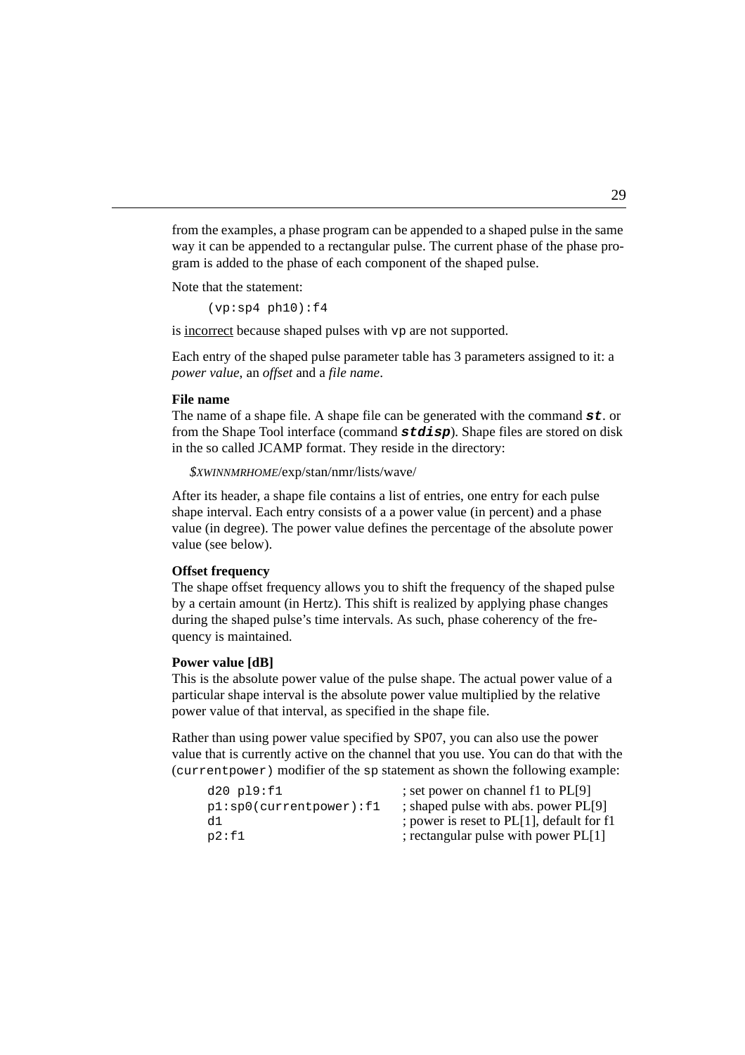from the examples, a phase program can be appended to a shaped pulse in the same way it can be appended to a rectangular pulse. The current phase of the phase program is added to the phase of each component of the shaped pulse.

Note that the statement:

```
(vp:sp4 ph10):f4
```

is incorrect because shaped pulses with `vp` are not supported.

Each entry of the shaped pulse parameter table has 3 parameters assigned to it: a *power value*, an *offset* and a *file name*.

**File name**

The name of a shape file. A shape file can be generated with the command ***st***. or from the Shape Tool interface (command ***stdisp***). Shape files are stored on disk in the so called JCAMP format. They reside in the directory:

*$XWINNMRHOME*/exp/stan/nmr/lists/wave/

After its header, a shape file contains a list of entries, one entry for each pulse shape interval. Each entry consists of a a power value (in percent) and a phase value (in degree). The power value defines the percentage of the absolute power value (see below).

**Offset frequency**

The shape offset frequency allows you to shift the frequency of the shaped pulse by a certain amount (in Hertz). This shift is realized by applying phase changes during the shaped pulse's time intervals. As such, phase coherency of the frequency is maintained.

**Power value [dB]**

This is the absolute power value of the pulse shape. The actual power value of a particular shape interval is the absolute power value multiplied by the relative power value of that interval, as specified in the shape file.

Rather than using power value specified by SP07, you can also use the power value that is currently active on the channel that you use. You can do that with the `(currentpower)` modifier of the `sp` statement as shown the following example:

```
d20 pl9:f1                 ; set power on channel f1 to PL[9]
p1:sp0(currentpower):f1    ; shaped pulse with abs. power PL[9]
d1                         ; power is reset to PL[1], default for f1
p2:f1                      ; rectangular pulse with power PL[1]
```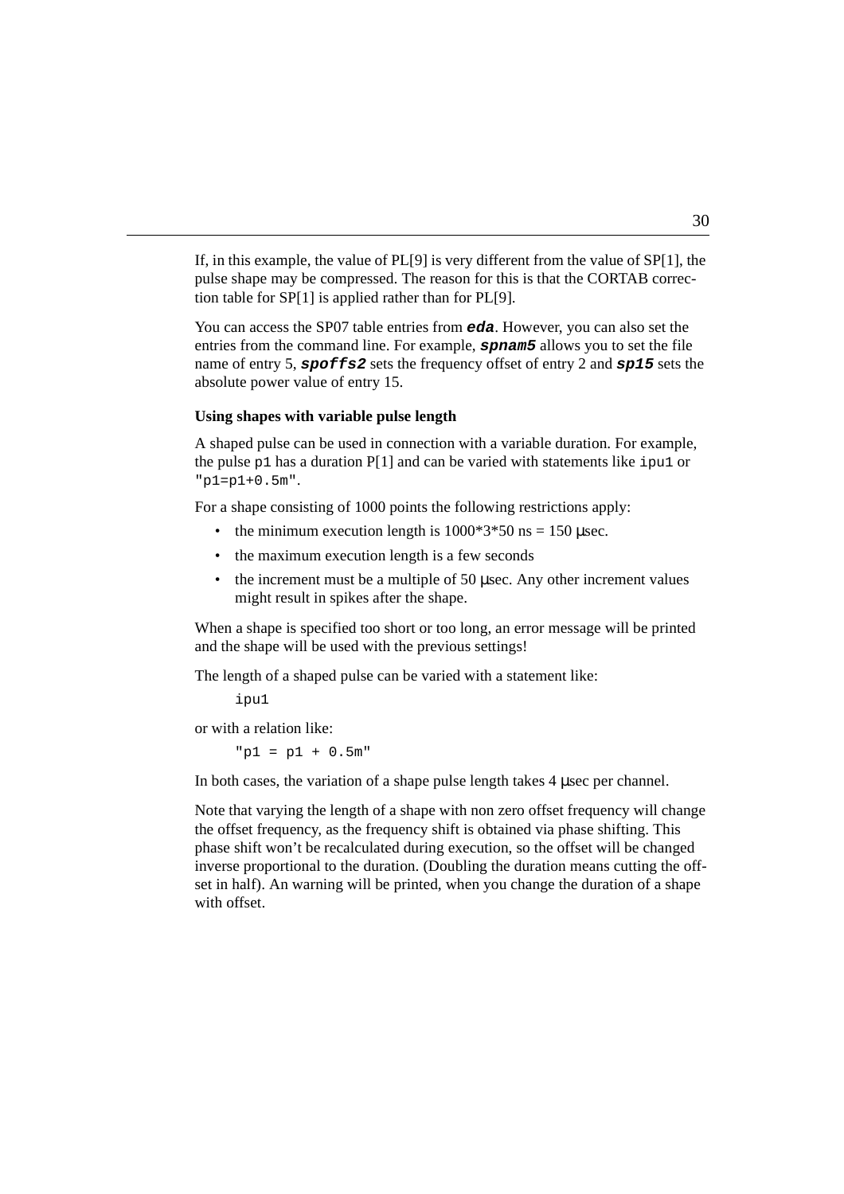If, in this example, the value of PL[9] is very different from the value of SP[1], the pulse shape may be compressed. The reason for this is that the CORTAB correction table for SP[1] is applied rather than for PL[9].

You can access the SP07 table entries from ***`eda`***. However, you can also set the entries from the command line. For example, ***`spnam5`*** allows you to set the file name of entry 5, ***`spoffs2`*** sets the frequency offset of entry 2 and ***`sp15`*** sets the absolute power value of entry 15.

#### Using shapes with variable pulse length

A shaped pulse can be used in connection with a variable duration. For example, the pulse `p1` has a duration P[1] and can be varied with statements like `ipu1` or `"p1=p1+0.5m"`.

For a shape consisting of 1000 points the following restrictions apply:

- the minimum execution length is 1000*3*50 ns = 150 µsec.
- the maximum execution length is a few seconds
- the increment must be a multiple of 50 µsec. Any other increment values might result in spikes after the shape.

When a shape is specified too short or too long, an error message will be printed and the shape will be used with the previous settings!

The length of a shaped pulse can be varied with a statement like:

```
ipu1
```

or with a relation like:

```
"p1 = p1 + 0.5m"
```

In both cases, the variation of a shape pulse length takes 4 µsec per channel.

Note that varying the length of a shape with non zero offset frequency will change the offset frequency, as the frequency shift is obtained via phase shifting. This phase shift won't be recalculated during execution, so the offset will be changed inverse proportional to the duration. (Doubling the duration means cutting the offset in half). An warning will be printed, when you change the duration of a shape with offset.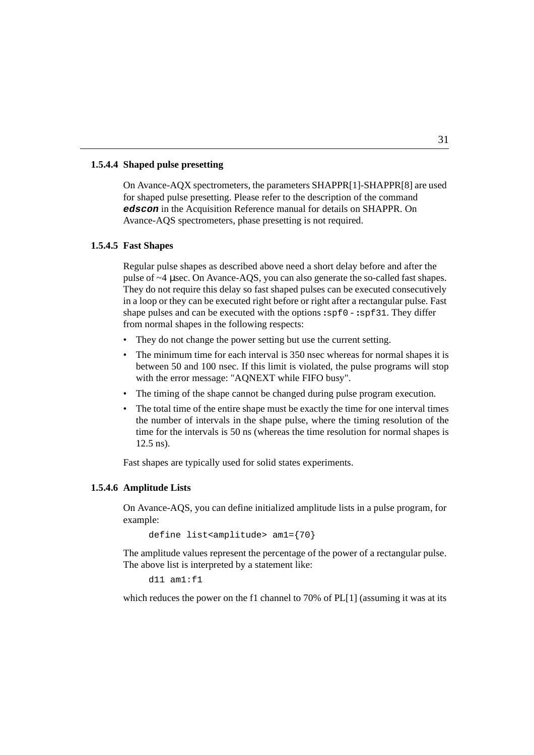#### 1.5.4.4 Shaped pulse presetting

On Avance-AQX spectrometers, the parameters SHAPPR[1]-SHAPPR[8] are used for shaped pulse presetting. Please refer to the description of the command ***edscon*** in the Acquisition Reference manual for details on SHAPPR. On Avance-AQS spectrometers, phase presetting is not required.

#### 1.5.4.5 Fast Shapes

Regular pulse shapes as described above need a short delay before and after the pulse of ~4 µsec. On Avance-AQS, you can also generate the so-called fast shapes. They do not require this delay so fast shaped pulses can be executed consecutively in a loop or they can be executed right before or right after a rectangular pulse. Fast shape pulses and can be executed with the options `:spf0` - `:spf31`. They differ from normal shapes in the following respects:

- They do not change the power setting but use the current setting.
- The minimum time for each interval is 350 nsec whereas for normal shapes it is between 50 and 100 nsec. If this limit is violated, the pulse programs will stop with the error message: "AQNEXT while FIFO busy".
- The timing of the shape cannot be changed during pulse program execution.
- The total time of the entire shape must be exactly the time for one interval times the number of intervals in the shape pulse, where the timing resolution of the time for the intervals is 50 ns (whereas the time resolution for normal shapes is 12.5 ns).

Fast shapes are typically used for solid states experiments.

#### 1.5.4.6 Amplitude Lists

On Avance-AQS, you can define initialized amplitude lists in a pulse program, for example:

```
define list<amplitude> am1={70}
```

The amplitude values represent the percentage of the power of a rectangular pulse. The above list is interpreted by a statement like:

```
d11 am1:f1
```

which reduces the power on the f1 channel to 70% of PL[1] (assuming it was at its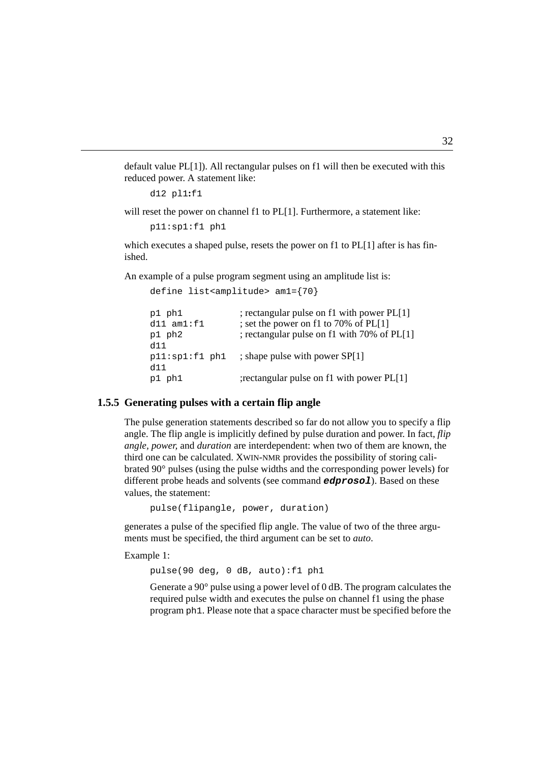default value PL[1]). All rectangular pulses on f1 will then be executed with this reduced power. A statement like:

```
d12 pl1:f1
```

will reset the power on channel f1 to PL[1]. Furthermore, a statement like:

```
p11:sp1:f1 ph1
```

which executes a shaped pulse, resets the power on f1 to PL[1] after is has finished.

An example of a pulse program segment using an amplitude list is:

```
define list<amplitude> am1={70}

p1 ph1            ; rectangular pulse on f1 with power PL[1]
d11 am1:f1        ; set the power on f1 to 70% of PL[1]
p1 ph2            ; rectangular pulse on f1 with 70% of PL[1]
d11
p11:sp1:f1 ph1    ; shape pulse with power SP[1]
d11
p1 ph1            ;rectangular pulse on f1 with power PL[1]
```

### 1.5.5 Generating pulses with a certain flip angle

The pulse generation statements described so far do not allow you to specify a flip angle. The flip angle is implicitly defined by pulse duration and power. In fact, *flip angle*, *power*, and *duration* are interdependent: when two of them are known, the third one can be calculated. XWIN-NMR provides the possibility of storing calibrated 90° pulses (using the pulse widths and the corresponding power levels) for different probe heads and solvents (see command ***edprosol***). Based on these values, the statement:

```
pulse(flipangle, power, duration)
```

generates a pulse of the specified flip angle. The value of two of the three arguments must be specified, the third argument can be set to *auto*.

Example 1:

```
pulse(90 deg, 0 dB, auto):f1 ph1
```

Generate a 90° pulse using a power level of 0 dB. The program calculates the required pulse width and executes the pulse on channel f1 using the phase program `ph1`. Please note that a space character must be specified before the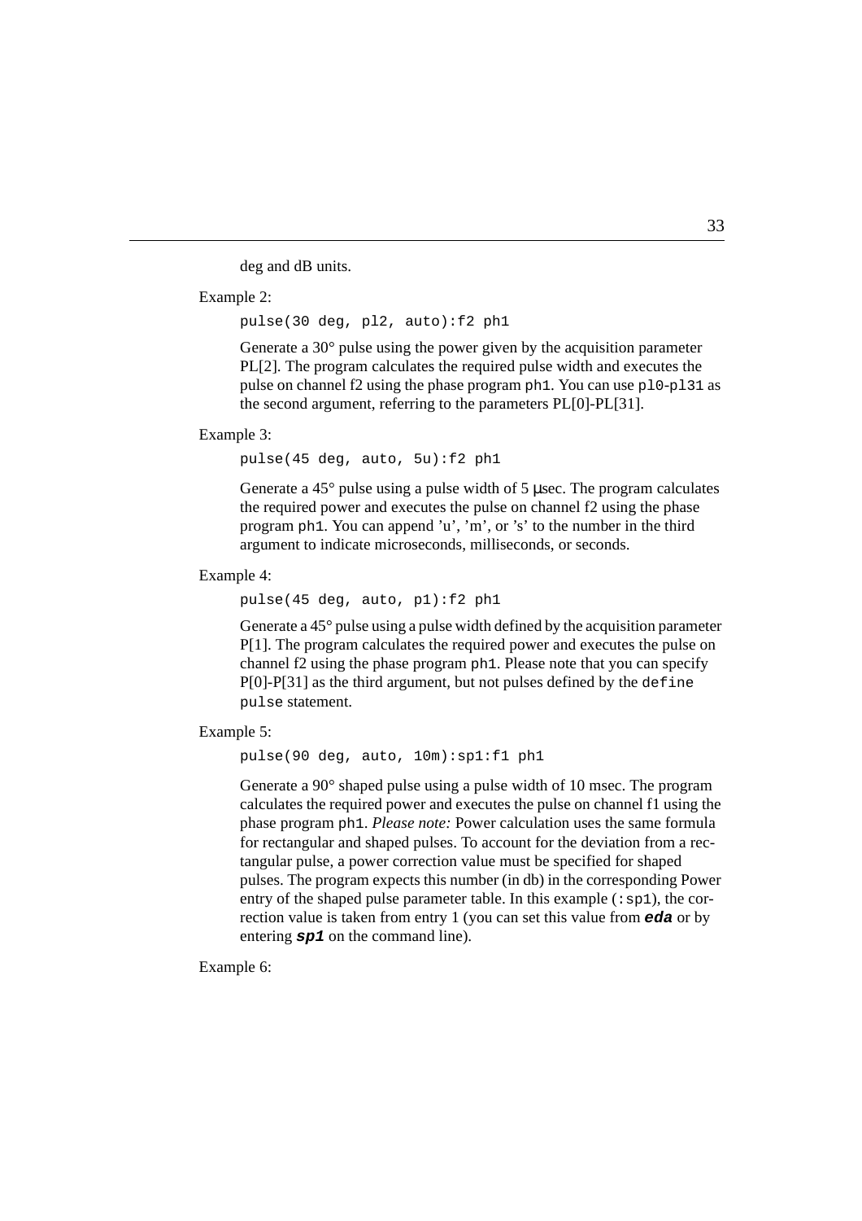deg and dB units.

Example 2:

```
pulse(30 deg, pl2, auto):f2 ph1
```

Generate a 30° pulse using the power given by the acquisition parameter PL[2]. The program calculates the required pulse width and executes the pulse on channel f2 using the phase program `ph1`. You can use `pl0`-`pl31` as the second argument, referring to the parameters PL[0]-PL[31].

Example 3:

```
pulse(45 deg, auto, 5u):f2 ph1
```

Generate a 45° pulse using a pulse width of 5 μsec. The program calculates the required power and executes the pulse on channel f2 using the phase program `ph1`. You can append 'u', 'm', or 's' to the number in the third argument to indicate microseconds, milliseconds, or seconds.

Example 4:

```
pulse(45 deg, auto, p1):f2 ph1
```

Generate a 45° pulse using a pulse width defined by the acquisition parameter P[1]. The program calculates the required power and executes the pulse on channel f2 using the phase program `ph1`. Please note that you can specify P[0]-P[31] as the third argument, but not pulses defined by the `define pulse` statement.

Example 5:

```
pulse(90 deg, auto, 10m):sp1:f1 ph1
```

Generate a 90° shaped pulse using a pulse width of 10 msec. The program calculates the required power and executes the pulse on channel f1 using the phase program `ph1`. *Please note:* Power calculation uses the same formula for rectangular and shaped pulses. To account for the deviation from a rectangular pulse, a power correction value must be specified for shaped pulses. The program expects this number (in db) in the corresponding Power entry of the shaped pulse parameter table. In this example (`:sp1`), the correction value is taken from entry 1 (you can set this value from ***eda*** or by entering ***sp1*** on the command line).

Example 6: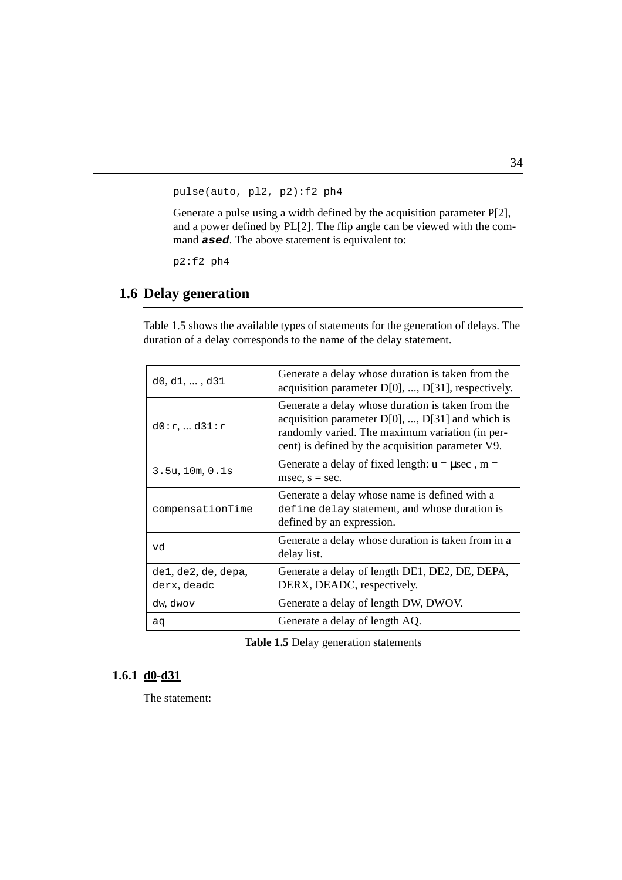```
pulse(auto, pl2, p2):f2 ph4
```

Generate a pulse using a width defined by the acquisition parameter P[2], and a power defined by PL[2]. The flip angle can be viewed with the command ***ased***. The above statement is equivalent to:

```
p2:f2 ph4
```

## 1.6 Delay generation

Table 1.5 shows the available types of statements for the generation of delays. The duration of a delay corresponds to the name of the delay statement.

| | |
|---|---|
| `d0`, `d1`, ... , `d31` | Generate a delay whose duration is taken from the acquisition parameter D[0], ..., D[31], respectively. |
| `d0:r`, ... `d31:r` | Generate a delay whose duration is taken from the acquisition parameter D[0], ..., D[31] and which is randomly varied. The maximum variation (in percent) is defined by the acquisition parameter V9. |
| `3.5u`, `10m`, `0.1s` | Generate a delay of fixed length: u = μsec , m = msec, s = sec. |
| `compensationTime` | Generate a delay whose name is defined with a `define delay` statement, and whose duration is defined by an expression. |
| `vd` | Generate a delay whose duration is taken from in a delay list. |
| `de1`, `de2`, `de`, `depa`, `derx`, `deadc` | Generate a delay of length DE1, DE2, DE, DEPA, DERX, DEADC, respectively. |
| `dw`, `dwov` | Generate a delay of length DW, DWOV. |
| `aq` | Generate a delay of length AQ. |

**Table 1.5** Delay generation statements

### 1.6.1 d0-d31

The statement: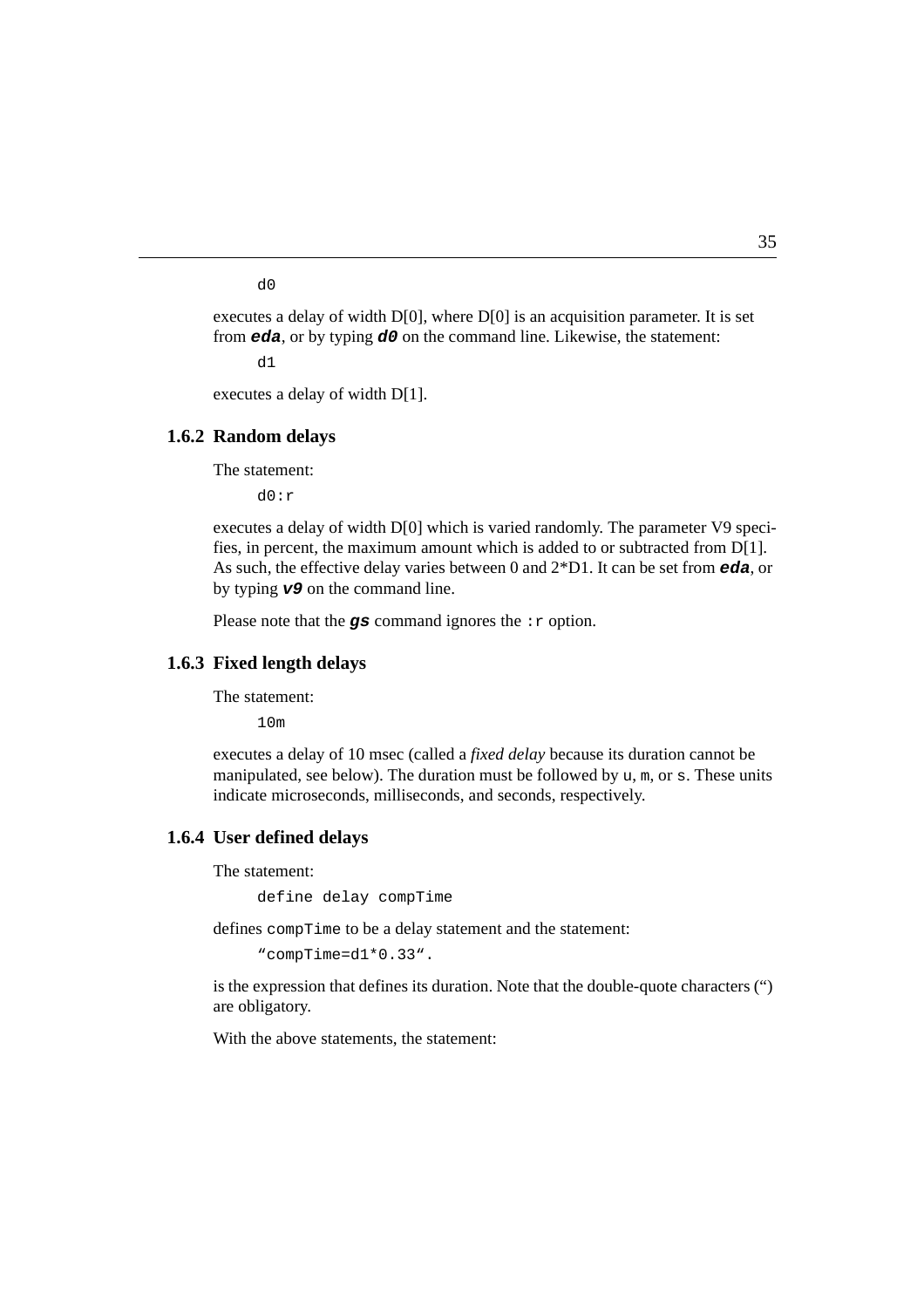```
d0
```

executes a delay of width D[0], where D[0] is an acquisition parameter. It is set from ***eda***, or by typing ***d0*** on the command line. Likewise, the statement:

```
d1
```

executes a delay of width D[1].

### 1.6.2 Random delays

The statement:

```
d0:r
```

executes a delay of width D[0] which is varied randomly. The parameter V9 specifies, in percent, the maximum amount which is added to or subtracted from D[1]. As such, the effective delay varies between 0 and 2*D1. It can be set from ***eda***, or by typing ***v9*** on the command line.

Please note that the ***gs*** command ignores the `:r` option.

### 1.6.3 Fixed length delays

The statement:

```
10m
```

executes a delay of 10 msec (called a *fixed delay* because its duration cannot be manipulated, see below). The duration must be followed by `u`, `m`, or `s`. These units indicate microseconds, milliseconds, and seconds, respectively.

### 1.6.4 User defined delays

The statement:

```
define delay compTime
```

defines `compTime` to be a delay statement and the statement:

```
“compTime=d1*0.33“.
```

is the expression that defines its duration. Note that the double-quote characters (“) are obligatory.

With the above statements, the statement: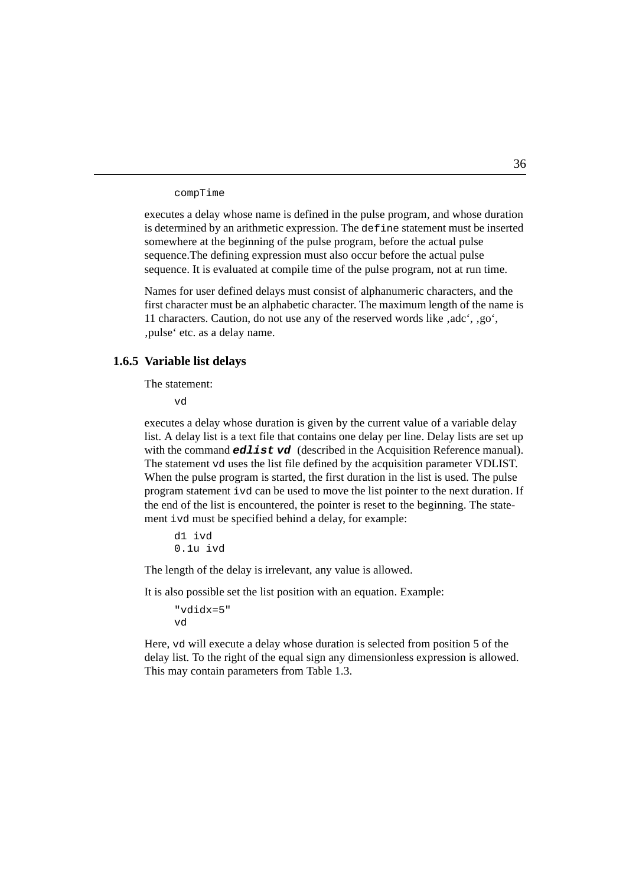```
compTime
```

executes a delay whose name is defined in the pulse program, and whose duration is determined by an arithmetic expression. The `define` statement must be inserted somewhere at the beginning of the pulse program, before the actual pulse sequence.The defining expression must also occur before the actual pulse sequence. It is evaluated at compile time of the pulse program, not at run time.

Names for user defined delays must consist of alphanumeric characters, and the first character must be an alphabetic character. The maximum length of the name is 11 characters. Caution, do not use any of the reserved words like ‚adc‘, ‚go‘, ‚pulse‘ etc. as a delay name.

### 1.6.5 Variable list delays

The statement:

```
vd
```

executes a delay whose duration is given by the current value of a variable delay list. A delay list is a text file that contains one delay per line. Delay lists are set up with the command ***`edlist vd`*** (described in the Acquisition Reference manual). The statement `vd` uses the list file defined by the acquisition parameter VDLIST. When the pulse program is started, the first duration in the list is used. The pulse program statement `ivd` can be used to move the list pointer to the next duration. If the end of the list is encountered, the pointer is reset to the beginning. The statement `ivd` must be specified behind a delay, for example:

```
d1 ivd
0.1u ivd
```

The length of the delay is irrelevant, any value is allowed.

It is also possible set the list position with an equation. Example:

```
"vdidx=5"
vd
```

Here, `vd` will execute a delay whose duration is selected from position 5 of the delay list. To the right of the equal sign any dimensionless expression is allowed. This may contain parameters from Table 1.3.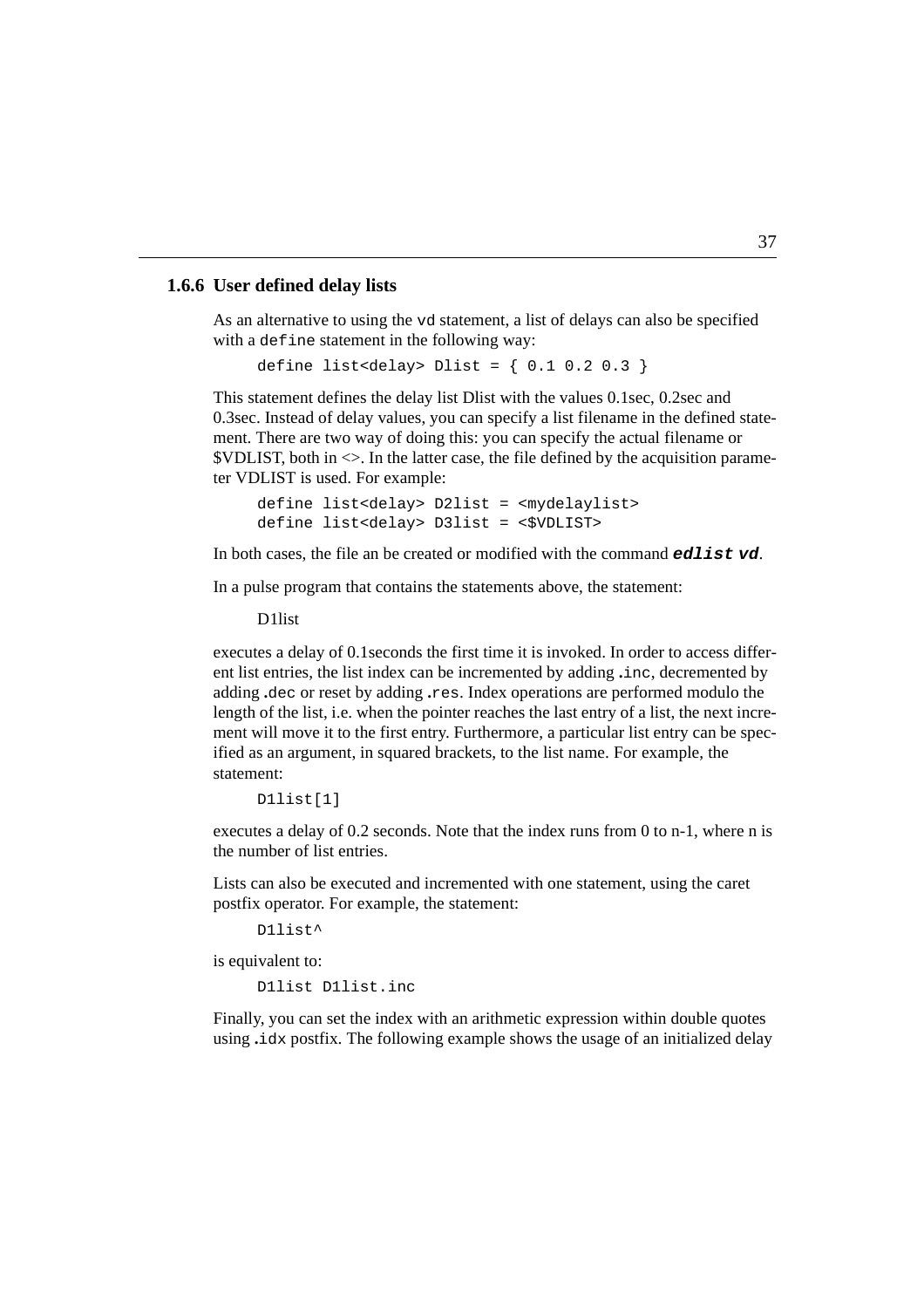### 1.6.6 User defined delay lists

As an alternative to using the `vd` statement, a list of delays can also be specified with a `define` statement in the following way:

```
define list<delay> Dlist = { 0.1 0.2 0.3 }
```

This statement defines the delay list Dlist with the values 0.1sec, 0.2sec and 0.3sec. Instead of delay values, you can specify a list filename in the defined statement. There are two way of doing this: you can specify the actual filename or $VDLIST, both in <>. In the latter case, the file defined by the acquisition parameter VDLIST is used. For example:

```
define list<delay> D2list = <mydelaylist>
define list<delay> D3list = <$VDLIST>
```

In both cases, the file an be created or modified with the command ***`edlist vd`***.

In a pulse program that contains the statements above, the statement:

D1list

executes a delay of 0.1seconds the first time it is invoked. In order to access different list entries, the list index can be incremented by adding `.inc`, decremented by adding `.dec` or reset by adding `.res`. Index operations are performed modulo the length of the list, i.e. when the pointer reaches the last entry of a list, the next increment will move it to the first entry. Furthermore, a particular list entry can be specified as an argument, in squared brackets, to the list name. For example, the statement:

```
D1list[1]
```

executes a delay of 0.2 seconds. Note that the index runs from 0 to n-1, where n is the number of list entries.

Lists can also be executed and incremented with one statement, using the caret postfix operator. For example, the statement:

```
D1list^
```

is equivalent to:

```
D1list D1list.inc
```

Finally, you can set the index with an arithmetic expression within double quotes using `.idx` postfix. The following example shows the usage of an initialized delay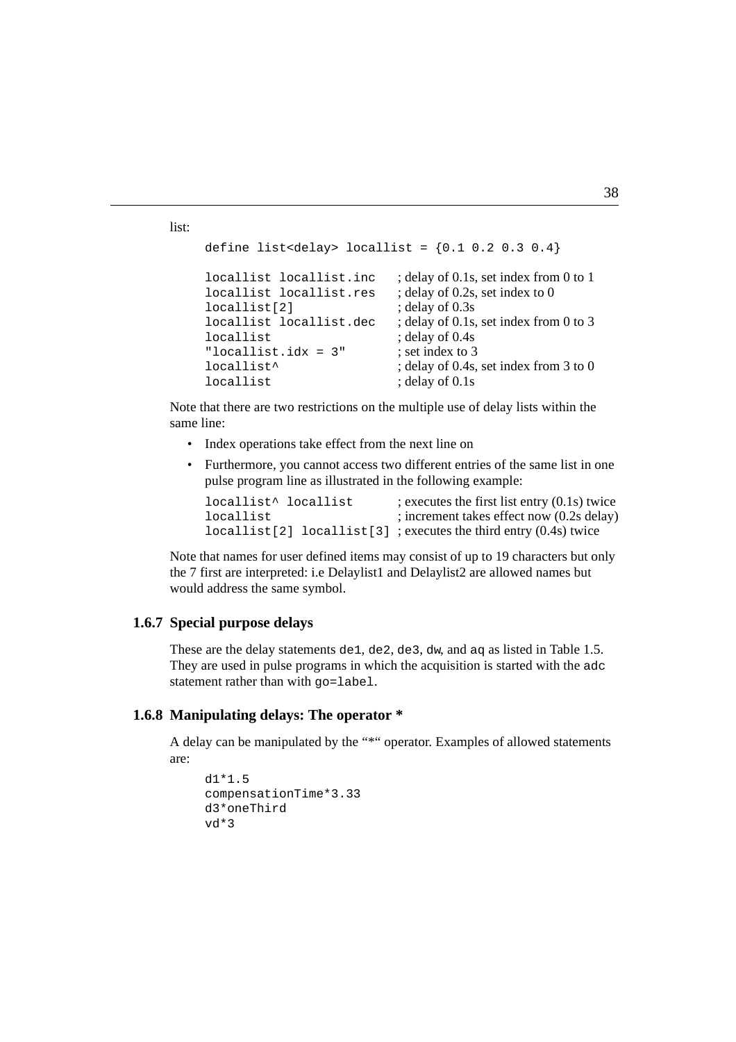list:

```
define list<delay> locallist = {0.1 0.2 0.3 0.4}

locallist locallist.inc    ; delay of 0.1s, set index from 0 to 1
locallist locallist.res    ; delay of 0.2s, set index to 0
locallist[2]               ; delay of 0.3s
locallist locallist.dec    ; delay of 0.1s, set index from 0 to 3
locallist                  ; delay of 0.4s
"locallist.idx = 3"        ; set index to 3
locallist^                 ; delay of 0.4s, set index from 3 to 0
locallist                  ; delay of 0.1s
```

Note that there are two restrictions on the multiple use of delay lists within the same line:

- Index operations take effect from the next line on
- Furthermore, you cannot access two different entries of the same list in one pulse program line as illustrated in the following example:

```
locallist^ locallist         ; executes the first list entry (0.1s) twice
locallist                    ; increment takes effect now (0.2s delay)
locallist[2] locallist[3]    ; executes the third entry (0.4s) twice
```

Note that names for user defined items may consist of up to 19 characters but only the 7 first are interpreted: i.e Delaylist1 and Delaylist2 are allowed names but would address the same symbol.

### 1.6.7 Special purpose delays

These are the delay statements `de1`, `de2`, `de3`, `dw`, and `aq` as listed in Table 1.5. They are used in pulse programs in which the acquisition is started with the `adc` statement rather than with `go=label`.

### 1.6.8 Manipulating delays: The operator *

A delay can be manipulated by the "*" operator. Examples of allowed statements are:

```
d1*1.5
compensationTime*3.33
d3*oneThird
vd*3
```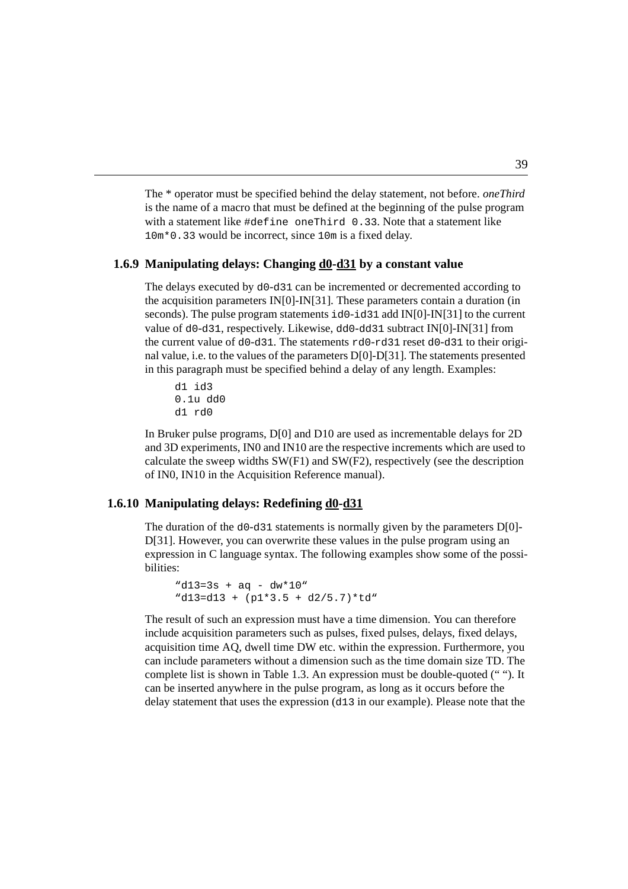The * operator must be specified behind the delay statement, not before. *oneThird* is the name of a macro that must be defined at the beginning of the pulse program with a statement like `#define oneThird 0.33`. Note that a statement like `10m*0.33` would be incorrect, since `10m` is a fixed delay.

### 1.6.9 Manipulating delays: Changing d0-d31 by a constant value

The delays executed by `d0-d31` can be incremented or decremented according to the acquisition parameters IN[0]-IN[31]. These parameters contain a duration (in seconds). The pulse program statements `id0-id31` add IN[0]-IN[31] to the current value of `d0-d31`, respectively. Likewise, `dd0-dd31` subtract IN[0]-IN[31] from the current value of `d0-d31`. The statements `rd0-rd31` reset `d0-d31` to their original value, i.e. to the values of the parameters D[0]-D[31]. The statements presented in this paragraph must be specified behind a delay of any length. Examples:

```
d1 id3
0.1u dd0
d1 rd0
```

In Bruker pulse programs, D[0] and D10 are used as incrementable delays for 2D and 3D experiments, IN0 and IN10 are the respective increments which are used to calculate the sweep widths SW(F1) and SW(F2), respectively (see the description of IN0, IN10 in the Acquisition Reference manual).

### 1.6.10 Manipulating delays: Redefining d0-d31

The duration of the `d0-d31` statements is normally given by the parameters D[0]-D[31]. However, you can overwrite these values in the pulse program using an expression in C language syntax. The following examples show some of the possibilities:

```
"d13=3s + aq - dw*10"
"d13=d13 + (p1*3.5 + d2/5.7)*td"
```

The result of such an expression must have a time dimension. You can therefore include acquisition parameters such as pulses, fixed pulses, delays, fixed delays, acquisition time AQ, dwell time DW etc. within the expression. Furthermore, you can include parameters without a dimension such as the time domain size TD. The complete list is shown in Table 1.3. An expression must be double-quoted (" "). It can be inserted anywhere in the pulse program, as long as it occurs before the delay statement that uses the expression (`d13` in our example). Please note that the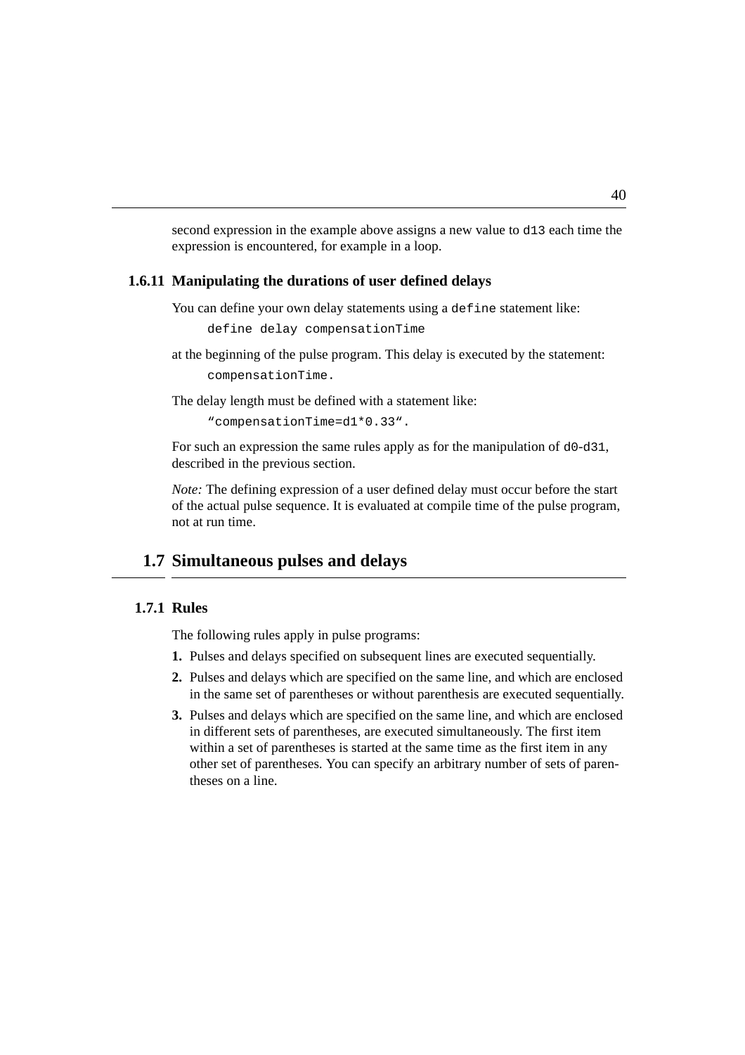second expression in the example above assigns a new value to `d13` each time the expression is encountered, for example in a loop.

### 1.6.11 Manipulating the durations of user defined delays

You can define your own delay statements using a `define` statement like:

```
define delay compensationTime
```

at the beginning of the pulse program. This delay is executed by the statement:

```
compensationTime.
```

The delay length must be defined with a statement like:

```
“compensationTime=d1*0.33”.
```

For such an expression the same rules apply as for the manipulation of `d0-d31`, described in the previous section.

*Note:* The defining expression of a user defined delay must occur before the start of the actual pulse sequence. It is evaluated at compile time of the pulse program, not at run time.

## 1.7 Simultaneous pulses and delays

### 1.7.1 Rules

The following rules apply in pulse programs:

1. Pulses and delays specified on subsequent lines are executed sequentially.
2. Pulses and delays which are specified on the same line, and which are enclosed in the same set of parentheses or without parenthesis are executed sequentially.
3. Pulses and delays which are specified on the same line, and which are enclosed in different sets of parentheses, are executed simultaneously. The first item within a set of parentheses is started at the same time as the first item in any other set of parentheses. You can specify an arbitrary number of sets of parentheses on a line.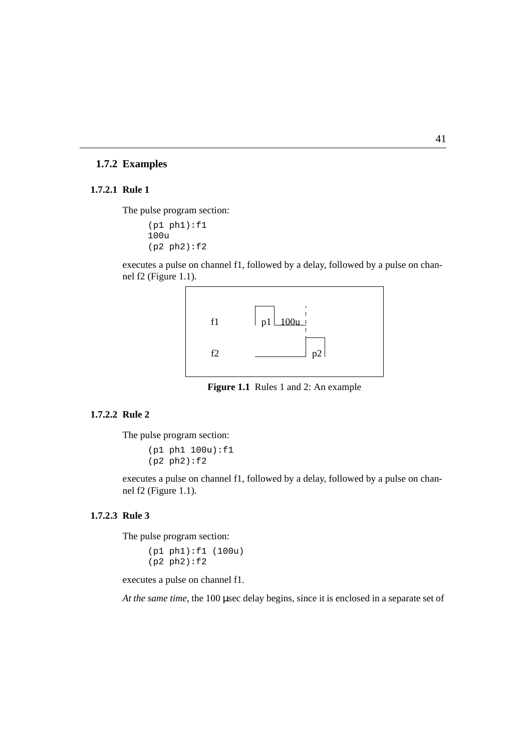### 1.7.2 Examples

#### 1.7.2.1 Rule 1

The pulse program section:

```
(p1 ph1):f1
100u
(p2 ph2):f2
```

executes a pulse on channel f1, followed by a delay, followed by a pulse on channel f2 (Figure 1.1).

**Figure 1.1** Rules 1 and 2: An example

#### 1.7.2.2 Rule 2

The pulse program section:

```
(p1 ph1 100u):f1
(p2 ph2):f2
```

executes a pulse on channel f1, followed by a delay, followed by a pulse on channel f2 (Figure 1.1).

#### 1.7.2.3 Rule 3

The pulse program section:

```
(p1 ph1):f1 (100u)
(p2 ph2):f2
```

executes a pulse on channel f1.

*At the same time*, the 100 μsec delay begins, since it is enclosed in a separate set of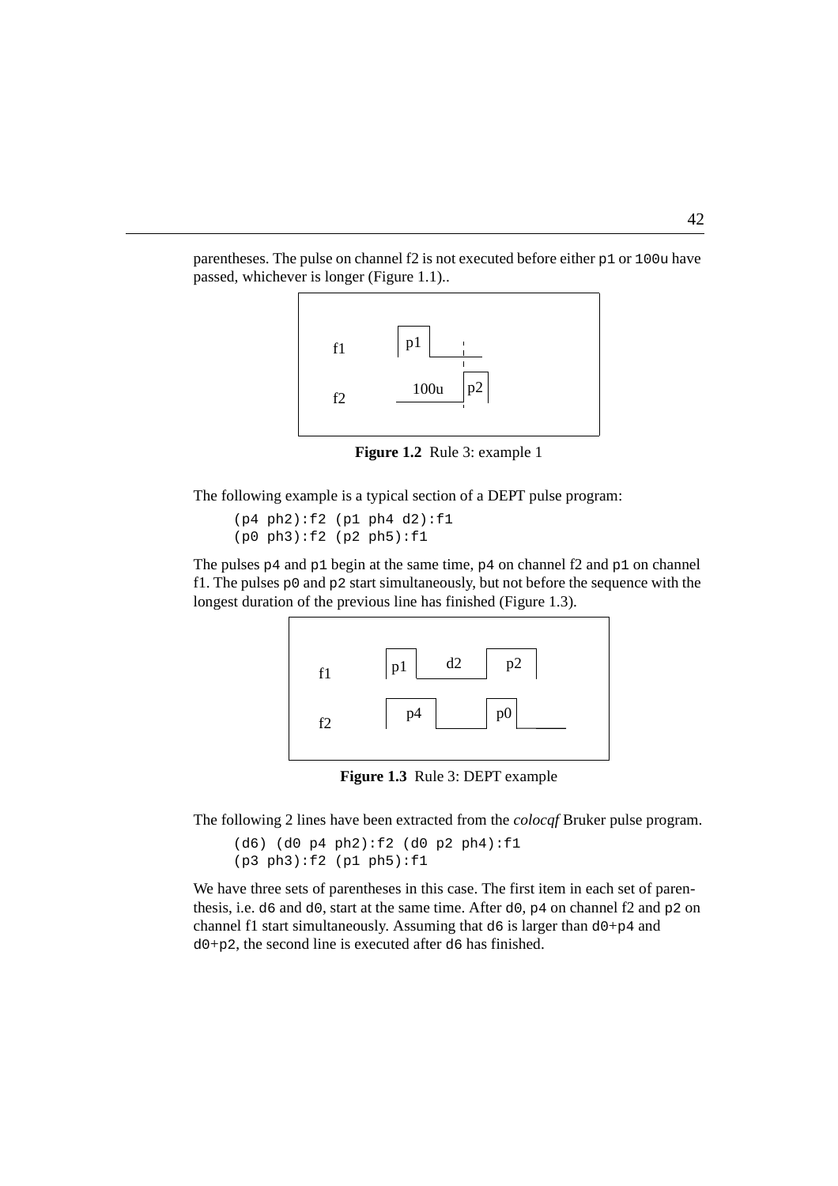parentheses. The pulse on channel f2 is not executed before either `p1` or `100u` have passed, whichever is longer (Figure 1.1)..

**Figure 1.2** Rule 3: example 1

The following example is a typical section of a DEPT pulse program:

```
(p4 ph2):f2 (p1 ph4 d2):f1
(p0 ph3):f2 (p2 ph5):f1
```

The pulses `p4` and `p1` begin at the same time, `p4` on channel f2 and `p1` on channel f1. The pulses `p0` and `p2` start simultaneously, but not before the sequence with the longest duration of the previous line has finished (Figure 1.3).

**Figure 1.3** Rule 3: DEPT example

The following 2 lines have been extracted from the *colocqf* Bruker pulse program.

```
(d6) (d0 p4 ph2):f2 (d0 p2 ph4):f1
(p3 ph3):f2 (p1 ph5):f1
```

We have three sets of parentheses in this case. The first item in each set of parenthesis, i.e. `d6` and `d0`, start at the same time. After `d0`, `p4` on channel f2 and `p2` on channel f1 start simultaneously. Assuming that `d6` is larger than `d0+p4` and `d0+p2`, the second line is executed after `d6` has finished.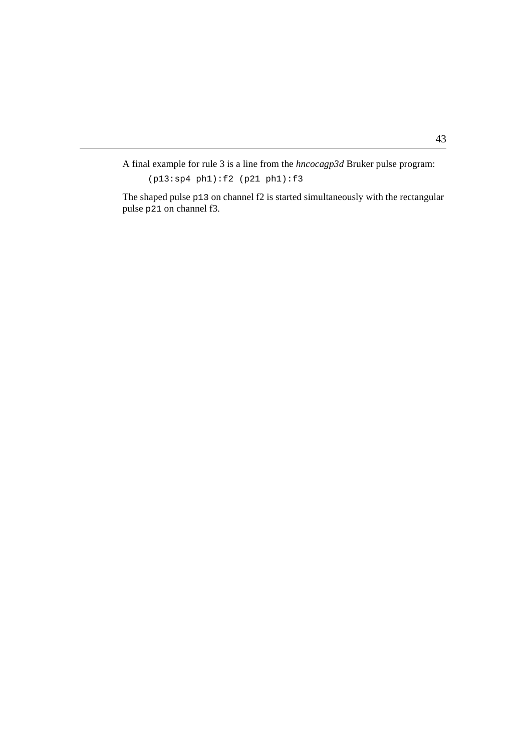A final example for rule 3 is a line from the *hncocagp3d* Bruker pulse program:

```
(p13:sp4 ph1):f2 (p21 ph1):f3
```

The shaped pulse `p13` on channel f2 is started simultaneously with the rectangular pulse `p21` on channel f3.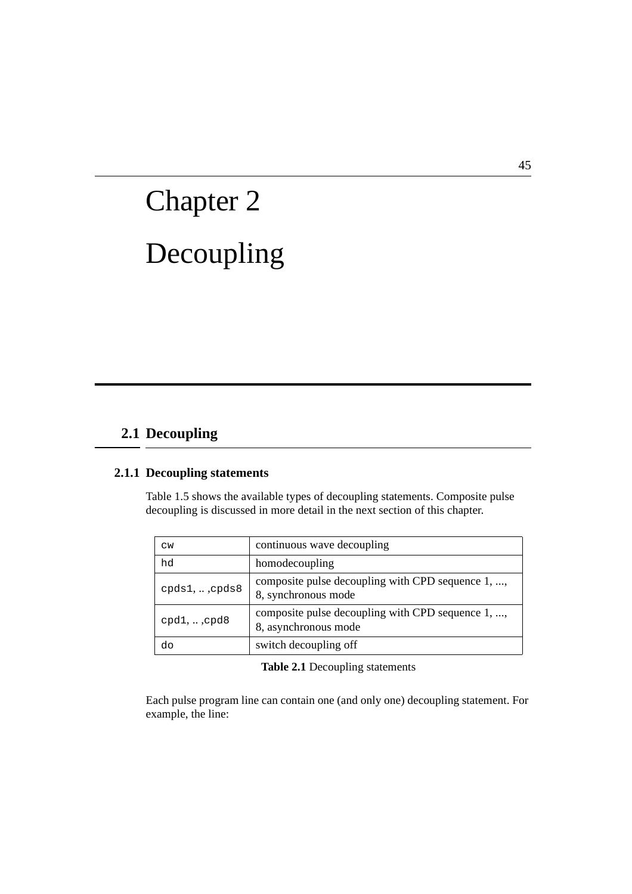# Chapter 2

# Decoupling

## 2.1 Decoupling

### 2.1.1 Decoupling statements

Table 1.5 shows the available types of decoupling statements. Composite pulse decoupling is discussed in more detail in the next section of this chapter.

| | |
|---|---|
| `cw` | continuous wave decoupling |
| `hd` | homodecoupling |
| `cpds1`, .. ,`cpds8` | composite pulse decoupling with CPD sequence 1, ..., 8, synchronous mode |
| `cpd1`, .. ,`cpd8` | composite pulse decoupling with CPD sequence 1, ..., 8, asynchronous mode |
| `do` | switch decoupling off |

**Table 2.1** Decoupling statements

Each pulse program line can contain one (and only one) decoupling statement. For example, the line: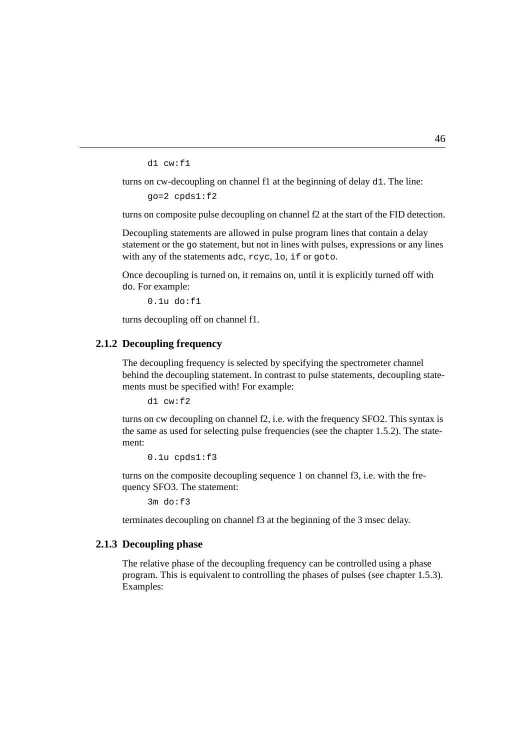```
d1 cw:f1
```

turns on cw-decoupling on channel f1 at the beginning of delay `d1`. The line:

```
go=2 cpds1:f2
```

turns on composite pulse decoupling on channel f2 at the start of the FID detection.

Decoupling statements are allowed in pulse program lines that contain a delay statement or the `go` statement, but not in lines with pulses, expressions or any lines with any of the statements `adc`, `rcyc`, `lo`, `if` or `goto`.

Once decoupling is turned on, it remains on, until it is explicitly turned off with `do`. For example:

```
0.1u do:f1
```

turns decoupling off on channel f1.

### 2.1.2 Decoupling frequency

The decoupling frequency is selected by specifying the spectrometer channel behind the decoupling statement. In contrast to pulse statements, decoupling statements must be specified with! For example:

```
d1 cw:f2
```

turns on cw decoupling on channel f2, i.e. with the frequency SFO2. This syntax is the same as used for selecting pulse frequencies (see the chapter 1.5.2). The statement:

```
0.1u cpds1:f3
```

turns on the composite decoupling sequence 1 on channel f3, i.e. with the frequency SFO3. The statement:

```
3m do:f3
```

terminates decoupling on channel f3 at the beginning of the 3 msec delay.

### 2.1.3 Decoupling phase

The relative phase of the decoupling frequency can be controlled using a phase program. This is equivalent to controlling the phases of pulses (see chapter 1.5.3). Examples: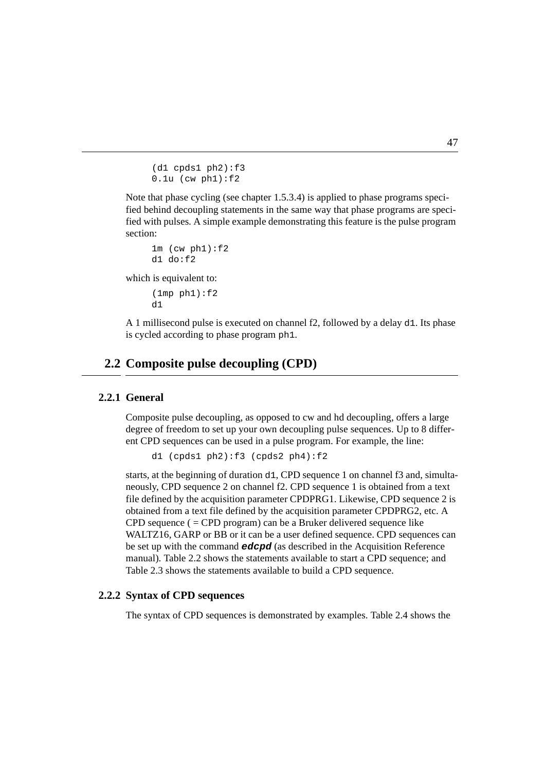```
(d1 cpds1 ph2):f3
0.1u (cw ph1):f2
```

Note that phase cycling (see chapter 1.5.3.4) is applied to phase programs specified behind decoupling statements in the same way that phase programs are specified with pulses. A simple example demonstrating this feature is the pulse program section:

```
1m (cw ph1):f2
d1 do:f2
```

which is equivalent to:

```
(1mp ph1):f2
d1
```

A 1 millisecond pulse is executed on channel f2, followed by a delay `d1`. Its phase is cycled according to phase program `ph1`.

## 2.2 Composite pulse decoupling (CPD)

### 2.2.1 General

Composite pulse decoupling, as opposed to cw and hd decoupling, offers a large degree of freedom to set up your own decoupling pulse sequences. Up to 8 different CPD sequences can be used in a pulse program. For example, the line:

```
d1 (cpds1 ph2):f3 (cpds2 ph4):f2
```

starts, at the beginning of duration `d1`, CPD sequence 1 on channel f3 and, simultaneously, CPD sequence 2 on channel f2. CPD sequence 1 is obtained from a text file defined by the acquisition parameter CPDPRG1. Likewise, CPD sequence 2 is obtained from a text file defined by the acquisition parameter CPDPRG2, etc. A CPD sequence ( = CPD program) can be a Bruker delivered sequence like WALTZ16, GARP or BB or it can be a user defined sequence. CPD sequences can be set up with the command ***edcpd*** (as described in the Acquisition Reference manual). Table 2.2 shows the statements available to start a CPD sequence; and Table 2.3 shows the statements available to build a CPD sequence.

### 2.2.2 Syntax of CPD sequences

The syntax of CPD sequences is demonstrated by examples. Table 2.4 shows the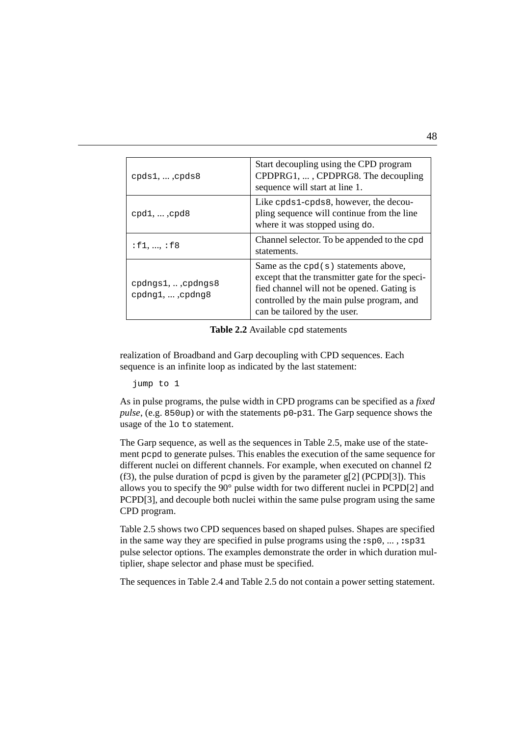| | |
|---|---|
| cpds1, ... ,cpds8 | Start decoupling using the CPD program CPDPRG1, ... , CPDPRG8. The decoupling sequence will start at line 1. |
| cpd1, ... ,cpd8 | Like cpds1-cpds8, however, the decoupling sequence will continue from the line where it was stopped using do. |
| :f1, ..., :f8 | Channel selector. To be appended to the cpd statements. |
| cpdngs1, .. ,cpdngs8<br>cpdng1, ... ,cpdng8 | Same as the cpd(s) statements above, except that the transmitter gate for the specified channel will not be opened. Gating is controlled by the main pulse program, and can be tailored by the user. |

**Table 2.2** Available cpd statements

realization of Broadband and Garp decoupling with CPD sequences. Each sequence is an infinite loop as indicated by the last statement:

```
jump to 1
```

As in pulse programs, the pulse width in CPD programs can be specified as a *fixed pulse*, (e.g. 850up) or with the statements p0-p31. The Garp sequence shows the usage of the lo to statement.

The Garp sequence, as well as the sequences in Table 2.5, make use of the statement pcpd to generate pulses. This enables the execution of the same sequence for different nuclei on different channels. For example, when executed on channel f2 (f3), the pulse duration of pcpd is given by the parameter g[2] (PCPD[3]). This allows you to specify the 90° pulse width for two different nuclei in PCPD[2] and PCPD[3], and decouple both nuclei within the same pulse program using the same CPD program.

Table 2.5 shows two CPD sequences based on shaped pulses. Shapes are specified in the same way they are specified in pulse programs using the :sp0, ... , :sp31 pulse selector options. The examples demonstrate the order in which duration multiplier, shape selector and phase must be specified.

The sequences in Table 2.4 and Table 2.5 do not contain a power setting statement.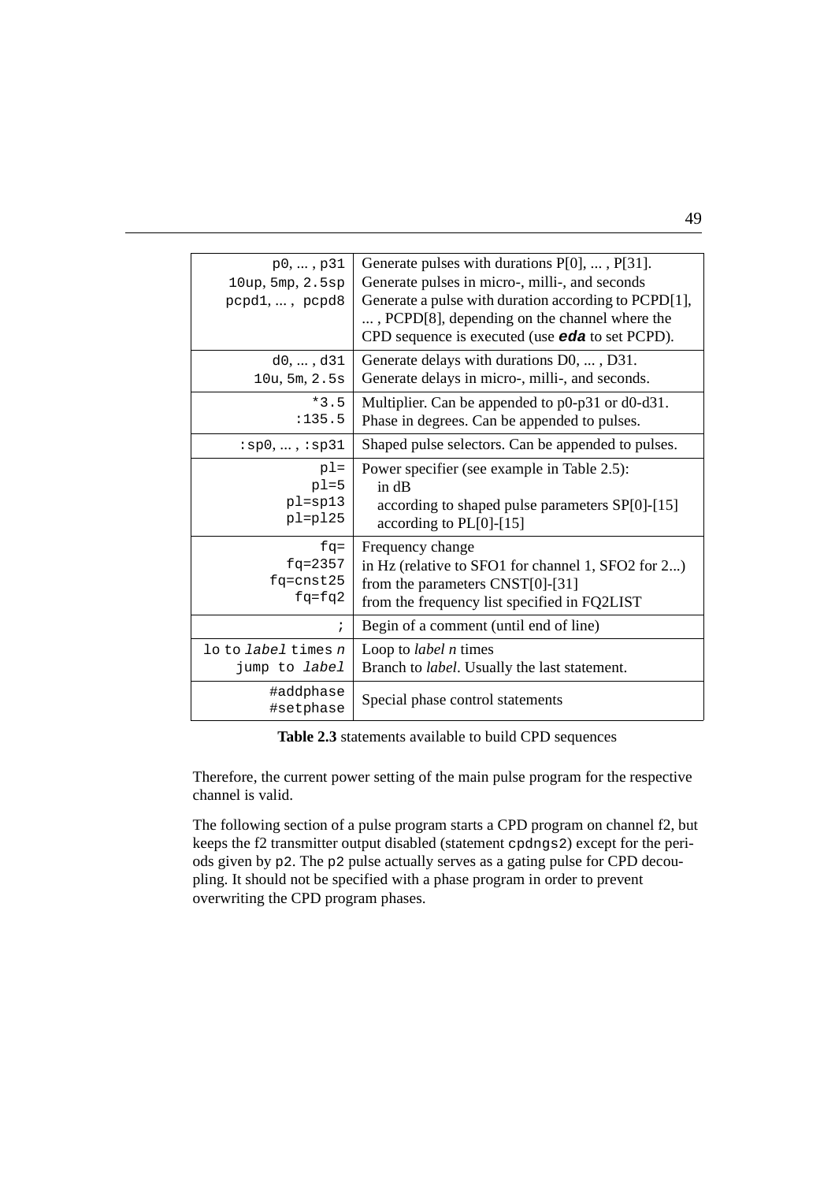| | |
|---|---|
| `p0`, ... , `p31`<br>`10up`, `5mp`, `2.5sp`<br>`pcpd1`, ... , `pcpd8` | Generate pulses with durations P[0], ... , P[31].<br>Generate pulses in micro-, milli-, and seconds<br>Generate a pulse with duration according to PCPD[1], ... , PCPD[8], depending on the channel where the CPD sequence is executed (use ***eda*** to set PCPD). |
| `d0`, ... , `d31`<br>`10u`, `5m`, `2.5s` | Generate delays with durations D0, ... , D31.<br>Generate delays in micro-, milli-, and seconds. |
| `*3.5`<br>`:135.5` | Multiplier. Can be appended to p0-p31 or d0-d31.<br>Phase in degrees. Can be appended to pulses. |
| `:sp0`, ... , `:sp31` | Shaped pulse selectors. Can be appended to pulses. |
| `pl=`<br>`pl=5`<br>`pl=sp13`<br>`pl=pl25` | Power specifier (see example in Table 2.5):<br>in dB<br>according to shaped pulse parameters SP[0]-[15]<br>according to PL[0]-[15] |
| `fq=`<br>`fq=2357`<br>`fq=cnst25`<br>`fq=fq2` | Frequency change<br>in Hz (relative to SFO1 for channel 1, SFO2 for 2...)<br>from the parameters CNST[0]-[31]<br>from the frequency list specified in FQ2LIST |
| `;` | Begin of a comment (until end of line) |
| `lo` to *`label`* `times` *`n`*<br>`jump to` *`label`* | Loop to *label n* times<br>Branch to *label*. Usually the last statement. |
| `#addphase`<br>`#setphase` | Special phase control statements |

**Table 2.3** statements available to build CPD sequences

Therefore, the current power setting of the main pulse program for the respective channel is valid.

The following section of a pulse program starts a CPD program on channel f2, but keeps the f2 transmitter output disabled (statement `cpdngs2`) except for the periods given by `p2`. The `p2` pulse actually serves as a gating pulse for CPD decoupling. It should not be specified with a phase program in order to prevent overwriting the CPD program phases.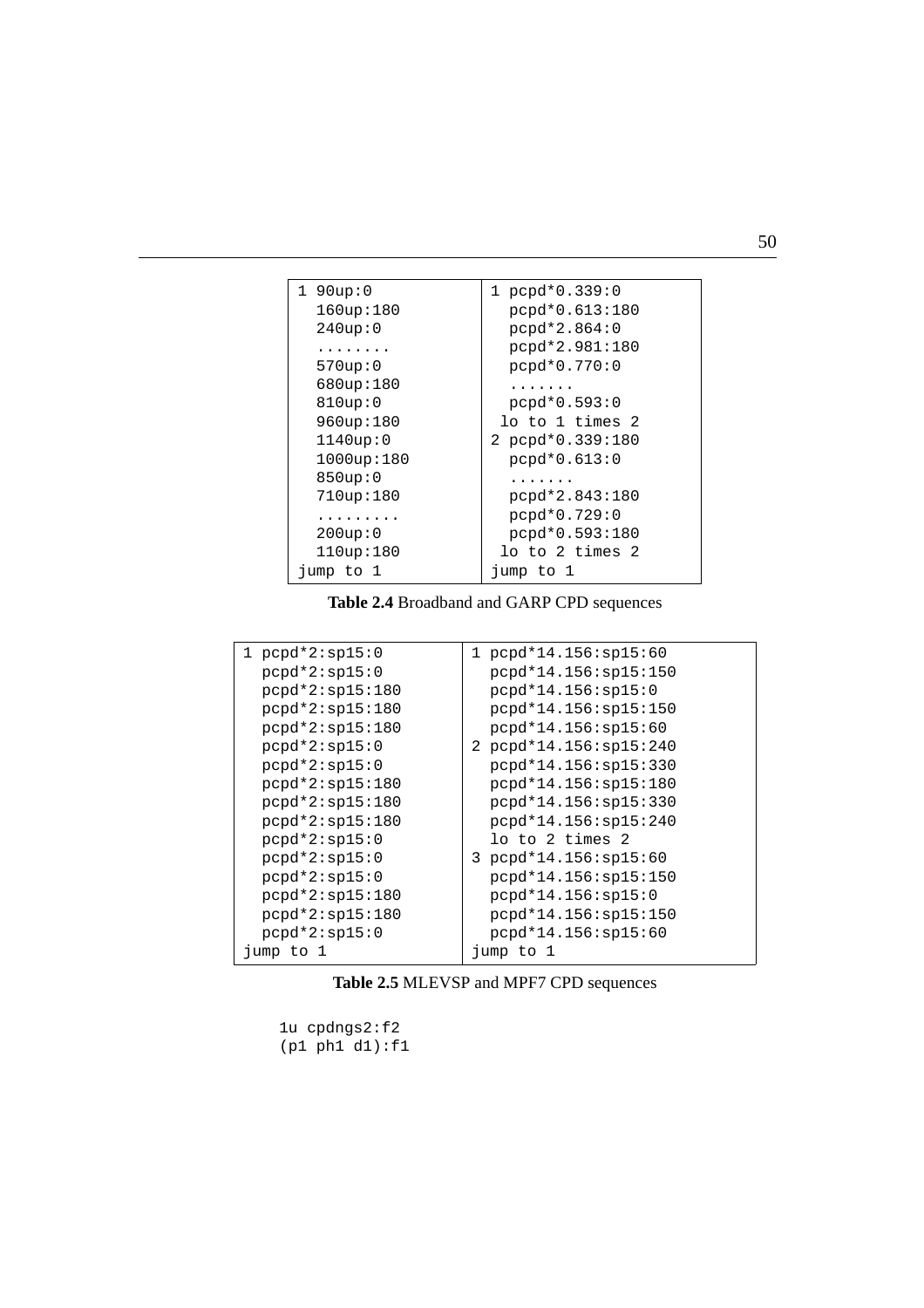| 1 90up:0<br>  160up:180<br>  240up:0<br>  ........<br>  570up:0<br>  680up:180<br>  810up:0<br>  960up:180<br>  1140up:0<br>  1000up:180<br>  850up:0<br>  710up:180<br>  .........<br>  200up:0<br>  110up:180<br>jump to 1 | 1 pcpd*0.339:0<br>  pcpd*0.613:180<br>  pcpd*2.864:0<br>  pcpd*2.981:180<br>  pcpd*0.770:0<br>  .......<br>  pcpd*0.593:0<br> lo to 1 times 2<br>2 pcpd*0.339:180<br>  pcpd*0.613:0<br>  .......<br>  pcpd*2.843:180<br>  pcpd*0.729:0<br>  pcpd*0.593:180<br> lo to 2 times 2<br>jump to 1 |
|---|---|

**Table 2.4** Broadband and GARP CPD sequences

| 1 pcpd*2:sp15:0<br>  pcpd*2:sp15:0<br>  pcpd*2:sp15:180<br>  pcpd*2:sp15:180<br>  pcpd*2:sp15:180<br>  pcpd*2:sp15:0<br>  pcpd*2:sp15:0<br>  pcpd*2:sp15:180<br>  pcpd*2:sp15:180<br>  pcpd*2:sp15:180<br>  pcpd*2:sp15:0<br>  pcpd*2:sp15:0<br>  pcpd*2:sp15:0<br>  pcpd*2:sp15:180<br>  pcpd*2:sp15:180<br>  pcpd*2:sp15:0<br>jump to 1 | 1 pcpd*14.156:sp15:60<br>  pcpd*14.156:sp15:150<br>  pcpd*14.156:sp15:0<br>  pcpd*14.156:sp15:150<br>  pcpd*14.156:sp15:60<br>2 pcpd*14.156:sp15:240<br>  pcpd*14.156:sp15:330<br>  pcpd*14.156:sp15:180<br>  pcpd*14.156:sp15:330<br>  pcpd*14.156:sp15:240<br>  lo to 2 times 2<br>3 pcpd*14.156:sp15:60<br>  pcpd*14.156:sp15:150<br>  pcpd*14.156:sp15:0<br>  pcpd*14.156:sp15:150<br>  pcpd*14.156:sp15:60<br>jump to 1 |
|---|---|

**Table 2.5** MLEVSP and MPF7 CPD sequences

```
1u cpdngs2:f2
(p1 ph1 d1):f1
```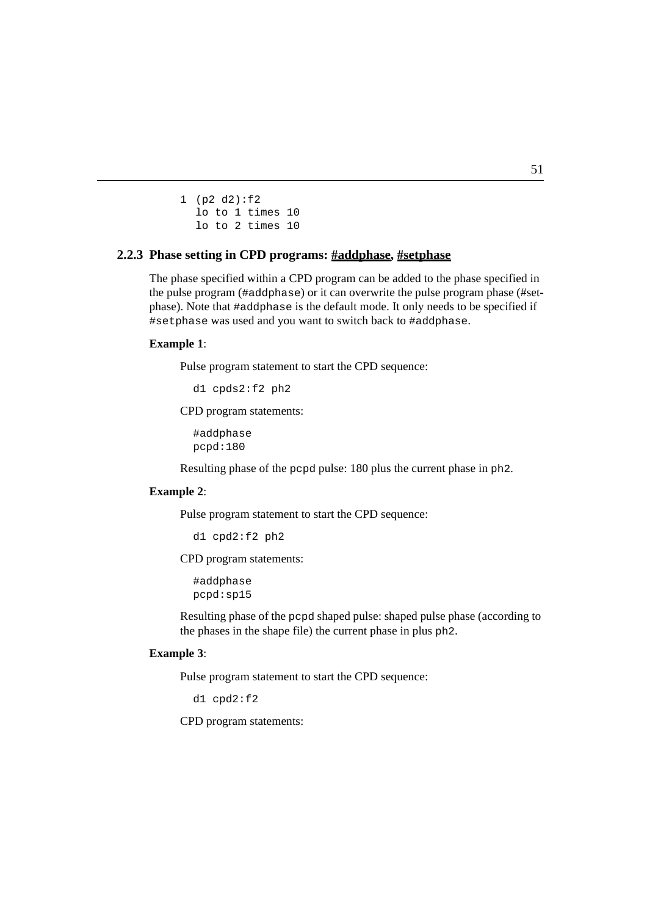```
1 (p2 d2):f2
  lo to 1 times 10
  lo to 2 times 10
```

### 2.2.3 Phase setting in CPD programs: #addphase, #setphase

The phase specified within a CPD program can be added to the phase specified in the pulse program (`#addphase`) or it can overwrite the pulse program phase (#setphase). Note that `#addphase` is the default mode. It only needs to be specified if `#setphase` was used and you want to switch back to `#addphase`.

**Example 1**:

Pulse program statement to start the CPD sequence:

```
d1 cpds2:f2 ph2
```

CPD program statements:

```
#addphase
pcpd:180
```

Resulting phase of the `pcpd` pulse: 180 plus the current phase in `ph2`.

**Example 2**:

Pulse program statement to start the CPD sequence:

```
d1 cpd2:f2 ph2
```

CPD program statements:

```
#addphase
pcpd:sp15
```

Resulting phase of the `pcpd` shaped pulse: shaped pulse phase (according to the phases in the shape file) the current phase in plus `ph2`.

**Example 3**:

Pulse program statement to start the CPD sequence:

```
d1 cpd2:f2
```

CPD program statements: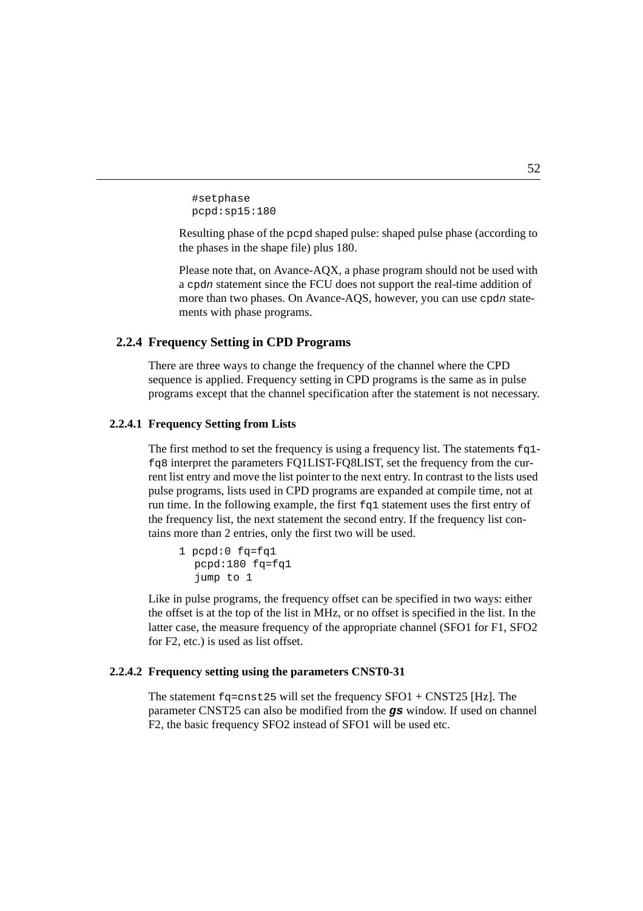```
#setphase
pcpd:sp15:180
```

Resulting phase of the pcpd shaped pulse: shaped pulse phase (according to the phases in the shape file) plus 180.

Please note that, on Avance-AQX, a phase program should not be used with a cpd*n* statement since the FCU does not support the real-time addition of more than two phases. On Avance-AQS, however, you can use cpd*n* statements with phase programs.

### 2.2.4 Frequency Setting in CPD Programs

There are three ways to change the frequency of the channel where the CPD sequence is applied. Frequency setting in CPD programs is the same as in pulse programs except that the channel specification after the statement is not necessary.

#### 2.2.4.1 Frequency Setting from Lists

The first method to set the frequency is using a frequency list. The statements fq1-fq8 interpret the parameters FQ1LIST-FQ8LIST, set the frequency from the current list entry and move the list pointer to the next entry. In contrast to the lists used pulse programs, lists used in CPD programs are expanded at compile time, not at run time. In the following example, the first fq1 statement uses the first entry of the frequency list, the next statement the second entry. If the frequency list contains more than 2 entries, only the first two will be used.

```
1 pcpd:0 fq=fq1
  pcpd:180 fq=fq1
  jump to 1
```

Like in pulse programs, the frequency offset can be specified in two ways: either the offset is at the top of the list in MHz, or no offset is specified in the list. In the latter case, the measure frequency of the appropriate channel (SFO1 for F1, SFO2 for F2, etc.) is used as list offset.

#### 2.2.4.2 Frequency setting using the parameters CNST0-31

The statement fq=cnst25 will set the frequency SFO1 + CNST25 [Hz]. The parameter CNST25 can also be modified from the ***gs*** window. If used on channel F2, the basic frequency SFO2 instead of SFO1 will be used etc.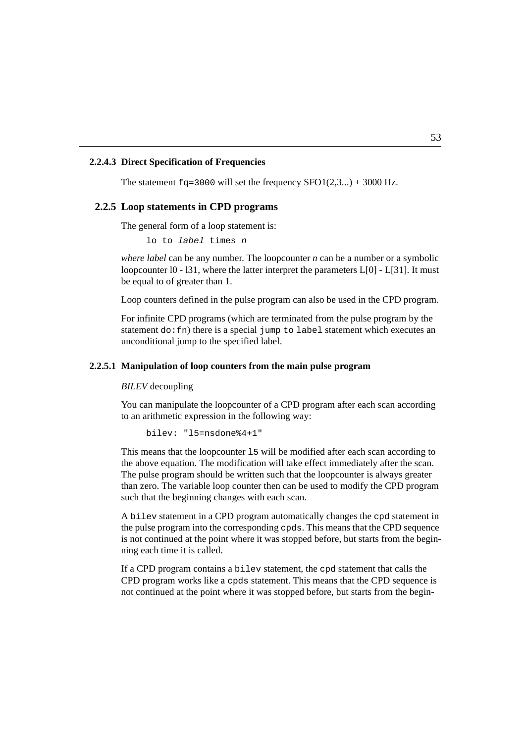#### 2.2.4.3 Direct Specification of Frequencies

The statement `fq=3000` will set the frequency SFO1(2,3...) + 3000 Hz.

### 2.2.5 Loop statements in CPD programs

The general form of a loop statement is:

```
lo to label times n
```

*where label* can be any number. The loopcounter *n* can be a number or a symbolic loopcounter l0 - l31, where the latter interpret the parameters L[0] - L[31]. It must be equal to of greater than 1.

Loop counters defined in the pulse program can also be used in the CPD program.

For infinite CPD programs (which are terminated from the pulse program by the statement `do:fn`) there is a special `jump to label` statement which executes an unconditional jump to the specified label.

#### 2.2.5.1 Manipulation of loop counters from the main pulse program

*BILEV* decoupling

You can manipulate the loopcounter of a CPD program after each scan according to an arithmetic expression in the following way:

```
bilev: "l5=nsdone%4+1"
```

This means that the loopcounter `l5` will be modified after each scan according to the above equation. The modification will take effect immediately after the scan. The pulse program should be written such that the loopcounter is always greater than zero. The variable loop counter then can be used to modify the CPD program such that the beginning changes with each scan.

A `bilev` statement in a CPD program automatically changes the `cpd` statement in the pulse program into the corresponding `cpds`. This means that the CPD sequence is not continued at the point where it was stopped before, but starts from the beginning each time it is called.

If a CPD program contains a `bilev` statement, the `cpd` statement that calls the CPD program works like a `cpds` statement. This means that the CPD sequence is not continued at the point where it was stopped before, but starts from the begin-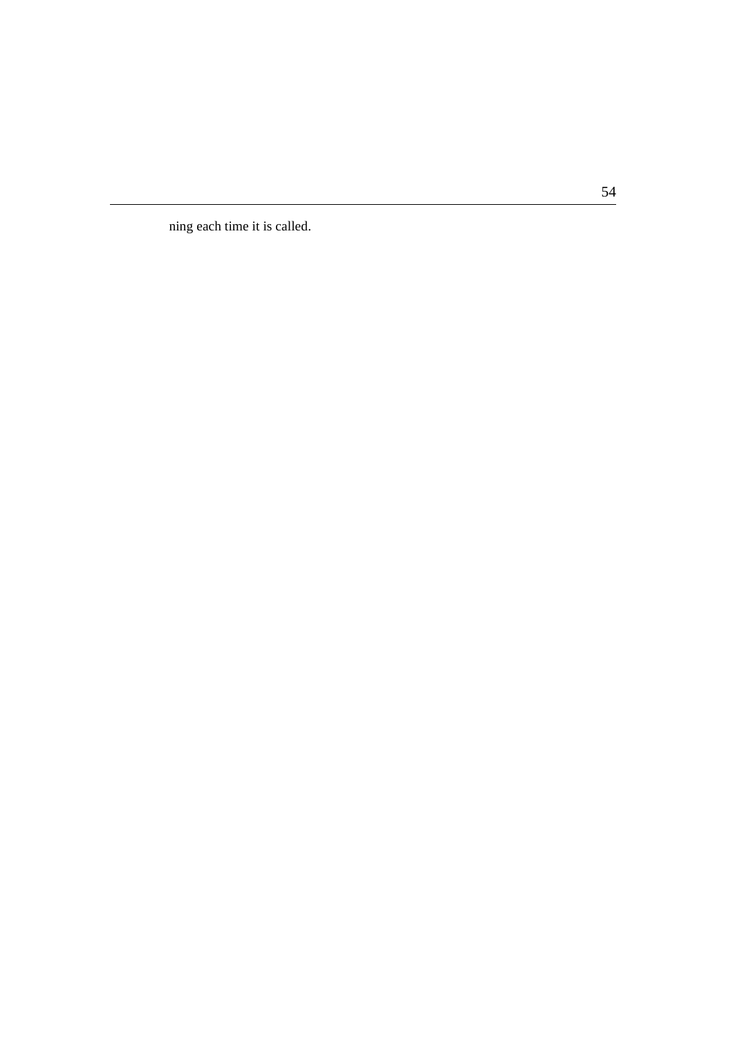ning each time it is called.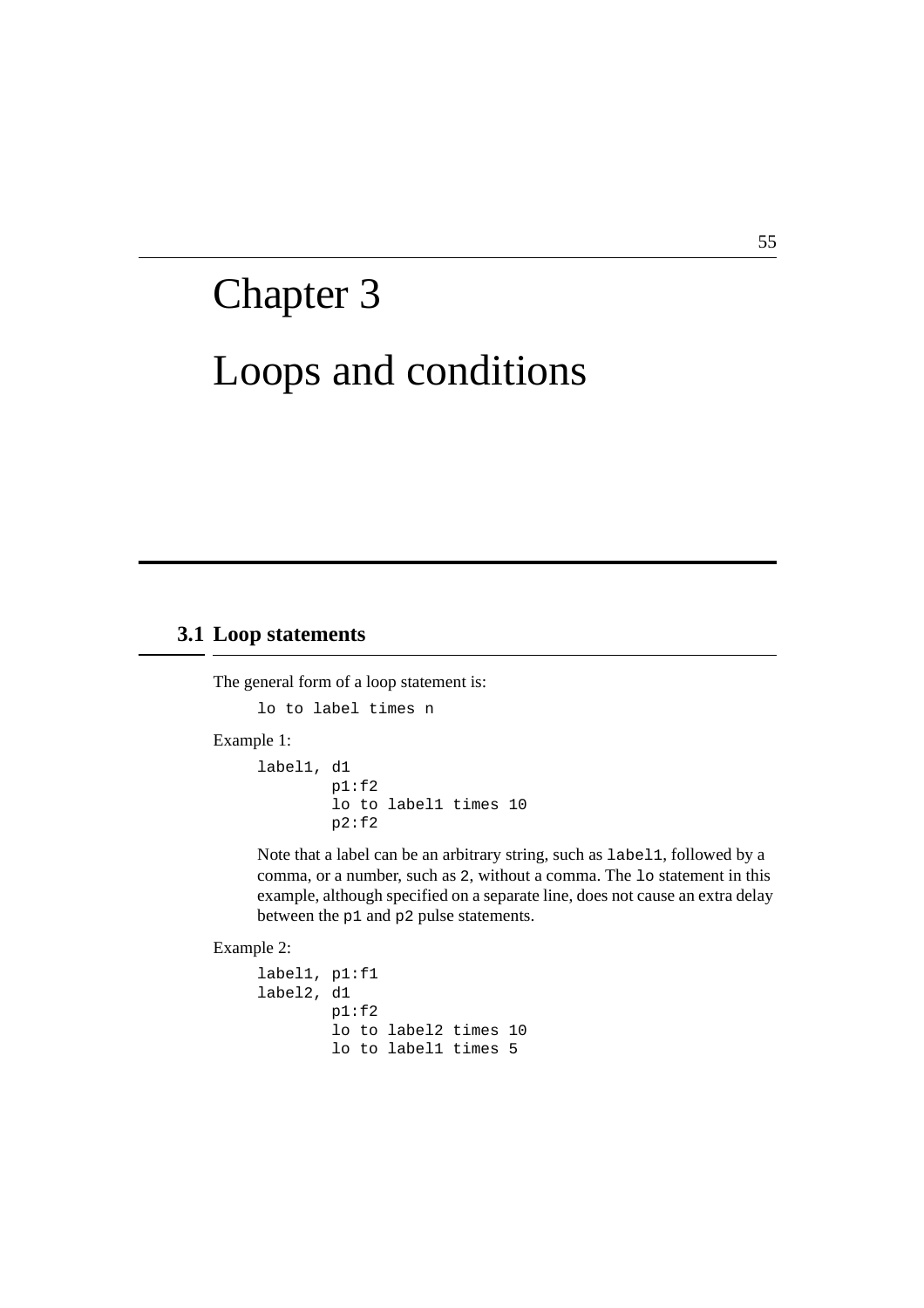# Chapter 3

# Loops and conditions

## 3.1 Loop statements

The general form of a loop statement is:

```
lo to label times n
```

Example 1:

```
label1, d1
        p1:f2
        lo to label1 times 10
        p2:f2
```

Note that a label can be an arbitrary string, such as `label1`, followed by a comma, or a number, such as `2`, without a comma. The `lo` statement in this example, although specified on a separate line, does not cause an extra delay between the `p1` and `p2` pulse statements.

Example 2:

```
label1, p1:f1
label2, d1
        p1:f2
        lo to label2 times 10
        lo to label1 times 5
```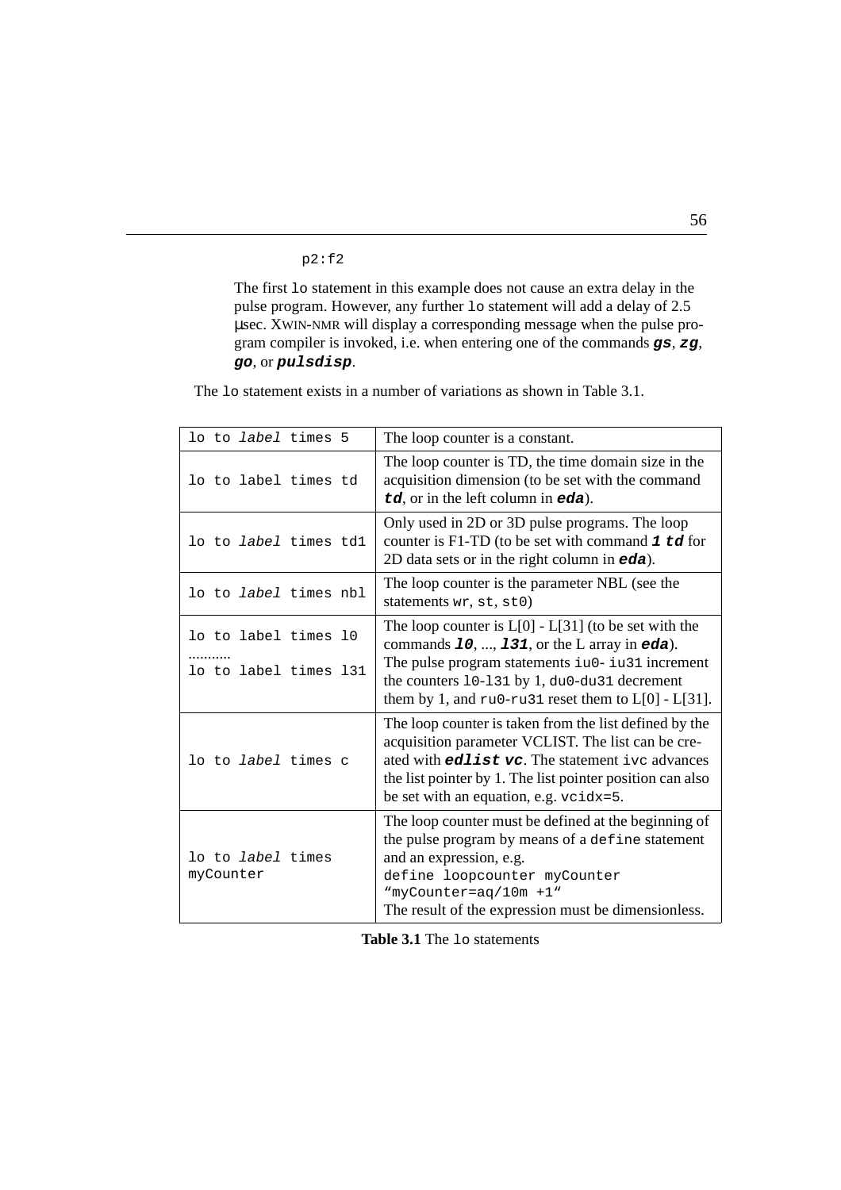```
p2:f2
```

The first `lo` statement in this example does not cause an extra delay in the pulse program. However, any further `lo` statement will add a delay of 2.5 µsec. XWIN-NMR will display a corresponding message when the pulse program compiler is invoked, i.e. when entering one of the commands ***gs***, ***zg***, ***go***, or ***pulsdisp***.

The `lo` statement exists in a number of variations as shown in Table 3.1.

| Statement | Description |
|---|---|
| `lo to` *label* `times 5` | The loop counter is a constant. |
| `lo to label times td` | The loop counter is TD, the time domain size in the acquisition dimension (to be set with the command ***td***, or in the left column in ***eda***). |
| `lo to` *label* `times td1` | Only used in 2D or 3D pulse programs. The loop counter is F1-TD (to be set with command ***1 td*** for 2D data sets or in the right column in ***eda***). |
| `lo to` *label* `times nbl` | The loop counter is the parameter NBL (see the statements `wr`, `st`, `st0`) |
| `lo to label times l0` <br> .......... <br> `lo to label times l31` | The loop counter is L[0] - L[31] (to be set with the commands ***l0***, ..., ***l31***, or the L array in ***eda***). The pulse program statements `iu0`- `iu31` increment the counters `l0`-`l31` by 1, `du0`-`du31` decrement them by 1, and `ru0`-`ru31` reset them to L[0] - L[31]. |
| `lo to` *label* `times c` | The loop counter is taken from the list defined by the acquisition parameter VCLIST. The list can be created with ***edlist vc***. The statement `ivc` advances the list pointer by 1. The list pointer position can also be set with an equation, e.g. `vcidx=5`. |
| `lo to` *label* `times myCounter` | The loop counter must be defined at the beginning of the pulse program by means of a `define` statement and an expression, e.g. <br> `define loopcounter myCounter` <br> `“myCounter=aq/10m +1“` <br> The result of the expression must be dimensionless. |

**Table 3.1** The `lo` statements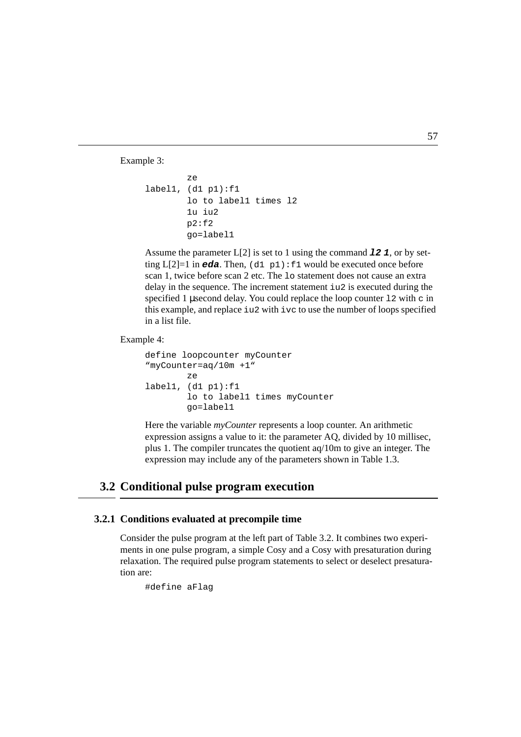Example 3:

```
        ze
label1, (d1 p1):f1
        lo to label1 times l2
        1u iu2
        p2:f2
        go=label1
```

Assume the parameter L[2] is set to 1 using the command ***l2 1***, or by setting L[2]=1 in ***eda***. Then, `(d1 p1):f1` would be executed once before scan 1, twice before scan 2 etc. The `lo` statement does not cause an extra delay in the sequence. The increment statement `iu2` is executed during the specified 1 µsecond delay. You could replace the loop counter `l2` with `c` in this example, and replace `iu2` with `ivc` to use the number of loops specified in a list file.

Example 4:

```
define loopcounter myCounter
"myCounter=aq/10m +1"
        ze
label1, (d1 p1):f1
        lo to label1 times myCounter
        go=label1
```

Here the variable *myCounter* represents a loop counter. An arithmetic expression assigns a value to it: the parameter AQ, divided by 10 millisec, plus 1. The compiler truncates the quotient aq/10m to give an integer. The expression may include any of the parameters shown in Table 1.3.

## 3.2 Conditional pulse program execution

### 3.2.1 Conditions evaluated at precompile time

Consider the pulse program at the left part of Table 3.2. It combines two experiments in one pulse program, a simple Cosy and a Cosy with presaturation during relaxation. The required pulse program statements to select or deselect presaturation are:

```
#define aFlag
```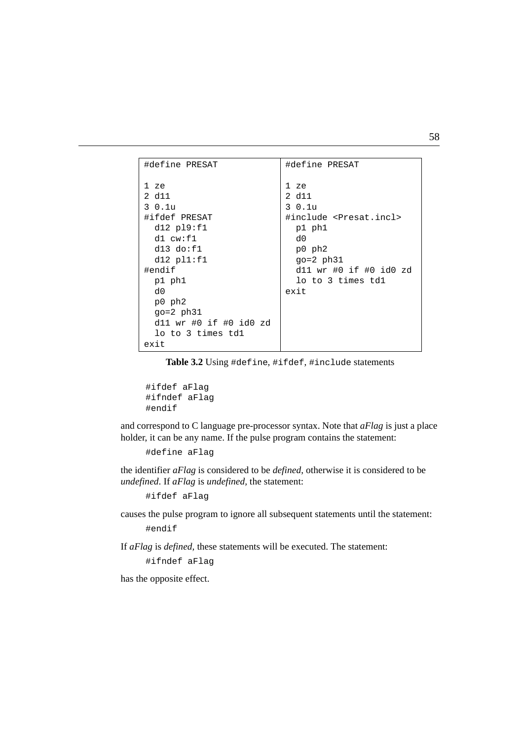| #define PRESAT | #define PRESAT |
| --- | --- |
| <pre>1 ze<br>2 d11<br>3 0.1u<br>#ifdef PRESAT<br>  d12 pl9:f1<br>  d1 cw:f1<br>  d13 do:f1<br>  d12 pl1:f1<br>#endif<br>  p1 ph1<br>  d0<br>  p0 ph2<br>  go=2 ph31<br>  d11 wr #0 if #0 id0 zd<br>  lo to 3 times td1<br>exit</pre> | <pre>1 ze<br>2 d11<br>3 0.1u<br>#include <Presat.incl><br>  p1 ph1<br>  d0<br>  p0 ph2<br>  go=2 ph31<br>  d11 wr #0 if #0 id0 zd<br>  lo to 3 times td1<br>exit</pre> |

**Table 3.2** Using `#define`, `#ifdef`, `#include` statements

```
#ifdef aFlag
#ifndef aFlag
#endif
```

and correspond to C language pre-processor syntax. Note that *aFlag* is just a place holder, it can be any name. If the pulse program contains the statement:

```
#define aFlag
```

the identifier *aFlag* is considered to be *defined*, otherwise it is considered to be *undefined*. If *aFlag* is *undefined*, the statement:

```
#ifdef aFlag
```

causes the pulse program to ignore all subsequent statements until the statement:

```
#endif
```

If *aFlag* is *defined*, these statements will be executed. The statement:

```
#ifndef aFlag
```

has the opposite effect.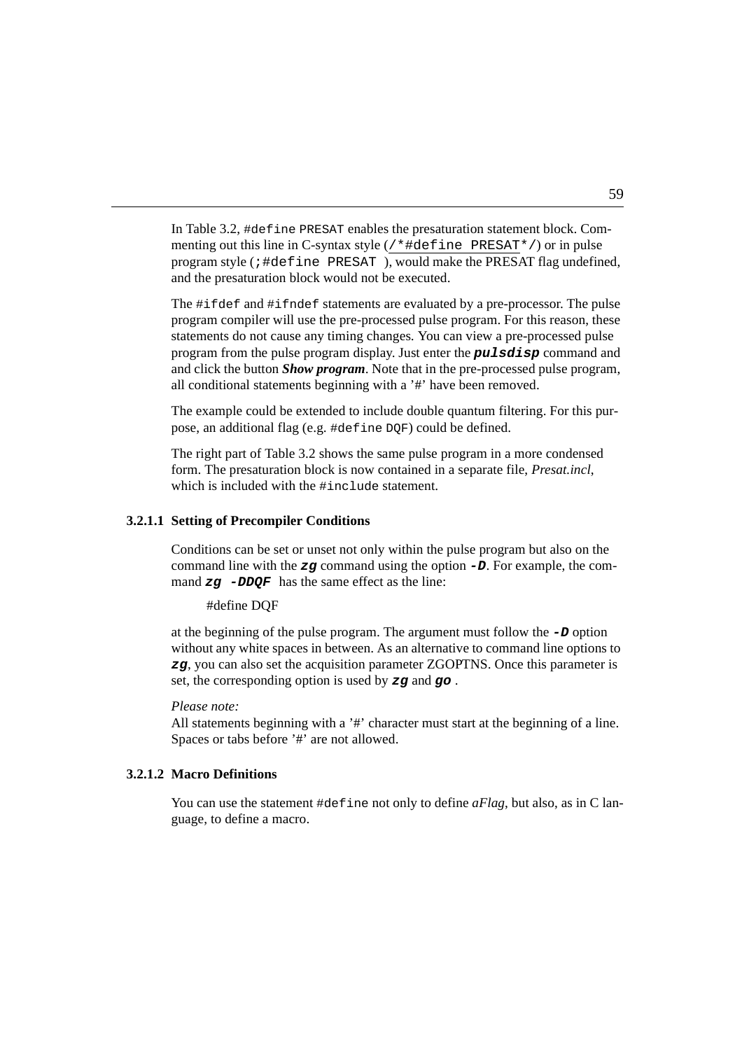In Table 3.2, `#define PRESAT` enables the presaturation statement block. Commenting out this line in C-syntax style (`/*#define PRESAT*/`) or in pulse program style (`;#define PRESAT` ), would make the PRESAT flag undefined, and the presaturation block would not be executed.

The `#ifdef` and `#ifndef` statements are evaluated by a pre-processor. The pulse program compiler will use the pre-processed pulse program. For this reason, these statements do not cause any timing changes. You can view a pre-processed pulse program from the pulse program display. Just enter the ***pulsdisp*** command and and click the button ***Show program***. Note that in the pre-processed pulse program, all conditional statements beginning with a '#' have been removed.

The example could be extended to include double quantum filtering. For this purpose, an additional flag (e.g. `#define DQF`) could be defined.

The right part of Table 3.2 shows the same pulse program in a more condensed form. The presaturation block is now contained in a separate file, *Presat.incl*, which is included with the `#include` statement.

#### 3.2.1.1 Setting of Precompiler Conditions

Conditions can be set or unset not only within the pulse program but also on the command line with the ***zg*** command using the option ***-D***. For example, the command ***zg -DDQF*** has the same effect as the line:

```
#define DQF
```

at the beginning of the pulse program. The argument must follow the ***-D*** option without any white spaces in between. As an alternative to command line options to ***zg***, you can also set the acquisition parameter ZGOPTNS. Once this parameter is set, the corresponding option is used by ***zg*** and ***go*** .

*Please note:*
All statements beginning with a '#' character must start at the beginning of a line. Spaces or tabs before '#' are not allowed.

#### 3.2.1.2 Macro Definitions

You can use the statement `#define` not only to define *aFlag*, but also, as in C language, to define a macro.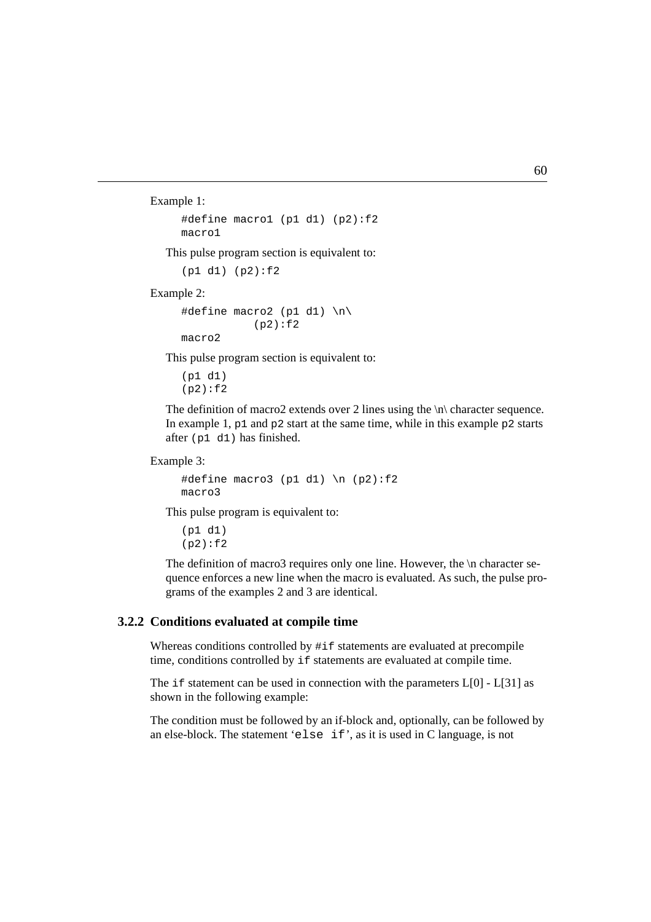Example 1:

```
#define macro1 (p1 d1) (p2):f2
macro1
```

This pulse program section is equivalent to:

```
(p1 d1) (p2):f2
```

Example 2:

```
#define macro2 (p1 d1) \n\
           (p2):f2
macro2
```

This pulse program section is equivalent to:

```
(p1 d1)
(p2):f2
```

The definition of macro2 extends over 2 lines using the \n\ character sequence. In example 1, `p1` and `p2` start at the same time, while in this example `p2` starts after `(p1 d1)` has finished.

Example 3:

```
#define macro3 (p1 d1) \n (p2):f2
macro3
```

This pulse program is equivalent to:

```
(p1 d1)
(p2):f2
```

The definition of macro3 requires only one line. However, the \n character sequence enforces a new line when the macro is evaluated. As such, the pulse programs of the examples 2 and 3 are identical.

### 3.2.2 Conditions evaluated at compile time

Whereas conditions controlled by `#if` statements are evaluated at precompile time, conditions controlled by `if` statements are evaluated at compile time.

The `if` statement can be used in connection with the parameters L[0] - L[31] as shown in the following example:

The condition must be followed by an if-block and, optionally, can be followed by an else-block. The statement '`else if`', as it is used in C language, is not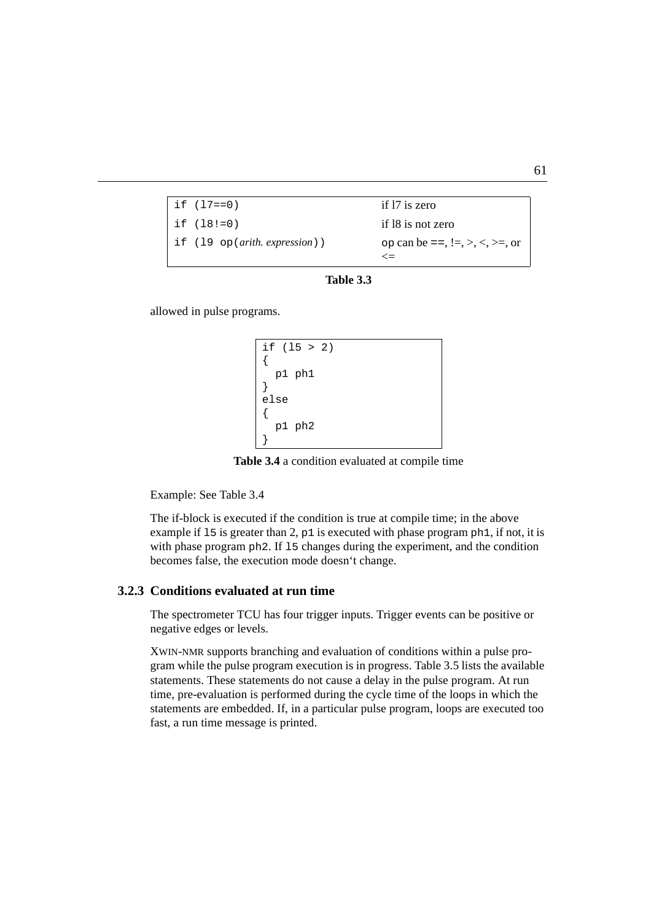| | |
|---|---|
| `if (l7==0)` | if l7 is zero |
| `if (l8!=0)` | if l8 is not zero |
| `if (l9 op(`*arith. expression*`))` | `op` can be `==`, !=, >, <, >=, or <= |

**Table 3.3**

allowed in pulse programs.

```
if (l5 > 2)
{
  p1 ph1
}
else
{
  p1 ph2
}
```

**Table 3.4** a condition evaluated at compile time

Example: See Table 3.4

The if-block is executed if the condition is true at compile time; in the above example if `l5` is greater than 2, `p1` is executed with phase program `ph1`, if not, it is with phase program `ph2`. If `l5` changes during the experiment, and the condition becomes false, the execution mode doesn‘t change.

### 3.2.3 Conditions evaluated at run time

The spectrometer TCU has four trigger inputs. Trigger events can be positive or negative edges or levels.

XWIN-NMR supports branching and evaluation of conditions within a pulse program while the pulse program execution is in progress. Table 3.5 lists the available statements. These statements do not cause a delay in the pulse program. At run time, pre-evaluation is performed during the cycle time of the loops in which the statements are embedded. If, in a particular pulse program, loops are executed too fast, a run time message is printed.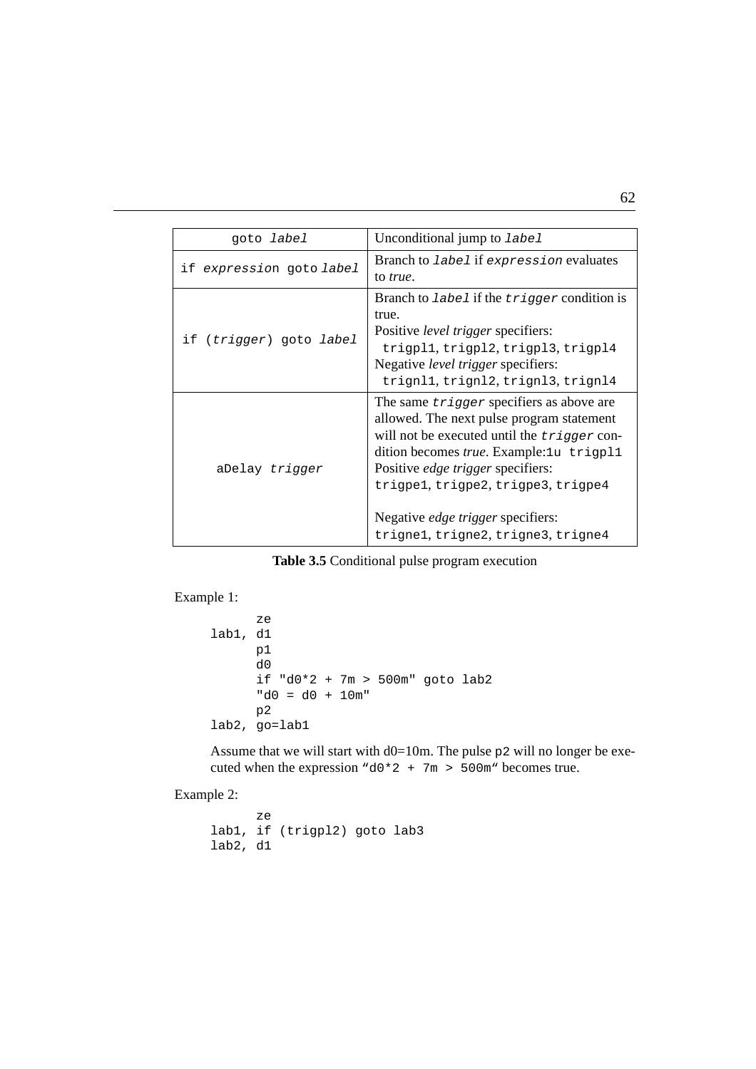| goto *label* | Unconditional jump to *label* |
|---|---|
| if *expression* goto *label* | Branch to *label* if *expression* evaluates to *true*. |
| if (*trigger*) goto *label* | Branch to *label* if the *trigger* condition is true.<br>Positive *level trigger* specifiers:<br>trigpl1, trigpl2, trigpl3, trigpl4<br>Negative *level trigger* specifiers:<br>trignl1, trignl2, trignl3, trignl4 |
| aDelay *trigger* | The same *trigger* specifiers as above are allowed. The next pulse program statement will not be executed until the *trigger* condition becomes *true*. Example:1u trigpl1<br>Positive *edge trigger* specifiers:<br>trigpe1, trigpe2, trigpe3, trigpe4<br><br>Negative *edge trigger* specifiers:<br>trigne1, trigne2, trigne3, trigne4 |

**Table 3.5** Conditional pulse program execution

Example 1:

```
       ze
lab1,  d1
       p1
       d0
       if "d0*2 + 7m > 500m" goto lab2
       "d0 = d0 + 10m"
       p2
lab2,  go=lab1
```

Assume that we will start with d0=10m. The pulse p2 will no longer be executed when the expression "d0*2 + 7m > 500m" becomes true.

Example 2:

```
       ze
lab1,  if (trigpl2) goto lab3
lab2,  d1
```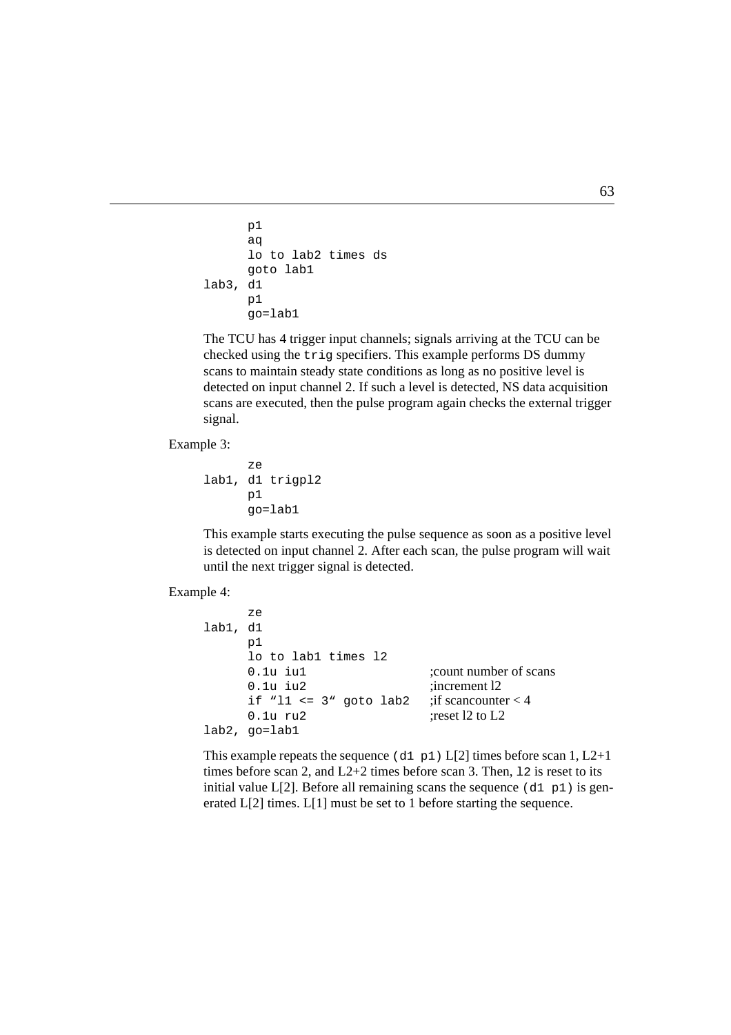```
      p1
      aq
      lo to lab2 times ds
      goto lab1
lab3, d1
      p1
      go=lab1
```

The TCU has 4 trigger input channels; signals arriving at the TCU can be checked using the `trig` specifiers. This example performs DS dummy scans to maintain steady state conditions as long as no positive level is detected on input channel 2. If such a level is detected, NS data acquisition scans are executed, then the pulse program again checks the external trigger signal.

Example 3:

```
      ze
lab1, d1 trigpl2
      p1
      go=lab1
```

This example starts executing the pulse sequence as soon as a positive level is detected on input channel 2. After each scan, the pulse program will wait until the next trigger signal is detected.

Example 4:

```
      ze
lab1, d1
      p1
      lo to lab1 times l2
      0.1u iu1                  ;count number of scans
      0.1u iu2                  ;increment l2
      if "l1 <= 3" goto lab2    ;if scancounter < 4
      0.1u ru2                  ;reset l2 to L2
lab2, go=lab1
```

This example repeats the sequence `(d1 p1)` L[2] times before scan 1, L2+1 times before scan 2, and L2+2 times before scan 3. Then, `l2` is reset to its initial value L[2]. Before all remaining scans the sequence `(d1 p1)` is generated L[2] times. L[1] must be set to 1 before starting the sequence.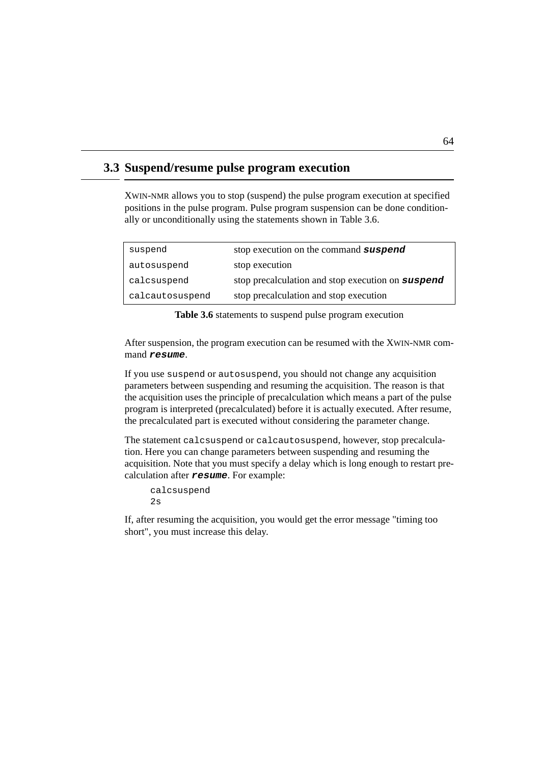## 3.3 Suspend/resume pulse program execution

XWIN-NMR allows you to stop (suspend) the pulse program execution at specified positions in the pulse program. Pulse program suspension can be done conditionally or unconditionally using the statements shown in Table 3.6.

| | |
|---|---|
| `suspend` | stop execution on the command ***suspend*** |
| `autosuspend` | stop execution |
| `calcsuspend` | stop precalculation and stop execution on ***suspend*** |
| `calcautosuspend` | stop precalculation and stop execution |

**Table 3.6** statements to suspend pulse program execution

After suspension, the program execution can be resumed with the XWIN-NMR command ***resume***.

If you use `suspend` or `autosuspend`, you should not change any acquisition parameters between suspending and resuming the acquisition. The reason is that the acquisition uses the principle of precalculation which means a part of the pulse program is interpreted (precalculated) before it is actually executed. After resume, the precalculated part is executed without considering the parameter change.

The statement `calcsuspend` or `calcautosuspend`, however, stop precalculation. Here you can change parameters between suspending and resuming the acquisition. Note that you must specify a delay which is long enough to restart precalculation after ***resume***. For example:

```
calcsuspend
2s
```

If, after resuming the acquisition, you would get the error message "timing too short", you must increase this delay.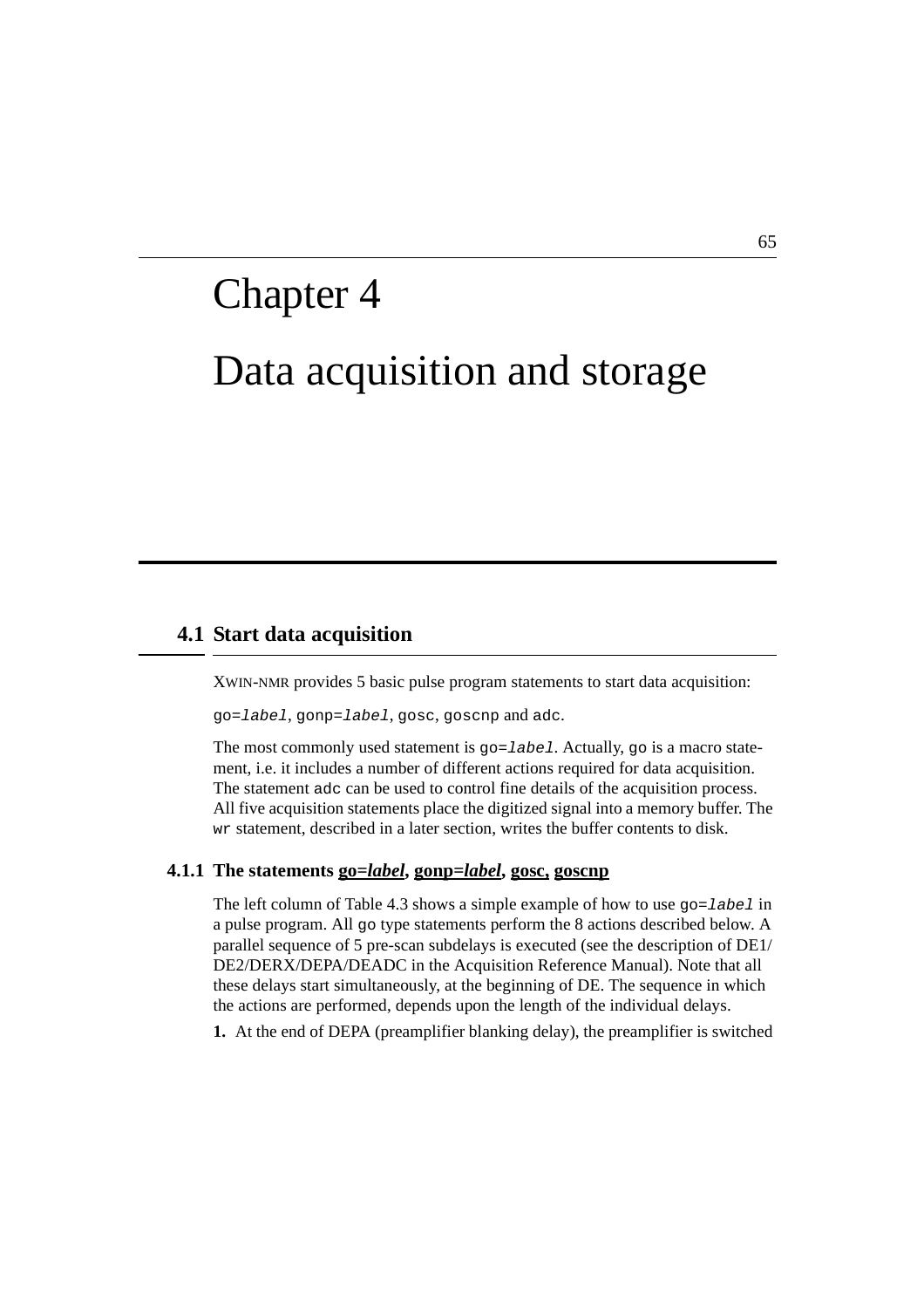# Chapter 4

# Data acquisition and storage

## 4.1 Start data acquisition

XWIN-NMR provides 5 basic pulse program statements to start data acquisition:

`go=`*`label`*, `gonp=`*`label`*, `gosc`, `goscnp` and `adc`.

The most commonly used statement is `go=`*`label`*. Actually, `go` is a macro statement, i.e. it includes a number of different actions required for data acquisition. The statement `adc` can be used to control fine details of the acquisition process. All five acquisition statements place the digitized signal into a memory buffer. The *`wr`* statement, described in a later section, writes the buffer contents to disk.

### 4.1.1 The statements go=*label*, gonp=*label*, gosc, goscnp

The left column of Table 4.3 shows a simple example of how to use `go=`*`label`* in a pulse program. All `go` type statements perform the 8 actions described below. A parallel sequence of 5 pre-scan subdelays is executed (see the description of DE1/DE2/DERX/DEPA/DEADC in the Acquisition Reference Manual). Note that all these delays start simultaneously, at the beginning of DE. The sequence in which the actions are performed, depends upon the length of the individual delays.

**1.** At the end of DEPA (preamplifier blanking delay), the preamplifier is switched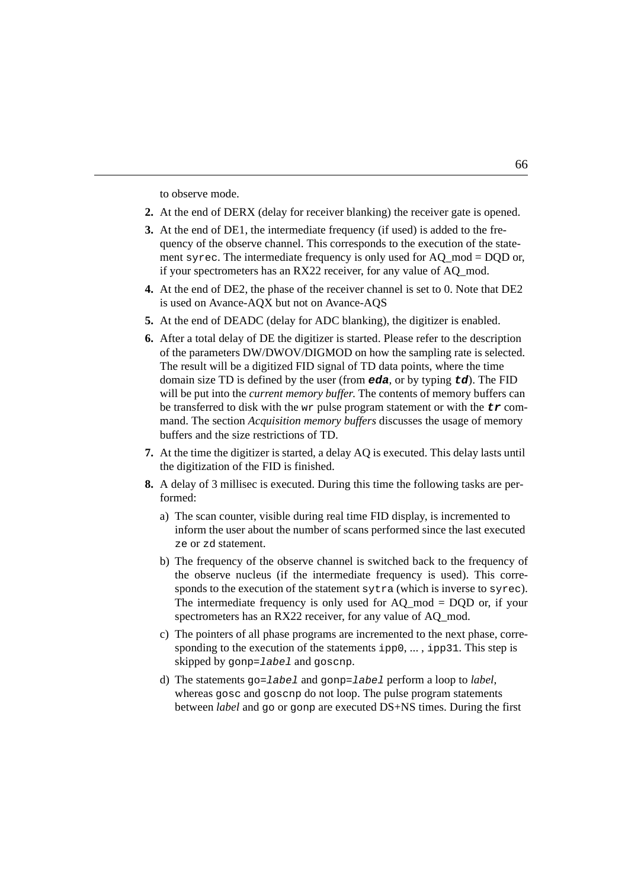to observe mode.

**2.** At the end of DERX (delay for receiver blanking) the receiver gate is opened.

**3.** At the end of DE1, the intermediate frequency (if used) is added to the frequency of the observe channel. This corresponds to the execution of the statement `syrec`. The intermediate frequency is only used for AQ_mod = DQD or, if your spectrometers has an RX22 receiver, for any value of AQ_mod.

**4.** At the end of DE2, the phase of the receiver channel is set to 0. Note that DE2 is used on Avance-AQX but not on Avance-AQS

**5.** At the end of DEADC (delay for ADC blanking), the digitizer is enabled.

**6.** After a total delay of DE the digitizer is started. Please refer to the description of the parameters DW/DWOV/DIGMOD on how the sampling rate is selected. The result will be a digitized FID signal of TD data points, where the time domain size TD is defined by the user (from ***`eda`***, or by typing ***`td`***). The FID will be put into the *current memory buffer.* The contents of memory buffers can be transferred to disk with the `wr` pulse program statement or with the ***`tr`*** command. The section *Acquisition memory buffers* discusses the usage of memory buffers and the size restrictions of TD.

**7.** At the time the digitizer is started, a delay AQ is executed. This delay lasts until the digitization of the FID is finished.

**8.** A delay of 3 millisec is executed. During this time the following tasks are performed:

a) The scan counter, visible during real time FID display, is incremented to inform the user about the number of scans performed since the last executed `ze` or `zd` statement.

b) The frequency of the observe channel is switched back to the frequency of the observe nucleus (if the intermediate frequency is used). This corresponds to the execution of the statement `sytra` (which is inverse to `syrec`). The intermediate frequency is only used for AQ_mod = DQD or, if your spectrometers has an RX22 receiver, for any value of AQ_mod.

c) The pointers of all phase programs are incremented to the next phase, corresponding to the execution of the statements `ipp0`, ... , `ipp31`. This step is skipped by `gonp=`*`label`* and `goscnp`.

d) The statements `go=`*`label`* and `gonp=`*`label`* perform a loop to *label*, whereas `gosc` and `goscnp` do not loop. The pulse program statements between *label* and `go` or `gonp` are executed DS+NS times. During the first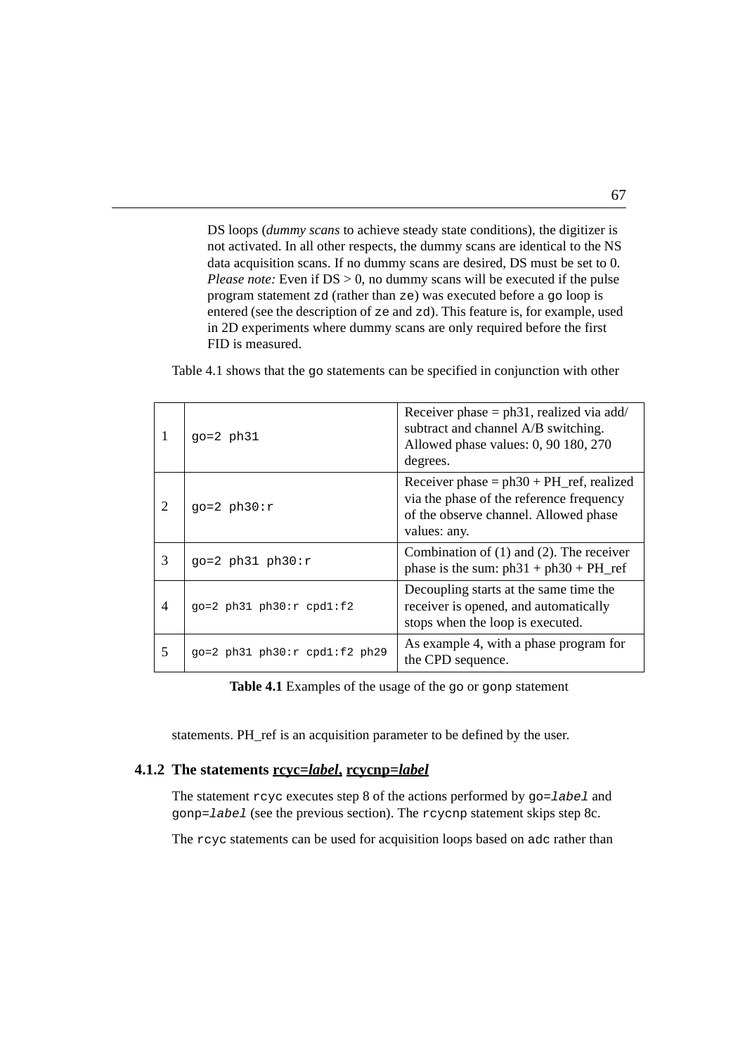DS loops (*dummy scans* to achieve steady state conditions), the digitizer is not activated. In all other respects, the dummy scans are identical to the NS data acquisition scans. If no dummy scans are desired, DS must be set to 0. *Please note:* Even if DS > 0, no dummy scans will be executed if the pulse program statement `zd` (rather than `ze`) was executed before a `go` loop is entered (see the description of `ze` and `zd`). This feature is, for example, used in 2D experiments where dummy scans are only required before the first FID is measured.

Table 4.1 shows that the `go` statements can be specified in conjunction with other statements. PH_ref is an acquisition parameter to be defined by the user.

| | | |
|---|---|---|
| 1 | `go=2 ph31` | Receiver phase = ph31, realized via add/subtract and channel A/B switching. Allowed phase values: 0, 90 180, 270 degrees. |
| 2 | `go=2 ph30:r` | Receiver phase = ph30 + PH_ref, realized via the phase of the reference frequency of the observe channel. Allowed phase values: any. |
| 3 | `go=2 ph31 ph30:r` | Combination of (1) and (2). The receiver phase is the sum: ph31 + ph30 + PH_ref |
| 4 | `go=2 ph31 ph30:r cpd1:f2` | Decoupling starts at the same time the receiver is opened, and automatically stops when the loop is executed. |
| 5 | `go=2 ph31 ph30:r cpd1:f2 ph29` | As example 4, with a phase program for the CPD sequence. |

**Table 4.1** Examples of the usage of the `go` or `gonp` statement

### 4.1.2 The statements rcyc=*label*, rcycnp=*label*

The statement `rcyc` executes step 8 of the actions performed by `go=label` and `gonp=label` (see the previous section). The `rcycnp` statement skips step 8c.

The `rcyc` statements can be used for acquisition loops based on `adc` rather than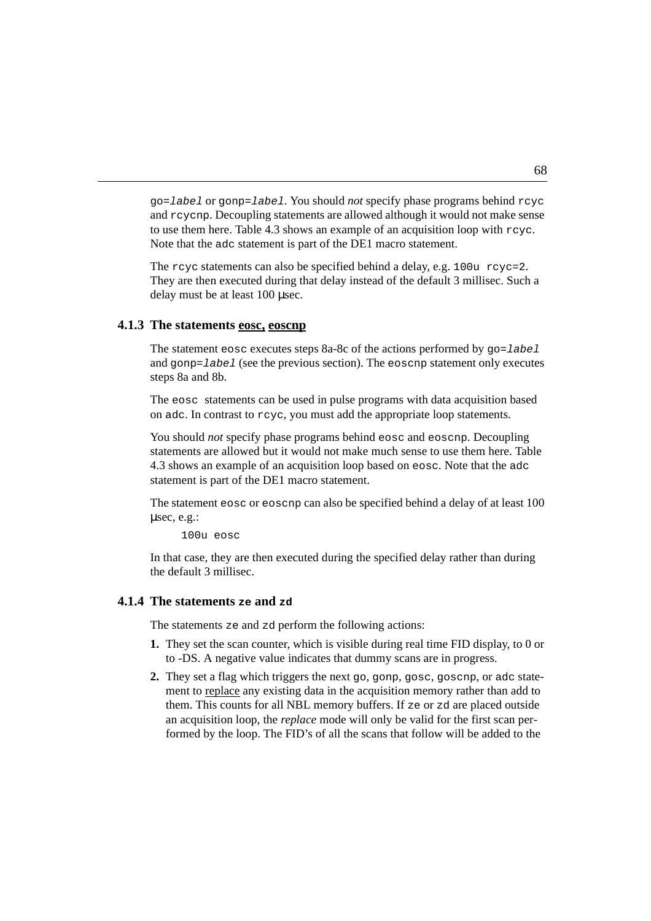go=*label* or gonp=*label*. You should *not* specify phase programs behind rcyc and rcycnp. Decoupling statements are allowed although it would not make sense to use them here. Table 4.3 shows an example of an acquisition loop with rcyc. Note that the adc statement is part of the DE1 macro statement.

The rcyc statements can also be specified behind a delay, e.g. 100u rcyc=2. They are then executed during that delay instead of the default 3 millisec. Such a delay must be at least 100 μsec.

### 4.1.3 The statements eosc, eoscnp

The statement eosc executes steps 8a-8c of the actions performed by go=*label* and gonp=*label* (see the previous section). The eoscnp statement only executes steps 8a and 8b.

The eosc statements can be used in pulse programs with data acquisition based on adc. In contrast to rcyc, you must add the appropriate loop statements.

You should *not* specify phase programs behind eosc and eoscnp. Decoupling statements are allowed but it would not make much sense to use them here. Table 4.3 shows an example of an acquisition loop based on eosc. Note that the adc statement is part of the DE1 macro statement.

The statement eosc or eoscnp can also be specified behind a delay of at least 100 μsec, e.g.:

```
100u eosc
```

In that case, they are then executed during the specified delay rather than during the default 3 millisec.

### 4.1.4 The statements ze and zd

The statements ze and zd perform the following actions:

1. They set the scan counter, which is visible during real time FID display, to 0 or to -DS. A negative value indicates that dummy scans are in progress.
2. They set a flag which triggers the next go, gonp, gosc, goscnp, or adc statement to replace any existing data in the acquisition memory rather than add to them. This counts for all NBL memory buffers. If ze or zd are placed outside an acquisition loop, the *replace* mode will only be valid for the first scan performed by the loop. The FID's of all the scans that follow will be added to the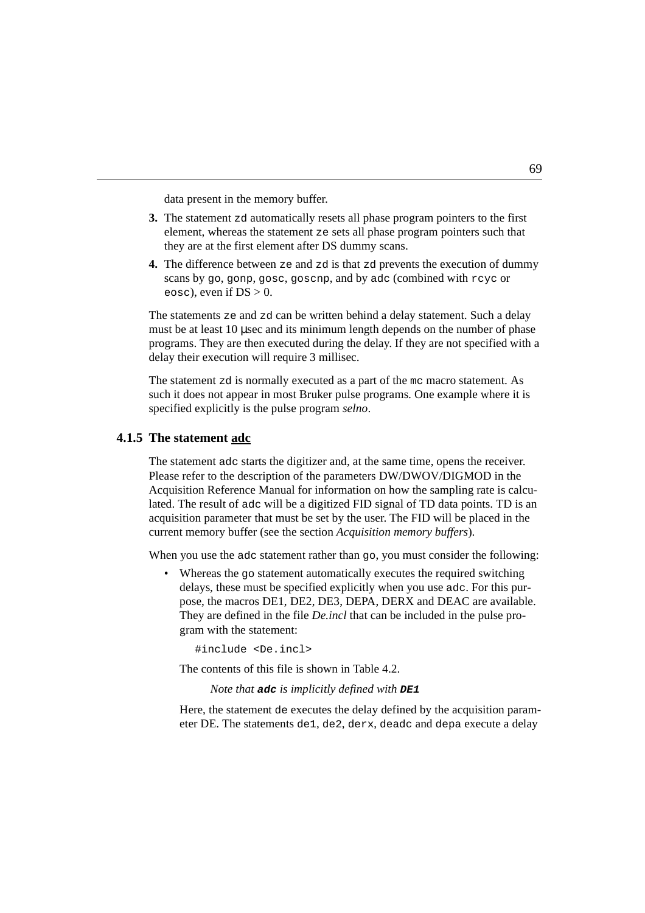data present in the memory buffer.

3. The statement `zd` automatically resets all phase program pointers to the first element, whereas the statement `ze` sets all phase program pointers such that they are at the first element after DS dummy scans.
4. The difference between `ze` and `zd` is that `zd` prevents the execution of dummy scans by `go`, `gonp`, `gosc`, `goscnp`, and by `adc` (combined with `rcyc` or `eosc`), even if DS > 0.

The statements `ze` and `zd` can be written behind a delay statement. Such a delay must be at least 10 μsec and its minimum length depends on the number of phase programs. They are then executed during the delay. If they are not specified with a delay their execution will require 3 millisec.

The statement `zd` is normally executed as a part of the `mc` macro statement. As such it does not appear in most Bruker pulse programs. One example where it is specified explicitly is the pulse program *selno*.

### 4.1.5 The statement adc

The statement `adc` starts the digitizer and, at the same time, opens the receiver. Please refer to the description of the parameters DW/DWOV/DIGMOD in the Acquisition Reference Manual for information on how the sampling rate is calculated. The result of `adc` will be a digitized FID signal of TD data points. TD is an acquisition parameter that must be set by the user. The FID will be placed in the current memory buffer (see the section *Acquisition memory buffers*).

When you use the `adc` statement rather than `go`, you must consider the following:

- Whereas the `go` statement automatically executes the required switching delays, these must be specified explicitly when you use `adc`. For this purpose, the macros DE1, DE2, DE3, DEPA, DERX and DEAC are available. They are defined in the file *De.incl* that can be included in the pulse program with the statement:

  ```
  #include <De.incl>
  ```

  The contents of this file is shown in Table 4.2.

  *Note that **`adc`** is implicitly defined with **`DE1`***

  Here, the statement `de` executes the delay defined by the acquisition parameter DE. The statements `de1`, `de2`, `derx`, `deadc` and `depa` execute a delay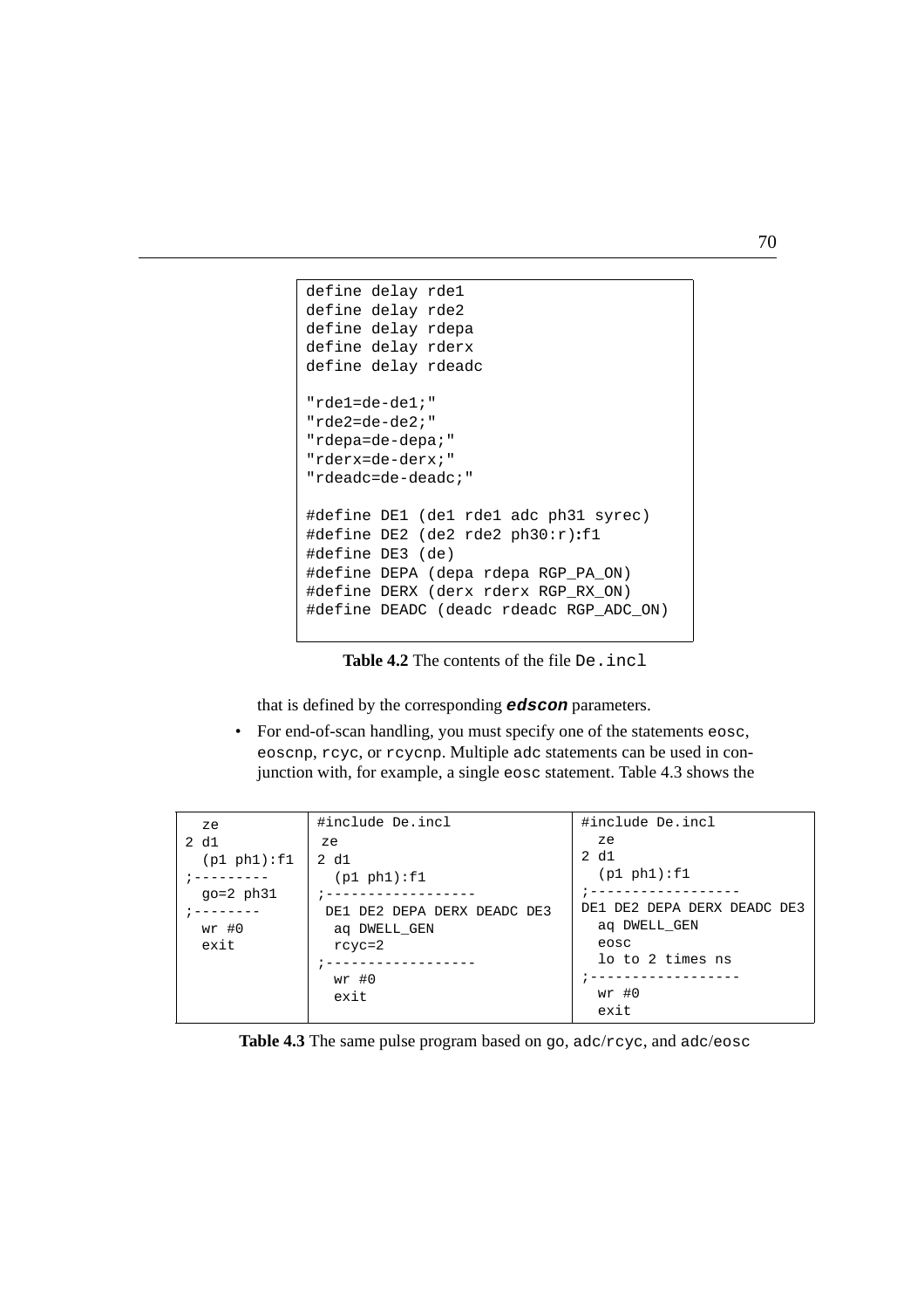```
define delay rde1
define delay rde2
define delay rdepa
define delay rderx
define delay rdeadc

"rde1=de-de1;"
"rde2=de-de2;"
"rdepa=de-depa;"
"rderx=de-derx;"
"rdeadc=de-deadc;"

#define DE1 (de1 rde1 adc ph31 syrec)
#define DE2 (de2 rde2 ph30:r):f1
#define DE3 (de)
#define DEPA (depa rdepa RGP_PA_ON)
#define DERX (derx rderx RGP_RX_ON)
#define DEADC (deadc rdeadc RGP_ADC_ON)
```

**Table 4.2** The contents of the file `De.incl`

that is defined by the corresponding ***edscon*** parameters.

- For end-of-scan handling, you must specify one of the statements `eosc`, `eoscnp`, `rcyc`, or `rcycnp`. Multiple `adc` statements can be used in conjunction with, for example, a single `eosc` statement. Table 4.3 shows the

| `go` | `adc/rcyc` | `adc/eosc` |
|---|---|---|
| <pre>  ze<br>2 d1<br>  (p1 ph1):f1<br>;---------<br>  go=2 ph31<br>;--------<br>  wr #0<br>  exit</pre> | <pre>#include De.incl<br> ze<br>2 d1<br>  (p1 ph1):f1<br>;------------------<br> DE1 DE2 DEPA DERX DEADC DE3<br>  aq DWELL_GEN<br>  rcyc=2<br>;------------------<br>  wr #0<br>  exit</pre> | <pre>#include De.incl<br>  ze<br>2 d1<br>  (p1 ph1):f1<br>;------------------<br>DE1 DE2 DEPA DERX DEADC DE3<br>  aq DWELL_GEN<br>  eosc<br>  lo to 2 times ns<br>;------------------<br>  wr #0<br>  exit</pre> |

**Table 4.3** The same pulse program based on `go`, `adc/rcyc`, and `adc/eosc`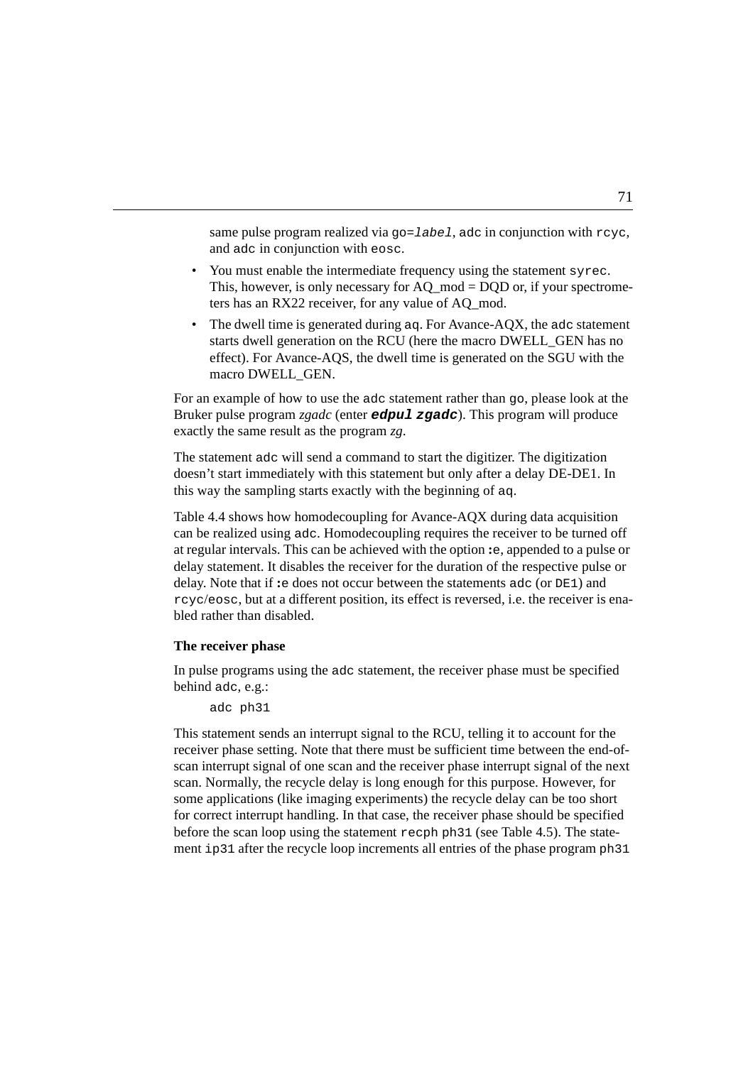same pulse program realized via `go=label`, `adc` in conjunction with `rcyc`, and `adc` in conjunction with `eosc`.

- You must enable the intermediate frequency using the statement `syrec`. This, however, is only necessary for AQ_mod = DQD or, if your spectrometers has an RX22 receiver, for any value of AQ_mod.
- The dwell time is generated during `aq`. For Avance-AQX, the `adc` statement starts dwell generation on the RCU (here the macro DWELL_GEN has no effect). For Avance-AQS, the dwell time is generated on the SGU with the macro DWELL_GEN.

For an example of how to use the `adc` statement rather than `go`, please look at the Bruker pulse program *zgadc* (enter ***edpul zgadc***). This program will produce exactly the same result as the program *zg*.

The statement `adc` will send a command to start the digitizer. The digitization doesn't start immediately with this statement but only after a delay DE-DE1. In this way the sampling starts exactly with the beginning of `aq`.

Table 4.4 shows how homodecoupling for Avance-AQX during data acquisition can be realized using `adc`. Homodecoupling requires the receiver to be turned off at regular intervals. This can be achieved with the option `:e`, appended to a pulse or delay statement. It disables the receiver for the duration of the respective pulse or delay. Note that if `:e` does not occur between the statements `adc` (or `DE1`) and `rcyc`/`eosc`, but at a different position, its effect is reversed, i.e. the receiver is enabled rather than disabled.

**The receiver phase**

In pulse programs using the `adc` statement, the receiver phase must be specified behind `adc`, e.g.:

```
adc ph31
```

This statement sends an interrupt signal to the RCU, telling it to account for the receiver phase setting. Note that there must be sufficient time between the end-of-scan interrupt signal of one scan and the receiver phase interrupt signal of the next scan. Normally, the recycle delay is long enough for this purpose. However, for some applications (like imaging experiments) the recycle delay can be too short for correct interrupt handling. In that case, the receiver phase should be specified before the scan loop using the statement `recph ph31` (see Table 4.5). The statement `ip31` after the recycle loop increments all entries of the phase program `ph31`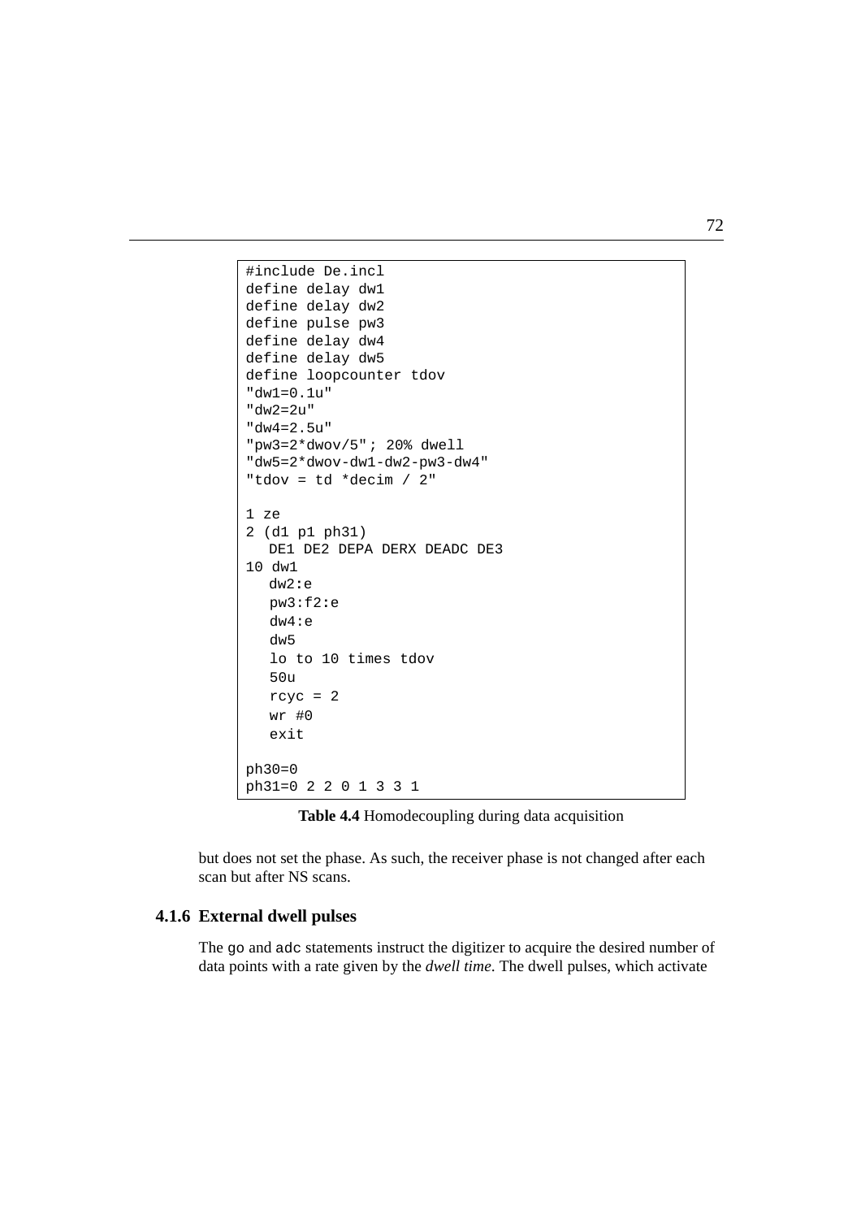```
#include De.incl
define delay dw1
define delay dw2
define pulse pw3
define delay dw4
define delay dw5
define loopcounter tdov
"dw1=0.1u"
"dw2=2u"
"dw4=2.5u"
"pw3=2*dwov/5"; 20% dwell
"dw5=2*dwov-dw1-dw2-pw3-dw4"
"tdov = td *decim / 2"

1 ze
2 (d1 p1 ph31)
  DE1 DE2 DEPA DERX DEADC DE3
10 dw1
  dw2:e
  pw3:f2:e
  dw4:e
  dw5
  lo to 10 times tdov
  50u
  rcyc = 2
  wr #0
  exit

ph30=0
ph31=0 2 2 0 1 3 3 1
```

**Table 4.4** Homodecoupling during data acquisition

but does not set the phase. As such, the receiver phase is not changed after each scan but after NS scans.

### 4.1.6 External dwell pulses

The `go` and `adc` statements instruct the digitizer to acquire the desired number of data points with a rate given by the *dwell time*. The dwell pulses, which activate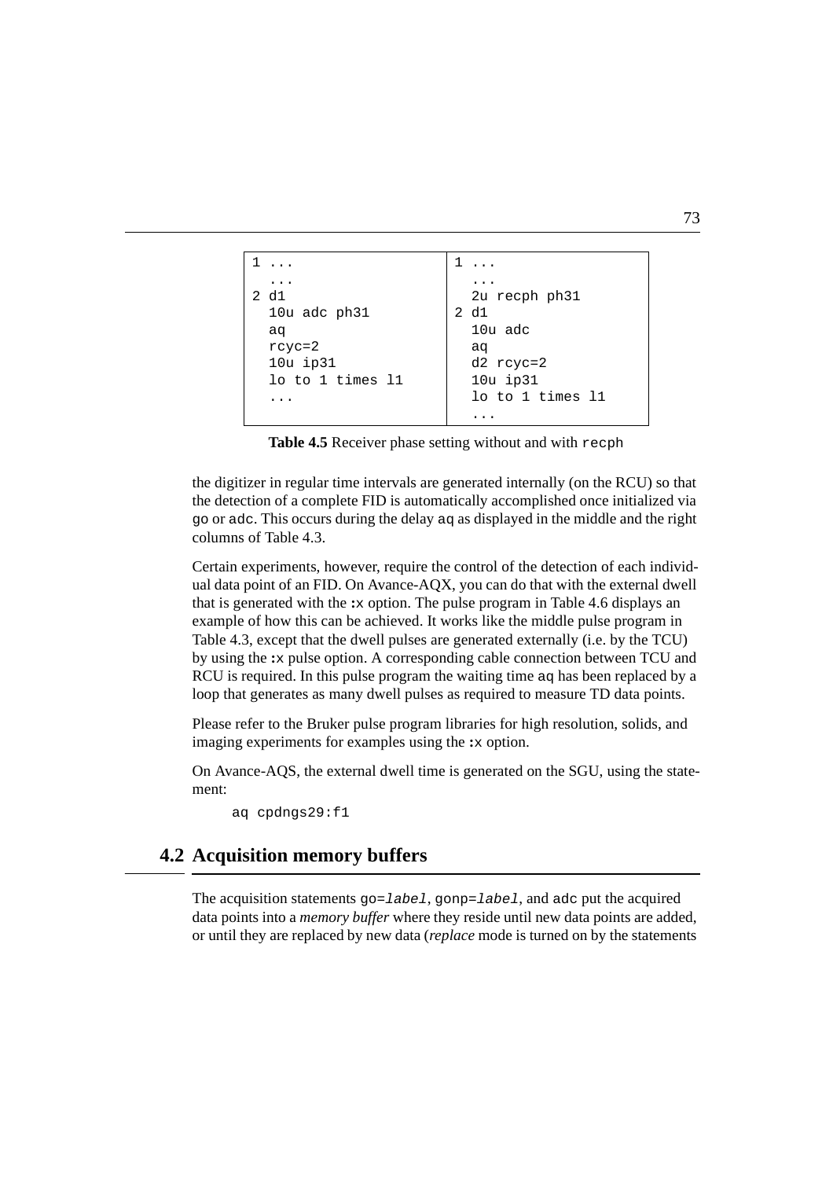| | |
|---|---|
| `1 ...`<br>`  ...`<br>`2 d1`<br>`  10u adc ph31`<br>`  aq`<br>`  rcyc=2`<br>`  10u ip31`<br>`  lo to 1 times l1`<br>`  ...` | `1 ...`<br>`  ...`<br>`  2u recph ph31`<br>`2 d1`<br>`  10u adc`<br>`  aq`<br>`  d2 rcyc=2`<br>`  10u ip31`<br>`  lo to 1 times l1`<br>`  ...` |

**Table 4.5** Receiver phase setting without and with `recph`

the digitizer in regular time intervals are generated internally (on the RCU) so that the detection of a complete FID is automatically accomplished once initialized via `go` or `adc`. This occurs during the delay `aq` as displayed in the middle and the right columns of Table 4.3.

Certain experiments, however, require the control of the detection of each individual data point of an FID. On Avance-AQX, you can do that with the external dwell that is generated with the `:x` option. The pulse program in Table 4.6 displays an example of how this can be achieved. It works like the middle pulse program in Table 4.3, except that the dwell pulses are generated externally (i.e. by the TCU) by using the `:x` pulse option. A corresponding cable connection between TCU and RCU is required. In this pulse program the waiting time `aq` has been replaced by a loop that generates as many dwell pulses as required to measure TD data points.

Please refer to the Bruker pulse program libraries for high resolution, solids, and imaging experiments for examples using the `:x` option.

On Avance-AQS, the external dwell time is generated on the SGU, using the statement:

```
aq cpdngs29:f1
```

## 4.2 Acquisition memory buffers

The acquisition statements `go=`*`label`*, `gonp=`*`label`*, and `adc` put the acquired data points into a *memory buffer* where they reside until new data points are added, or until they are replaced by new data (*replace* mode is turned on by the statements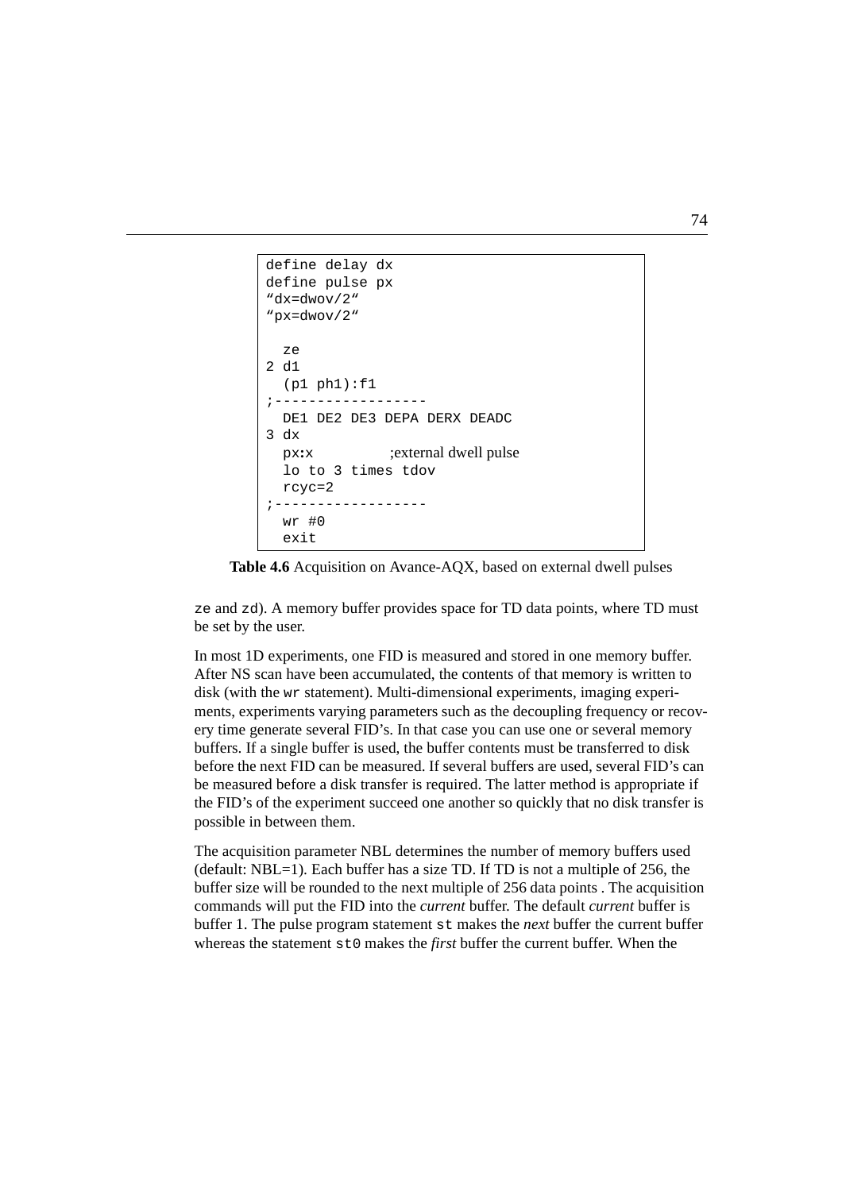```
define delay dx
define pulse px
"dx=dwov/2"
"px=dwov/2"

  ze
2 d1
  (p1 ph1):f1
;------------------
  DE1 DE2 DE3 DEPA DERX DEADC
3 dx
  px:x          ;external dwell pulse
  lo to 3 times tdov
  rcyc=2
;------------------
  wr #0
  exit
```

**Table 4.6** Acquisition on Avance-AQX, based on external dwell pulses

`ze` and `zd`). A memory buffer provides space for TD data points, where TD must be set by the user.

In most 1D experiments, one FID is measured and stored in one memory buffer. After NS scan have been accumulated, the contents of that memory is written to disk (with the `wr` statement). Multi-dimensional experiments, imaging experiments, experiments varying parameters such as the decoupling frequency or recovery time generate several FID's. In that case you can use one or several memory buffers. If a single buffer is used, the buffer contents must be transferred to disk before the next FID can be measured. If several buffers are used, several FID's can be measured before a disk transfer is required. The latter method is appropriate if the FID's of the experiment succeed one another so quickly that no disk transfer is possible in between them.

The acquisition parameter NBL determines the number of memory buffers used (default: NBL=1). Each buffer has a size TD. If TD is not a multiple of 256, the buffer size will be rounded to the next multiple of 256 data points . The acquisition commands will put the FID into the *current* buffer. The default *current* buffer is buffer 1. The pulse program statement `st` makes the *next* buffer the current buffer whereas the statement `st0` makes the *first* buffer the current buffer. When the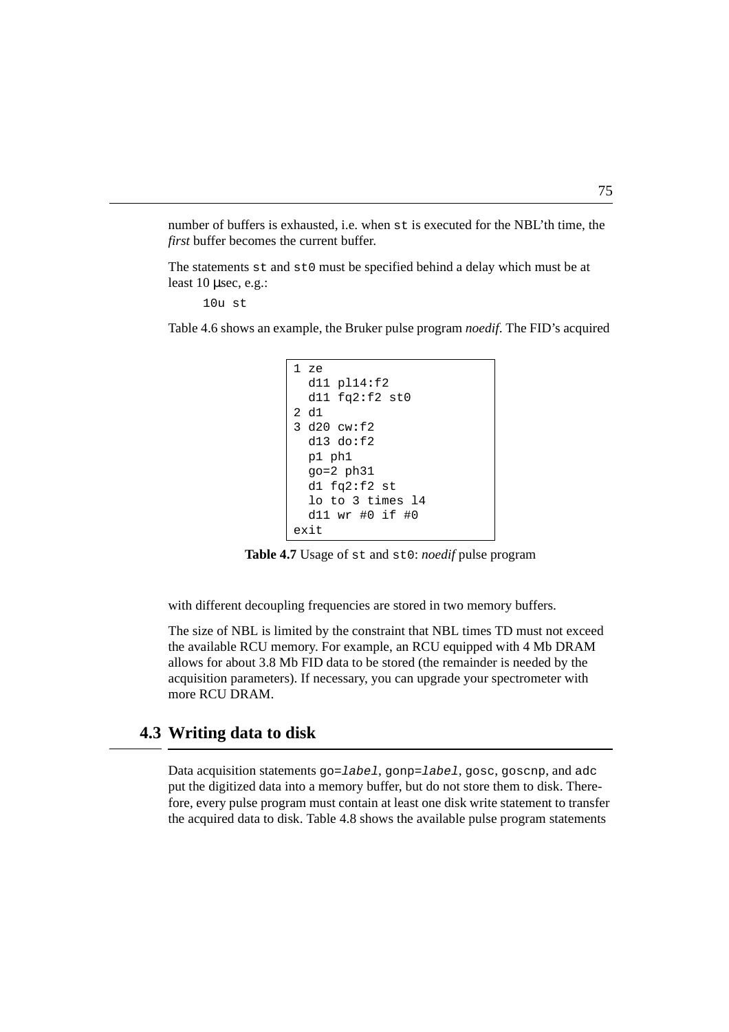number of buffers is exhausted, i.e. when `st` is executed for the NBL'th time, the *first* buffer becomes the current buffer.

The statements `st` and `st0` must be specified behind a delay which must be at least 10 µsec, e.g.:

```
10u st
```

Table 4.6 shows an example, the Bruker pulse program *noedif*. The FID's acquired

```
1 ze
  d11 pl14:f2
  d11 fq2:f2 st0
2 d1
3 d20 cw:f2
  d13 do:f2
  p1 ph1
  go=2 ph31
  d1 fq2:f2 st
  lo to 3 times l4
  d11 wr #0 if #0
exit
```

**Table 4.7** Usage of `st` and `st0`: *noedif* pulse program

with different decoupling frequencies are stored in two memory buffers.

The size of NBL is limited by the constraint that NBL times TD must not exceed the available RCU memory. For example, an RCU equipped with 4 Mb DRAM allows for about 3.8 Mb FID data to be stored (the remainder is needed by the acquisition parameters). If necessary, you can upgrade your spectrometer with more RCU DRAM.

## 4.3 Writing data to disk

Data acquisition statements `go=`*`label`*, `gonp=`*`label`*, `gosc`, `goscnp`, and `adc` put the digitized data into a memory buffer, but do not store them to disk. Therefore, every pulse program must contain at least one disk write statement to transfer the acquired data to disk. Table 4.8 shows the available pulse program statements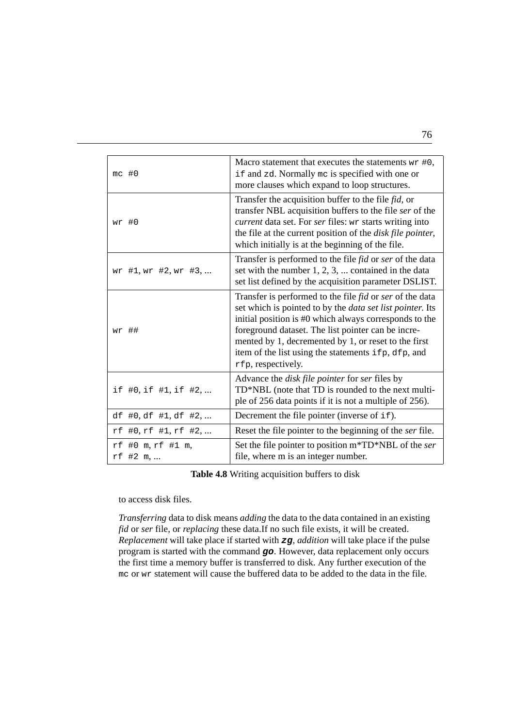| | |
|---|---|
| `mc #0` | Macro statement that executes the statements `wr #0`, `if` and `zd`. Normally `mc` is specified with one or more clauses which expand to loop structures. |
| `wr #0` | Transfer the acquisition buffer to the file *fid*, or transfer NBL acquisition buffers to the file *ser* of the *current* data set. For *ser* files: `wr` starts writing into the file at the current position of the *disk file pointer*, which initially is at the beginning of the file. |
| `wr #1`, `wr #2`, `wr #3`, ... | Transfer is performed to the file *fid* or *ser* of the data set with the number 1, 2, 3, ... contained in the data set list defined by the acquisition parameter DSLIST. |
| `wr ##` | Transfer is performed to the file *fid* or *ser* of the data set which is pointed to by the *data set list pointer.* Its initial position is #0 which always corresponds to the foreground dataset. The list pointer can be incremented by 1, decremented by 1, or reset to the first item of the list using the statements `ifp`, `dfp`, and `rfp`, respectively. |
| `if #0`, `if #1`, `if #2`, ... | Advance the *disk file pointer* for *ser* files by TD*NBL (note that TD is rounded to the next multiple of 256 data points if it is not a multiple of 256). |
| `df #0`, `df #1`, `df #2`, ... | Decrement the file pointer (inverse of `if`). |
| `rf #0`, `rf #1`, `rf #2`, ... | Reset the file pointer to the beginning of the *ser* file. |
| `rf #0 m`, `rf #1 m`, `rf #2 m`, ... | Set the file pointer to position m*TD*NBL of the *ser* file, where m is an integer number. |

**Table 4.8** Writing acquisition buffers to disk

to access disk files.

*Transferring* data to disk means *adding* the data to the data contained in an existing *fid* or *ser* file, or *replacing* these data.If no such file exists, it will be created. *Replacement* will take place if started with ***zg***, *addition* will take place if the pulse program is started with the command ***go***. However, data replacement only occurs the first time a memory buffer is transferred to disk. Any further execution of the `mc` or `wr` statement will cause the buffered data to be added to the data in the file.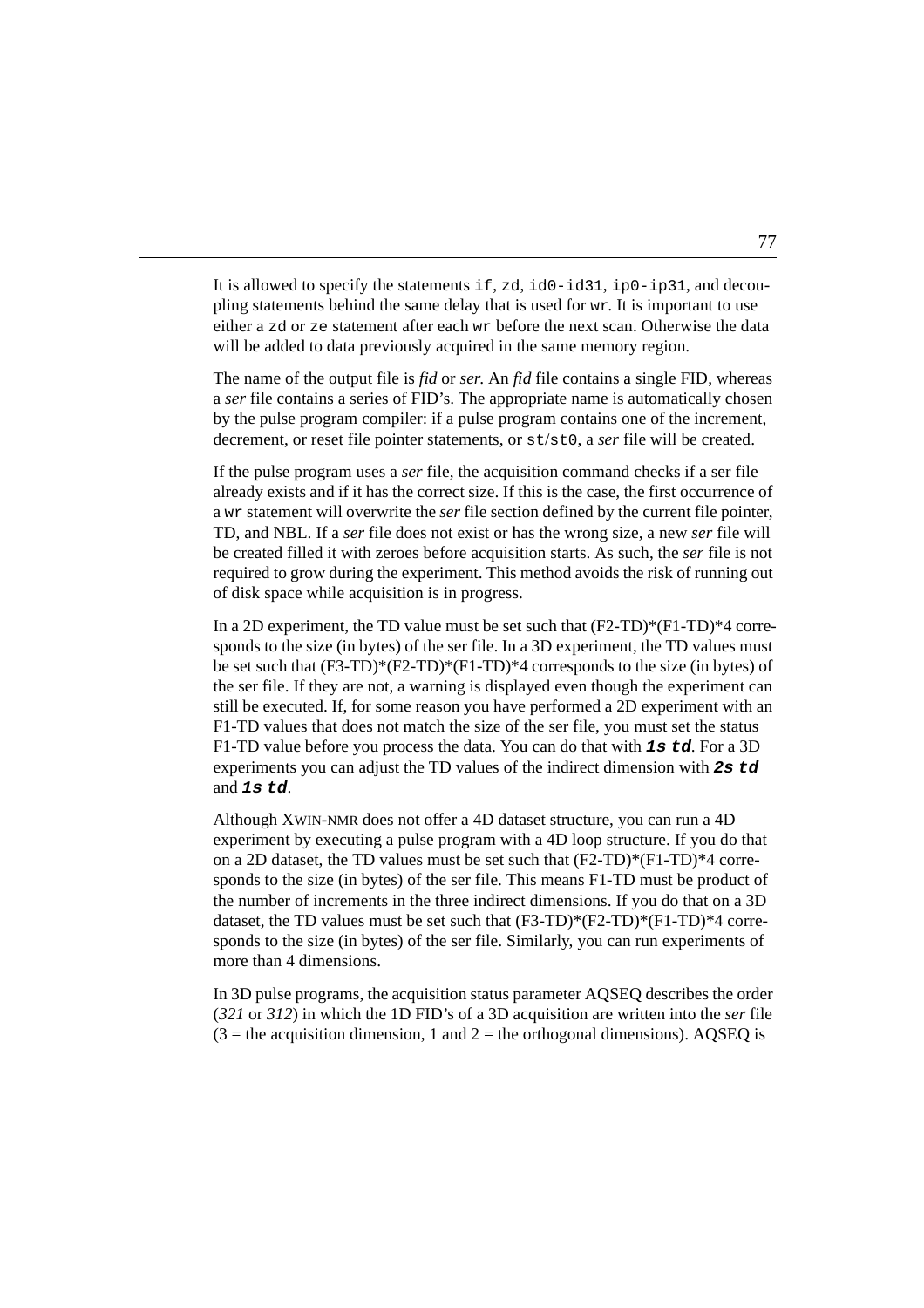It is allowed to specify the statements `if`, `zd`, `id0-id31`, `ip0-ip31`, and decoupling statements behind the same delay that is used for `wr`. It is important to use either a `zd` or `ze` statement after each `wr` before the next scan. Otherwise the data will be added to data previously acquired in the same memory region.

The name of the output file is *fid* or *ser.* An *fid* file contains a single FID, whereas a *ser* file contains a series of FID's. The appropriate name is automatically chosen by the pulse program compiler: if a pulse program contains one of the increment, decrement, or reset file pointer statements, or `st/st0`, a *ser* file will be created.

If the pulse program uses a *ser* file, the acquisition command checks if a ser file already exists and if it has the correct size. If this is the case, the first occurrence of a `wr` statement will overwrite the *ser* file section defined by the current file pointer, TD, and NBL. If a *ser* file does not exist or has the wrong size, a new *ser* file will be created filled it with zeroes before acquisition starts. As such, the *ser* file is not required to grow during the experiment. This method avoids the risk of running out of disk space while acquisition is in progress.

In a 2D experiment, the TD value must be set such that (F2-TD)*(F1-TD)*4 corresponds to the size (in bytes) of the ser file. In a 3D experiment, the TD values must be set such that (F3-TD)*(F2-TD)*(F1-TD)*4 corresponds to the size (in bytes) of the ser file. If they are not, a warning is displayed even though the experiment can still be executed. If, for some reason you have performed a 2D experiment with an F1-TD values that does not match the size of the ser file, you must set the status F1-TD value before you process the data. You can do that with ***`1s td`***. For a 3D experiments you can adjust the TD values of the indirect dimension with ***`2s td`*** and ***`1s td`***.

Although XWIN-NMR does not offer a 4D dataset structure, you can run a 4D experiment by executing a pulse program with a 4D loop structure. If you do that on a 2D dataset, the TD values must be set such that (F2-TD)*(F1-TD)*4 corresponds to the size (in bytes) of the ser file. This means F1-TD must be product of the number of increments in the three indirect dimensions. If you do that on a 3D dataset, the TD values must be set such that (F3-TD)*(F2-TD)*(F1-TD)*4 corresponds to the size (in bytes) of the ser file. Similarly, you can run experiments of more than 4 dimensions.

In 3D pulse programs, the acquisition status parameter AQSEQ describes the order (*321* or *312*) in which the 1D FID's of a 3D acquisition are written into the *ser* file (3 = the acquisition dimension, 1 and 2 = the orthogonal dimensions). AQSEQ is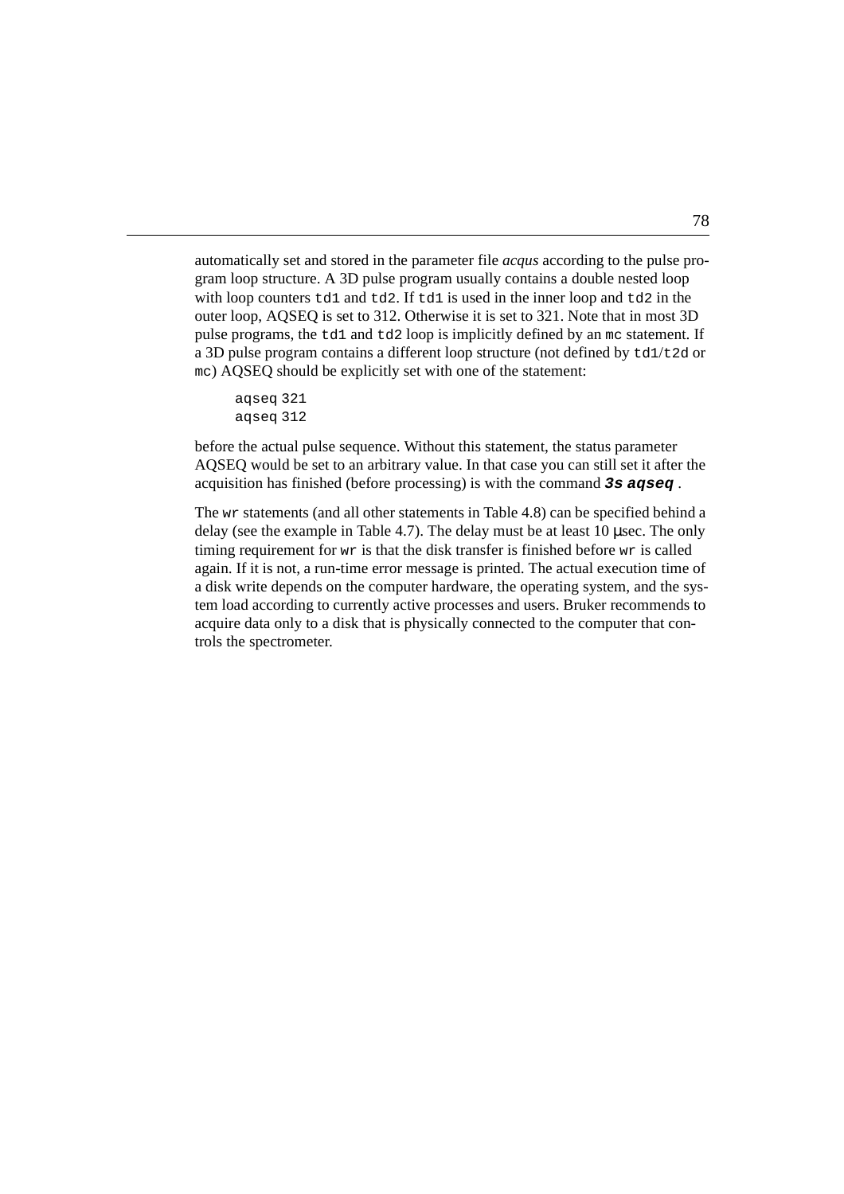automatically set and stored in the parameter file *acqus* according to the pulse program loop structure. A 3D pulse program usually contains a double nested loop with loop counters `td1` and `td2`. If `td1` is used in the inner loop and `td2` in the outer loop, AQSEQ is set to 312. Otherwise it is set to 321. Note that in most 3D pulse programs, the `td1` and `td2` loop is implicitly defined by an `mc` statement. If a 3D pulse program contains a different loop structure (not defined by `td1`/`t2d` or `mc`) AQSEQ should be explicitly set with one of the statement:

```
aqseq 321
aqseq 312
```

before the actual pulse sequence. Without this statement, the status parameter AQSEQ would be set to an arbitrary value. In that case you can still set it after the acquisition has finished (before processing) is with the command ***3s aqseq*** .

The `wr` statements (and all other statements in Table 4.8) can be specified behind a delay (see the example in Table 4.7). The delay must be at least 10 µsec. The only timing requirement for `wr` is that the disk transfer is finished before `wr` is called again. If it is not, a run-time error message is printed. The actual execution time of a disk write depends on the computer hardware, the operating system, and the system load according to currently active processes and users. Bruker recommends to acquire data only to a disk that is physically connected to the computer that controls the spectrometer.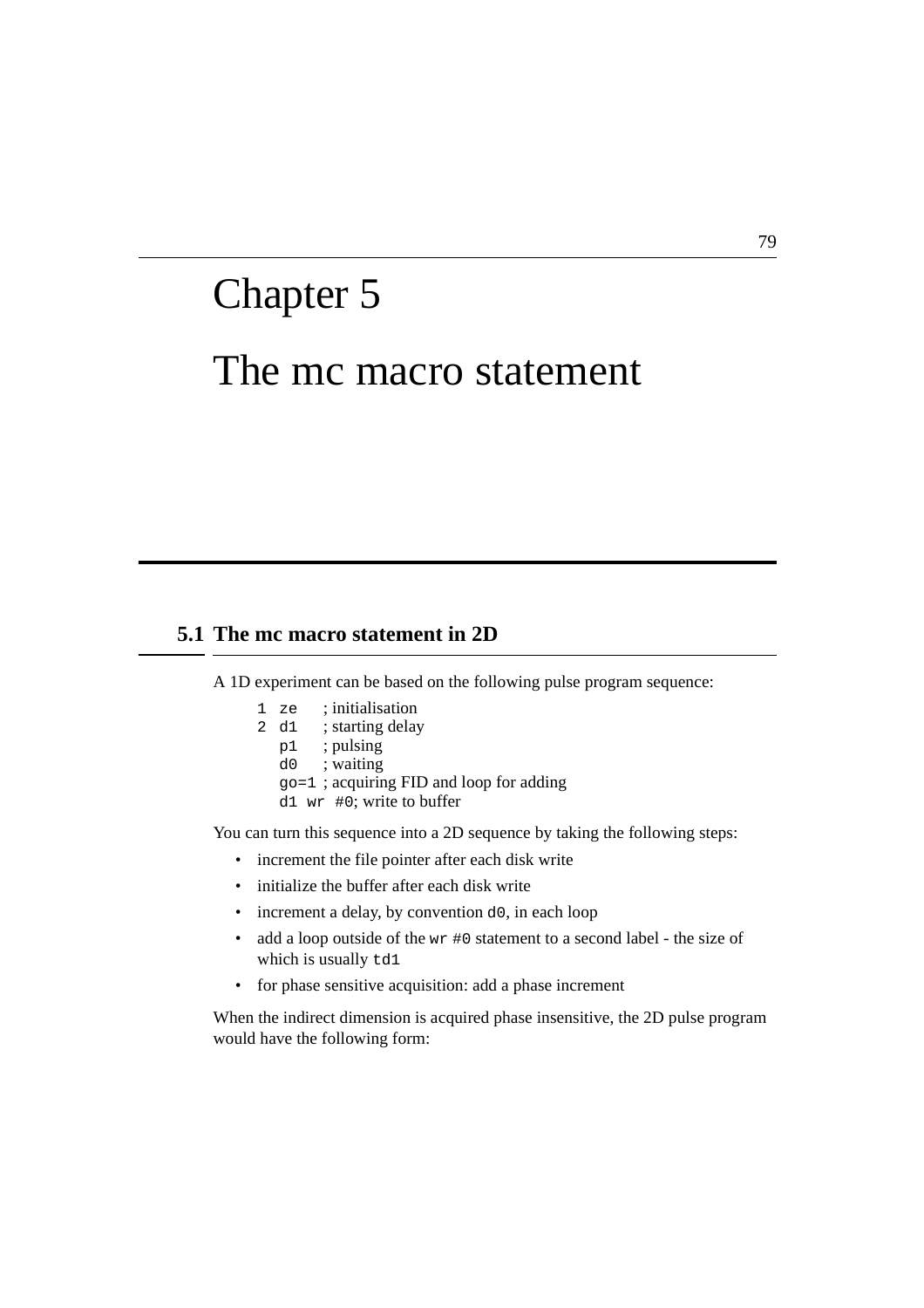# Chapter 5

# The mc macro statement

## 5.1 The mc macro statement in 2D

A 1D experiment can be based on the following pulse program sequence:

```
1 ze    ; initialisation
2 d1    ; starting delay
  p1    ; pulsing
  d0    ; waiting
  go=1  ; acquiring FID and loop for adding
  d1 wr #0; write to buffer
```

You can turn this sequence into a 2D sequence by taking the following steps:

- increment the file pointer after each disk write
- initialize the buffer after each disk write
- increment a delay, by convention `d0`, in each loop
- add a loop outside of the `wr #0` statement to a second label - the size of which is usually `td1`
- for phase sensitive acquisition: add a phase increment

When the indirect dimension is acquired phase insensitive, the 2D pulse program would have the following form: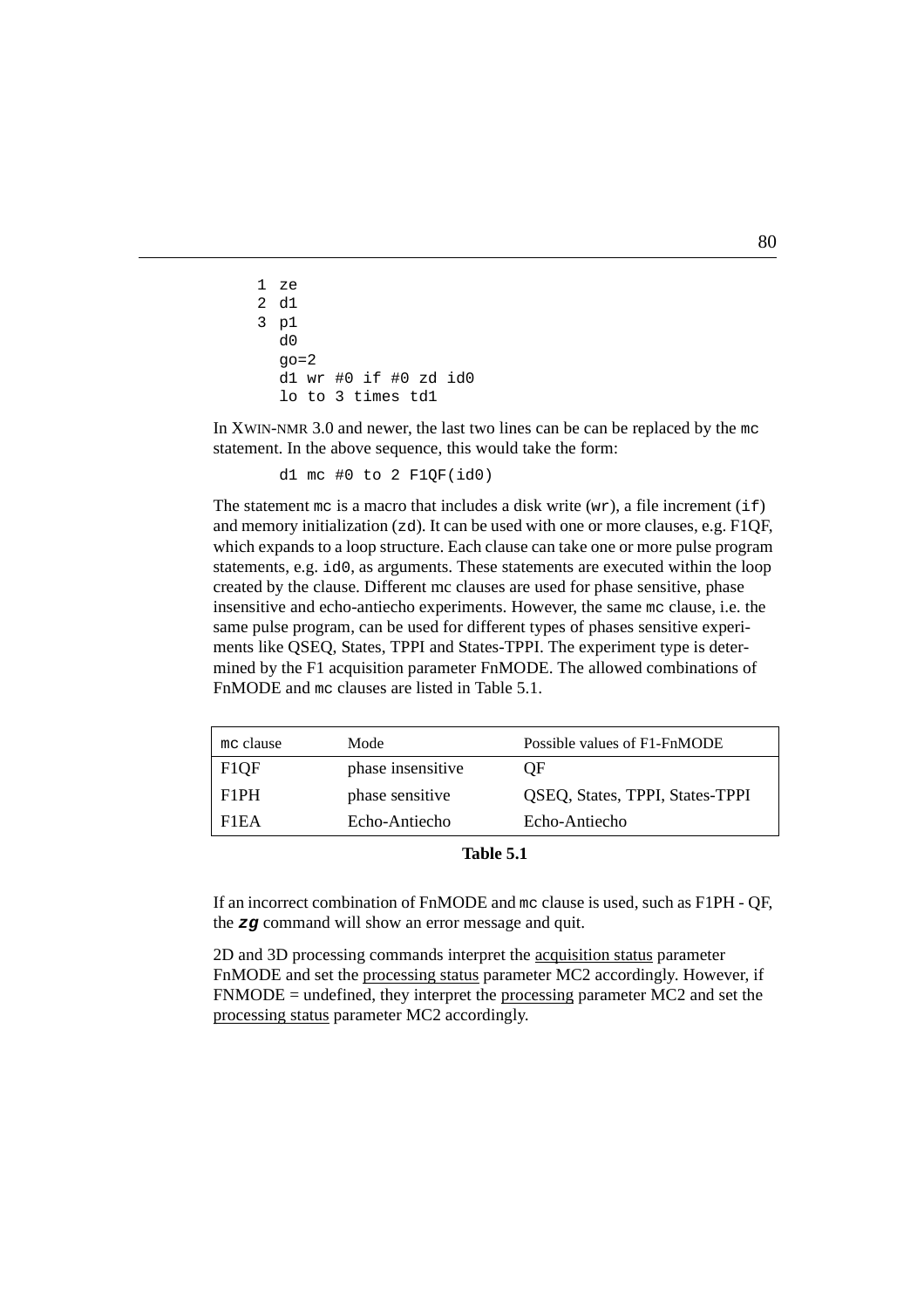```
1 ze
2 d1
3 p1
  d0
  go=2
  d1 wr #0 if #0 zd id0
  lo to 3 times td1
```

In XWIN-NMR 3.0 and newer, the last two lines can be can be replaced by the mc statement. In the above sequence, this would take the form:

```
d1 mc #0 to 2 F1QF(id0)
```

The statement mc is a macro that includes a disk write (wr), a file increment (if) and memory initialization (zd). It can be used with one or more clauses, e.g. F1QF, which expands to a loop structure. Each clause can take one or more pulse program statements, e.g. id0, as arguments. These statements are executed within the loop created by the clause. Different mc clauses are used for phase sensitive, phase insensitive and echo-antiecho experiments. However, the same mc clause, i.e. the same pulse program, can be used for different types of phases sensitive experiments like QSEQ, States, TPPI and States-TPPI. The experiment type is determined by the F1 acquisition parameter FnMODE. The allowed combinations of FnMODE and mc clauses are listed in Table 5.1.

| mc clause | Mode | Possible values of F1-FnMODE |
|---|---|---|
| F1QF | phase insensitive | QF |
| F1PH | phase sensitive | QSEQ, States, TPPI, States-TPPI |
| F1EA | Echo-Antiecho | Echo-Antiecho |

**Table 5.1**

If an incorrect combination of FnMODE and mc clause is used, such as F1PH - QF, the ***zg*** command will show an error message and quit.

2D and 3D processing commands interpret the acquisition status parameter FnMODE and set the processing status parameter MC2 accordingly. However, if FNMODE = undefined, they interpret the processing parameter MC2 and set the processing status parameter MC2 accordingly.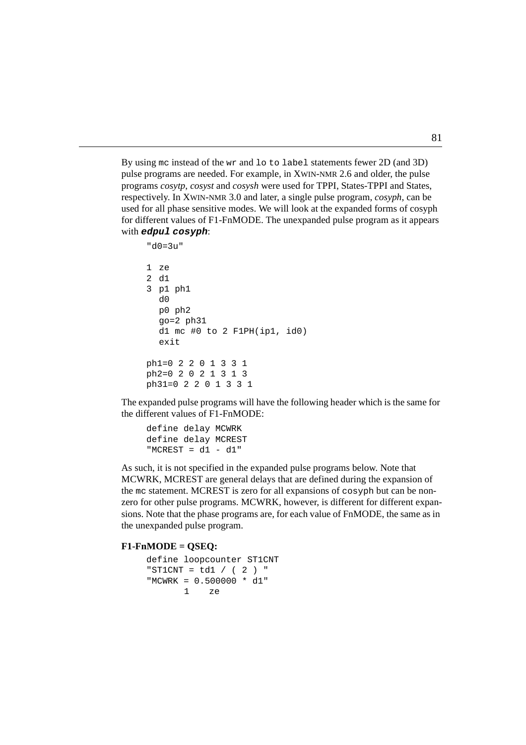By using `mc` instead of the `wr` and `lo to label` statements fewer 2D (and 3D) pulse programs are needed. For example, in XWIN-NMR 2.6 and older, the pulse programs *cosytp*, *cosyst* and *cosysh* were used for TPPI, States-TPPI and States, respectively. In XWIN-NMR 3.0 and later, a single pulse program, *cosyph*, can be used for all phase sensitive modes. We will look at the expanded forms of cosyph for different values of F1-FnMODE. The unexpanded pulse program as it appears with ***edpul cosyph***:

```
"d0=3u"

1 ze
2 d1
3 p1 ph1
  d0
  p0 ph2
  go=2 ph31
  d1 mc #0 to 2 F1PH(ip1, id0)
  exit

ph1=0 2 2 0 1 3 3 1
ph2=0 2 0 2 1 3 1 3
ph31=0 2 2 0 1 3 3 1
```

The expanded pulse programs will have the following header which is the same for the different values of F1-FnMODE:

```
define delay MCWRK
define delay MCREST
"MCREST = d1 - d1"
```

As such, it is not specified in the expanded pulse programs below. Note that MCWRK, MCREST are general delays that are defined during the expansion of the `mc` statement. MCREST is zero for all expansions of `cosyph` but can be non-zero for other pulse programs. MCWRK, however, is different for different expansions. Note that the phase programs are, for each value of FnMODE, the same as in the unexpanded pulse program.

**F1-FnMODE = QSEQ:**

```
define loopcounter ST1CNT
"ST1CNT = td1 / ( 2 ) "
"MCWRK = 0.500000 * d1"
      1    ze
```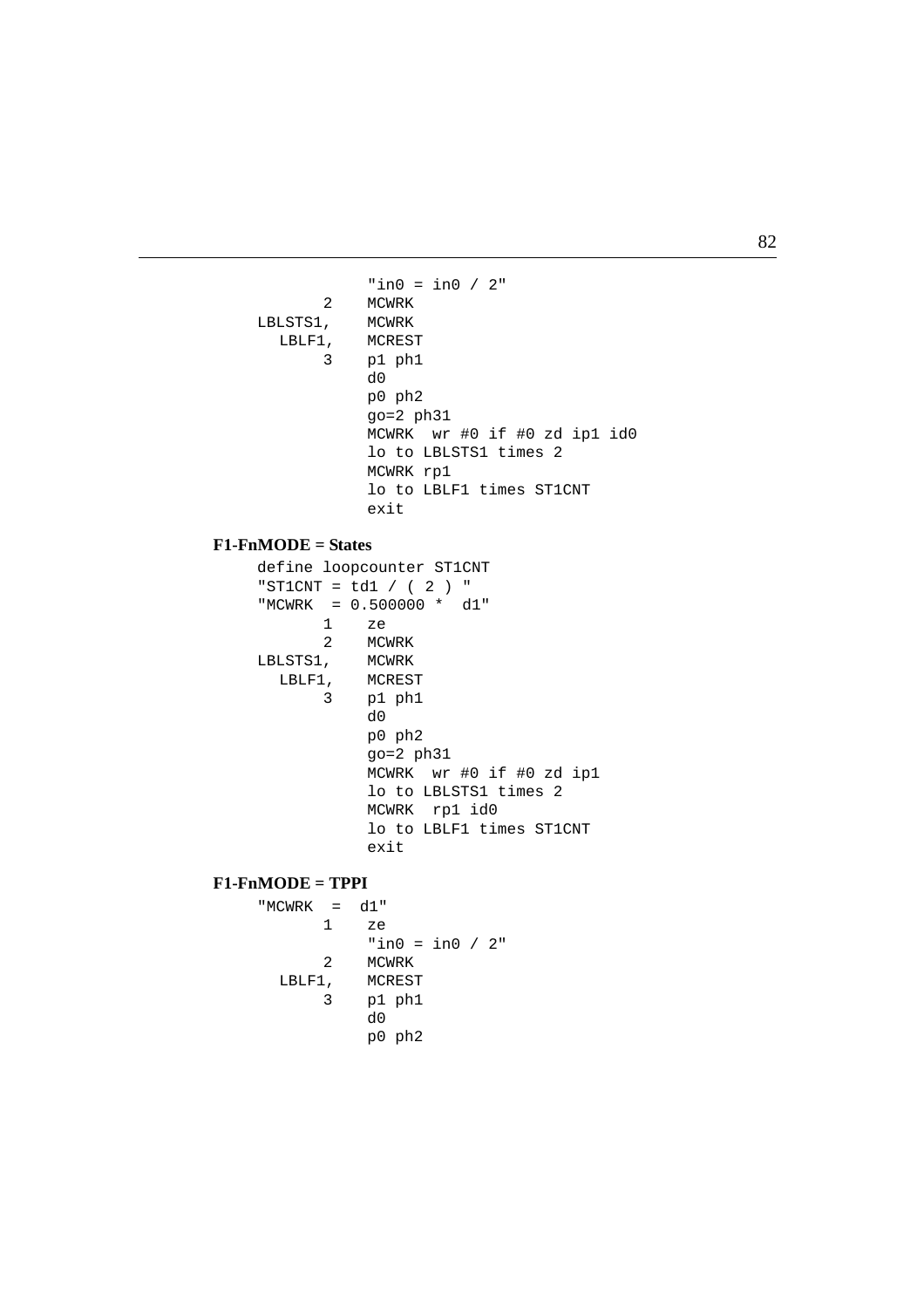```
            "in0 = in0 / 2"
       2    MCWRK
LBLSTS1,    MCWRK
  LBLF1,    MCREST
       3    p1 ph1
            d0
            p0 ph2
            go=2 ph31
            MCWRK  wr #0 if #0 zd ip1 id0
            lo to LBLSTS1 times 2
            MCWRK rp1
            lo to LBLF1 times ST1CNT
            exit
```

**F1-FnMODE = States**

```
define loopcounter ST1CNT
"ST1CNT = td1 / ( 2 ) "
"MCWRK  = 0.500000 *  d1"
       1    ze
       2    MCWRK
LBLSTS1,    MCWRK
  LBLF1,    MCREST
       3    p1 ph1
            d0
            p0 ph2
            go=2 ph31
            MCWRK  wr #0 if #0 zd ip1
            lo to LBLSTS1 times 2
            MCWRK  rp1 id0
            lo to LBLF1 times ST1CNT
            exit
```

**F1-FnMODE = TPPI**

```
"MCWRK  =  d1"
       1    ze
            "in0 = in0 / 2"
       2    MCWRK
  LBLF1,    MCREST
       3    p1 ph1
            d0
            p0 ph2
```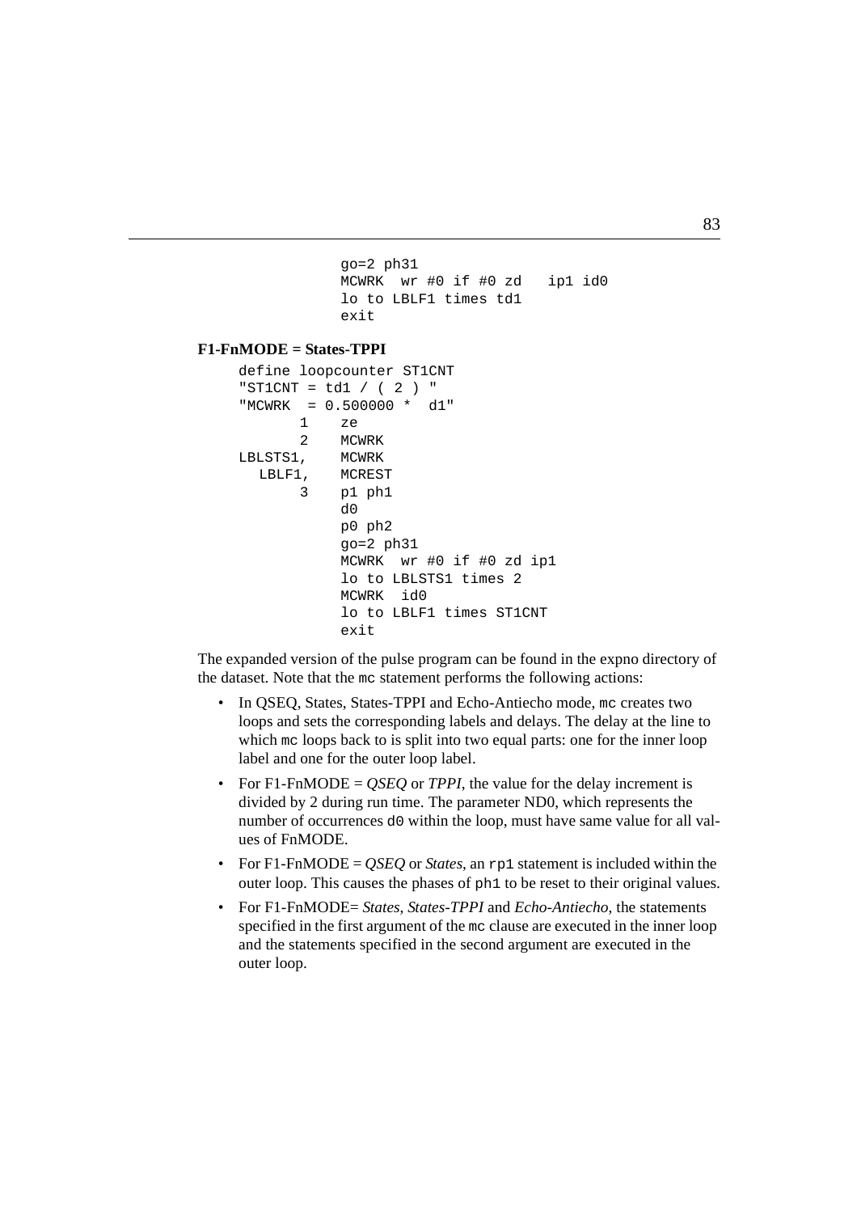```
go=2 ph31
MCWRK  wr #0 if #0 zd   ip1 id0
lo to LBLF1 times td1
exit
```

**F1-FnMODE = States-TPPI**

```
define loopcounter ST1CNT
"ST1CNT = td1 / ( 2 ) "
"MCWRK  = 0.500000 *  d1"
      1    ze
      2    MCWRK
LBLSTS1,   MCWRK
  LBLF1,   MCREST
      3    p1 ph1
           d0
           p0 ph2
           go=2 ph31
           MCWRK  wr #0 if #0 zd ip1
           lo to LBLSTS1 times 2
           MCWRK  id0
           lo to LBLF1 times ST1CNT
           exit
```

The expanded version of the pulse program can be found in the expno directory of the dataset. Note that the `mc` statement performs the following actions:

- In QSEQ, States, States-TPPI and Echo-Antiecho mode, `mc` creates two loops and sets the corresponding labels and delays. The delay at the line to which `mc` loops back to is split into two equal parts: one for the inner loop label and one for the outer loop label.
- For F1-FnMODE = *QSEQ* or *TPPI*, the value for the delay increment is divided by 2 during run time. The parameter ND0, which represents the number of occurrences `d0` within the loop, must have same value for all values of FnMODE.
- For F1-FnMODE = *QSEQ* or *States*, an `rp1` statement is included within the outer loop. This causes the phases of `ph1` to be reset to their original values.
- For F1-FnMODE= *States*, *States-TPPI* and *Echo-Antiecho*, the statements specified in the first argument of the `mc` clause are executed in the inner loop and the statements specified in the second argument are executed in the outer loop.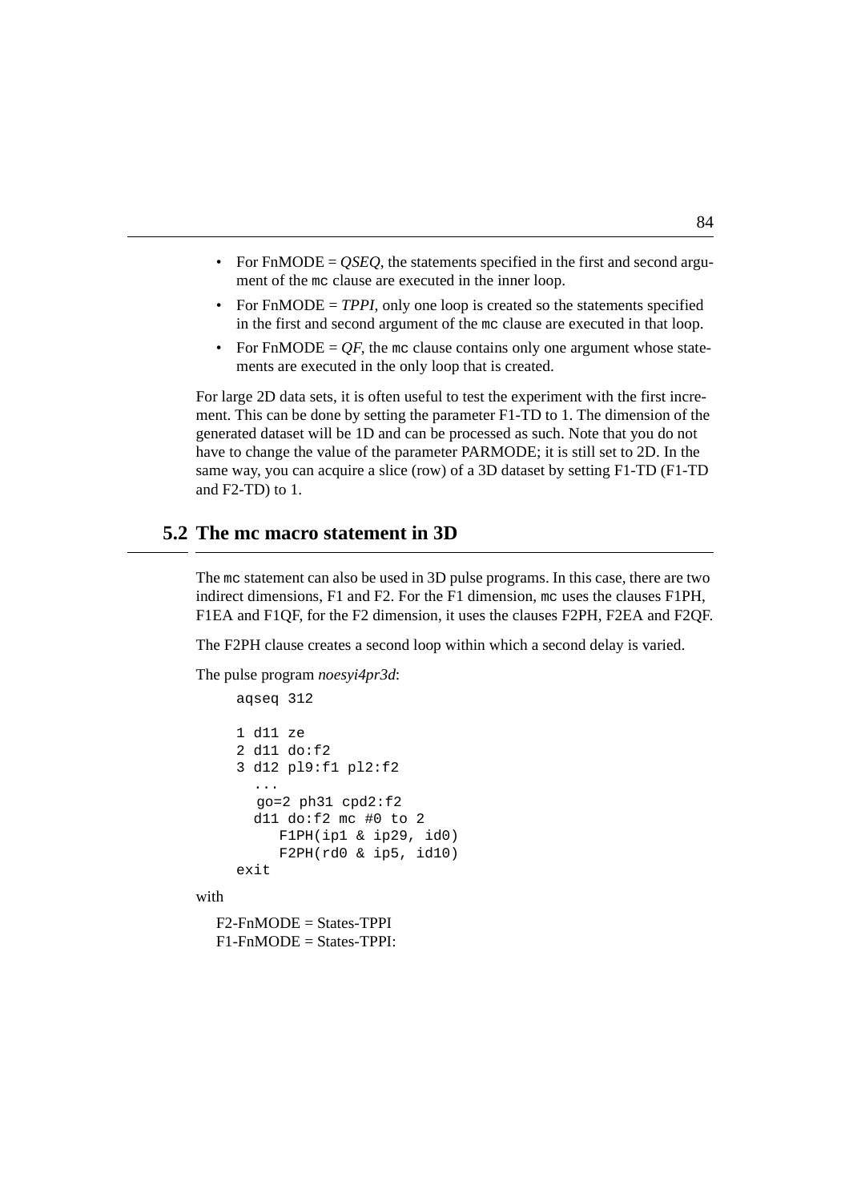- For FnMODE = *QSEQ*, the statements specified in the first and second argument of the mc clause are executed in the inner loop.
- For FnMODE = *TPPI*, only one loop is created so the statements specified in the first and second argument of the mc clause are executed in that loop.
- For FnMODE = *QF*, the mc clause contains only one argument whose statements are executed in the only loop that is created.

For large 2D data sets, it is often useful to test the experiment with the first increment. This can be done by setting the parameter F1-TD to 1. The dimension of the generated dataset will be 1D and can be processed as such. Note that you do not have to change the value of the parameter PARMODE; it is still set to 2D. In the same way, you can acquire a slice (row) of a 3D dataset by setting F1-TD (F1-TD and F2-TD) to 1.

## 5.2 The mc macro statement in 3D

The mc statement can also be used in 3D pulse programs. In this case, there are two indirect dimensions, F1 and F2. For the F1 dimension, mc uses the clauses F1PH, F1EA and F1QF, for the F2 dimension, it uses the clauses F2PH, F2EA and F2QF.

The F2PH clause creates a second loop within which a second delay is varied.

The pulse program *noesyi4pr3d*:

```
aqseq 312

1 d11 ze
2 d11 do:f2
3 d12 pl9:f1 pl2:f2
  ...
  go=2 ph31 cpd2:f2
  d11 do:f2 mc #0 to 2
     F1PH(ip1 & ip29, id0)
     F2PH(rd0 & ip5, id10)
exit
```

with

F2-FnMODE = States-TPPI
F1-FnMODE = States-TPPI: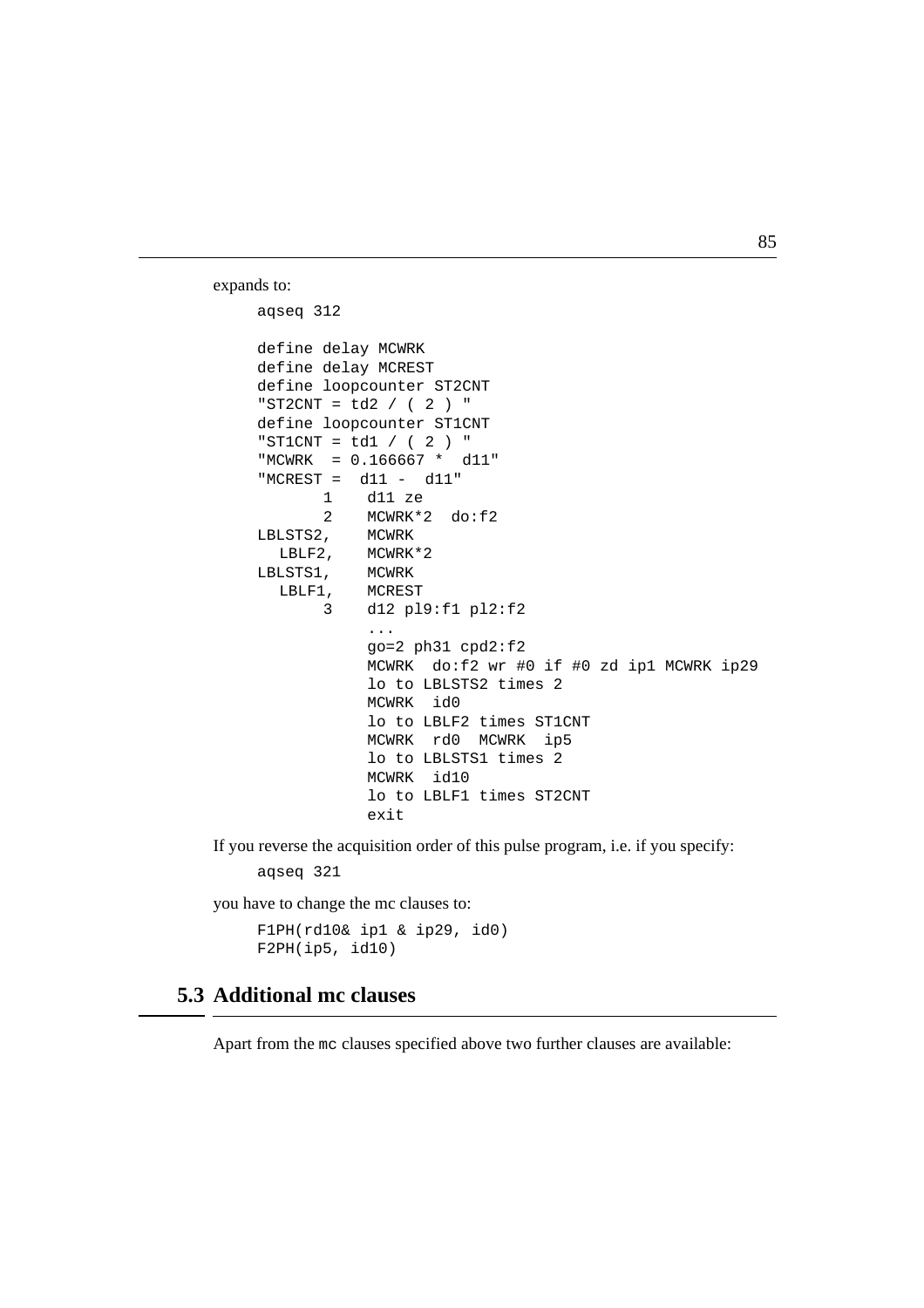expands to:

```
aqseq 312

define delay MCWRK
define delay MCREST
define loopcounter ST2CNT
"ST2CNT = td2 / ( 2 ) "
define loopcounter ST1CNT
"ST1CNT = td1 / ( 2 ) "
"MCWRK  = 0.166667 *  d11"
"MCREST =  d11 -  d11"
      1    d11 ze
      2    MCWRK*2  do:f2
LBLSTS2,    MCWRK
  LBLF2,    MCWRK*2
LBLSTS1,    MCWRK
  LBLF1,    MCREST
      3    d12 pl9:f1 pl2:f2
           ...
           go=2 ph31 cpd2:f2
           MCWRK  do:f2 wr #0 if #0 zd ip1 MCWRK ip29
           lo to LBLSTS2 times 2
           MCWRK  id0
           lo to LBLF2 times ST1CNT
           MCWRK  rd0  MCWRK  ip5
           lo to LBLSTS1 times 2
           MCWRK  id10
           lo to LBLF1 times ST2CNT
           exit
```

If you reverse the acquisition order of this pulse program, i.e. if you specify:

```
aqseq 321
```

you have to change the mc clauses to:

```
F1PH(rd10& ip1 & ip29, id0)
F2PH(ip5, id10)
```

## 5.3 Additional mc clauses

Apart from the mc clauses specified above two further clauses are available: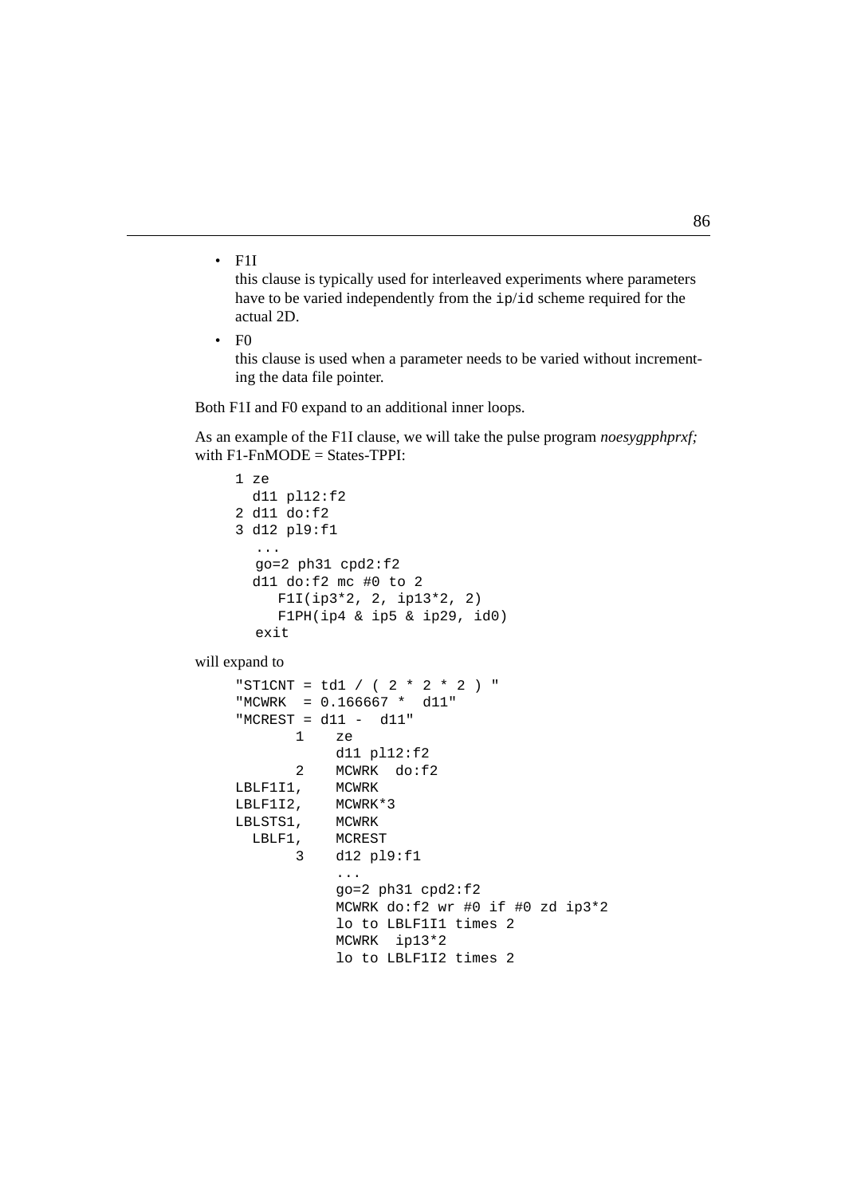- F1I
  this clause is typically used for interleaved experiments where parameters have to be varied independently from the `ip`/`id` scheme required for the actual 2D.
- F0
  this clause is used when a parameter needs to be varied without incrementing the data file pointer.

Both F1I and F0 expand to an additional inner loops.

As an example of the F1I clause, we will take the pulse program *noesygpphprxf;* with F1-FnMODE = States-TPPI:

```
1 ze
  d11 pl12:f2
2 d11 do:f2
3 d12 pl9:f1
   ...
   go=2 ph31 cpd2:f2
  d11 do:f2 mc #0 to 2
     F1I(ip3*2, 2, ip13*2, 2)
     F1PH(ip4 & ip5 & ip29, id0)
   exit
```

will expand to

```
"ST1CNT = td1 / ( 2 * 2 * 2 ) "
"MCWRK  = 0.166667 *  d11"
"MCREST = d11 -  d11"
      1    ze
           d11 pl12:f2
      2    MCWRK  do:f2
LBLF1I1,   MCWRK
LBLF1I2,   MCWRK*3
LBLSTS1,   MCWRK
  LBLF1,   MCREST
      3    d12 pl9:f1
           ...
           go=2 ph31 cpd2:f2
           MCWRK do:f2 wr #0 if #0 zd ip3*2
           lo to LBLF1I1 times 2
           MCWRK  ip13*2
           lo to LBLF1I2 times 2
```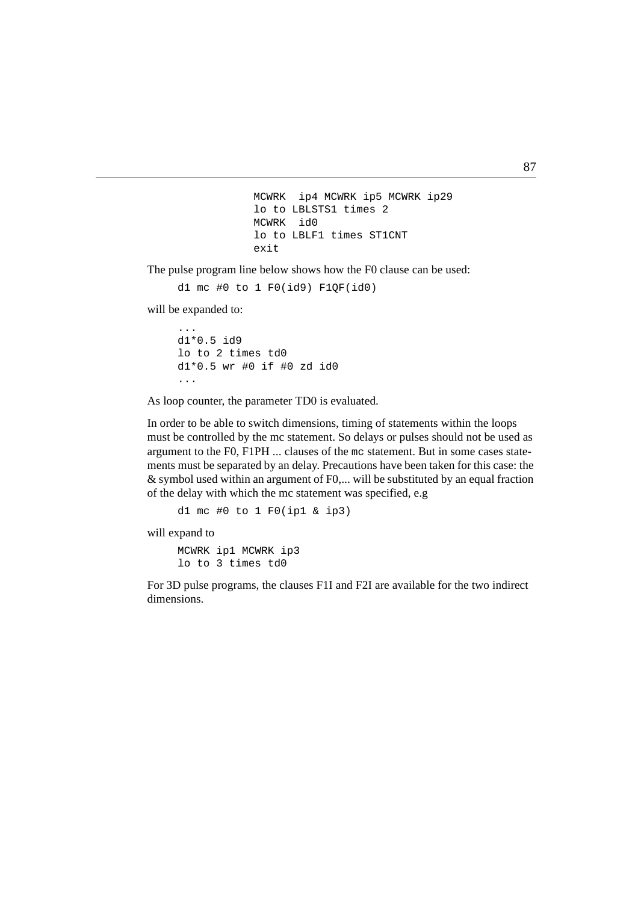```
MCWRK  ip4 MCWRK ip5 MCWRK ip29
lo to LBLSTS1 times 2
MCWRK  id0
lo to LBLF1 times ST1CNT
exit
```

The pulse program line below shows how the F0 clause can be used:

```
d1 mc #0 to 1 F0(id9) F1QF(id0)
```

will be expanded to:

```
...
d1*0.5 id9
lo to 2 times td0
d1*0.5 wr #0 if #0 zd id0
...
```

As loop counter, the parameter TD0 is evaluated.

In order to be able to switch dimensions, timing of statements within the loops must be controlled by the mc statement. So delays or pulses should not be used as argument to the F0, F1PH ... clauses of the `mc` statement. But in some cases statements must be separated by an delay. Precautions have been taken for this case: the & symbol used within an argument of F0,... will be substituted by an equal fraction of the delay with which the mc statement was specified, e.g

```
d1 mc #0 to 1 F0(ip1 & ip3)
```

will expand to

```
MCWRK ip1 MCWRK ip3
lo to 3 times td0
```

For 3D pulse programs, the clauses F1I and F2I are available for the two indirect dimensions.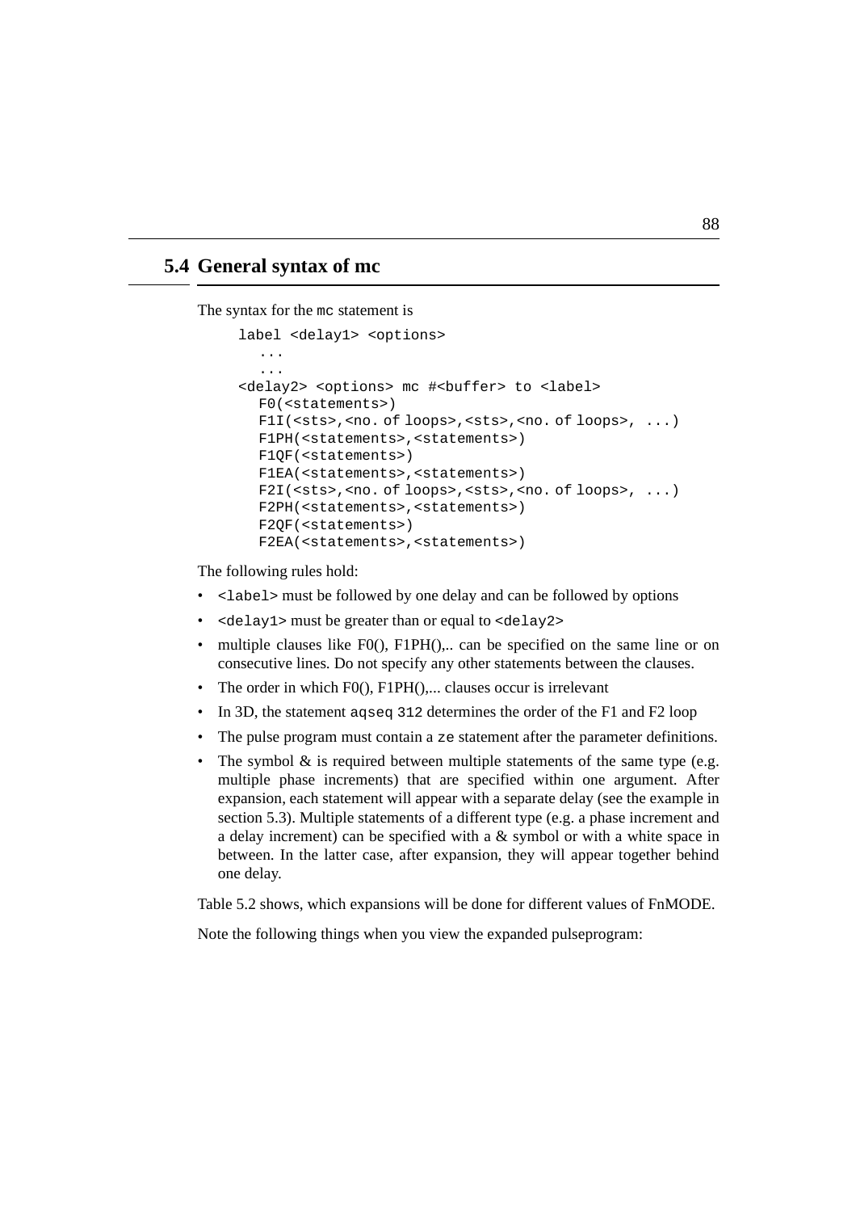## 5.4 General syntax of mc

The syntax for the `mc` statement is

```
label <delay1> <options>
  ...
  ...
<delay2> <options> mc #<buffer> to <label>
  F0(<statements>)
  F1I(<sts>,<no. of loops>,<sts>,<no. of loops>, ...)
  F1PH(<statements>,<statements>)
  F1QF(<statements>)
  F1EA(<statements>,<statements>)
  F2I(<sts>,<no. of loops>,<sts>,<no. of loops>, ...)
  F2PH(<statements>,<statements>)
  F2QF(<statements>)
  F2EA(<statements>,<statements>)
```

The following rules hold:

- `<label>` must be followed by one delay and can be followed by options
- `<delay1>` must be greater than or equal to `<delay2>`
- multiple clauses like F0(), F1PH(),.. can be specified on the same line or on consecutive lines. Do not specify any other statements between the clauses.
- The order in which F0(), F1PH(),... clauses occur is irrelevant
- In 3D, the statement `aqseq 312` determines the order of the F1 and F2 loop
- The pulse program must contain a `ze` statement after the parameter definitions.
- The symbol & is required between multiple statements of the same type (e.g. multiple phase increments) that are specified within one argument. After expansion, each statement will appear with a separate delay (see the example in section 5.3). Multiple statements of a different type (e.g. a phase increment and a delay increment) can be specified with a & symbol or with a white space in between. In the latter case, after expansion, they will appear together behind one delay.

Table 5.2 shows, which expansions will be done for different values of FnMODE.

Note the following things when you view the expanded pulseprogram: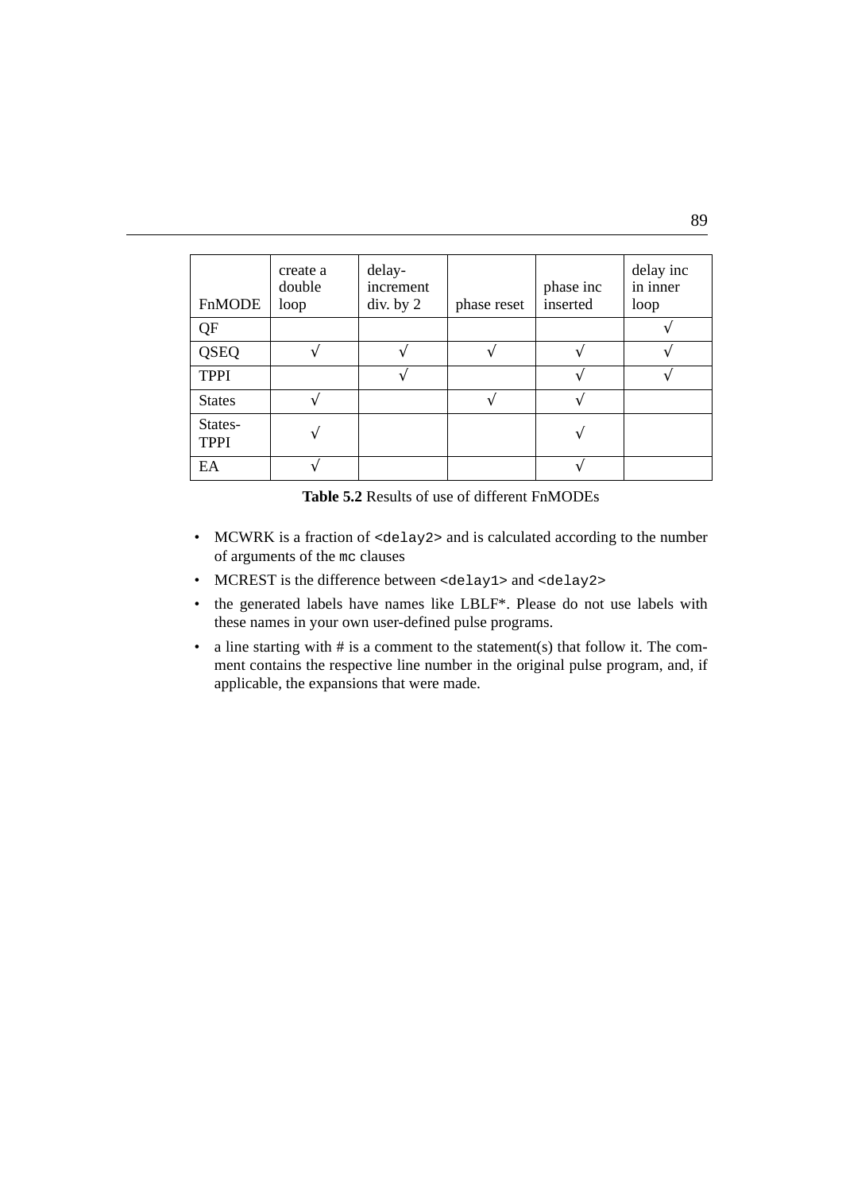| FnMODE | create a double loop | delay-increment div. by 2 | phase reset | phase inc inserted | delay inc in inner loop |
|---|---|---|---|---|---|
| QF | | | | | √ |
| QSEQ | √ | √ | √ | √ | √ |
| TPPI | | √ | | √ | √ |
| States | √ | | √ | √ | |
| States-TPPI | √ | | | √ | |
| EA | √ | | | √ | |

**Table 5.2** Results of use of different FnMODEs

- MCWRK is a fraction of `<delay2>` and is calculated according to the number of arguments of the `mc` clauses
- MCREST is the difference between `<delay1>` and `<delay2>`
- the generated labels have names like LBLF*. Please do not use labels with these names in your own user-defined pulse programs.
- a line starting with # is a comment to the statement(s) that follow it. The comment contains the respective line number in the original pulse program, and, if applicable, the expansions that were made.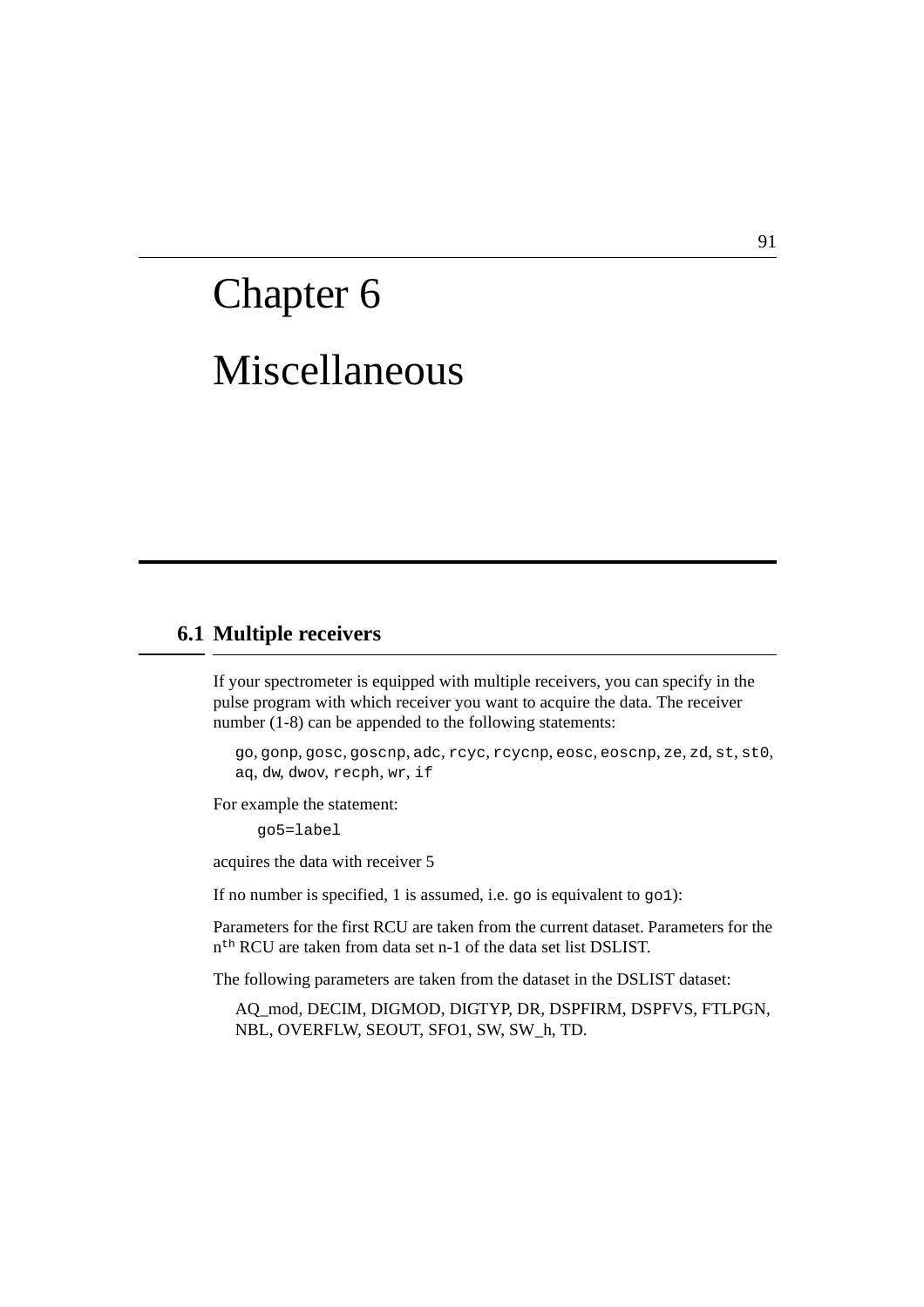# Chapter 6

# Miscellaneous

## 6.1 Multiple receivers

If your spectrometer is equipped with multiple receivers, you can specify in the pulse program with which receiver you want to acquire the data. The receiver number (1-8) can be appended to the following statements:

`go`, `gonp`, `gosc`, `goscnp`, `adc`, `rcyc`, `rcycnp`, `eosc`, `eoscnp`, `ze`, `zd`, `st`, `st0`, `aq`, `dw`, `dwov`, `recph`, `wr`, `if`

For example the statement:

```
go5=label
```

acquires the data with receiver 5

If no number is specified, 1 is assumed, i.e. `go` is equivalent to `go1`):

Parameters for the first RCU are taken from the current dataset. Parameters for the $n^{th}$ RCU are taken from data set n-1 of the data set list DSLIST.

The following parameters are taken from the dataset in the DSLIST dataset:

AQ_mod, DECIM, DIGMOD, DIGTYP, DR, DSPFIRM, DSPFVS, FTLPGN, NBL, OVERFLW, SEOUT, SFO1, SW, SW_h, TD.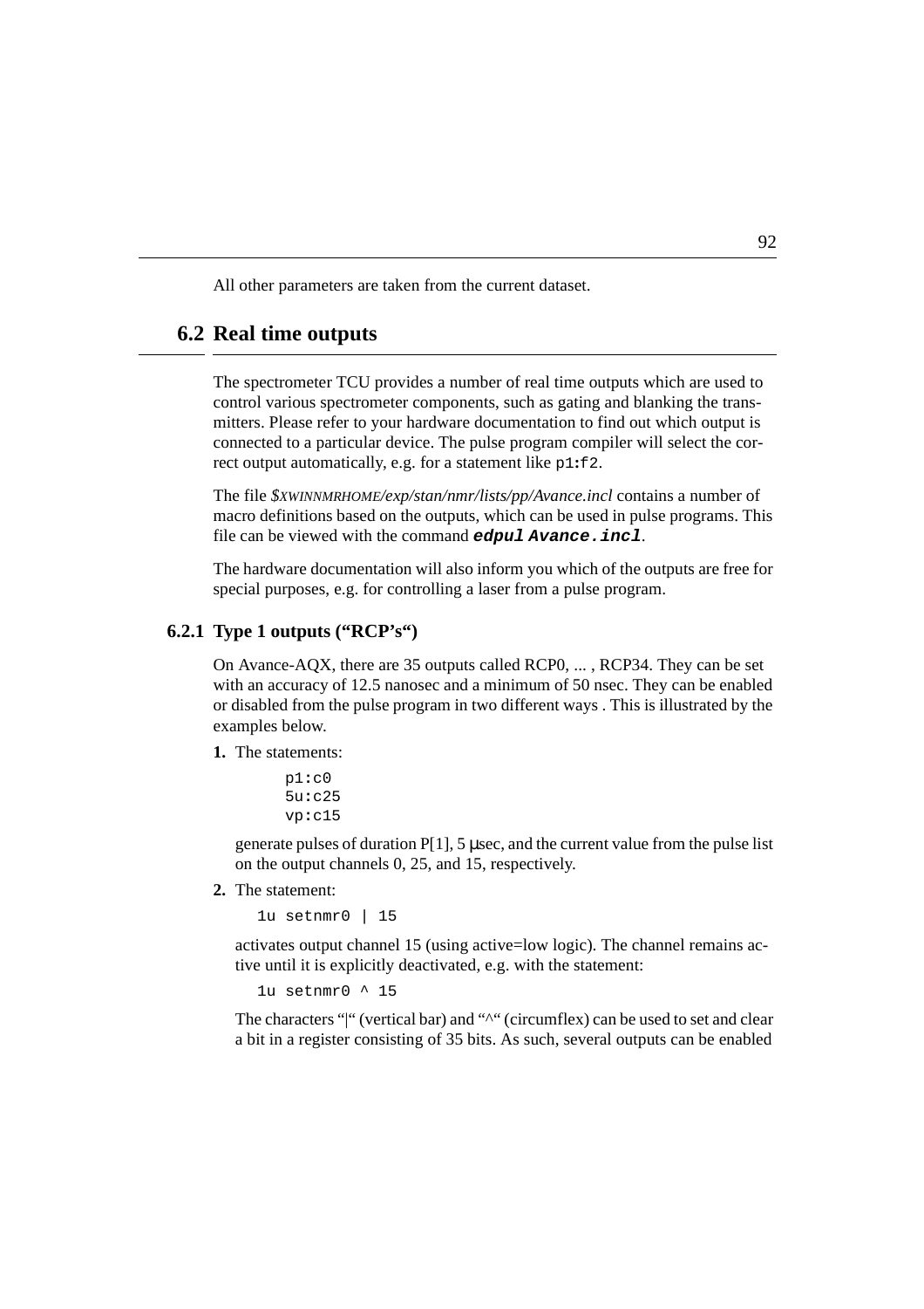All other parameters are taken from the current dataset.

## 6.2 Real time outputs

The spectrometer TCU provides a number of real time outputs which are used to control various spectrometer components, such as gating and blanking the transmitters. Please refer to your hardware documentation to find out which output is connected to a particular device. The pulse program compiler will select the correct output automatically, e.g. for a statement like `p1:f2`.

The file *$XWINNMRHOME/exp/stan/nmr/lists/pp/Avance.incl* contains a number of macro definitions based on the outputs, which can be used in pulse programs. This file can be viewed with the command **`edpul Avance.incl`**.

The hardware documentation will also inform you which of the outputs are free for special purposes, e.g. for controlling a laser from a pulse program.

### 6.2.1 Type 1 outputs (“RCP’s“)

On Avance-AQX, there are 35 outputs called RCP0, ... , RCP34. They can be set with an accuracy of 12.5 nanosec and a minimum of 50 nsec. They can be enabled or disabled from the pulse program in two different ways . This is illustrated by the examples below.

**1.** The statements:

```
p1:c0
5u:c25
vp:c15
```

generate pulses of duration P[1], 5 µsec, and the current value from the pulse list on the output channels 0, 25, and 15, respectively.

**2.** The statement:

```
1u setnmr0 | 15
```

activates output channel 15 (using active=low logic). The channel remains active until it is explicitly deactivated, e.g. with the statement:

```
1u setnmr0 ^ 15
```

The characters “|“ (vertical bar) and “^“ (circumflex) can be used to set and clear a bit in a register consisting of 35 bits. As such, several outputs can be enabled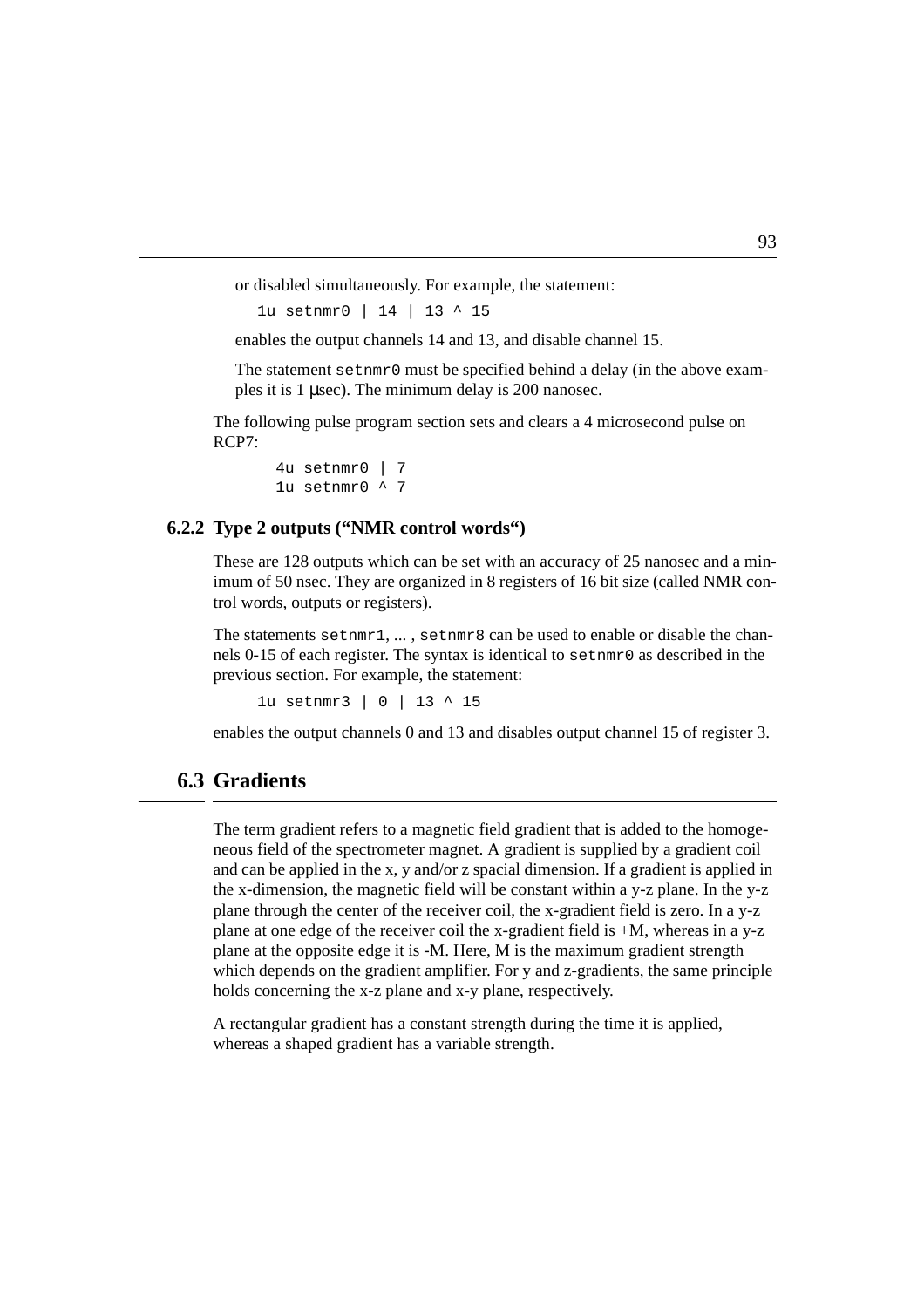or disabled simultaneously. For example, the statement:

```
1u setnmr0 | 14 | 13 ^ 15
```

enables the output channels 14 and 13, and disable channel 15.

The statement `setnmr0` must be specified behind a delay (in the above examples it is 1 μsec). The minimum delay is 200 nanosec.

The following pulse program section sets and clears a 4 microsecond pulse on RCP7:

```
4u setnmr0 | 7
1u setnmr0 ^ 7
```

### 6.2.2 Type 2 outputs ("NMR control words")

These are 128 outputs which can be set with an accuracy of 25 nanosec and a minimum of 50 nsec. They are organized in 8 registers of 16 bit size (called NMR control words, outputs or registers).

The statements `setnmr1`, ... , `setnmr8` can be used to enable or disable the channels 0-15 of each register. The syntax is identical to `setnmr0` as described in the previous section. For example, the statement:

```
1u setnmr3 | 0 | 13 ^ 15
```

enables the output channels 0 and 13 and disables output channel 15 of register 3.

## 6.3 Gradients

The term gradient refers to a magnetic field gradient that is added to the homogeneous field of the spectrometer magnet. A gradient is supplied by a gradient coil and can be applied in the x, y and/or z spacial dimension. If a gradient is applied in the x-dimension, the magnetic field will be constant within a y-z plane. In the y-z plane through the center of the receiver coil, the x-gradient field is zero. In a y-z plane at one edge of the receiver coil the x-gradient field is +M, whereas in a y-z plane at the opposite edge it is -M. Here, M is the maximum gradient strength which depends on the gradient amplifier. For y and z-gradients, the same principle holds concerning the x-z plane and x-y plane, respectively.

A rectangular gradient has a constant strength during the time it is applied, whereas a shaped gradient has a variable strength.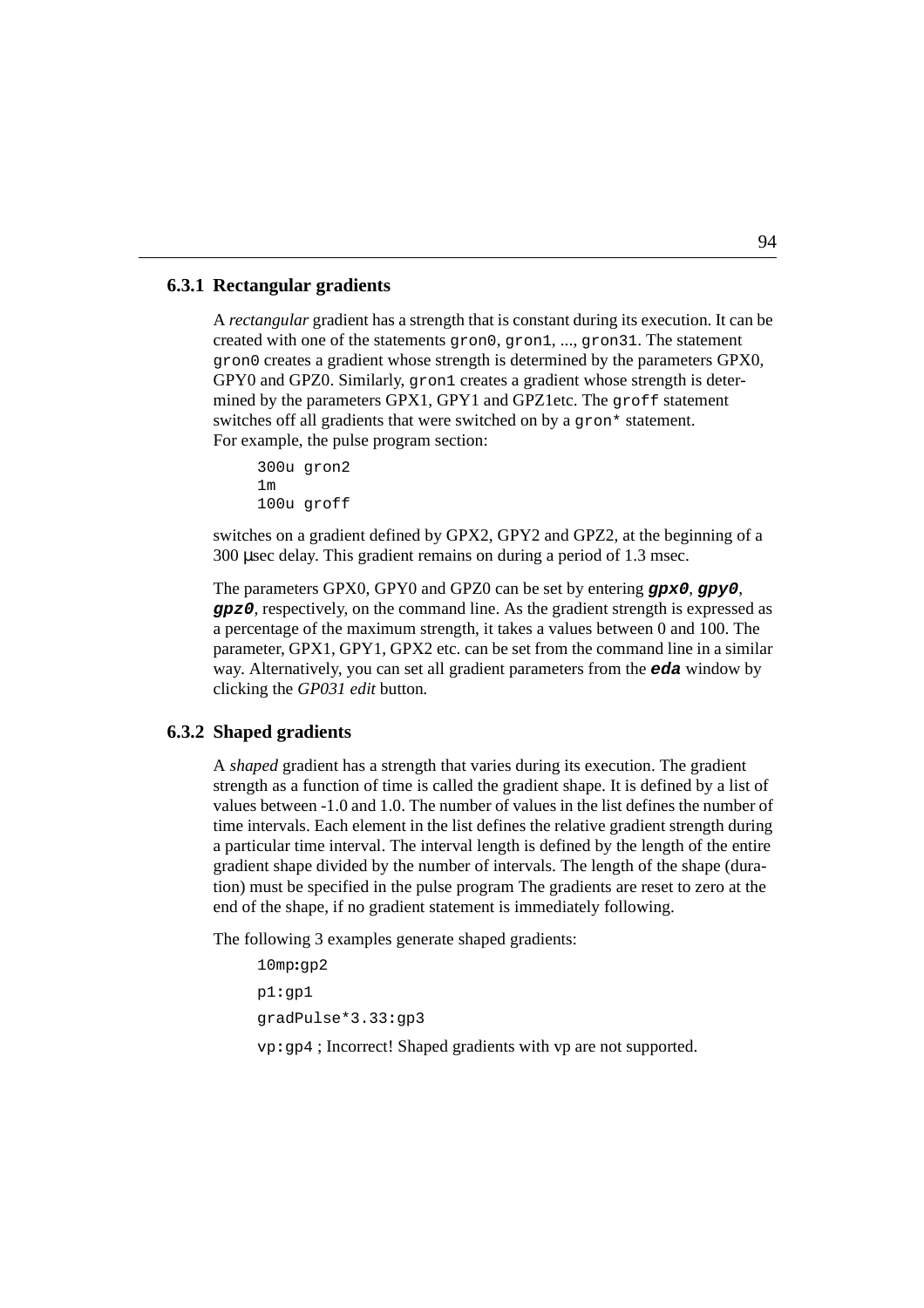### 6.3.1 Rectangular gradients

A *rectangular* gradient has a strength that is constant during its execution. It can be created with one of the statements `gron0`, `gron1`, ..., `gron31`. The statement `gron0` creates a gradient whose strength is determined by the parameters GPX0, GPY0 and GPZ0. Similarly, `gron1` creates a gradient whose strength is determined by the parameters GPX1, GPY1 and GPZ1etc. The `groff` statement switches off all gradients that were switched on by a `gron*` statement. For example, the pulse program section:

```
300u gron2
1m
100u groff
```

switches on a gradient defined by GPX2, GPY2 and GPZ2, at the beginning of a 300 μsec delay. This gradient remains on during a period of 1.3 msec.

The parameters GPX0, GPY0 and GPZ0 can be set by entering ***gpx0***, ***gpy0***, ***gpz0***, respectively, on the command line. As the gradient strength is expressed as a percentage of the maximum strength, it takes a values between 0 and 100. The parameter, GPX1, GPY1, GPX2 etc. can be set from the command line in a similar way. Alternatively, you can set all gradient parameters from the ***eda*** window by clicking the *GP031 edit* button.

### 6.3.2 Shaped gradients

A *shaped* gradient has a strength that varies during its execution. The gradient strength as a function of time is called the gradient shape. It is defined by a list of values between -1.0 and 1.0. The number of values in the list defines the number of time intervals. Each element in the list defines the relative gradient strength during a particular time interval. The interval length is defined by the length of the entire gradient shape divided by the number of intervals. The length of the shape (duration) must be specified in the pulse program The gradients are reset to zero at the end of the shape, if no gradient statement is immediately following.

The following 3 examples generate shaped gradients:

```
10mp:gp2

p1:gp1

gradPulse*3.33:gp3

vp:gp4 ; Incorrect! Shaped gradients with vp are not supported.
```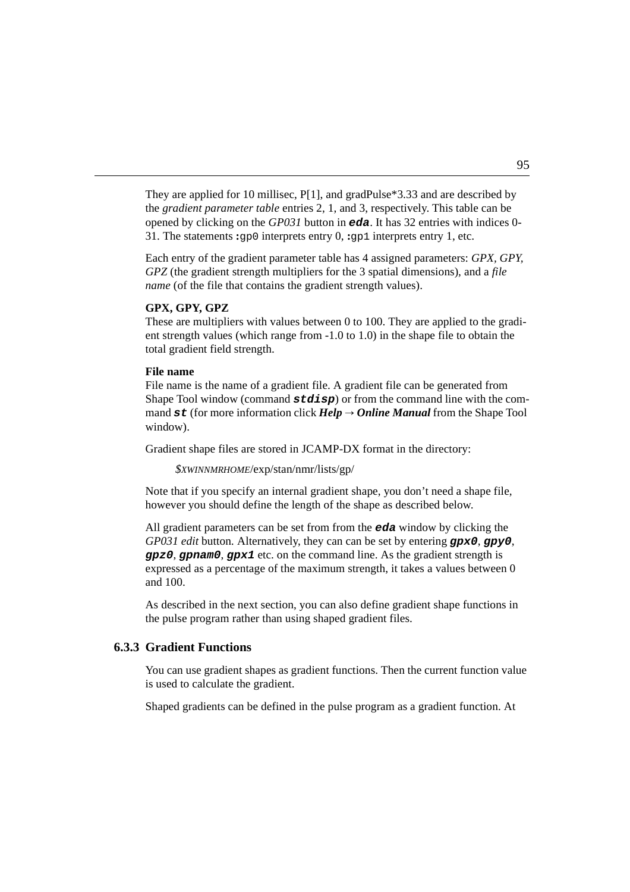They are applied for 10 millisec, P[1], and gradPulse*3.33 and are described by the *gradient parameter table* entries 2, 1, and 3, respectively. This table can be opened by clicking on the *GP031* button in ***eda***. It has 32 entries with indices 0-31. The statements `:gp0` interprets entry 0, `:gp1` interprets entry 1, etc.

Each entry of the gradient parameter table has 4 assigned parameters: *GPX, GPY, GPZ* (the gradient strength multipliers for the 3 spatial dimensions), and a *file name* (of the file that contains the gradient strength values).

**GPX, GPY, GPZ**

These are multipliers with values between 0 to 100. They are applied to the gradient strength values (which range from -1.0 to 1.0) in the shape file to obtain the total gradient field strength.

**File name**

File name is the name of a gradient file. A gradient file can be generated from Shape Tool window (command ***stdisp***) or from the command line with the command ***st*** (for more information click ***Help*** → ***Online Manual*** from the Shape Tool window).

Gradient shape files are stored in JCAMP-DX format in the directory:

*$XWINNMRHOME*/exp/stan/nmr/lists/gp/

Note that if you specify an internal gradient shape, you don't need a shape file, however you should define the length of the shape as described below.

All gradient parameters can be set from from the ***eda*** window by clicking the *GP031 edit* button. Alternatively, they can can be set by entering ***gpx0***, ***gpy0***, ***gpz0***, ***gpnam0***, ***gpx1*** etc. on the command line. As the gradient strength is expressed as a percentage of the maximum strength, it takes a values between 0 and 100.

As described in the next section, you can also define gradient shape functions in the pulse program rather than using shaped gradient files.

### 6.3.3 Gradient Functions

You can use gradient shapes as gradient functions. Then the current function value is used to calculate the gradient.

Shaped gradients can be defined in the pulse program as a gradient function. At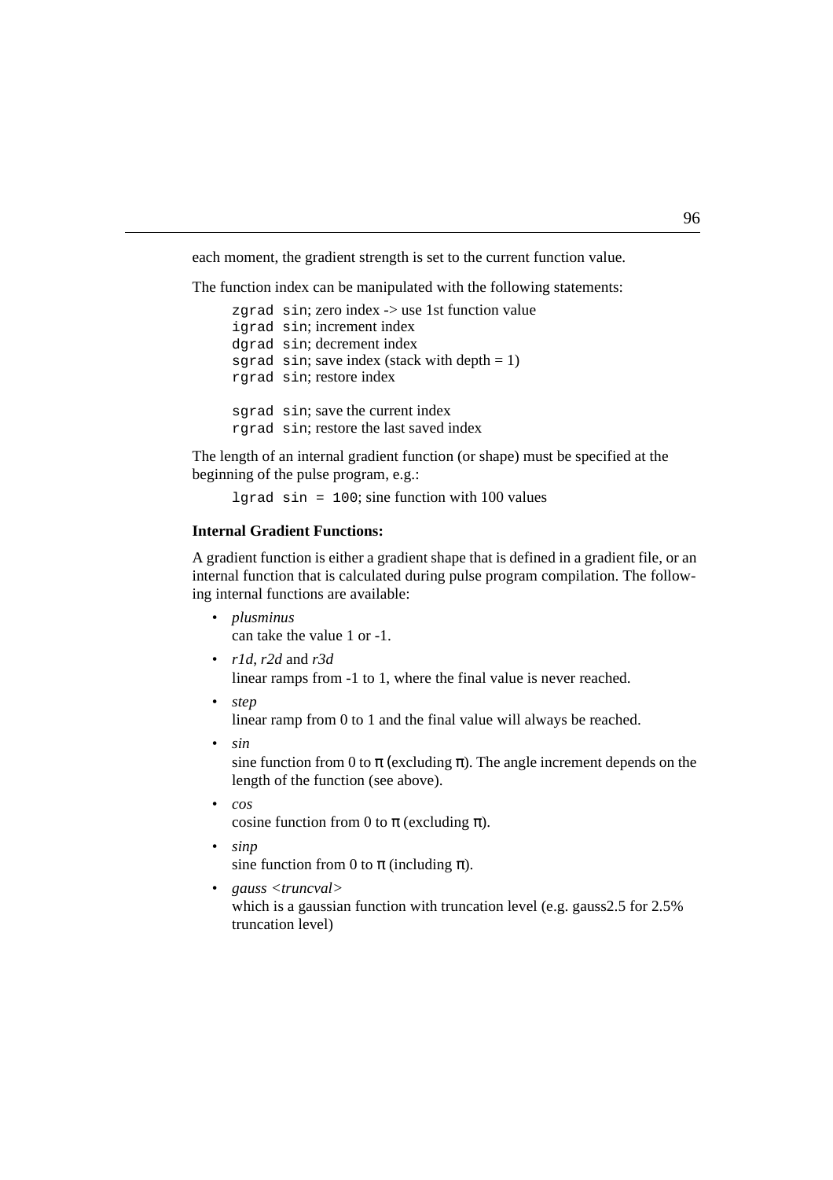each moment, the gradient strength is set to the current function value.

The function index can be manipulated with the following statements:

```
zgrad sin; zero index -> use 1st function value
igrad sin; increment index
dgrad sin; decrement index
sgrad sin; save index (stack with depth = 1)
rgrad sin; restore index

sgrad sin; save the current index
rgrad sin; restore the last saved index
```

The length of an internal gradient function (or shape) must be specified at the beginning of the pulse program, e.g.:

```
lgrad sin = 100; sine function with 100 values
```

**Internal Gradient Functions:**

A gradient function is either a gradient shape that is defined in a gradient file, or an internal function that is calculated during pulse program compilation. The following internal functions are available:

- *plusminus*
  can take the value 1 or -1.
- *r1d*, *r2d* and *r3d*
  linear ramps from -1 to 1, where the final value is never reached.
- *step*
  linear ramp from 0 to 1 and the final value will always be reached.
- *sin*
  sine function from 0 to $\pi$ (excluding $\pi$). The angle increment depends on the length of the function (see above).
- *cos*
  cosine function from 0 to $\pi$ (excluding $\pi$).
- *sinp*
  sine function from 0 to $\pi$ (including $\pi$).
- *gauss <truncval>*
  which is a gaussian function with truncation level (e.g. gauss2.5 for 2.5% truncation level)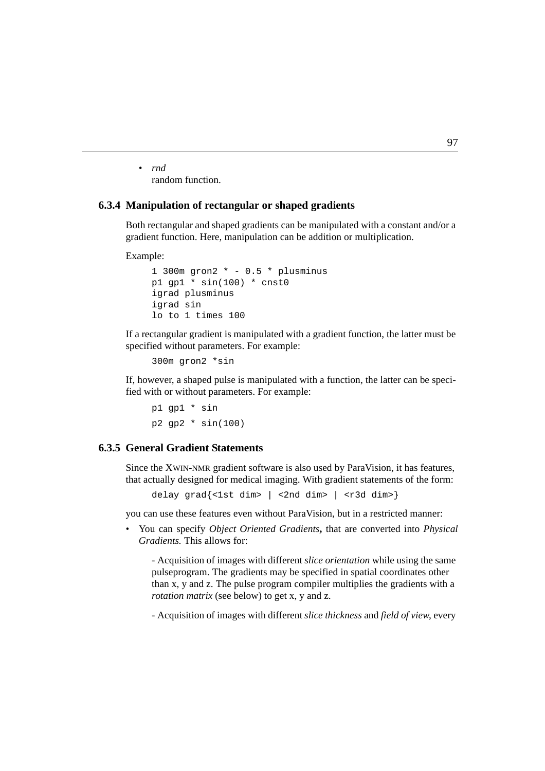- *rnd*
  random function.

### 6.3.4 Manipulation of rectangular or shaped gradients

Both rectangular and shaped gradients can be manipulated with a constant and/or a gradient function. Here, manipulation can be addition or multiplication.

Example:

```
1 300m gron2 * - 0.5 * plusminus
p1 gp1 * sin(100) * cnst0
igrad plusminus
igrad sin
lo to 1 times 100
```

If a rectangular gradient is manipulated with a gradient function, the latter must be specified without parameters. For example:

```
300m gron2 *sin
```

If, however, a shaped pulse is manipulated with a function, the latter can be specified with or without parameters. For example:

```
p1 gp1 * sin
```

```
p2 gp2 * sin(100)
```

### 6.3.5 General Gradient Statements

Since the XWIN-NMR gradient software is also used by ParaVision, it has features, that actually designed for medical imaging. With gradient statements of the form:

```
delay grad{<1st dim> | <2nd dim> | <r3d dim>}
```

you can use these features even without ParaVision, but in a restricted manner:

- You can specify *Object Oriented Gradients***,** that are converted into *Physical Gradients.* This allows for:

  - Acquisition of images with different *slice orientation* while using the same pulseprogram. The gradients may be specified in spatial coordinates other than x, y and z. The pulse program compiler multiplies the gradients with a *rotation matrix* (see below) to get x, y and z.

  - Acquisition of images with different *slice thickness* and *field of view*, every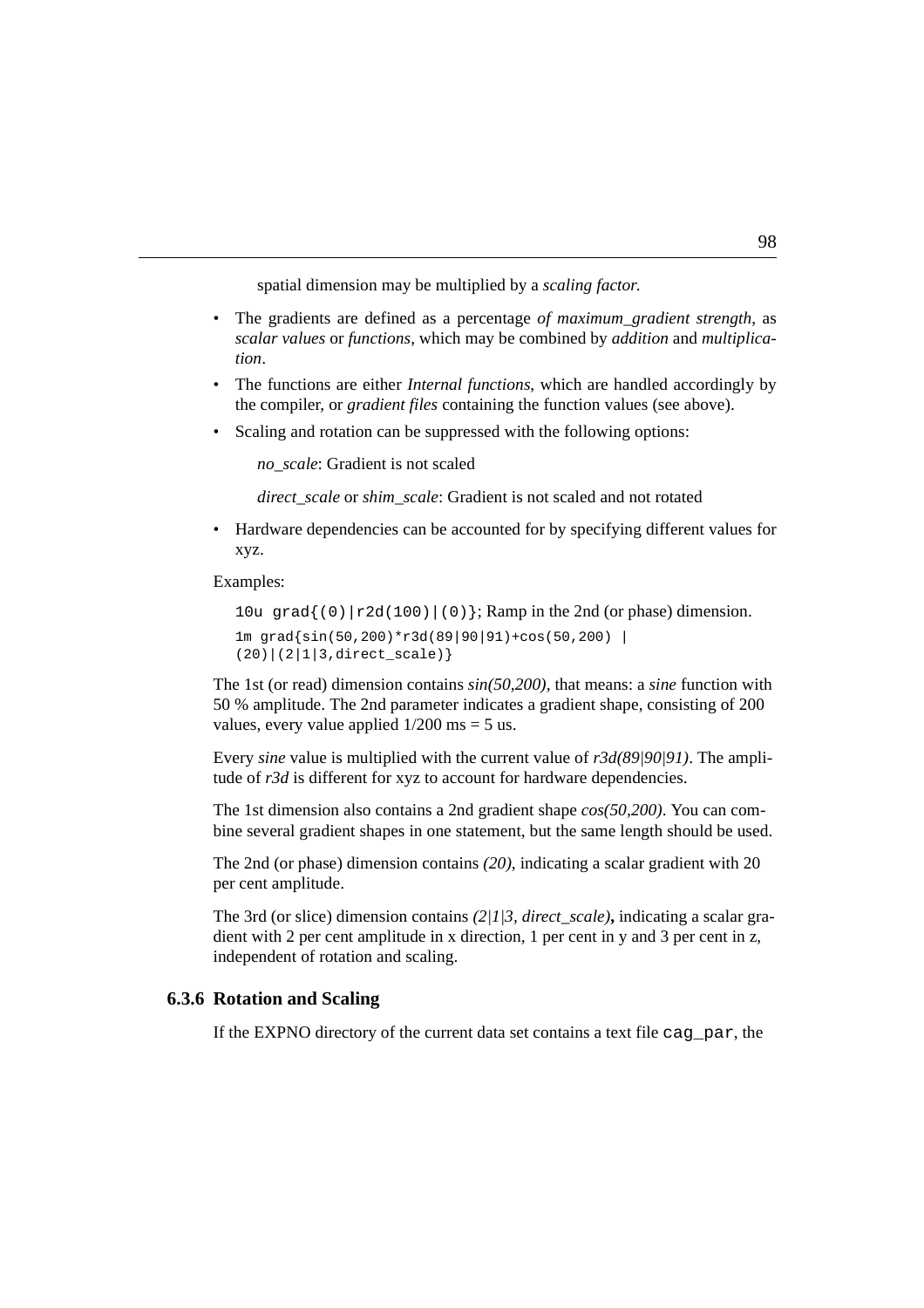spatial dimension may be multiplied by a *scaling factor.*

- The gradients are defined as a percentage *of maximum_gradient strength*, as *scalar values* or *functions*, which may be combined by *addition* and *multiplication*.
- The functions are either *Internal functions*, which are handled accordingly by the compiler, or *gradient files* containing the function values (see above).
- Scaling and rotation can be suppressed with the following options:

  *no_scale*: Gradient is not scaled

  *direct_scale* or *shim_scale*: Gradient is not scaled and not rotated

- Hardware dependencies can be accounted for by specifying different values for xyz.

Examples:

`10u grad{(0)|r2d(100)|(0)}`; Ramp in the 2nd (or phase) dimension.

```
1m grad{sin(50,200)*r3d(89|90|91)+cos(50,200) |
(20)|(2|1|3,direct_scale)}
```

The 1st (or read) dimension contains *sin(50,200)*, that means: a *sine* function with 50 % amplitude. The 2nd parameter indicates a gradient shape, consisting of 200 values, every value applied 1/200 ms = 5 us.

Every *sine* value is multiplied with the current value of *r3d(89|90|91)*. The amplitude of *r3d* is different for xyz to account for hardware dependencies.

The 1st dimension also contains a 2nd gradient shape *cos(50,200)*. You can combine several gradient shapes in one statement, but the same length should be used.

The 2nd (or phase) dimension contains *(20)*, indicating a scalar gradient with 20 per cent amplitude.

The 3rd (or slice) dimension contains *(2|1|3, direct_scale)***,** indicating a scalar gradient with 2 per cent amplitude in x direction, 1 per cent in y and 3 per cent in z, independent of rotation and scaling.

### 6.3.6 Rotation and Scaling

If the EXPNO directory of the current data set contains a text file `cag_par`, the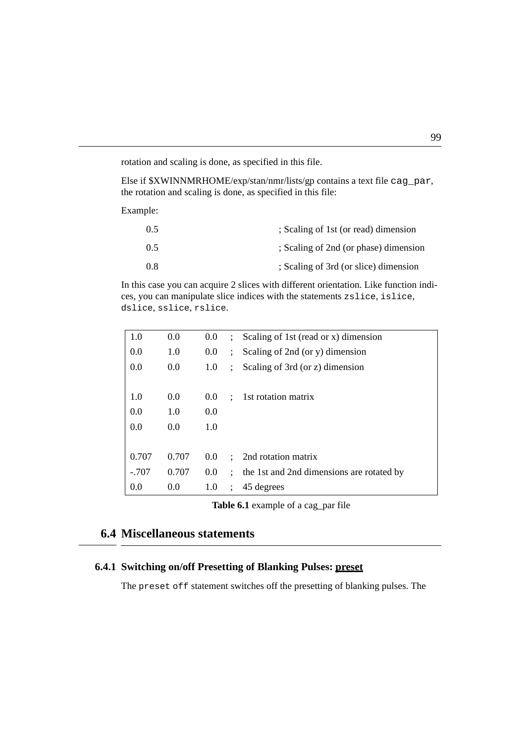rotation and scaling is done, as specified in this file.

Else if $XWINNMRHOME/exp/stan/nmr/lists/gp contains a text file `cag_par`, the rotation and scaling is done, as specified in this file:

Example:

| | |
|---|---|
| 0.5 | ; Scaling of 1st (or read) dimension |
| 0.5 | ; Scaling of 2nd (or phase) dimension |
| 0.8 | ; Scaling of 3rd (or slice) dimension |

In this case you can acquire 2 slices with different orientation. Like function indices, you can manipulate slice indices with the statements `zslice`, `islice`, `dslice`, `sslice`, `rslice`.

| | | | | |
|---|---|---|---|---|
| 1.0 | 0.0 | 0.0 | ; | Scaling of 1st (read or x) dimension |
| 0.0 | 1.0 | 0.0 | ; | Scaling of 2nd (or y) dimension |
| 0.0 | 0.0 | 1.0 | ; | Scaling of 3rd (or z) dimension |
| | | | | |
| 1.0 | 0.0 | 0.0 | ; | 1st rotation matrix |
| 0.0 | 1.0 | 0.0 | | |
| 0.0 | 0.0 | 1.0 | | |
| | | | | |
| 0.707 | 0.707 | 0.0 | ; | 2nd rotation matrix |
| -.707 | 0.707 | 0.0 | ; | the 1st and 2nd dimensions are rotated by |
| 0.0 | 0.0 | 1.0 | ; | 45 degrees |

**Table 6.1** example of a cag_par file

## 6.4 Miscellaneous statements

### 6.4.1 Switching on/off Presetting of Blanking Pulses: preset

The `preset off` statement switches off the presetting of blanking pulses. The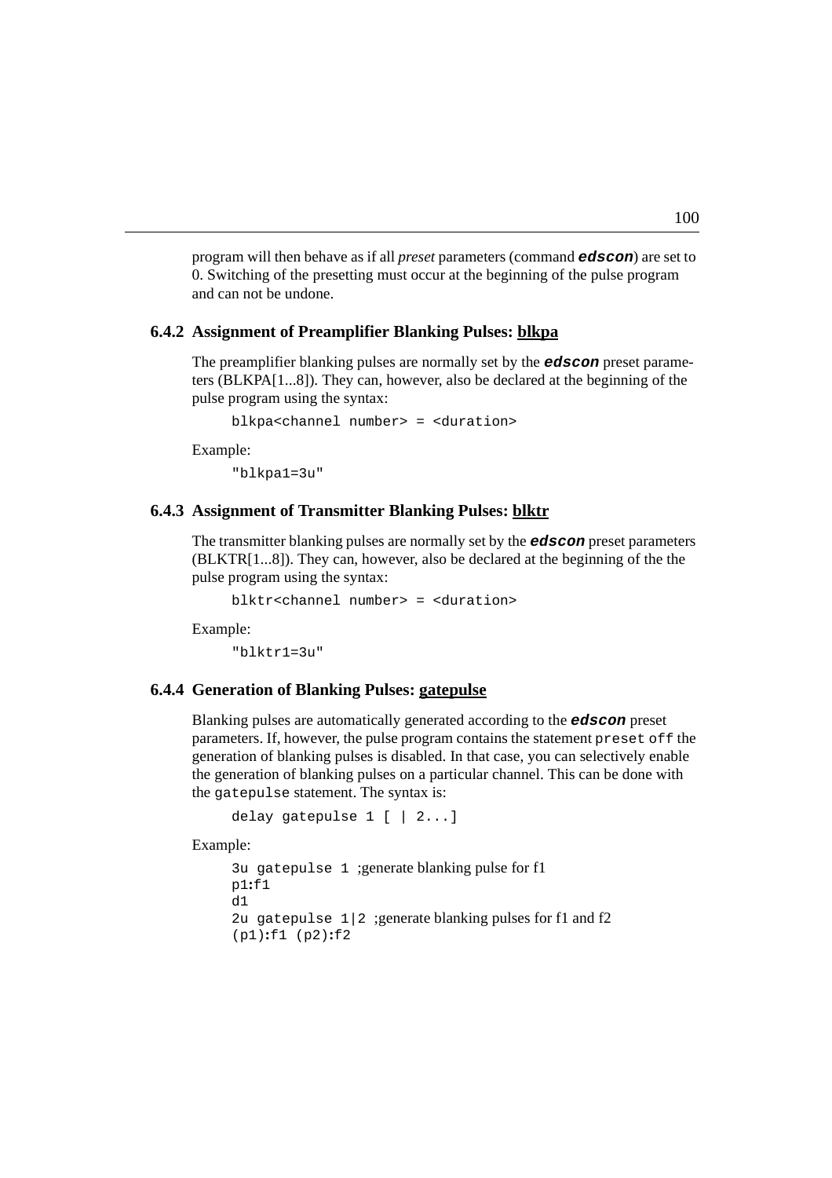program will then behave as if all *preset* parameters (command ***edscon***) are set to 0. Switching of the presetting must occur at the beginning of the pulse program and can not be undone.

### 6.4.2 Assignment of Preamplifier Blanking Pulses: blkpa

The preamplifier blanking pulses are normally set by the ***edscon*** preset parameters (BLKPA[1...8]). They can, however, also be declared at the beginning of the pulse program using the syntax:

```
blkpa<channel number> = <duration>
```

Example:

```
"blkpa1=3u"
```

### 6.4.3 Assignment of Transmitter Blanking Pulses: blktr

The transmitter blanking pulses are normally set by the ***edscon*** preset parameters (BLKTR[1...8]). They can, however, also be declared at the beginning of the the pulse program using the syntax:

```
blktr<channel number> = <duration>
```

Example:

```
"blktr1=3u"
```

### 6.4.4 Generation of Blanking Pulses: gatepulse

Blanking pulses are automatically generated according to the ***edscon*** preset parameters. If, however, the pulse program contains the statement `preset off` the generation of blanking pulses is disabled. In that case, you can selectively enable the generation of blanking pulses on a particular channel. This can be done with the `gatepulse` statement. The syntax is:

```
delay gatepulse 1 [ | 2...]
```

Example:

```
3u gatepulse 1 ;generate blanking pulse for f1
p1:f1
d1
2u gatepulse 1|2 ;generate blanking pulses for f1 and f2
(p1):f1 (p2):f2
```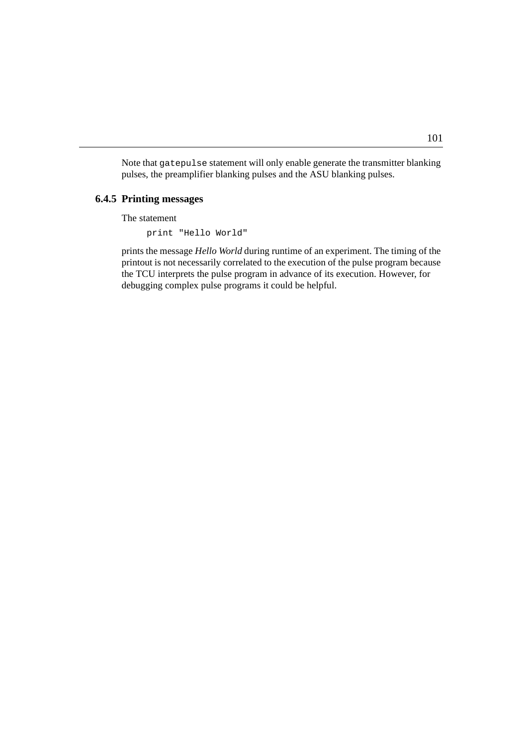Note that `gatepulse` statement will only enable generate the transmitter blanking pulses, the preamplifier blanking pulses and the ASU blanking pulses.

### 6.4.5 Printing messages

The statement

```
print "Hello World"
```

prints the message *Hello World* during runtime of an experiment. The timing of the printout is not necessarily correlated to the execution of the pulse program because the TCU interprets the pulse program in advance of its execution. However, for debugging complex pulse programs it could be helpful.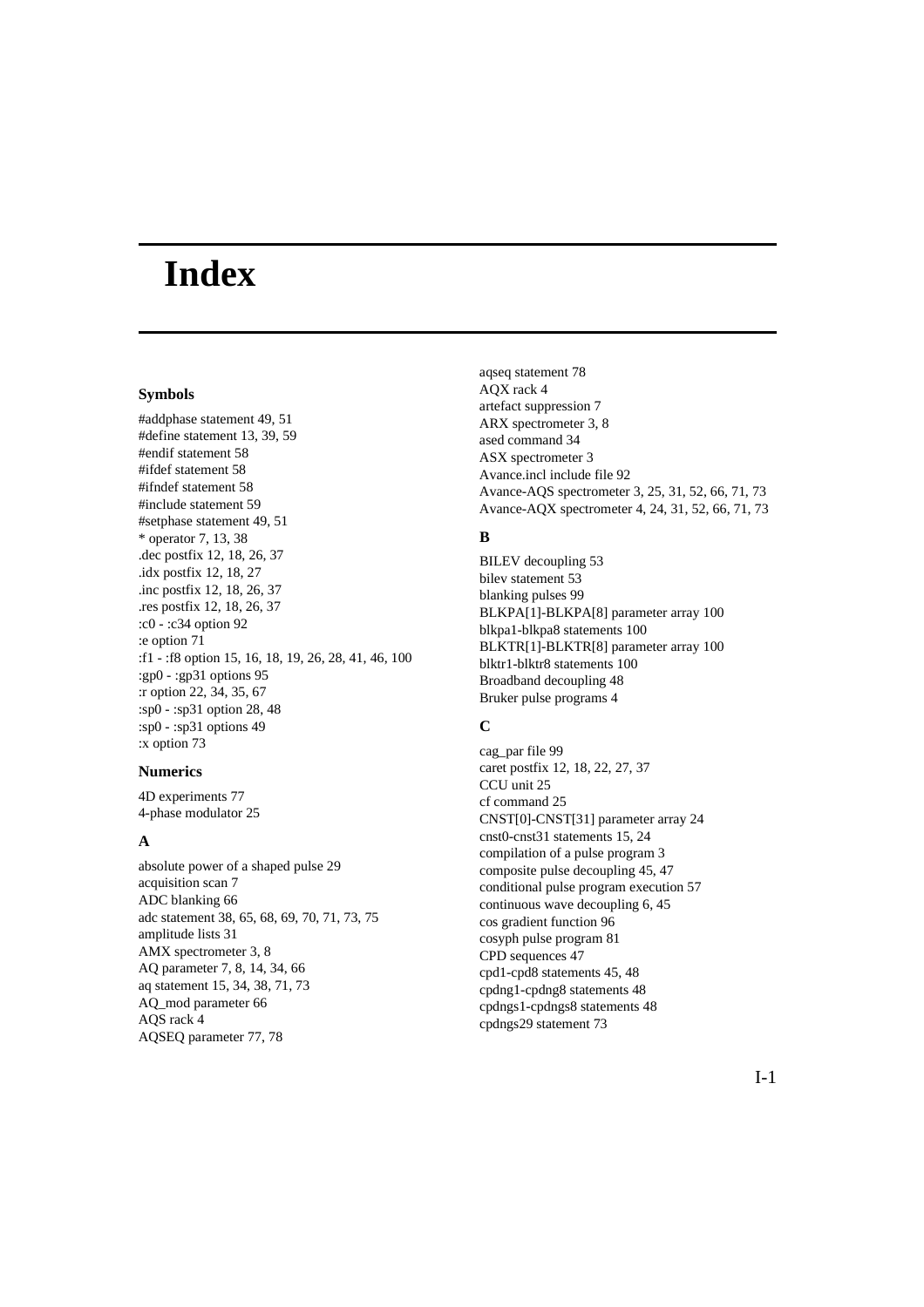# Index

### Symbols

#addphase statement 49, 51
#define statement 13, 39, 59
#endif statement 58
#ifdef statement 58
#ifndef statement 58
#include statement 59
#setphase statement 49, 51
* operator 7, 13, 38
.dec postfix 12, 18, 26, 37
.idx postfix 12, 18, 27
.inc postfix 12, 18, 26, 37
.res postfix 12, 18, 26, 37
:c0 - :c34 option 92
:e option 71
:f1 - :f8 option 15, 16, 18, 19, 26, 28, 41, 46, 100
:gp0 - :gp31 options 95
:r option 22, 34, 35, 67
:sp0 - :sp31 option 28, 48
:sp0 - :sp31 options 49
:x option 73

### Numerics

4D experiments 77
4-phase modulator 25

### A

absolute power of a shaped pulse 29
acquisition scan 7
ADC blanking 66
adc statement 38, 65, 68, 69, 70, 71, 73, 75
amplitude lists 31
AMX spectrometer 3, 8
AQ parameter 7, 8, 14, 34, 66
aq statement 15, 34, 38, 71, 73
AQ_mod parameter 66
AQS rack 4
AQSEQ parameter 77, 78
aqseq statement 78
AQX rack 4
artefact suppression 7
ARX spectrometer 3, 8
ased command 34
ASX spectrometer 3
Avance.incl include file 92
Avance-AQS spectrometer 3, 25, 31, 52, 66, 71, 73
Avance-AQX spectrometer 4, 24, 31, 52, 66, 71, 73

### B

BILEV decoupling 53
bilev statement 53
blanking pulses 99
BLKPA[1]-BLKPA[8] parameter array 100
blkpa1-blkpa8 statements 100
BLKTR[1]-BLKTR[8] parameter array 100
blktr1-blktr8 statements 100
Broadband decoupling 48
Bruker pulse programs 4

### C

cag_par file 99
caret postfix 12, 18, 22, 27, 37
CCU unit 25
cf command 25
CNST[0]-CNST[31] parameter array 24
cnst0-cnst31 statements 15, 24
compilation of a pulse program 3
composite pulse decoupling 45, 47
conditional pulse program execution 57
continuous wave decoupling 6, 45
cos gradient function 96
cosyph pulse program 81
CPD sequences 47
cpd1-cpd8 statements 45, 48
cpdng1-cpdng8 statements 48
cpdngs1-cpdngs8 statements 48
cpdngs29 statement 73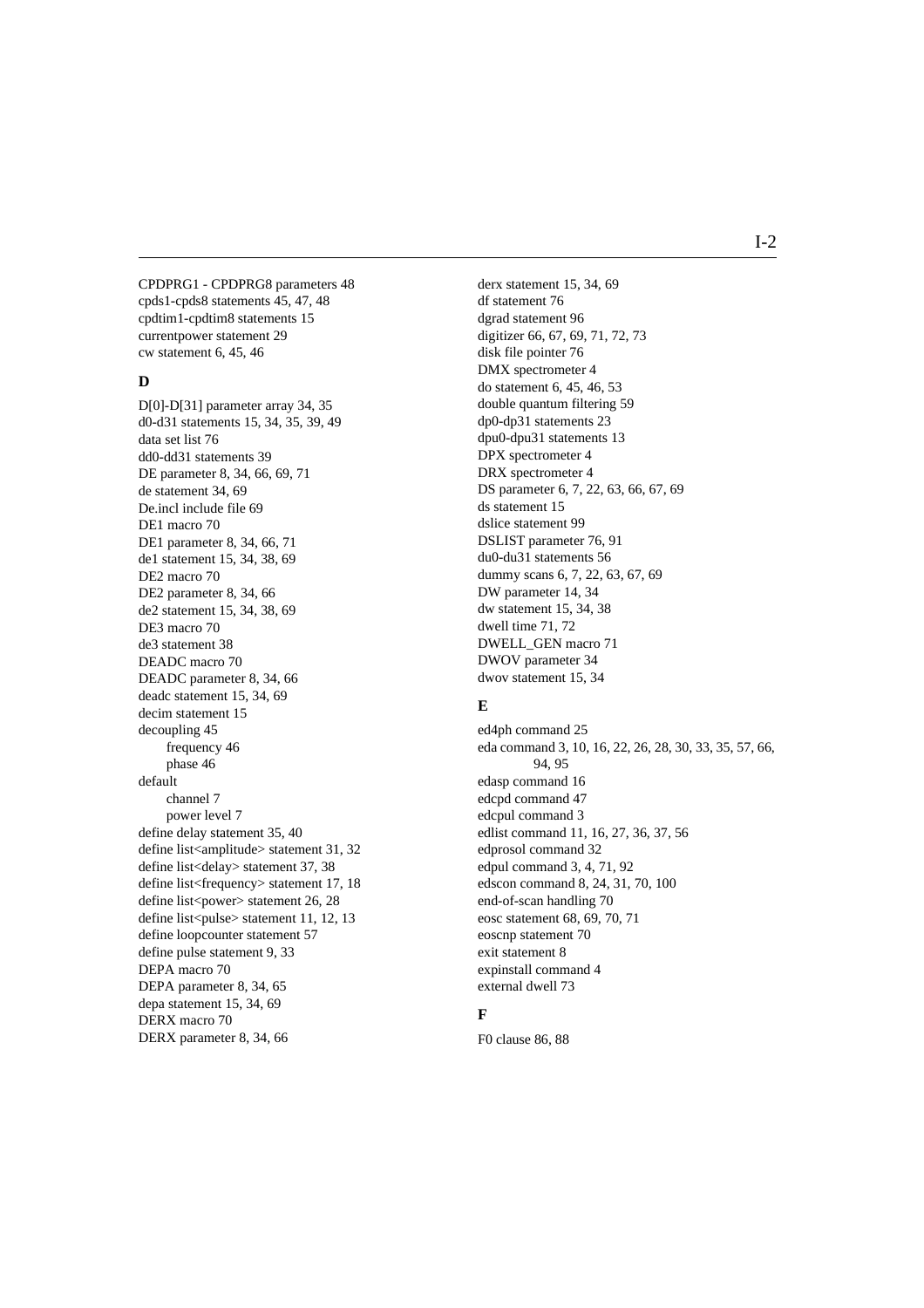CPDPRG1 - CPDPRG8 parameters 48
cpds1-cpds8 statements 45, 47, 48
cpdtim1-cpdtim8 statements 15
currentpower statement 29
cw statement 6, 45, 46

## D

D[0]-D[31] parameter array 34, 35
d0-d31 statements 15, 34, 35, 39, 49
data set list 76
dd0-dd31 statements 39
DE parameter 8, 34, 66, 69, 71
de statement 34, 69
De.incl include file 69
DE1 macro 70
DE1 parameter 8, 34, 66, 71
de1 statement 15, 34, 38, 69
DE2 macro 70
DE2 parameter 8, 34, 66
de2 statement 15, 34, 38, 69
DE3 macro 70
de3 statement 38
DEADC macro 70
DEADC parameter 8, 34, 66
deadc statement 15, 34, 69
decim statement 15
decoupling 45
  frequency 46
  phase 46
default
  channel 7
  power level 7
define delay statement 35, 40
define list<amplitude> statement 31, 32
define list<delay> statement 37, 38
define list<frequency> statement 17, 18
define list<power> statement 26, 28
define list<pulse> statement 11, 12, 13
define loopcounter statement 57
define pulse statement 9, 33
DEPA macro 70
DEPA parameter 8, 34, 65
depa statement 15, 34, 69
DERX macro 70
DERX parameter 8, 34, 66
derx statement 15, 34, 69
df statement 76
dgrad statement 96
digitizer 66, 67, 69, 71, 72, 73
disk file pointer 76
DMX spectrometer 4
do statement 6, 45, 46, 53
double quantum filtering 59
dp0-dp31 statements 23
dpu0-dpu31 statements 13
DPX spectrometer 4
DRX spectrometer 4
DS parameter 6, 7, 22, 63, 66, 67, 69
ds statement 15
dslice statement 99
DSLIST parameter 76, 91
du0-du31 statements 56
dummy scans 6, 7, 22, 63, 67, 69
DW parameter 14, 34
dw statement 15, 34, 38
dwell time 71, 72
DWELL_GEN macro 71
DWOV parameter 34
dwov statement 15, 34

## E

ed4ph command 25
eda command 3, 10, 16, 22, 26, 28, 30, 33, 35, 57, 66, 94, 95
edasp command 16
edcpd command 47
edcpul command 3
edlist command 11, 16, 27, 36, 37, 56
edprosol command 32
edpul command 3, 4, 71, 92
edscon command 8, 24, 31, 70, 100
end-of-scan handling 70
eosc statement 68, 69, 70, 71
eoscnp statement 70
exit statement 8
expinstall command 4
external dwell 73

## F

F0 clause 86, 88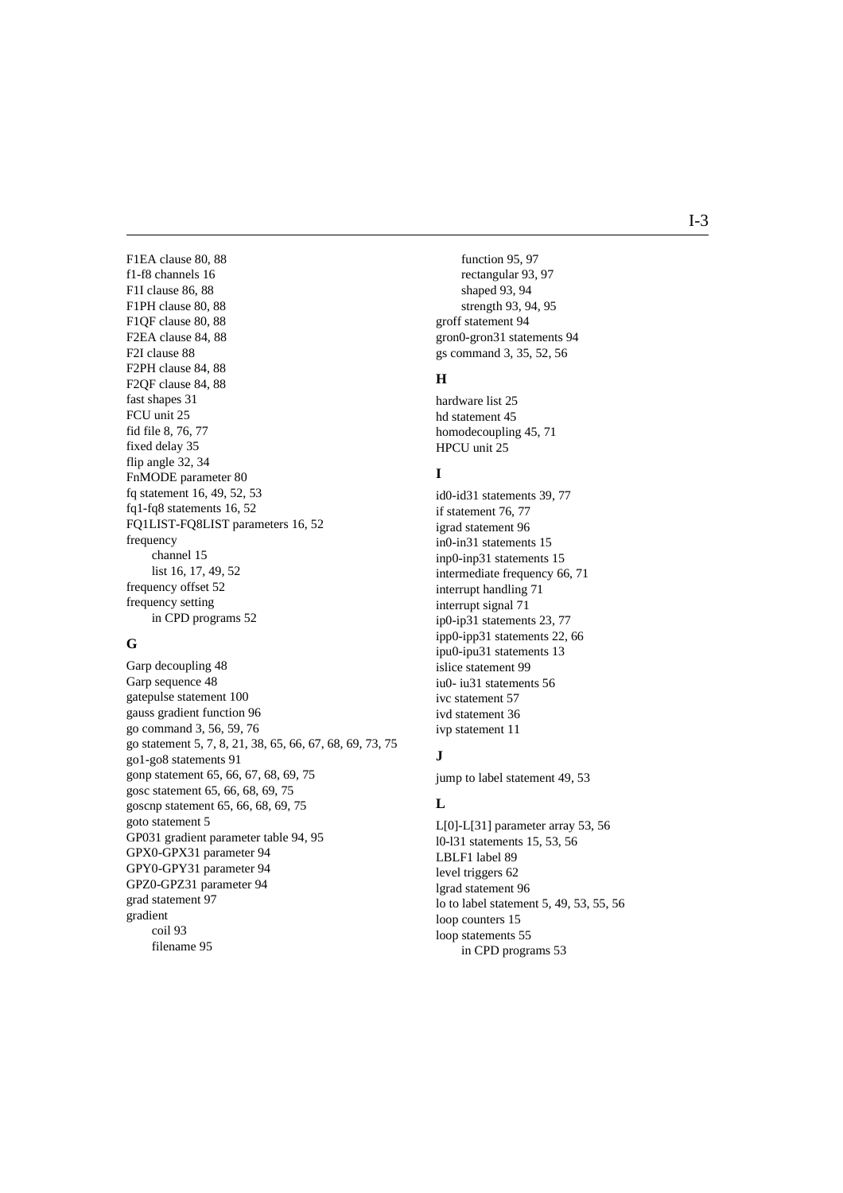F1EA clause 80, 88
f1-f8 channels 16
F1I clause 86, 88
F1PH clause 80, 88
F1QF clause 80, 88
F2EA clause 84, 88
F2I clause 88
F2PH clause 84, 88
F2QF clause 84, 88
fast shapes 31
FCU unit 25
fid file 8, 76, 77
fixed delay 35
flip angle 32, 34
FnMODE parameter 80
fq statement 16, 49, 52, 53
fq1-fq8 statements 16, 52
FQ1LIST-FQ8LIST parameters 16, 52
frequency
  channel 15
  list 16, 17, 49, 52
frequency offset 52
frequency setting
  in CPD programs 52

## G

Garp decoupling 48
Garp sequence 48
gatepulse statement 100
gauss gradient function 96
go command 3, 56, 59, 76
go statement 5, 7, 8, 21, 38, 65, 66, 67, 68, 69, 73, 75
go1-go8 statements 91
gonp statement 65, 66, 67, 68, 69, 75
gosc statement 65, 66, 68, 69, 75
goscnp statement 65, 66, 68, 69, 75
goto statement 5
GP031 gradient parameter table 94, 95
GPX0-GPX31 parameter 94
GPY0-GPY31 parameter 94
GPZ0-GPZ31 parameter 94
grad statement 97
gradient
  coil 93
  filename 95
  function 95, 97
  rectangular 93, 97
  shaped 93, 94
  strength 93, 94, 95
groff statement 94
gron0-gron31 statements 94
gs command 3, 35, 52, 56

## H

hardware list 25
hd statement 45
homodecoupling 45, 71
HPCU unit 25

## I

id0-id31 statements 39, 77
if statement 76, 77
igrad statement 96
in0-in31 statements 15
inp0-inp31 statements 15
intermediate frequency 66, 71
interrupt handling 71
interrupt signal 71
ip0-ip31 statements 23, 77
ipp0-ipp31 statements 22, 66
ipu0-ipu31 statements 13
islice statement 99
iu0- iu31 statements 56
ivc statement 57
ivd statement 36
ivp statement 11

## J

jump to label statement 49, 53

## L

L[0]-L[31] parameter array 53, 56
l0-l31 statements 15, 53, 56
LBLF1 label 89
level triggers 62
lgrad statement 96
lo to label statement 5, 49, 53, 55, 56
loop counters 15
loop statements 55
  in CPD programs 53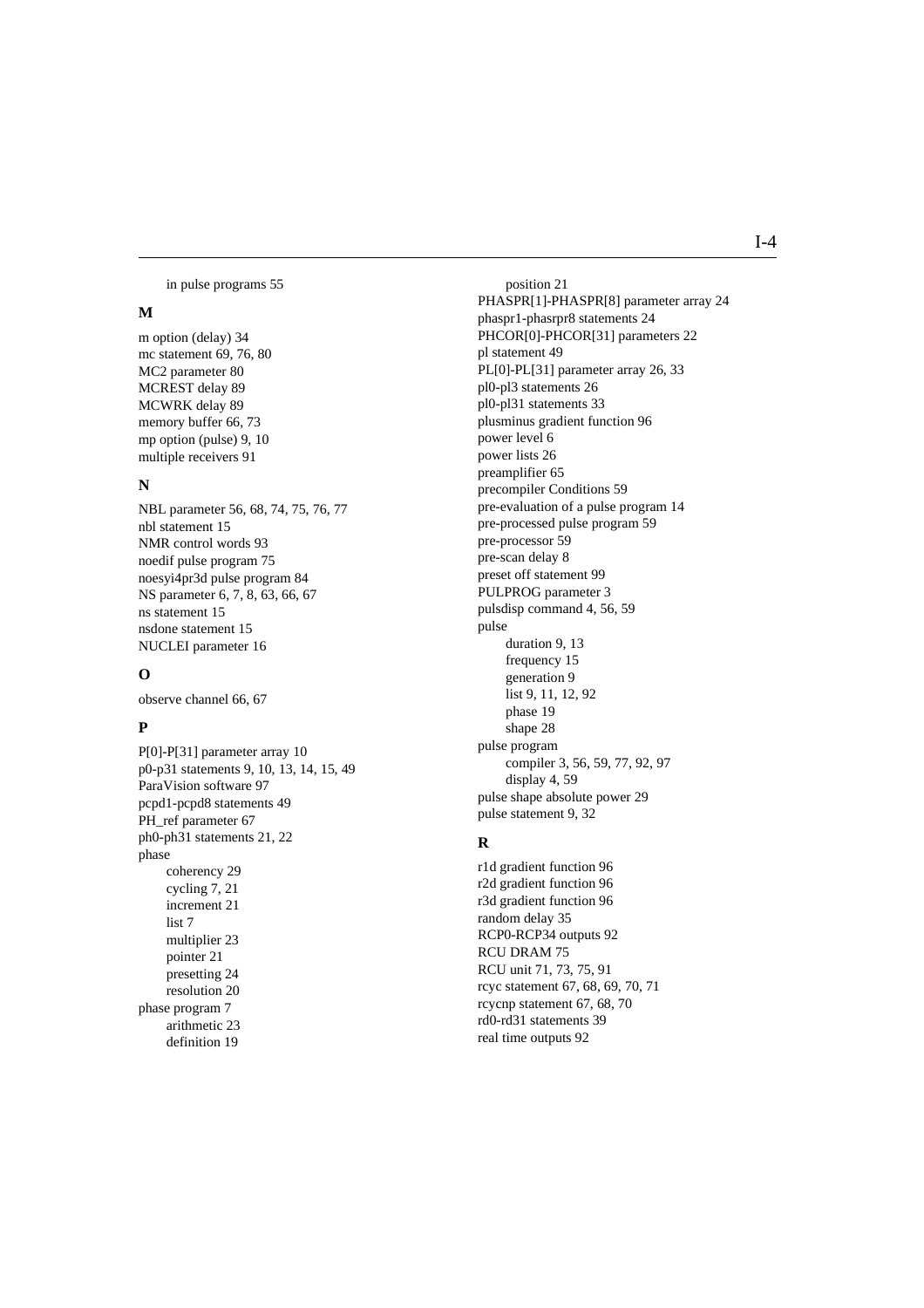in pulse programs 55

## M

m option (delay) 34
mc statement 69, 76, 80
MC2 parameter 80
MCREST delay 89
MCWRK delay 89
memory buffer 66, 73
mp option (pulse) 9, 10
multiple receivers 91

## N

NBL parameter 56, 68, 74, 75, 76, 77
nbl statement 15
NMR control words 93
noedif pulse program 75
noesyi4pr3d pulse program 84
NS parameter 6, 7, 8, 63, 66, 67
ns statement 15
nsdone statement 15
NUCLEI parameter 16

## O

observe channel 66, 67

## P

P[0]-P[31] parameter array 10
p0-p31 statements 9, 10, 13, 14, 15, 49
ParaVision software 97
pcpd1-pcpd8 statements 49
PH_ref parameter 67
ph0-ph31 statements 21, 22
phase
- coherency 29
- cycling 7, 21
- increment 21
- list 7
- multiplier 23
- pointer 21
- presetting 24
- resolution 20

phase program 7
- arithmetic 23
- definition 19
- position 21

PHASPR[1]-PHASPR[8] parameter array 24
phaspr1-phasrpr8 statements 24
PHCOR[0]-PHCOR[31] parameters 22
pl statement 49
PL[0]-PL[31] parameter array 26, 33
pl0-pl3 statements 26
pl0-pl31 statements 33
plusminus gradient function 96
power level 6
power lists 26
preamplifier 65
precompiler Conditions 59
pre-evaluation of a pulse program 14
pre-processed pulse program 59
pre-processor 59
pre-scan delay 8
preset off statement 99
PULPROG parameter 3
pulsdisp command 4, 56, 59
pulse
- duration 9, 13
- frequency 15
- generation 9
- list 9, 11, 12, 92
- phase 19
- shape 28

pulse program
- compiler 3, 56, 59, 77, 92, 97
- display 4, 59

pulse shape absolute power 29
pulse statement 9, 32

## R

r1d gradient function 96
r2d gradient function 96
r3d gradient function 96
random delay 35
RCP0-RCP34 outputs 92
RCU DRAM 75
RCU unit 71, 73, 75, 91
rcyc statement 67, 68, 69, 70, 71
rcycnp statement 67, 68, 70
rd0-rd31 statements 39
real time outputs 92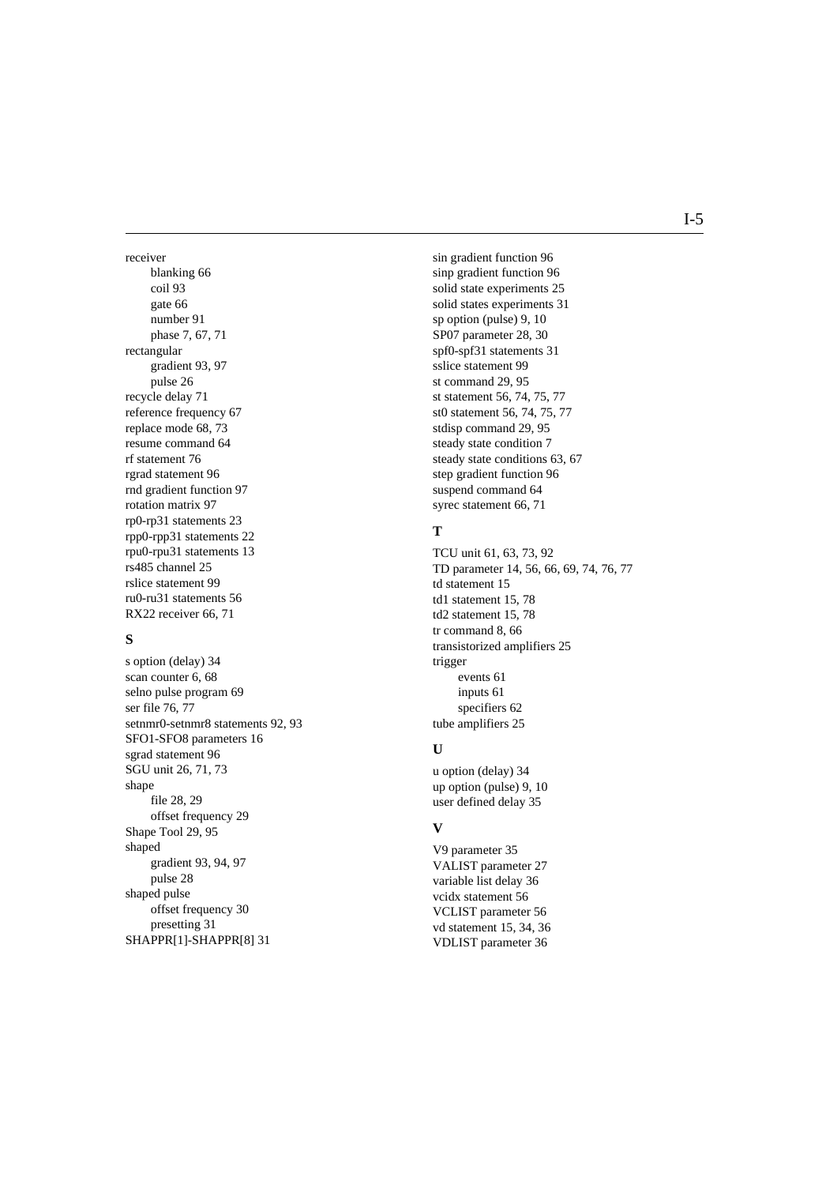receiver
- blanking 66
- coil 93
- gate 66
- number 91
- phase 7, 67, 71

rectangular
- gradient 93, 97
- pulse 26

recycle delay 71
reference frequency 67
replace mode 68, 73
resume command 64
rf statement 76
rgrad statement 96
rnd gradient function 97
rotation matrix 97
rp0-rp31 statements 23
rpp0-rpp31 statements 22
rpu0-rpu31 statements 13
rs485 channel 25
rslice statement 99
ru0-ru31 statements 56
RX22 receiver 66, 71

**S**

s option (delay) 34
scan counter 6, 68
selno pulse program 69
ser file 76, 77
setnmr0-setnmr8 statements 92, 93
SFO1-SFO8 parameters 16
sgrad statement 96
SGU unit 26, 71, 73
shape
- file 28, 29
- offset frequency 29

Shape Tool 29, 95
shaped
- gradient 93, 94, 97
- pulse 28

shaped pulse
- offset frequency 30
- presetting 31

SHAPPR[1]-SHAPPR[8] 31
sin gradient function 96
sinp gradient function 96
solid state experiments 25
solid states experiments 31
sp option (pulse) 9, 10
SP07 parameter 28, 30
spf0-spf31 statements 31
sslice statement 99
st command 29, 95
st statement 56, 74, 75, 77
st0 statement 56, 74, 75, 77
stdisp command 29, 95
steady state condition 7
steady state conditions 63, 67
step gradient function 96
suspend command 64
syrec statement 66, 71

**T**

TCU unit 61, 63, 73, 92
TD parameter 14, 56, 66, 69, 74, 76, 77
td statement 15
td1 statement 15, 78
td2 statement 15, 78
tr command 8, 66
transistorized amplifiers 25
trigger
- events 61
- inputs 61
- specifiers 62

tube amplifiers 25

**U**

u option (delay) 34
up option (pulse) 9, 10
user defined delay 35

**V**

V9 parameter 35
VALIST parameter 27
variable list delay 36
vcidx statement 56
VCLIST parameter 56
vd statement 15, 34, 36
VDLIST parameter 36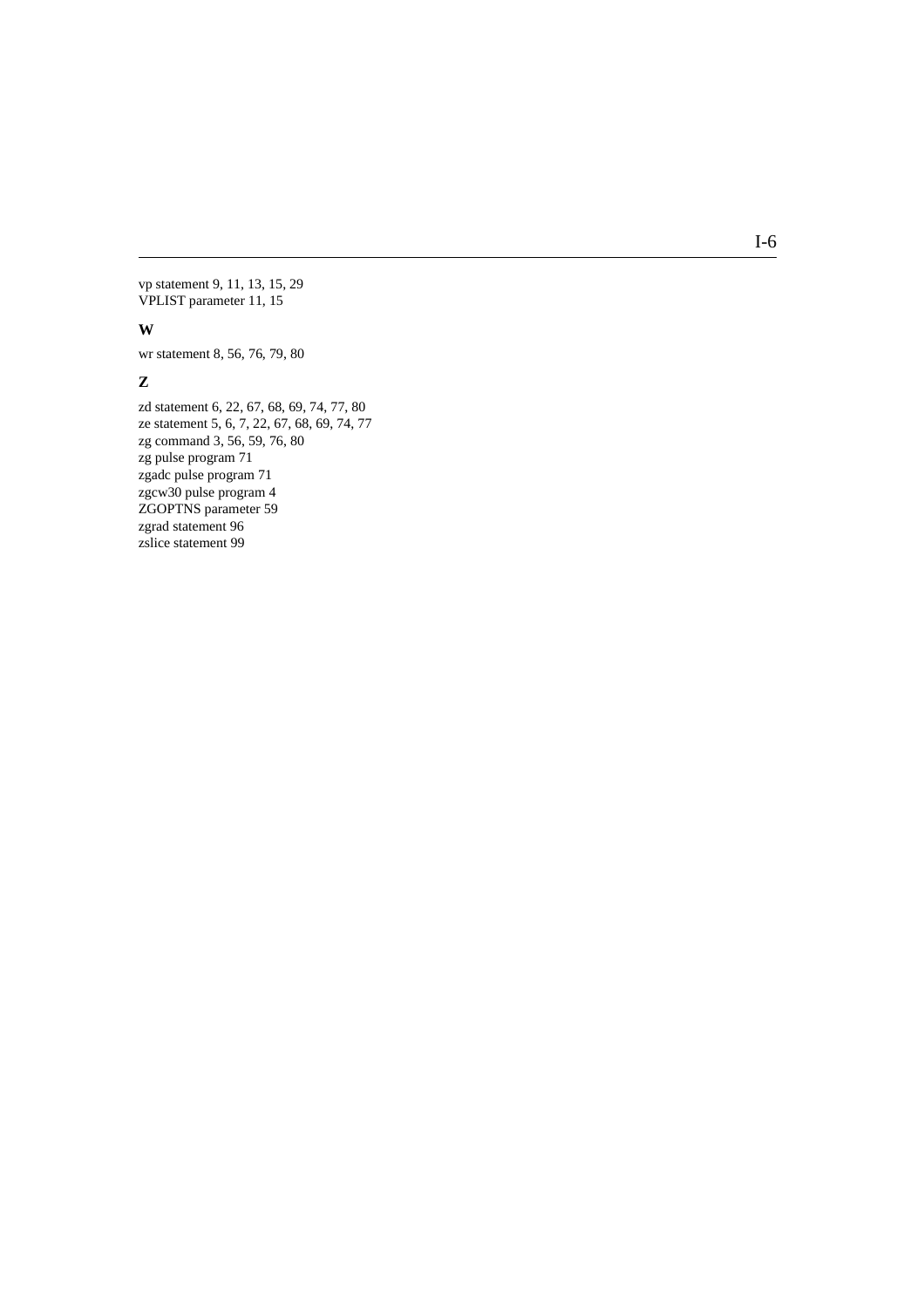vp statement 9, 11, 13, 15, 29
VPLIST parameter 11, 15

## W

wr statement 8, 56, 76, 79, 80

## Z

zd statement 6, 22, 67, 68, 69, 74, 77, 80
ze statement 5, 6, 7, 22, 67, 68, 69, 74, 77
zg command 3, 56, 59, 76, 80
zg pulse program 71
zgadc pulse program 71
zgcw30 pulse program 4
ZGOPTNS parameter 59
zgrad statement 96
zslice statement 99